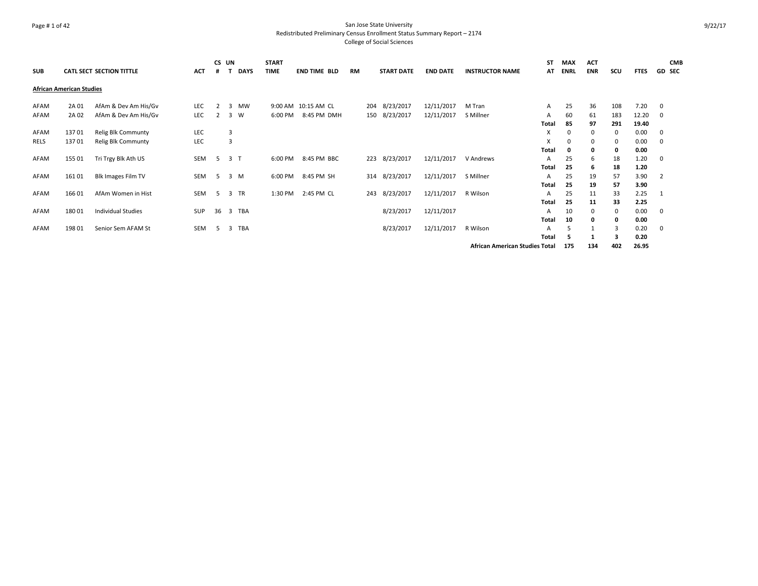San Jose State University
Redistributed Preliminary Census Enrollment Status Summary Report – 2174
College of Social Sciences

| SUB | CATL | SECT | SECTION TITTLE | ACT | CS # | UN T | DAYS | START TIME | END TIME | BLD | RM | START DATE | END DATE | INSTRUCTOR NAME | ST AT | MAX ENRL | ACT ENR | SCU | FTES | GD | CMB SEC |
|---|---|---|---|---|---|---|---|---|---|---|---|---|---|---|---|---|---|---|---|---|---|
| **African American Studies** | | | | | | | | | | | | | | | | | | | | | |
| AFAM | 2A | 01 | AfAm & Dev Am His/Gv | LEC | 2 | 3 | MW | 9:00 AM | 10:15 AM | CL | 204 | 8/23/2017 | 12/11/2017 | M Tran | A | 25 | 36 | 108 | 7.20 | 0 | |
| AFAM | 2A | 02 | AfAm & Dev Am His/Gv | LEC | 2 | 3 | W | 6:00 PM | 8:45 PM | DMH | 150 | 8/23/2017 | 12/11/2017 | S Millner | A | 60 | 61 | 183 | 12.20 | 0 | |
| | | | | | | | | | | | | | | | **Total** | **85** | **97** | **291** | **19.40** | | |
| AFAM | 137 | 01 | Relig Blk Communty | LEC | | 3 | | | | | | | | | X | 0 | 0 | 0 | 0.00 | 0 | |
| RELS | 137 | 01 | Relig Blk Communty | LEC | | 3 | | | | | | | | | X | 0 | 0 | 0 | 0.00 | 0 | |
| | | | | | | | | | | | | | | | **Total** | **0** | **0** | **0** | **0.00** | | |
| AFAM | 155 | 01 | Tri Trgy Blk Ath US | SEM | 5 | 3 | T | 6:00 PM | 8:45 PM | BBC | 223 | 8/23/2017 | 12/11/2017 | V Andrews | A | 25 | 6 | 18 | 1.20 | 0 | |
| | | | | | | | | | | | | | | | **Total** | **25** | **6** | **18** | **1.20** | | |
| AFAM | 161 | 01 | Blk Images Film TV | SEM | 5 | 3 | M | 6:00 PM | 8:45 PM | SH | 314 | 8/23/2017 | 12/11/2017 | S Millner | A | 25 | 19 | 57 | 3.90 | 2 | |
| | | | | | | | | | | | | | | | **Total** | **25** | **19** | **57** | **3.90** | | |
| AFAM | 166 | 01 | AfAm Women in Hist | SEM | 5 | 3 | TR | 1:30 PM | 2:45 PM | CL | 243 | 8/23/2017 | 12/11/2017 | R Wilson | A | 25 | 11 | 33 | 2.25 | 1 | |
| | | | | | | | | | | | | | | | **Total** | **25** | **11** | **33** | **2.25** | | |
| AFAM | 180 | 01 | Individual Studies | SUP | 36 | 3 | TBA | | | | | 8/23/2017 | 12/11/2017 | | A | 10 | 0 | 0 | 0.00 | 0 | |
| | | | | | | | | | | | | | | | **Total** | **10** | **0** | **0** | **0.00** | | |
| AFAM | 198 | 01 | Senior Sem AFAM St | SEM | 5 | 3 | TBA | | | | | 8/23/2017 | 12/11/2017 | R Wilson | A | 5 | 1 | 3 | 0.20 | 0 | |
| | | | | | | | | | | | | | | | **Total** | **5** | **1** | **3** | **0.20** | | |
| | | | | | | | | | | | | | | **African American Studies Total** | | **175** | **134** | **402** | **26.95** | | |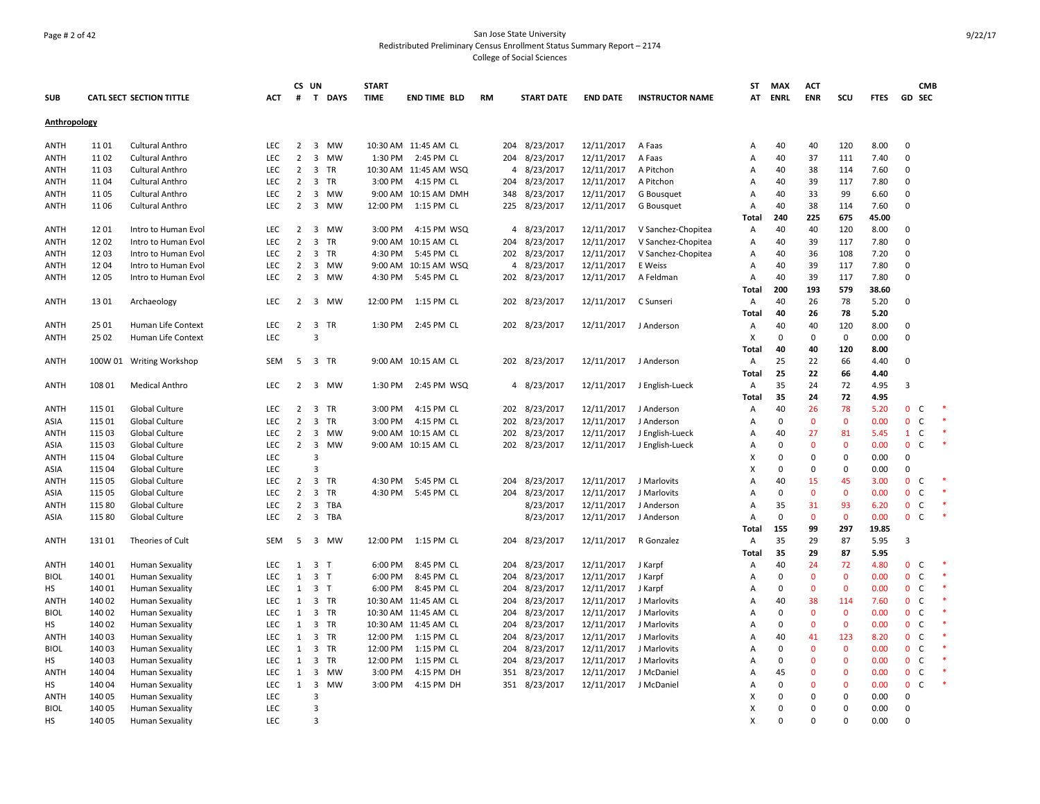San Jose State University
Redistributed Preliminary Census Enrollment Status Summary Report – 2174
College of Social Sciences

9/22/17

| SUB | CATL SECT | SECTION TITTLE | ACT | CS # | UN T | DAYS | START TIME | END TIME | BLD | RM | START DATE | END DATE | INSTRUCTOR NAME | ST AT | MAX ENRL | ACT ENR | SCU | FTES | GD | CMB SEC | |
|---|---|---|---|---|---|---|---|---|---|---|---|---|---|---|---|---|---|---|---|---|---|
| **Anthropology** | | | | | | | | | | | | | | | | | | | | | |
| ANTH | 11 01 | Cultural Anthro | LEC | 2 | 3 | MW | 10:30 AM | 11:45 AM | CL | 204 | 8/23/2017 | 12/11/2017 | A Faas | A | 40 | 40 | 120 | 8.00 | 0 | | |
| ANTH | 11 02 | Cultural Anthro | LEC | 2 | 3 | MW | 1:30 PM | 2:45 PM | CL | 204 | 8/23/2017 | 12/11/2017 | A Faas | A | 40 | 37 | 111 | 7.40 | 0 | | |
| ANTH | 11 03 | Cultural Anthro | LEC | 2 | 3 | TR | 10:30 AM | 11:45 AM | WSQ | 4 | 8/23/2017 | 12/11/2017 | A Pitchon | A | 40 | 38 | 114 | 7.60 | 0 | | |
| ANTH | 11 04 | Cultural Anthro | LEC | 2 | 3 | TR | 3:00 PM | 4:15 PM | CL | 204 | 8/23/2017 | 12/11/2017 | A Pitchon | A | 40 | 39 | 117 | 7.80 | 0 | | |
| ANTH | 11 05 | Cultural Anthro | LEC | 2 | 3 | MW | 9:00 AM | 10:15 AM | DMH | 348 | 8/23/2017 | 12/11/2017 | G Bousquet | A | 40 | 33 | 99 | 6.60 | 0 | | |
| ANTH | 11 06 | Cultural Anthro | LEC | 2 | 3 | MW | 12:00 PM | 1:15 PM | CL | 225 | 8/23/2017 | 12/11/2017 | G Bousquet | A | 40 | 38 | 114 | 7.60 | 0 | | |
| | | | | | | | | | | | | | | **Total** | **240** | **225** | **675** | **45.00** | | | |
| ANTH | 12 01 | Intro to Human Evol | LEC | 2 | 3 | MW | 3:00 PM | 4:15 PM | WSQ | 4 | 8/23/2017 | 12/11/2017 | V Sanchez-Chopitea | A | 40 | 40 | 120 | 8.00 | 0 | | |
| ANTH | 12 02 | Intro to Human Evol | LEC | 2 | 3 | TR | 9:00 AM | 10:15 AM | CL | 204 | 8/23/2017 | 12/11/2017 | V Sanchez-Chopitea | A | 40 | 39 | 117 | 7.80 | 0 | | |
| ANTH | 12 03 | Intro to Human Evol | LEC | 2 | 3 | TR | 4:30 PM | 5:45 PM | CL | 202 | 8/23/2017 | 12/11/2017 | V Sanchez-Chopitea | A | 40 | 36 | 108 | 7.20 | 0 | | |
| ANTH | 12 04 | Intro to Human Evol | LEC | 2 | 3 | MW | 9:00 AM | 10:15 AM | WSQ | 4 | 8/23/2017 | 12/11/2017 | E Weiss | A | 40 | 39 | 117 | 7.80 | 0 | | |
| ANTH | 12 05 | Intro to Human Evol | LEC | 2 | 3 | MW | 4:30 PM | 5:45 PM | CL | 202 | 8/23/2017 | 12/11/2017 | A Feldman | A | 40 | 39 | 117 | 7.80 | 0 | | |
| | | | | | | | | | | | | | | **Total** | **200** | **193** | **579** | **38.60** | | | |
| ANTH | 13 01 | Archaeology | LEC | 2 | 3 | MW | 12:00 PM | 1:15 PM | CL | 202 | 8/23/2017 | 12/11/2017 | C Sunseri | A | 40 | 26 | 78 | 5.20 | 0 | | |
| | | | | | | | | | | | | | | **Total** | **40** | **26** | **78** | **5.20** | | | |
| ANTH | 25 01 | Human Life Context | LEC | 2 | 3 | TR | 1:30 PM | 2:45 PM | CL | 202 | 8/23/2017 | 12/11/2017 | J Anderson | A | 40 | 40 | 120 | 8.00 | 0 | | |
| ANTH | 25 02 | Human Life Context | LEC | | 3 | | | | | | | | | X | 0 | 0 | 0 | 0.00 | 0 | | |
| | | | | | | | | | | | | | | **Total** | **40** | **40** | **120** | **8.00** | | | |
| ANTH | 100W 01 | Writing Workshop | SEM | 5 | 3 | TR | 9:00 AM | 10:15 AM | CL | 202 | 8/23/2017 | 12/11/2017 | J Anderson | A | 25 | 22 | 66 | 4.40 | 0 | | |
| | | | | | | | | | | | | | | **Total** | **25** | **22** | **66** | **4.40** | | | |
| ANTH | 108 01 | Medical Anthro | LEC | 2 | 3 | MW | 1:30 PM | 2:45 PM | WSQ | 4 | 8/23/2017 | 12/11/2017 | J English-Lueck | A | 35 | 24 | 72 | 4.95 | 3 | | |
| | | | | | | | | | | | | | | **Total** | **35** | **24** | **72** | **4.95** | | | |
| ANTH | 115 01 | Global Culture | LEC | 2 | 3 | TR | 3:00 PM | 4:15 PM | CL | 202 | 8/23/2017 | 12/11/2017 | J Anderson | A | 40 | 26 | 78 | 5.20 | 0 | C | * |
| ASIA | 115 01 | Global Culture | LEC | 2 | 3 | TR | 3:00 PM | 4:15 PM | CL | 202 | 8/23/2017 | 12/11/2017 | J Anderson | A | 0 | 0 | 0 | 0.00 | 0 | C | * |
| ANTH | 115 03 | Global Culture | LEC | 2 | 3 | MW | 9:00 AM | 10:15 AM | CL | 202 | 8/23/2017 | 12/11/2017 | J English-Lueck | A | 40 | 27 | 81 | 5.45 | 1 | C | * |
| ASIA | 115 03 | Global Culture | LEC | 2 | 3 | MW | 9:00 AM | 10:15 AM | CL | 202 | 8/23/2017 | 12/11/2017 | J English-Lueck | A | 0 | 0 | 0 | 0.00 | 0 | C | * |
| ANTH | 115 04 | Global Culture | LEC | | 3 | | | | | | | | | X | 0 | 0 | 0 | 0.00 | 0 | | |
| ASIA | 115 04 | Global Culture | LEC | | 3 | | | | | | | | | X | 0 | 0 | 0 | 0.00 | 0 | | |
| ANTH | 115 05 | Global Culture | LEC | 2 | 3 | TR | 4:30 PM | 5:45 PM | CL | 204 | 8/23/2017 | 12/11/2017 | J Marlovits | A | 40 | 15 | 45 | 3.00 | 0 | C | * |
| ASIA | 115 05 | Global Culture | LEC | 2 | 3 | TR | 4:30 PM | 5:45 PM | CL | 204 | 8/23/2017 | 12/11/2017 | J Marlovits | A | 0 | 0 | 0 | 0.00 | 0 | C | * |
| ANTH | 115 80 | Global Culture | LEC | 2 | 3 | TBA | | | | | 8/23/2017 | 12/11/2017 | J Anderson | A | 35 | 31 | 93 | 6.20 | 0 | C | * |
| ASIA | 115 80 | Global Culture | LEC | 2 | 3 | TBA | | | | | 8/23/2017 | 12/11/2017 | J Anderson | A | 0 | 0 | 0 | 0.00 | 0 | C | * |
| | | | | | | | | | | | | | | **Total** | **155** | **99** | **297** | **19.85** | | | |
| ANTH | 131 01 | Theories of Cult | SEM | 5 | 3 | MW | 12:00 PM | 1:15 PM | CL | 204 | 8/23/2017 | 12/11/2017 | R Gonzalez | A | 35 | 29 | 87 | 5.95 | 3 | | |
| | | | | | | | | | | | | | | **Total** | **35** | **29** | **87** | **5.95** | | | |
| ANTH | 140 01 | Human Sexuality | LEC | 1 | 3 | T | 6:00 PM | 8:45 PM | CL | 204 | 8/23/2017 | 12/11/2017 | J Karpf | A | 40 | 24 | 72 | 4.80 | 0 | C | * |
| BIOL | 140 01 | Human Sexuality | LEC | 1 | 3 | T | 6:00 PM | 8:45 PM | CL | 204 | 8/23/2017 | 12/11/2017 | J Karpf | A | 0 | 0 | 0 | 0.00 | 0 | C | * |
| HS | 140 01 | Human Sexuality | LEC | 1 | 3 | T | 6:00 PM | 8:45 PM | CL | 204 | 8/23/2017 | 12/11/2017 | J Karpf | A | 0 | 0 | 0 | 0.00 | 0 | C | * |
| ANTH | 140 02 | Human Sexuality | LEC | 1 | 3 | TR | 10:30 AM | 11:45 AM | CL | 204 | 8/23/2017 | 12/11/2017 | J Marlovits | A | 40 | 38 | 114 | 7.60 | 0 | C | * |
| BIOL | 140 02 | Human Sexuality | LEC | 1 | 3 | TR | 10:30 AM | 11:45 AM | CL | 204 | 8/23/2017 | 12/11/2017 | J Marlovits | A | 0 | 0 | 0 | 0.00 | 0 | C | * |
| HS | 140 02 | Human Sexuality | LEC | 1 | 3 | TR | 10:30 AM | 11:45 AM | CL | 204 | 8/23/2017 | 12/11/2017 | J Marlovits | A | 0 | 0 | 0 | 0.00 | 0 | C | * |
| ANTH | 140 03 | Human Sexuality | LEC | 1 | 3 | TR | 12:00 PM | 1:15 PM | CL | 204 | 8/23/2017 | 12/11/2017 | J Marlovits | A | 40 | 41 | 123 | 8.20 | 0 | C | * |
| BIOL | 140 03 | Human Sexuality | LEC | 1 | 3 | TR | 12:00 PM | 1:15 PM | CL | 204 | 8/23/2017 | 12/11/2017 | J Marlovits | A | 0 | 0 | 0 | 0.00 | 0 | C | * |
| HS | 140 03 | Human Sexuality | LEC | 1 | 3 | TR | 12:00 PM | 1:15 PM | CL | 204 | 8/23/2017 | 12/11/2017 | J Marlovits | A | 0 | 0 | 0 | 0.00 | 0 | C | * |
| ANTH | 140 04 | Human Sexuality | LEC | 1 | 3 | MW | 3:00 PM | 4:15 PM | DH | 351 | 8/23/2017 | 12/11/2017 | J McDaniel | A | 45 | 0 | 0 | 0.00 | 0 | C | * |
| HS | 140 04 | Human Sexuality | LEC | 1 | 3 | MW | 3:00 PM | 4:15 PM | DH | 351 | 8/23/2017 | 12/11/2017 | J McDaniel | A | 0 | 0 | 0 | 0.00 | 0 | C | * |
| ANTH | 140 05 | Human Sexuality | LEC | | 3 | | | | | | | | | X | 0 | 0 | 0 | 0.00 | 0 | | |
| BIOL | 140 05 | Human Sexuality | LEC | | 3 | | | | | | | | | X | 0 | 0 | 0 | 0.00 | 0 | | |
| HS | 140 05 | Human Sexuality | LEC | | 3 | | | | | | | | | X | 0 | 0 | 0 | 0.00 | 0 | | |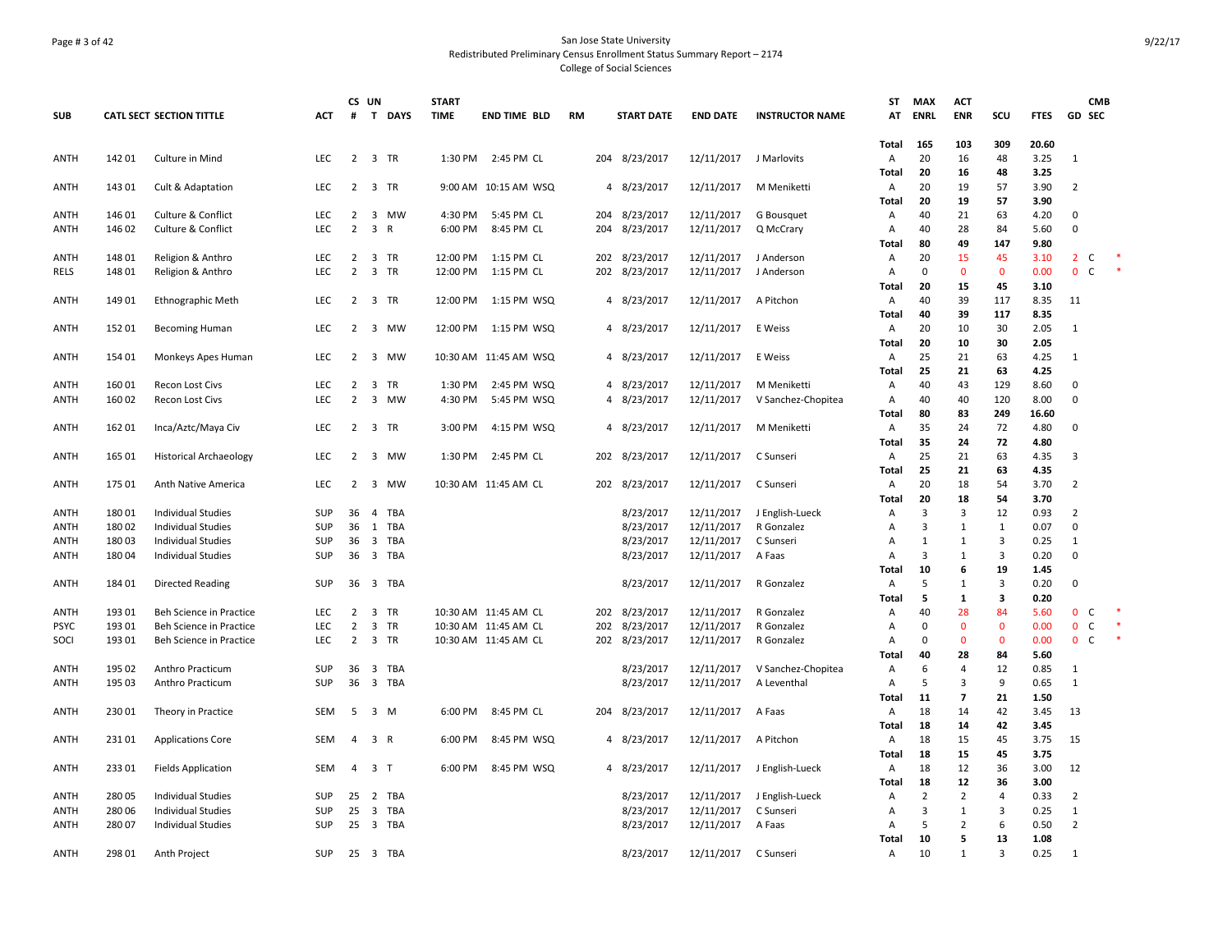San Jose State University
Redistributed Preliminary Census Enrollment Status Summary Report – 2174
College of Social Sciences

| SUB | CATL | SECT | SECTION TITTLE | ACT | CS # | UN T | DAYS | START TIME | END TIME | BLD | RM | START DATE | END DATE | INSTRUCTOR NAME | ST AT | MAX ENRL | ACT ENR | SCU | FTES | GD | CMB SEC | |
|---|---|---|---|---|---|---|---|---|---|---|---|---|---|---|---|---|---|---|---|---|---|---|
| | | | | | | | | | | | | | | | Total | 165 | 103 | 309 | 20.60 | | | |
| ANTH | 142 | 01 | Culture in Mind | LEC | 2 | 3 | TR | 1:30 PM | 2:45 PM | CL | 204 | 8/23/2017 | 12/11/2017 | J Marlovits | A | 20 | 16 | 48 | 3.25 | 1 | | |
| | | | | | | | | | | | | | | | Total | 20 | 16 | 48 | 3.25 | | | |
| ANTH | 143 | 01 | Cult & Adaptation | LEC | 2 | 3 | TR | 9:00 AM | 10:15 AM | WSQ | 4 | 8/23/2017 | 12/11/2017 | M Meniketti | A | 20 | 19 | 57 | 3.90 | 2 | | |
| | | | | | | | | | | | | | | | Total | 20 | 19 | 57 | 3.90 | | | |
| ANTH | 146 | 01 | Culture & Conflict | LEC | 2 | 3 | MW | 4:30 PM | 5:45 PM | CL | 204 | 8/23/2017 | 12/11/2017 | G Bousquet | A | 40 | 21 | 63 | 4.20 | 0 | | |
| ANTH | 146 | 02 | Culture & Conflict | LEC | 2 | 3 | R | 6:00 PM | 8:45 PM | CL | 204 | 8/23/2017 | 12/11/2017 | Q McCrary | A | 40 | 28 | 84 | 5.60 | 0 | | |
| | | | | | | | | | | | | | | | Total | 80 | 49 | 147 | 9.80 | | | |
| ANTH | 148 | 01 | Religion & Anthro | LEC | 2 | 3 | TR | 12:00 PM | 1:15 PM | CL | 202 | 8/23/2017 | 12/11/2017 | J Anderson | A | 20 | 15 | 45 | 3.10 | 2 | C | * |
| RELS | 148 | 01 | Religion & Anthro | LEC | 2 | 3 | TR | 12:00 PM | 1:15 PM | CL | 202 | 8/23/2017 | 12/11/2017 | J Anderson | A | 0 | 0 | 0 | 0.00 | 0 | C | * |
| | | | | | | | | | | | | | | | Total | 20 | 15 | 45 | 3.10 | | | |
| ANTH | 149 | 01 | Ethnographic Meth | LEC | 2 | 3 | TR | 12:00 PM | 1:15 PM | WSQ | 4 | 8/23/2017 | 12/11/2017 | A Pitchon | A | 40 | 39 | 117 | 8.35 | 11 | | |
| | | | | | | | | | | | | | | | Total | 40 | 39 | 117 | 8.35 | | | |
| ANTH | 152 | 01 | Becoming Human | LEC | 2 | 3 | MW | 12:00 PM | 1:15 PM | WSQ | 4 | 8/23/2017 | 12/11/2017 | E Weiss | A | 20 | 10 | 30 | 2.05 | 1 | | |
| | | | | | | | | | | | | | | | Total | 20 | 10 | 30 | 2.05 | | | |
| ANTH | 154 | 01 | Monkeys Apes Human | LEC | 2 | 3 | MW | 10:30 AM | 11:45 AM | WSQ | 4 | 8/23/2017 | 12/11/2017 | E Weiss | A | 25 | 21 | 63 | 4.25 | 1 | | |
| | | | | | | | | | | | | | | | Total | 25 | 21 | 63 | 4.25 | | | |
| ANTH | 160 | 01 | Recon Lost Civs | LEC | 2 | 3 | TR | 1:30 PM | 2:45 PM | WSQ | 4 | 8/23/2017 | 12/11/2017 | M Meniketti | A | 40 | 43 | 129 | 8.60 | 0 | | |
| ANTH | 160 | 02 | Recon Lost Civs | LEC | 2 | 3 | MW | 4:30 PM | 5:45 PM | WSQ | 4 | 8/23/2017 | 12/11/2017 | V Sanchez-Chopitea | A | 40 | 40 | 120 | 8.00 | 0 | | |
| | | | | | | | | | | | | | | | Total | 80 | 83 | 249 | 16.60 | | | |
| ANTH | 162 | 01 | Inca/Aztc/Maya Civ | LEC | 2 | 3 | TR | 3:00 PM | 4:15 PM | WSQ | 4 | 8/23/2017 | 12/11/2017 | M Meniketti | A | 35 | 24 | 72 | 4.80 | 0 | | |
| | | | | | | | | | | | | | | | Total | 35 | 24 | 72 | 4.80 | | | |
| ANTH | 165 | 01 | Historical Archaeology | LEC | 2 | 3 | MW | 1:30 PM | 2:45 PM | CL | 202 | 8/23/2017 | 12/11/2017 | C Sunseri | A | 25 | 21 | 63 | 4.35 | 3 | | |
| | | | | | | | | | | | | | | | Total | 25 | 21 | 63 | 4.35 | | | |
| ANTH | 175 | 01 | Anth Native America | LEC | 2 | 3 | MW | 10:30 AM | 11:45 AM | CL | 202 | 8/23/2017 | 12/11/2017 | C Sunseri | A | 20 | 18 | 54 | 3.70 | 2 | | |
| | | | | | | | | | | | | | | | Total | 20 | 18 | 54 | 3.70 | | | |
| ANTH | 180 | 01 | Individual Studies | SUP | 36 | 4 | TBA | | | | | 8/23/2017 | 12/11/2017 | J English-Lueck | A | 3 | 3 | 12 | 0.93 | 2 | | |
| ANTH | 180 | 02 | Individual Studies | SUP | 36 | 1 | TBA | | | | | 8/23/2017 | 12/11/2017 | R Gonzalez | A | 3 | 1 | 1 | 0.07 | 0 | | |
| ANTH | 180 | 03 | Individual Studies | SUP | 36 | 3 | TBA | | | | | 8/23/2017 | 12/11/2017 | C Sunseri | A | 1 | 1 | 3 | 0.25 | 1 | | |
| ANTH | 180 | 04 | Individual Studies | SUP | 36 | 3 | TBA | | | | | 8/23/2017 | 12/11/2017 | A Faas | A | 3 | 1 | 3 | 0.20 | 0 | | |
| | | | | | | | | | | | | | | | Total | 10 | 6 | 19 | 1.45 | | | |
| ANTH | 184 | 01 | Directed Reading | SUP | 36 | 3 | TBA | | | | | 8/23/2017 | 12/11/2017 | R Gonzalez | A | 5 | 1 | 3 | 0.20 | 0 | | |
| | | | | | | | | | | | | | | | Total | 5 | 1 | 3 | 0.20 | | | |
| ANTH | 193 | 01 | Beh Science in Practice | LEC | 2 | 3 | TR | 10:30 AM | 11:45 AM | CL | 202 | 8/23/2017 | 12/11/2017 | R Gonzalez | A | 40 | 28 | 84 | 5.60 | 0 | C | * |
| PSYC | 193 | 01 | Beh Science in Practice | LEC | 2 | 3 | TR | 10:30 AM | 11:45 AM | CL | 202 | 8/23/2017 | 12/11/2017 | R Gonzalez | A | 0 | 0 | 0 | 0.00 | 0 | C | * |
| SOCI | 193 | 01 | Beh Science in Practice | LEC | 2 | 3 | TR | 10:30 AM | 11:45 AM | CL | 202 | 8/23/2017 | 12/11/2017 | R Gonzalez | A | 0 | 0 | 0 | 0.00 | 0 | C | * |
| | | | | | | | | | | | | | | | Total | 40 | 28 | 84 | 5.60 | | | |
| ANTH | 195 | 02 | Anthro Practicum | SUP | 36 | 3 | TBA | | | | | 8/23/2017 | 12/11/2017 | V Sanchez-Chopitea | A | 6 | 4 | 12 | 0.85 | 1 | | |
| ANTH | 195 | 03 | Anthro Practicum | SUP | 36 | 3 | TBA | | | | | 8/23/2017 | 12/11/2017 | A Leventhal | A | 5 | 3 | 9 | 0.65 | 1 | | |
| | | | | | | | | | | | | | | | Total | 11 | 7 | 21 | 1.50 | | | |
| ANTH | 230 | 01 | Theory in Practice | SEM | 5 | 3 | M | 6:00 PM | 8:45 PM | CL | 204 | 8/23/2017 | 12/11/2017 | A Faas | A | 18 | 14 | 42 | 3.45 | 13 | | |
| | | | | | | | | | | | | | | | Total | 18 | 14 | 42 | 3.45 | | | |
| ANTH | 231 | 01 | Applications Core | SEM | 4 | 3 | R | 6:00 PM | 8:45 PM | WSQ | 4 | 8/23/2017 | 12/11/2017 | A Pitchon | A | 18 | 15 | 45 | 3.75 | 15 | | |
| | | | | | | | | | | | | | | | Total | 18 | 15 | 45 | 3.75 | | | |
| ANTH | 233 | 01 | Fields Application | SEM | 4 | 3 | T | 6:00 PM | 8:45 PM | WSQ | 4 | 8/23/2017 | 12/11/2017 | J English-Lueck | A | 18 | 12 | 36 | 3.00 | 12 | | |
| | | | | | | | | | | | | | | | Total | 18 | 12 | 36 | 3.00 | | | |
| ANTH | 280 | 05 | Individual Studies | SUP | 25 | 2 | TBA | | | | | 8/23/2017 | 12/11/2017 | J English-Lueck | A | 2 | 2 | 4 | 0.33 | 2 | | |
| ANTH | 280 | 06 | Individual Studies | SUP | 25 | 3 | TBA | | | | | 8/23/2017 | 12/11/2017 | C Sunseri | A | 3 | 1 | 3 | 0.25 | 1 | | |
| ANTH | 280 | 07 | Individual Studies | SUP | 25 | 3 | TBA | | | | | 8/23/2017 | 12/11/2017 | A Faas | A | 5 | 2 | 6 | 0.50 | 2 | | |
| | | | | | | | | | | | | | | | Total | 10 | 5 | 13 | 1.08 | | | |
| ANTH | 298 | 01 | Anth Project | SUP | 25 | 3 | TBA | | | | | 8/23/2017 | 12/11/2017 | C Sunseri | A | 10 | 1 | 3 | 0.25 | 1 | | |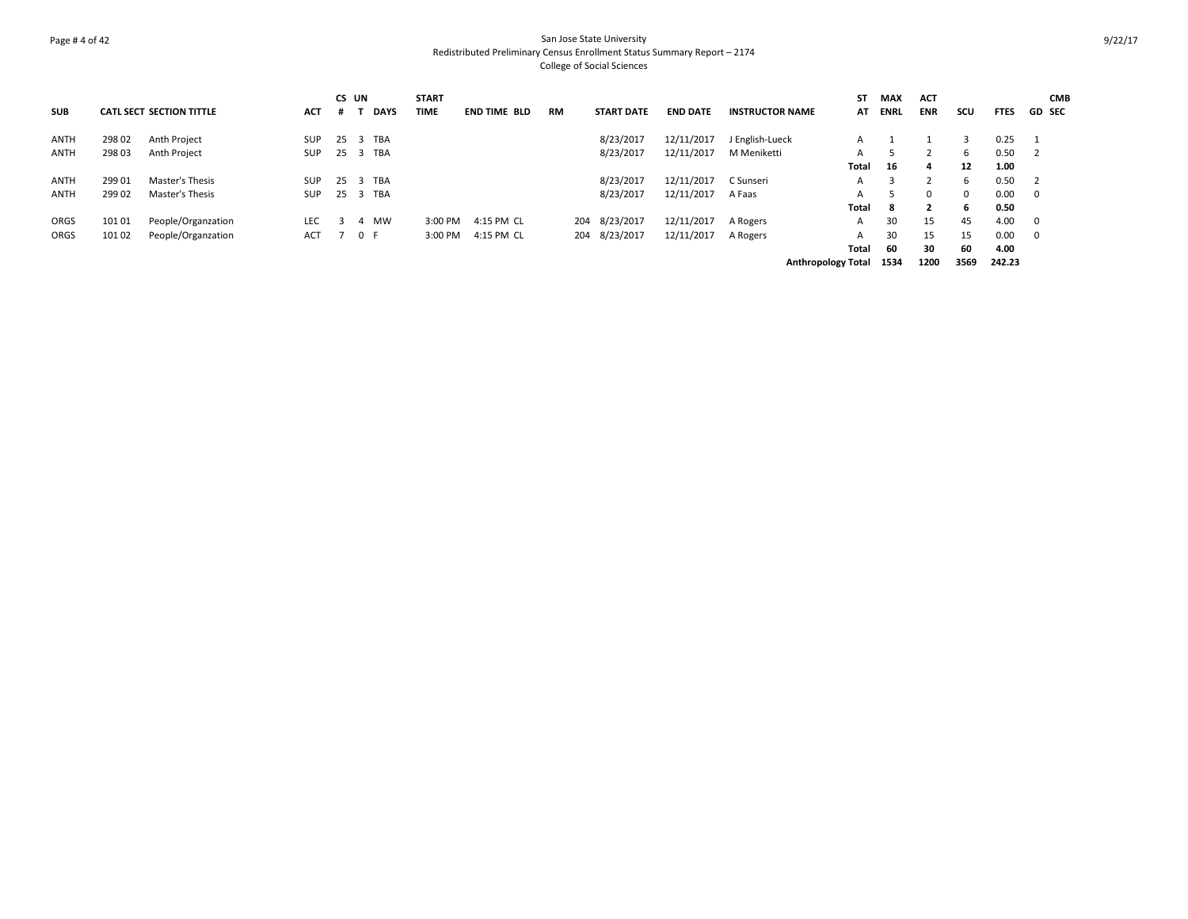San Jose State University
Redistributed Preliminary Census Enrollment Status Summary Report – 2174
College of Social Sciences

| SUB | CATL | SECT | SECTION TITTLE | ACT | CS # | UN T | DAYS | START TIME | END TIME | BLD | RM | START DATE | END DATE | INSTRUCTOR NAME | ST AT | MAX ENRL | ACT ENR | SCU | FTES | GD | CMB SEC |
|---|---|---|---|---|---|---|---|---|---|---|---|---|---|---|---|---|---|---|---|---|---|
| ANTH | 298 | 02 | Anth Project | SUP | 25 | 3 | TBA | | | | | 8/23/2017 | 12/11/2017 | J English-Lueck | A | 1 | 1 | 3 | 0.25 | 1 | |
| ANTH | 298 | 03 | Anth Project | SUP | 25 | 3 | TBA | | | | | 8/23/2017 | 12/11/2017 | M Meniketti | A | 5 | 2 | 6 | 0.50 | 2 | |
| | | | | | | | | | | | | | | | **Total** | **16** | **4** | **12** | **1.00** | | |
| ANTH | 299 | 01 | Master's Thesis | SUP | 25 | 3 | TBA | | | | | 8/23/2017 | 12/11/2017 | C Sunseri | A | 3 | 2 | 6 | 0.50 | 2 | |
| ANTH | 299 | 02 | Master's Thesis | SUP | 25 | 3 | TBA | | | | | 8/23/2017 | 12/11/2017 | A Faas | A | 5 | 0 | 0 | 0.00 | 0 | |
| | | | | | | | | | | | | | | | **Total** | **8** | **2** | **6** | **0.50** | | |
| ORGS | 101 | 01 | People/Organzation | LEC | 3 | 4 | MW | 3:00 PM | 4:15 PM | CL | 204 | 8/23/2017 | 12/11/2017 | A Rogers | A | 30 | 15 | 45 | 4.00 | 0 | |
| ORGS | 101 | 02 | People/Organzation | ACT | 7 | 0 | F | 3:00 PM | 4:15 PM | CL | 204 | 8/23/2017 | 12/11/2017 | A Rogers | A | 30 | 15 | 15 | 0.00 | 0 | |
| | | | | | | | | | | | | | | | **Total** | **60** | **30** | **60** | **4.00** | | |
| | | | | | | | | | | | | | | **Anthropology Total** | | **1534** | **1200** | **3569** | **242.23** | | |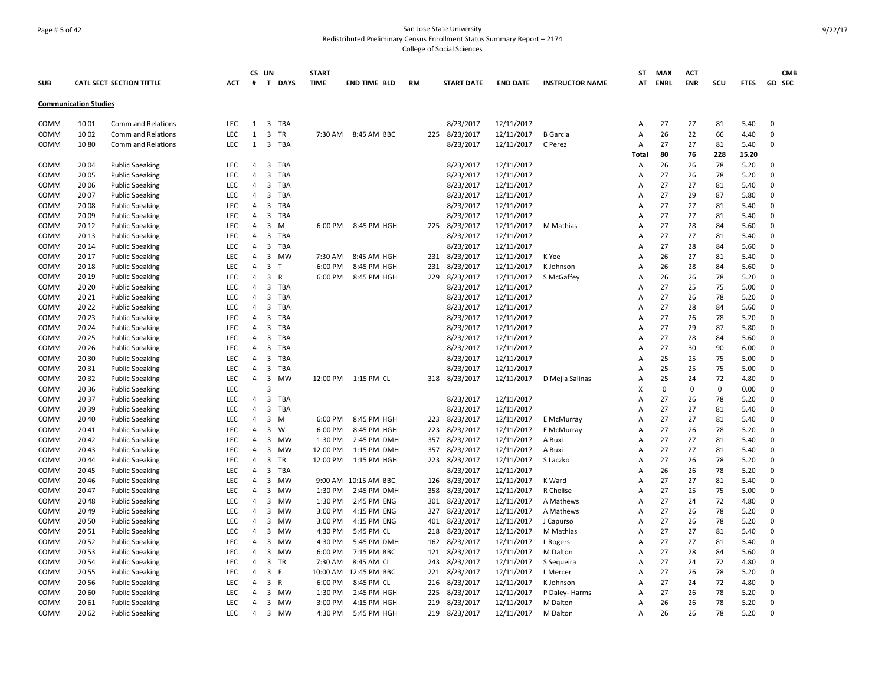San Jose State University
Redistributed Preliminary Census Enrollment Status Summary Report – 2174
College of Social Sciences

| SUB | CATL | SECT | SECTION TITTLE | ACT | CS # | UN T | DAYS | START TIME | END TIME | BLD | RM | START DATE | END DATE | INSTRUCTOR NAME | ST AT | MAX ENRL | ACT ENR | SCU | FTES | GD | CMB SEC |
|---|---|---|---|---|---|---|---|---|---|---|---|---|---|---|---|---|---|---|---|---|---|
| **Communication Studies** | | | | | | | | | | | | | | | | | | | | | |
| COMM | 10 | 01 | Comm and Relations | LEC | 1 | 3 | TBA | | | | | 8/23/2017 | 12/11/2017 | | A | 27 | 27 | 81 | 5.40 | 0 | |
| COMM | 10 | 02 | Comm and Relations | LEC | 1 | 3 | TR | 7:30 AM | 8:45 AM | BBC | 225 | 8/23/2017 | 12/11/2017 | B Garcia | A | 26 | 22 | 66 | 4.40 | 0 | |
| COMM | 10 | 80 | Comm and Relations | LEC | 1 | 3 | TBA | | | | | 8/23/2017 | 12/11/2017 | C Perez | A | 27 | 27 | 81 | 5.40 | 0 | |
| | | | | | | | | | | | | | | | Total | 80 | 76 | 228 | 15.20 | | |
| COMM | 20 | 04 | Public Speaking | LEC | 4 | 3 | TBA | | | | | 8/23/2017 | 12/11/2017 | | A | 26 | 26 | 78 | 5.20 | 0 | |
| COMM | 20 | 05 | Public Speaking | LEC | 4 | 3 | TBA | | | | | 8/23/2017 | 12/11/2017 | | A | 27 | 26 | 78 | 5.20 | 0 | |
| COMM | 20 | 06 | Public Speaking | LEC | 4 | 3 | TBA | | | | | 8/23/2017 | 12/11/2017 | | A | 27 | 27 | 81 | 5.40 | 0 | |
| COMM | 20 | 07 | Public Speaking | LEC | 4 | 3 | TBA | | | | | 8/23/2017 | 12/11/2017 | | A | 27 | 29 | 87 | 5.80 | 0 | |
| COMM | 20 | 08 | Public Speaking | LEC | 4 | 3 | TBA | | | | | 8/23/2017 | 12/11/2017 | | A | 27 | 27 | 81 | 5.40 | 0 | |
| COMM | 20 | 09 | Public Speaking | LEC | 4 | 3 | TBA | | | | | 8/23/2017 | 12/11/2017 | | A | 27 | 27 | 81 | 5.40 | 0 | |
| COMM | 20 | 12 | Public Speaking | LEC | 4 | 3 | M | 6:00 PM | 8:45 PM | HGH | 225 | 8/23/2017 | 12/11/2017 | M Mathias | A | 27 | 28 | 84 | 5.60 | 0 | |
| COMM | 20 | 13 | Public Speaking | LEC | 4 | 3 | TBA | | | | | 8/23/2017 | 12/11/2017 | | A | 27 | 27 | 81 | 5.40 | 0 | |
| COMM | 20 | 14 | Public Speaking | LEC | 4 | 3 | TBA | | | | | 8/23/2017 | 12/11/2017 | | A | 27 | 28 | 84 | 5.60 | 0 | |
| COMM | 20 | 17 | Public Speaking | LEC | 4 | 3 | MW | 7:30 AM | 8:45 AM | HGH | 231 | 8/23/2017 | 12/11/2017 | K Yee | A | 26 | 27 | 81 | 5.40 | 0 | |
| COMM | 20 | 18 | Public Speaking | LEC | 4 | 3 | T | 6:00 PM | 8:45 PM | HGH | 231 | 8/23/2017 | 12/11/2017 | K Johnson | A | 26 | 28 | 84 | 5.60 | 0 | |
| COMM | 20 | 19 | Public Speaking | LEC | 4 | 3 | R | 6:00 PM | 8:45 PM | HGH | 229 | 8/23/2017 | 12/11/2017 | S McGaffey | A | 26 | 26 | 78 | 5.20 | 0 | |
| COMM | 20 | 20 | Public Speaking | LEC | 4 | 3 | TBA | | | | | 8/23/2017 | 12/11/2017 | | A | 27 | 25 | 75 | 5.00 | 0 | |
| COMM | 20 | 21 | Public Speaking | LEC | 4 | 3 | TBA | | | | | 8/23/2017 | 12/11/2017 | | A | 27 | 26 | 78 | 5.20 | 0 | |
| COMM | 20 | 22 | Public Speaking | LEC | 4 | 3 | TBA | | | | | 8/23/2017 | 12/11/2017 | | A | 27 | 28 | 84 | 5.60 | 0 | |
| COMM | 20 | 23 | Public Speaking | LEC | 4 | 3 | TBA | | | | | 8/23/2017 | 12/11/2017 | | A | 27 | 26 | 78 | 5.20 | 0 | |
| COMM | 20 | 24 | Public Speaking | LEC | 4 | 3 | TBA | | | | | 8/23/2017 | 12/11/2017 | | A | 27 | 29 | 87 | 5.80 | 0 | |
| COMM | 20 | 25 | Public Speaking | LEC | 4 | 3 | TBA | | | | | 8/23/2017 | 12/11/2017 | | A | 27 | 28 | 84 | 5.60 | 0 | |
| COMM | 20 | 26 | Public Speaking | LEC | 4 | 3 | TBA | | | | | 8/23/2017 | 12/11/2017 | | A | 27 | 30 | 90 | 6.00 | 0 | |
| COMM | 20 | 30 | Public Speaking | LEC | 4 | 3 | TBA | | | | | 8/23/2017 | 12/11/2017 | | A | 25 | 25 | 75 | 5.00 | 0 | |
| COMM | 20 | 31 | Public Speaking | LEC | 4 | 3 | TBA | | | | | 8/23/2017 | 12/11/2017 | | A | 25 | 25 | 75 | 5.00 | 0 | |
| COMM | 20 | 32 | Public Speaking | LEC | 4 | 3 | MW | 12:00 PM | 1:15 PM | CL | 318 | 8/23/2017 | 12/11/2017 | D Mejia Salinas | A | 25 | 24 | 72 | 4.80 | 0 | |
| COMM | 20 | 36 | Public Speaking | LEC | | 3 | | | | | | | | | X | 0 | 0 | 0 | 0.00 | 0 | |
| COMM | 20 | 37 | Public Speaking | LEC | 4 | 3 | TBA | | | | | 8/23/2017 | 12/11/2017 | | A | 27 | 26 | 78 | 5.20 | 0 | |
| COMM | 20 | 39 | Public Speaking | LEC | 4 | 3 | TBA | | | | | 8/23/2017 | 12/11/2017 | | A | 27 | 27 | 81 | 5.40 | 0 | |
| COMM | 20 | 40 | Public Speaking | LEC | 4 | 3 | M | 6:00 PM | 8:45 PM | HGH | 223 | 8/23/2017 | 12/11/2017 | E McMurray | A | 27 | 27 | 81 | 5.40 | 0 | |
| COMM | 20 | 41 | Public Speaking | LEC | 4 | 3 | W | 6:00 PM | 8:45 PM | HGH | 223 | 8/23/2017 | 12/11/2017 | E McMurray | A | 27 | 26 | 78 | 5.20 | 0 | |
| COMM | 20 | 42 | Public Speaking | LEC | 4 | 3 | MW | 1:30 PM | 2:45 PM | DMH | 357 | 8/23/2017 | 12/11/2017 | A Buxi | A | 27 | 27 | 81 | 5.40 | 0 | |
| COMM | 20 | 43 | Public Speaking | LEC | 4 | 3 | MW | 12:00 PM | 1:15 PM | DMH | 357 | 8/23/2017 | 12/11/2017 | A Buxi | A | 27 | 27 | 81 | 5.40 | 0 | |
| COMM | 20 | 44 | Public Speaking | LEC | 4 | 3 | TR | 12:00 PM | 1:15 PM | HGH | 223 | 8/23/2017 | 12/11/2017 | S Laczko | A | 27 | 26 | 78 | 5.20 | 0 | |
| COMM | 20 | 45 | Public Speaking | LEC | 4 | 3 | TBA | | | | | 8/23/2017 | 12/11/2017 | | A | 26 | 26 | 78 | 5.20 | 0 | |
| COMM | 20 | 46 | Public Speaking | LEC | 4 | 3 | MW | 9:00 AM | 10:15 AM | BBC | 126 | 8/23/2017 | 12/11/2017 | K Ward | A | 27 | 27 | 81 | 5.40 | 0 | |
| COMM | 20 | 47 | Public Speaking | LEC | 4 | 3 | MW | 1:30 PM | 2:45 PM | DMH | 358 | 8/23/2017 | 12/11/2017 | R Chelise | A | 27 | 25 | 75 | 5.00 | 0 | |
| COMM | 20 | 48 | Public Speaking | LEC | 4 | 3 | MW | 1:30 PM | 2:45 PM | ENG | 301 | 8/23/2017 | 12/11/2017 | A Mathews | A | 27 | 24 | 72 | 4.80 | 0 | |
| COMM | 20 | 49 | Public Speaking | LEC | 4 | 3 | MW | 3:00 PM | 4:15 PM | ENG | 327 | 8/23/2017 | 12/11/2017 | A Mathews | A | 27 | 26 | 78 | 5.20 | 0 | |
| COMM | 20 | 50 | Public Speaking | LEC | 4 | 3 | MW | 3:00 PM | 4:15 PM | ENG | 401 | 8/23/2017 | 12/11/2017 | J Capurso | A | 27 | 26 | 78 | 5.20 | 0 | |
| COMM | 20 | 51 | Public Speaking | LEC | 4 | 3 | MW | 4:30 PM | 5:45 PM | CL | 218 | 8/23/2017 | 12/11/2017 | M Mathias | A | 27 | 27 | 81 | 5.40 | 0 | |
| COMM | 20 | 52 | Public Speaking | LEC | 4 | 3 | MW | 4:30 PM | 5:45 PM | DMH | 162 | 8/23/2017 | 12/11/2017 | L Rogers | A | 27 | 27 | 81 | 5.40 | 0 | |
| COMM | 20 | 53 | Public Speaking | LEC | 4 | 3 | MW | 6:00 PM | 7:15 PM | BBC | 121 | 8/23/2017 | 12/11/2017 | M Dalton | A | 27 | 28 | 84 | 5.60 | 0 | |
| COMM | 20 | 54 | Public Speaking | LEC | 4 | 3 | TR | 7:30 AM | 8:45 AM | CL | 243 | 8/23/2017 | 12/11/2017 | S Sequeira | A | 27 | 24 | 72 | 4.80 | 0 | |
| COMM | 20 | 55 | Public Speaking | LEC | 4 | 3 | F | 10:00 AM | 12:45 PM | BBC | 221 | 8/23/2017 | 12/11/2017 | L Mercer | A | 27 | 26 | 78 | 5.20 | 0 | |
| COMM | 20 | 56 | Public Speaking | LEC | 4 | 3 | R | 6:00 PM | 8:45 PM | CL | 216 | 8/23/2017 | 12/11/2017 | K Johnson | A | 27 | 24 | 72 | 4.80 | 0 | |
| COMM | 20 | 60 | Public Speaking | LEC | 4 | 3 | MW | 1:30 PM | 2:45 PM | HGH | 225 | 8/23/2017 | 12/11/2017 | P Daley- Harms | A | 27 | 26 | 78 | 5.20 | 0 | |
| COMM | 20 | 61 | Public Speaking | LEC | 4 | 3 | MW | 3:00 PM | 4:15 PM | HGH | 219 | 8/23/2017 | 12/11/2017 | M Dalton | A | 26 | 26 | 78 | 5.20 | 0 | |
| COMM | 20 | 62 | Public Speaking | LEC | 4 | 3 | MW | 4:30 PM | 5:45 PM | HGH | 219 | 8/23/2017 | 12/11/2017 | M Dalton | A | 26 | 26 | 78 | 5.20 | 0 | |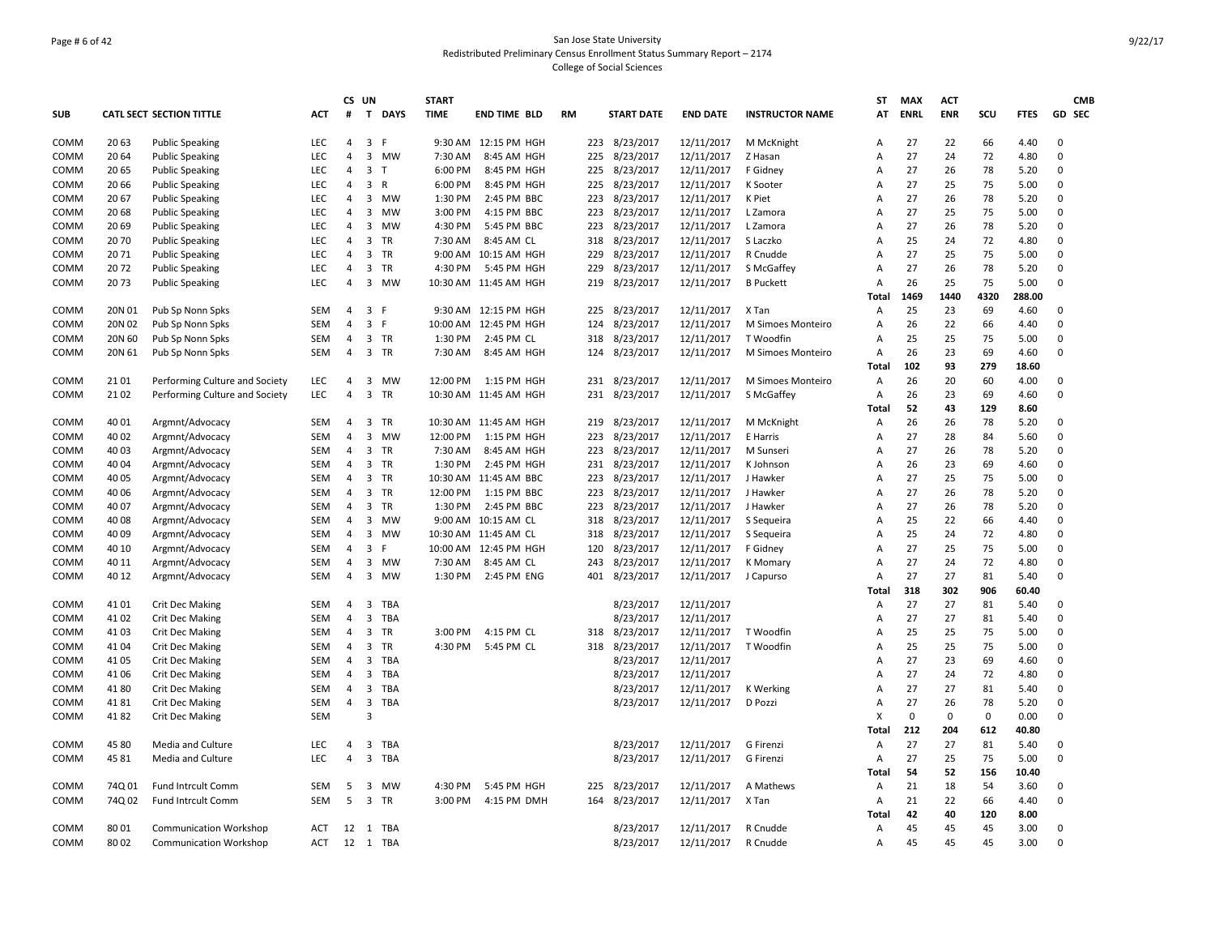San Jose State University
Redistributed Preliminary Census Enrollment Status Summary Report – 2174
College of Social Sciences

| SUB | CATL SECT | SECTION TITTLE | ACT | CS # | UN T | DAYS | START TIME | END TIME | BLD | RM | START DATE | END DATE | INSTRUCTOR NAME | ST AT | MAX ENRL | ACT ENR | SCU | FTES | GD | CMB SEC |
|---|---|---|---|---|---|---|---|---|---|---|---|---|---|---|---|---|---|---|---|---|
| COMM | 20 63 | Public Speaking | LEC | 4 | 3 | F | 9:30 AM | 12:15 PM | HGH | 223 | 8/23/2017 | 12/11/2017 | M McKnight | A | 27 | 22 | 66 | 4.40 | 0 | |
| COMM | 20 64 | Public Speaking | LEC | 4 | 3 | MW | 7:30 AM | 8:45 AM | HGH | 225 | 8/23/2017 | 12/11/2017 | Z Hasan | A | 27 | 24 | 72 | 4.80 | 0 | |
| COMM | 20 65 | Public Speaking | LEC | 4 | 3 | T | 6:00 PM | 8:45 PM | HGH | 225 | 8/23/2017 | 12/11/2017 | F Gidney | A | 27 | 26 | 78 | 5.20 | 0 | |
| COMM | 20 66 | Public Speaking | LEC | 4 | 3 | R | 6:00 PM | 8:45 PM | HGH | 225 | 8/23/2017 | 12/11/2017 | K Sooter | A | 27 | 25 | 75 | 5.00 | 0 | |
| COMM | 20 67 | Public Speaking | LEC | 4 | 3 | MW | 1:30 PM | 2:45 PM | BBC | 223 | 8/23/2017 | 12/11/2017 | K Piet | A | 27 | 26 | 78 | 5.20 | 0 | |
| COMM | 20 68 | Public Speaking | LEC | 4 | 3 | MW | 3:00 PM | 4:15 PM | BBC | 223 | 8/23/2017 | 12/11/2017 | L Zamora | A | 27 | 25 | 75 | 5.00 | 0 | |
| COMM | 20 69 | Public Speaking | LEC | 4 | 3 | MW | 4:30 PM | 5:45 PM | BBC | 223 | 8/23/2017 | 12/11/2017 | L Zamora | A | 27 | 26 | 78 | 5.20 | 0 | |
| COMM | 20 70 | Public Speaking | LEC | 4 | 3 | TR | 7:30 AM | 8:45 AM | CL | 318 | 8/23/2017 | 12/11/2017 | S Laczko | A | 25 | 24 | 72 | 4.80 | 0 | |
| COMM | 20 71 | Public Speaking | LEC | 4 | 3 | TR | 9:00 AM | 10:15 AM | HGH | 229 | 8/23/2017 | 12/11/2017 | R Cnudde | A | 27 | 25 | 75 | 5.00 | 0 | |
| COMM | 20 72 | Public Speaking | LEC | 4 | 3 | TR | 4:30 PM | 5:45 PM | HGH | 229 | 8/23/2017 | 12/11/2017 | S McGaffey | A | 27 | 26 | 78 | 5.20 | 0 | |
| COMM | 20 73 | Public Speaking | LEC | 4 | 3 | MW | 10:30 AM | 11:45 AM | HGH | 219 | 8/23/2017 | 12/11/2017 | B Puckett | A | 26 | 25 | 75 | 5.00 | 0 | |
| | | | | | | | | | | | | | | Total | 1469 | 1440 | 4320 | 288.00 | | |
| COMM | 20N 01 | Pub Sp Nonn Spks | SEM | 4 | 3 | F | 9:30 AM | 12:15 PM | HGH | 225 | 8/23/2017 | 12/11/2017 | X Tan | A | 25 | 23 | 69 | 4.60 | 0 | |
| COMM | 20N 02 | Pub Sp Nonn Spks | SEM | 4 | 3 | F | 10:00 AM | 12:45 PM | HGH | 124 | 8/23/2017 | 12/11/2017 | M Simoes Monteiro | A | 26 | 22 | 66 | 4.40 | 0 | |
| COMM | 20N 60 | Pub Sp Nonn Spks | SEM | 4 | 3 | TR | 1:30 PM | 2:45 PM | CL | 318 | 8/23/2017 | 12/11/2017 | T Woodfin | A | 25 | 25 | 75 | 5.00 | 0 | |
| COMM | 20N 61 | Pub Sp Nonn Spks | SEM | 4 | 3 | TR | 7:30 AM | 8:45 AM | HGH | 124 | 8/23/2017 | 12/11/2017 | M Simoes Monteiro | A | 26 | 23 | 69 | 4.60 | 0 | |
| | | | | | | | | | | | | | | Total | 102 | 93 | 279 | 18.60 | | |
| COMM | 21 01 | Performing Culture and Society | LEC | 4 | 3 | MW | 12:00 PM | 1:15 PM | HGH | 231 | 8/23/2017 | 12/11/2017 | M Simoes Monteiro | A | 26 | 20 | 60 | 4.00 | 0 | |
| COMM | 21 02 | Performing Culture and Society | LEC | 4 | 3 | TR | 10:30 AM | 11:45 AM | HGH | 231 | 8/23/2017 | 12/11/2017 | S McGaffey | A | 26 | 23 | 69 | 4.60 | 0 | |
| | | | | | | | | | | | | | | Total | 52 | 43 | 129 | 8.60 | | |
| COMM | 40 01 | Argmnt/Advocacy | SEM | 4 | 3 | TR | 10:30 AM | 11:45 AM | HGH | 219 | 8/23/2017 | 12/11/2017 | M McKnight | A | 26 | 26 | 78 | 5.20 | 0 | |
| COMM | 40 02 | Argmnt/Advocacy | SEM | 4 | 3 | MW | 12:00 PM | 1:15 PM | HGH | 223 | 8/23/2017 | 12/11/2017 | E Harris | A | 27 | 28 | 84 | 5.60 | 0 | |
| COMM | 40 03 | Argmnt/Advocacy | SEM | 4 | 3 | TR | 7:30 AM | 8:45 AM | HGH | 223 | 8/23/2017 | 12/11/2017 | M Sunseri | A | 27 | 26 | 78 | 5.20 | 0 | |
| COMM | 40 04 | Argmnt/Advocacy | SEM | 4 | 3 | TR | 1:30 PM | 2:45 PM | HGH | 231 | 8/23/2017 | 12/11/2017 | K Johnson | A | 26 | 23 | 69 | 4.60 | 0 | |
| COMM | 40 05 | Argmnt/Advocacy | SEM | 4 | 3 | TR | 10:30 AM | 11:45 AM | BBC | 223 | 8/23/2017 | 12/11/2017 | J Hawker | A | 27 | 25 | 75 | 5.00 | 0 | |
| COMM | 40 06 | Argmnt/Advocacy | SEM | 4 | 3 | TR | 12:00 PM | 1:15 PM | BBC | 223 | 8/23/2017 | 12/11/2017 | J Hawker | A | 27 | 26 | 78 | 5.20 | 0 | |
| COMM | 40 07 | Argmnt/Advocacy | SEM | 4 | 3 | TR | 1:30 PM | 2:45 PM | BBC | 223 | 8/23/2017 | 12/11/2017 | J Hawker | A | 27 | 26 | 78 | 5.20 | 0 | |
| COMM | 40 08 | Argmnt/Advocacy | SEM | 4 | 3 | MW | 9:00 AM | 10:15 AM | CL | 318 | 8/23/2017 | 12/11/2017 | S Sequeira | A | 25 | 22 | 66 | 4.40 | 0 | |
| COMM | 40 09 | Argmnt/Advocacy | SEM | 4 | 3 | MW | 10:30 AM | 11:45 AM | CL | 318 | 8/23/2017 | 12/11/2017 | S Sequeira | A | 25 | 24 | 72 | 4.80 | 0 | |
| COMM | 40 10 | Argmnt/Advocacy | SEM | 4 | 3 | F | 10:00 AM | 12:45 PM | HGH | 120 | 8/23/2017 | 12/11/2017 | F Gidney | A | 27 | 25 | 75 | 5.00 | 0 | |
| COMM | 40 11 | Argmnt/Advocacy | SEM | 4 | 3 | MW | 7:30 AM | 8:45 AM | CL | 243 | 8/23/2017 | 12/11/2017 | K Momary | A | 27 | 24 | 72 | 4.80 | 0 | |
| COMM | 40 12 | Argmnt/Advocacy | SEM | 4 | 3 | MW | 1:30 PM | 2:45 PM | ENG | 401 | 8/23/2017 | 12/11/2017 | J Capurso | A | 27 | 27 | 81 | 5.40 | 0 | |
| | | | | | | | | | | | | | | Total | 318 | 302 | 906 | 60.40 | | |
| COMM | 41 01 | Crit Dec Making | SEM | 4 | 3 | TBA | | | | | 8/23/2017 | 12/11/2017 | | A | 27 | 27 | 81 | 5.40 | 0 | |
| COMM | 41 02 | Crit Dec Making | SEM | 4 | 3 | TBA | | | | | 8/23/2017 | 12/11/2017 | | A | 27 | 27 | 81 | 5.40 | 0 | |
| COMM | 41 03 | Crit Dec Making | SEM | 4 | 3 | TR | 3:00 PM | 4:15 PM | CL | 318 | 8/23/2017 | 12/11/2017 | T Woodfin | A | 25 | 25 | 75 | 5.00 | 0 | |
| COMM | 41 04 | Crit Dec Making | SEM | 4 | 3 | TR | 4:30 PM | 5:45 PM | CL | 318 | 8/23/2017 | 12/11/2017 | T Woodfin | A | 25 | 25 | 75 | 5.00 | 0 | |
| COMM | 41 05 | Crit Dec Making | SEM | 4 | 3 | TBA | | | | | 8/23/2017 | 12/11/2017 | | A | 27 | 23 | 69 | 4.60 | 0 | |
| COMM | 41 06 | Crit Dec Making | SEM | 4 | 3 | TBA | | | | | 8/23/2017 | 12/11/2017 | | A | 27 | 24 | 72 | 4.80 | 0 | |
| COMM | 41 80 | Crit Dec Making | SEM | 4 | 3 | TBA | | | | | 8/23/2017 | 12/11/2017 | K Werking | A | 27 | 27 | 81 | 5.40 | 0 | |
| COMM | 41 81 | Crit Dec Making | SEM | 4 | 3 | TBA | | | | | 8/23/2017 | 12/11/2017 | D Pozzi | A | 27 | 26 | 78 | 5.20 | 0 | |
| COMM | 41 82 | Crit Dec Making | SEM | | 3 | | | | | | | | | X | 0 | 0 | 0 | 0.00 | 0 | |
| | | | | | | | | | | | | | | Total | 212 | 204 | 612 | 40.80 | | |
| COMM | 45 80 | Media and Culture | LEC | 4 | 3 | TBA | | | | | 8/23/2017 | 12/11/2017 | G Firenzi | A | 27 | 27 | 81 | 5.40 | 0 | |
| COMM | 45 81 | Media and Culture | LEC | 4 | 3 | TBA | | | | | 8/23/2017 | 12/11/2017 | G Firenzi | A | 27 | 25 | 75 | 5.00 | 0 | |
| | | | | | | | | | | | | | | Total | 54 | 52 | 156 | 10.40 | | |
| COMM | 74Q 01 | Fund Intrcult Comm | SEM | 5 | 3 | MW | 4:30 PM | 5:45 PM | HGH | 225 | 8/23/2017 | 12/11/2017 | A Mathews | A | 21 | 18 | 54 | 3.60 | 0 | |
| COMM | 74Q 02 | Fund Intrcult Comm | SEM | 5 | 3 | TR | 3:00 PM | 4:15 PM | DMH | 164 | 8/23/2017 | 12/11/2017 | X Tan | A | 21 | 22 | 66 | 4.40 | 0 | |
| | | | | | | | | | | | | | | Total | 42 | 40 | 120 | 8.00 | | |
| COMM | 80 01 | Communication Workshop | ACT | 12 | 1 | TBA | | | | | 8/23/2017 | 12/11/2017 | R Cnudde | A | 45 | 45 | 45 | 3.00 | 0 | |
| COMM | 80 02 | Communication Workshop | ACT | 12 | 1 | TBA | | | | | 8/23/2017 | 12/11/2017 | R Cnudde | A | 45 | 45 | 45 | 3.00 | 0 | |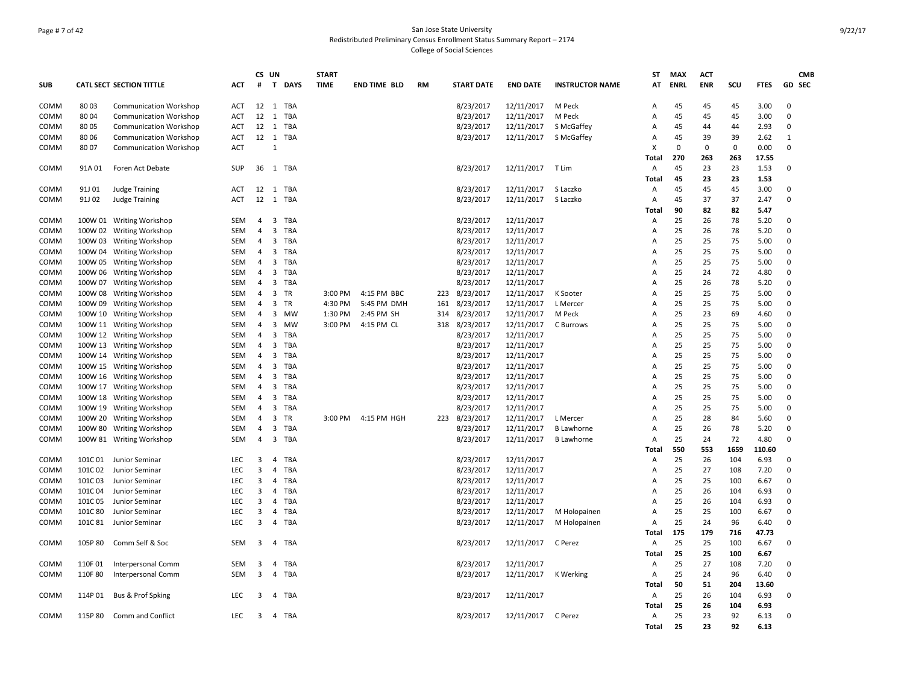San Jose State University
Redistributed Preliminary Census Enrollment Status Summary Report – 2174
College of Social Sciences

| SUB | CATL SECT | SECTION TITTLE | ACT | CS # | UN T | DAYS | START TIME | END TIME | BLD | RM | START DATE | END DATE | INSTRUCTOR NAME | ST AT | MAX ENRL | ACT ENR | SCU | FTES | GD | CMB SEC |
|---|---|---|---|---|---|---|---|---|---|---|---|---|---|---|---|---|---|---|---|---|
| COMM | 80 03 | Communication Workshop | ACT | 12 | 1 | TBA | | | | | 8/23/2017 | 12/11/2017 | M Peck | A | 45 | 45 | 45 | 3.00 | 0 | |
| COMM | 80 04 | Communication Workshop | ACT | 12 | 1 | TBA | | | | | 8/23/2017 | 12/11/2017 | M Peck | A | 45 | 45 | 45 | 3.00 | 0 | |
| COMM | 80 05 | Communication Workshop | ACT | 12 | 1 | TBA | | | | | 8/23/2017 | 12/11/2017 | S McGaffey | A | 45 | 44 | 44 | 2.93 | 0 | |
| COMM | 80 06 | Communication Workshop | ACT | 12 | 1 | TBA | | | | | 8/23/2017 | 12/11/2017 | S McGaffey | A | 45 | 39 | 39 | 2.62 | 1 | |
| COMM | 80 07 | Communication Workshop | ACT | | 1 | | | | | | | | | X | 0 | 0 | 0 | 0.00 | 0 | |
| | | | | | | | | | | | | | | **Total** | **270** | **263** | **263** | **17.55** | | |
| COMM | 91A 01 | Foren Act Debate | SUP | 36 | 1 | TBA | | | | | 8/23/2017 | 12/11/2017 | T Lim | A | 45 | 23 | 23 | 1.53 | 0 | |
| | | | | | | | | | | | | | | **Total** | **45** | **23** | **23** | **1.53** | | |
| COMM | 91J 01 | Judge Training | ACT | 12 | 1 | TBA | | | | | 8/23/2017 | 12/11/2017 | S Laczko | A | 45 | 45 | 45 | 3.00 | 0 | |
| COMM | 91J 02 | Judge Training | ACT | 12 | 1 | TBA | | | | | 8/23/2017 | 12/11/2017 | S Laczko | A | 45 | 37 | 37 | 2.47 | 0 | |
| | | | | | | | | | | | | | | **Total** | **90** | **82** | **82** | **5.47** | | |
| COMM | 100W 01 | Writing Workshop | SEM | 4 | 3 | TBA | | | | | 8/23/2017 | 12/11/2017 | | A | 25 | 26 | 78 | 5.20 | 0 | |
| COMM | 100W 02 | Writing Workshop | SEM | 4 | 3 | TBA | | | | | 8/23/2017 | 12/11/2017 | | A | 25 | 26 | 78 | 5.20 | 0 | |
| COMM | 100W 03 | Writing Workshop | SEM | 4 | 3 | TBA | | | | | 8/23/2017 | 12/11/2017 | | A | 25 | 25 | 75 | 5.00 | 0 | |
| COMM | 100W 04 | Writing Workshop | SEM | 4 | 3 | TBA | | | | | 8/23/2017 | 12/11/2017 | | A | 25 | 25 | 75 | 5.00 | 0 | |
| COMM | 100W 05 | Writing Workshop | SEM | 4 | 3 | TBA | | | | | 8/23/2017 | 12/11/2017 | | A | 25 | 25 | 75 | 5.00 | 0 | |
| COMM | 100W 06 | Writing Workshop | SEM | 4 | 3 | TBA | | | | | 8/23/2017 | 12/11/2017 | | A | 25 | 24 | 72 | 4.80 | 0 | |
| COMM | 100W 07 | Writing Workshop | SEM | 4 | 3 | TBA | | | | | 8/23/2017 | 12/11/2017 | | A | 25 | 26 | 78 | 5.20 | 0 | |
| COMM | 100W 08 | Writing Workshop | SEM | 4 | 3 | TR | 3:00 PM | 4:15 PM | BBC | 223 | 8/23/2017 | 12/11/2017 | K Sooter | A | 25 | 25 | 75 | 5.00 | 0 | |
| COMM | 100W 09 | Writing Workshop | SEM | 4 | 3 | TR | 4:30 PM | 5:45 PM | DMH | 161 | 8/23/2017 | 12/11/2017 | L Mercer | A | 25 | 25 | 75 | 5.00 | 0 | |
| COMM | 100W 10 | Writing Workshop | SEM | 4 | 3 | MW | 1:30 PM | 2:45 PM | SH | 314 | 8/23/2017 | 12/11/2017 | M Peck | A | 25 | 23 | 69 | 4.60 | 0 | |
| COMM | 100W 11 | Writing Workshop | SEM | 4 | 3 | MW | 3:00 PM | 4:15 PM | CL | 318 | 8/23/2017 | 12/11/2017 | C Burrows | A | 25 | 25 | 75 | 5.00 | 0 | |
| COMM | 100W 12 | Writing Workshop | SEM | 4 | 3 | TBA | | | | | 8/23/2017 | 12/11/2017 | | A | 25 | 25 | 75 | 5.00 | 0 | |
| COMM | 100W 13 | Writing Workshop | SEM | 4 | 3 | TBA | | | | | 8/23/2017 | 12/11/2017 | | A | 25 | 25 | 75 | 5.00 | 0 | |
| COMM | 100W 14 | Writing Workshop | SEM | 4 | 3 | TBA | | | | | 8/23/2017 | 12/11/2017 | | A | 25 | 25 | 75 | 5.00 | 0 | |
| COMM | 100W 15 | Writing Workshop | SEM | 4 | 3 | TBA | | | | | 8/23/2017 | 12/11/2017 | | A | 25 | 25 | 75 | 5.00 | 0 | |
| COMM | 100W 16 | Writing Workshop | SEM | 4 | 3 | TBA | | | | | 8/23/2017 | 12/11/2017 | | A | 25 | 25 | 75 | 5.00 | 0 | |
| COMM | 100W 17 | Writing Workshop | SEM | 4 | 3 | TBA | | | | | 8/23/2017 | 12/11/2017 | | A | 25 | 25 | 75 | 5.00 | 0 | |
| COMM | 100W 18 | Writing Workshop | SEM | 4 | 3 | TBA | | | | | 8/23/2017 | 12/11/2017 | | A | 25 | 25 | 75 | 5.00 | 0 | |
| COMM | 100W 19 | Writing Workshop | SEM | 4 | 3 | TBA | | | | | 8/23/2017 | 12/11/2017 | | A | 25 | 25 | 75 | 5.00 | 0 | |
| COMM | 100W 20 | Writing Workshop | SEM | 4 | 3 | TR | 3:00 PM | 4:15 PM | HGH | 223 | 8/23/2017 | 12/11/2017 | L Mercer | A | 25 | 28 | 84 | 5.60 | 0 | |
| COMM | 100W 80 | Writing Workshop | SEM | 4 | 3 | TBA | | | | | 8/23/2017 | 12/11/2017 | B Lawhorne | A | 25 | 26 | 78 | 5.20 | 0 | |
| COMM | 100W 81 | Writing Workshop | SEM | 4 | 3 | TBA | | | | | 8/23/2017 | 12/11/2017 | B Lawhorne | A | 25 | 24 | 72 | 4.80 | 0 | |
| | | | | | | | | | | | | | | **Total** | **550** | **553** | **1659** | **110.60** | | |
| COMM | 101C 01 | Junior Seminar | LEC | 3 | 4 | TBA | | | | | 8/23/2017 | 12/11/2017 | | A | 25 | 26 | 104 | 6.93 | 0 | |
| COMM | 101C 02 | Junior Seminar | LEC | 3 | 4 | TBA | | | | | 8/23/2017 | 12/11/2017 | | A | 25 | 27 | 108 | 7.20 | 0 | |
| COMM | 101C 03 | Junior Seminar | LEC | 3 | 4 | TBA | | | | | 8/23/2017 | 12/11/2017 | | A | 25 | 25 | 100 | 6.67 | 0 | |
| COMM | 101C 04 | Junior Seminar | LEC | 3 | 4 | TBA | | | | | 8/23/2017 | 12/11/2017 | | A | 25 | 26 | 104 | 6.93 | 0 | |
| COMM | 101C 05 | Junior Seminar | LEC | 3 | 4 | TBA | | | | | 8/23/2017 | 12/11/2017 | | A | 25 | 26 | 104 | 6.93 | 0 | |
| COMM | 101C 80 | Junior Seminar | LEC | 3 | 4 | TBA | | | | | 8/23/2017 | 12/11/2017 | M Holopainen | A | 25 | 25 | 100 | 6.67 | 0 | |
| COMM | 101C 81 | Junior Seminar | LEC | 3 | 4 | TBA | | | | | 8/23/2017 | 12/11/2017 | M Holopainen | A | 25 | 24 | 96 | 6.40 | 0 | |
| | | | | | | | | | | | | | | **Total** | **175** | **179** | **716** | **47.73** | | |
| COMM | 105P 80 | Comm Self & Soc | SEM | 3 | 4 | TBA | | | | | 8/23/2017 | 12/11/2017 | C Perez | A | 25 | 25 | 100 | 6.67 | 0 | |
| | | | | | | | | | | | | | | **Total** | **25** | **25** | **100** | **6.67** | | |
| COMM | 110F 01 | Interpersonal Comm | SEM | 3 | 4 | TBA | | | | | 8/23/2017 | 12/11/2017 | | A | 25 | 27 | 108 | 7.20 | 0 | |
| COMM | 110F 80 | Interpersonal Comm | SEM | 3 | 4 | TBA | | | | | 8/23/2017 | 12/11/2017 | K Werking | A | 25 | 24 | 96 | 6.40 | 0 | |
| | | | | | | | | | | | | | | **Total** | **50** | **51** | **204** | **13.60** | | |
| COMM | 114P 01 | Bus & Prof Spking | LEC | 3 | 4 | TBA | | | | | 8/23/2017 | 12/11/2017 | | A | 25 | 26 | 104 | 6.93 | 0 | |
| | | | | | | | | | | | | | | **Total** | **25** | **26** | **104** | **6.93** | | |
| COMM | 115P 80 | Comm and Conflict | LEC | 3 | 4 | TBA | | | | | 8/23/2017 | 12/11/2017 | C Perez | A | 25 | 23 | 92 | 6.13 | 0 | |
| | | | | | | | | | | | | | | **Total** | **25** | **23** | **92** | **6.13** | | |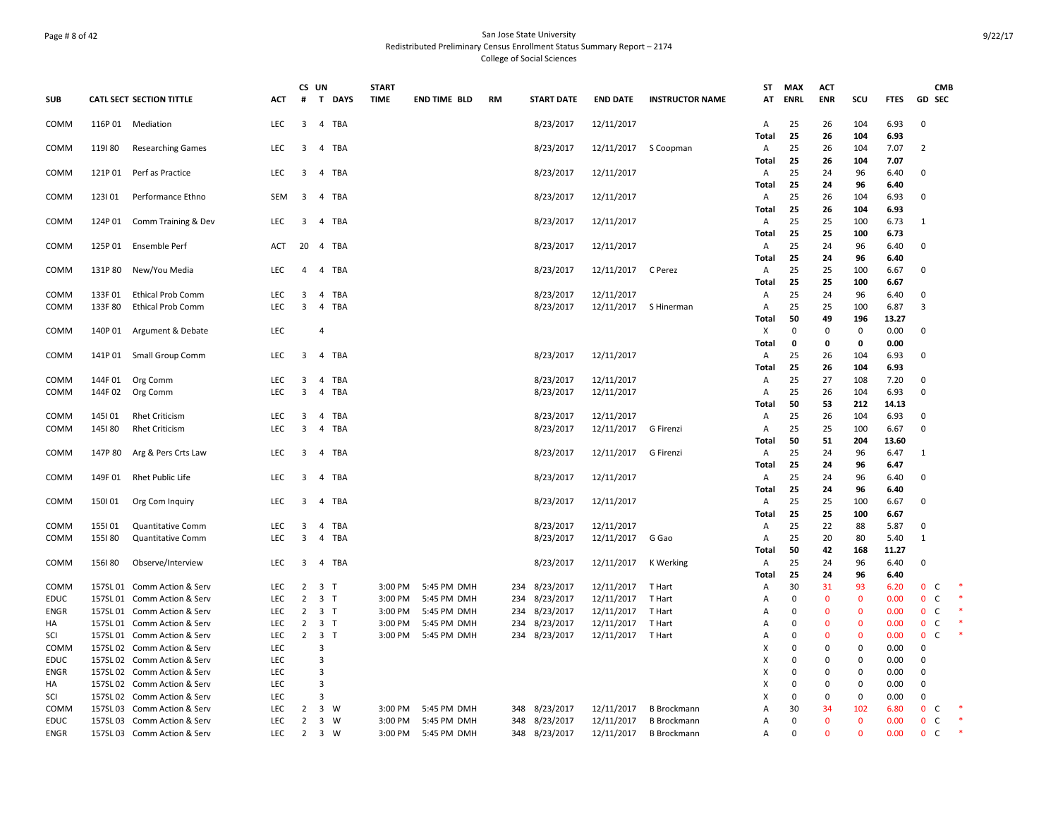San Jose State University
Redistributed Preliminary Census Enrollment Status Summary Report – 2174
College of Social Sciences

| SUB | CATL SECT | SECTION TITTLE | ACT | CS # | UN T | DAYS | START TIME | END TIME | BLD | RM | START DATE | END DATE | INSTRUCTOR NAME | ST AT | MAX ENRL | ACT ENR | SCU | FTES | GD | CMB SEC | |
|---|---|---|---|---|---|---|---|---|---|---|---|---|---|---|---|---|---|---|---|---|---|
| COMM | 116P 01 | Mediation | LEC | 3 | 4 | TBA | | | | | 8/23/2017 | 12/11/2017 | | A | 25 | 26 | 104 | 6.93 | 0 | | |
| | | | | | | | | | | | | | | **Total** | **25** | **26** | **104** | **6.93** | | | |
| COMM | 119I 80 | Researching Games | LEC | 3 | 4 | TBA | | | | | 8/23/2017 | 12/11/2017 | S Coopman | A | 25 | 26 | 104 | 7.07 | 2 | | |
| | | | | | | | | | | | | | | **Total** | **25** | **26** | **104** | **7.07** | | | |
| COMM | 121P 01 | Perf as Practice | LEC | 3 | 4 | TBA | | | | | 8/23/2017 | 12/11/2017 | | A | 25 | 24 | 96 | 6.40 | 0 | | |
| | | | | | | | | | | | | | | **Total** | **25** | **24** | **96** | **6.40** | | | |
| COMM | 123I 01 | Performance Ethno | SEM | 3 | 4 | TBA | | | | | 8/23/2017 | 12/11/2017 | | A | 25 | 26 | 104 | 6.93 | 0 | | |
| | | | | | | | | | | | | | | **Total** | **25** | **26** | **104** | **6.93** | | | |
| COMM | 124P 01 | Comm Training & Dev | LEC | 3 | 4 | TBA | | | | | 8/23/2017 | 12/11/2017 | | A | 25 | 25 | 100 | 6.73 | 1 | | |
| | | | | | | | | | | | | | | **Total** | **25** | **25** | **100** | **6.73** | | | |
| COMM | 125P 01 | Ensemble Perf | ACT | 20 | 4 | TBA | | | | | 8/23/2017 | 12/11/2017 | | A | 25 | 24 | 96 | 6.40 | 0 | | |
| | | | | | | | | | | | | | | **Total** | **25** | **24** | **96** | **6.40** | | | |
| COMM | 131P 80 | New/You Media | LEC | 4 | 4 | TBA | | | | | 8/23/2017 | 12/11/2017 | C Perez | A | 25 | 25 | 100 | 6.67 | 0 | | |
| | | | | | | | | | | | | | | **Total** | **25** | **25** | **100** | **6.67** | | | |
| COMM | 133F 01 | Ethical Prob Comm | LEC | 3 | 4 | TBA | | | | | 8/23/2017 | 12/11/2017 | | A | 25 | 24 | 96 | 6.40 | 0 | | |
| COMM | 133F 80 | Ethical Prob Comm | LEC | 3 | 4 | TBA | | | | | 8/23/2017 | 12/11/2017 | S Hinerman | A | 25 | 25 | 100 | 6.87 | 3 | | |
| | | | | | | | | | | | | | | **Total** | **50** | **49** | **196** | **13.27** | | | |
| COMM | 140P 01 | Argument & Debate | LEC | | 4 | | | | | | | | | X | 0 | 0 | 0 | 0.00 | 0 | | |
| | | | | | | | | | | | | | | **Total** | **0** | **0** | **0** | **0.00** | | | |
| COMM | 141P 01 | Small Group Comm | LEC | 3 | 4 | TBA | | | | | 8/23/2017 | 12/11/2017 | | A | 25 | 26 | 104 | 6.93 | 0 | | |
| | | | | | | | | | | | | | | **Total** | **25** | **26** | **104** | **6.93** | | | |
| COMM | 144F 01 | Org Comm | LEC | 3 | 4 | TBA | | | | | 8/23/2017 | 12/11/2017 | | A | 25 | 27 | 108 | 7.20 | 0 | | |
| COMM | 144F 02 | Org Comm | LEC | 3 | 4 | TBA | | | | | 8/23/2017 | 12/11/2017 | | A | 25 | 26 | 104 | 6.93 | 0 | | |
| | | | | | | | | | | | | | | **Total** | **50** | **53** | **212** | **14.13** | | | |
| COMM | 145I 01 | Rhet Criticism | LEC | 3 | 4 | TBA | | | | | 8/23/2017 | 12/11/2017 | | A | 25 | 26 | 104 | 6.93 | 0 | | |
| COMM | 145I 80 | Rhet Criticism | LEC | 3 | 4 | TBA | | | | | 8/23/2017 | 12/11/2017 | G Firenzi | A | 25 | 25 | 100 | 6.67 | 0 | | |
| | | | | | | | | | | | | | | **Total** | **50** | **51** | **204** | **13.60** | | | |
| COMM | 147P 80 | Arg & Pers Crts Law | LEC | 3 | 4 | TBA | | | | | 8/23/2017 | 12/11/2017 | G Firenzi | A | 25 | 24 | 96 | 6.47 | 1 | | |
| | | | | | | | | | | | | | | **Total** | **25** | **24** | **96** | **6.47** | | | |
| COMM | 149F 01 | Rhet Public Life | LEC | 3 | 4 | TBA | | | | | 8/23/2017 | 12/11/2017 | | A | 25 | 24 | 96 | 6.40 | 0 | | |
| | | | | | | | | | | | | | | **Total** | **25** | **24** | **96** | **6.40** | | | |
| COMM | 150I 01 | Org Com Inquiry | LEC | 3 | 4 | TBA | | | | | 8/23/2017 | 12/11/2017 | | A | 25 | 25 | 100 | 6.67 | 0 | | |
| | | | | | | | | | | | | | | **Total** | **25** | **25** | **100** | **6.67** | | | |
| COMM | 155I 01 | Quantitative Comm | LEC | 3 | 4 | TBA | | | | | 8/23/2017 | 12/11/2017 | | A | 25 | 22 | 88 | 5.87 | 0 | | |
| COMM | 155I 80 | Quantitative Comm | LEC | 3 | 4 | TBA | | | | | 8/23/2017 | 12/11/2017 | G Gao | A | 25 | 20 | 80 | 5.40 | 1 | | |
| | | | | | | | | | | | | | | **Total** | **50** | **42** | **168** | **11.27** | | | |
| COMM | 156I 80 | Observe/Interview | LEC | 3 | 4 | TBA | | | | | 8/23/2017 | 12/11/2017 | K Werking | A | 25 | 24 | 96 | 6.40 | 0 | | |
| | | | | | | | | | | | | | | **Total** | **25** | **24** | **96** | **6.40** | | | |
| COMM | 157SL 01 | Comm Action & Serv | LEC | 2 | 3 | T | 3:00 PM | 5:45 PM | DMH | 234 | 8/23/2017 | 12/11/2017 | T Hart | A | 30 | 31 | 93 | 6.20 | 0 | C | * |
| EDUC | 157SL 01 | Comm Action & Serv | LEC | 2 | 3 | T | 3:00 PM | 5:45 PM | DMH | 234 | 8/23/2017 | 12/11/2017 | T Hart | A | 0 | 0 | 0 | 0.00 | 0 | C | * |
| ENGR | 157SL 01 | Comm Action & Serv | LEC | 2 | 3 | T | 3:00 PM | 5:45 PM | DMH | 234 | 8/23/2017 | 12/11/2017 | T Hart | A | 0 | 0 | 0 | 0.00 | 0 | C | * |
| HA | 157SL 01 | Comm Action & Serv | LEC | 2 | 3 | T | 3:00 PM | 5:45 PM | DMH | 234 | 8/23/2017 | 12/11/2017 | T Hart | A | 0 | 0 | 0 | 0.00 | 0 | C | * |
| SCI | 157SL 01 | Comm Action & Serv | LEC | 2 | 3 | T | 3:00 PM | 5:45 PM | DMH | 234 | 8/23/2017 | 12/11/2017 | T Hart | A | 0 | 0 | 0 | 0.00 | 0 | C | * |
| COMM | 157SL 02 | Comm Action & Serv | LEC | | 3 | | | | | | | | | X | 0 | 0 | 0 | 0.00 | 0 | | |
| EDUC | 157SL 02 | Comm Action & Serv | LEC | | 3 | | | | | | | | | X | 0 | 0 | 0 | 0.00 | 0 | | |
| ENGR | 157SL 02 | Comm Action & Serv | LEC | | 3 | | | | | | | | | X | 0 | 0 | 0 | 0.00 | 0 | | |
| HA | 157SL 02 | Comm Action & Serv | LEC | | 3 | | | | | | | | | X | 0 | 0 | 0 | 0.00 | 0 | | |
| SCI | 157SL 02 | Comm Action & Serv | LEC | | 3 | | | | | | | | | X | 0 | 0 | 0 | 0.00 | 0 | | |
| COMM | 157SL 03 | Comm Action & Serv | LEC | 2 | 3 | W | 3:00 PM | 5:45 PM | DMH | 348 | 8/23/2017 | 12/11/2017 | B Brockmann | A | 30 | 34 | 102 | 6.80 | 0 | C | * |
| EDUC | 157SL 03 | Comm Action & Serv | LEC | 2 | 3 | W | 3:00 PM | 5:45 PM | DMH | 348 | 8/23/2017 | 12/11/2017 | B Brockmann | A | 0 | 0 | 0 | 0.00 | 0 | C | * |
| ENGR | 157SL 03 | Comm Action & Serv | LEC | 2 | 3 | W | 3:00 PM | 5:45 PM | DMH | 348 | 8/23/2017 | 12/11/2017 | B Brockmann | A | 0 | 0 | 0 | 0.00 | 0 | C | * |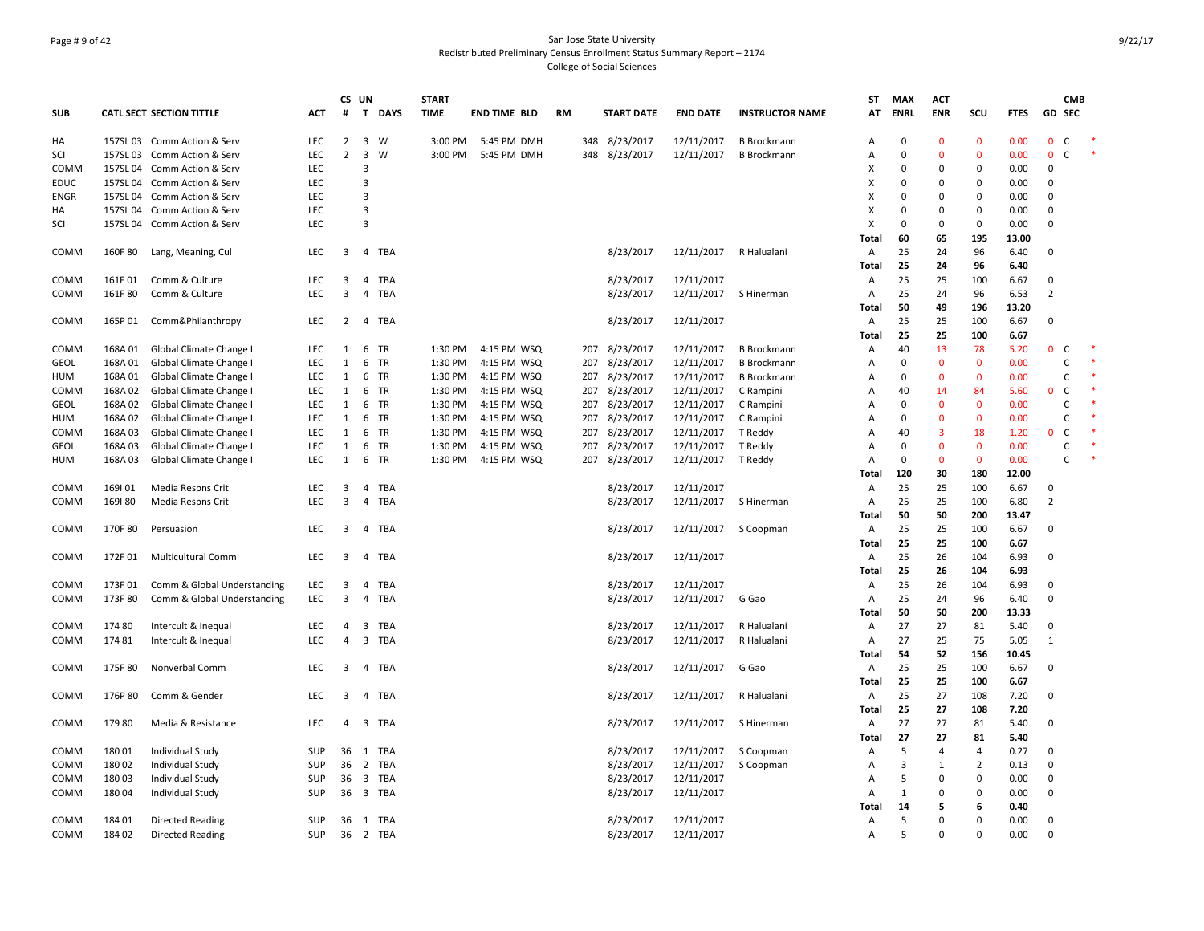San Jose State University
Redistributed Preliminary Census Enrollment Status Summary Report – 2174
College of Social Sciences

| SUB | CATL SECT | SECTION TITTLE | ACT | CS # | UN T | DAYS | START TIME | END TIME | BLD | RM | START DATE | END DATE | INSTRUCTOR NAME | ST AT | MAX ENRL | ACT ENR | SCU | FTES | GD | CMB SEC | |
|---|---|---|---|---|---|---|---|---|---|---|---|---|---|---|---|---|---|---|---|---|---|
| HA | 157SL 03 | Comm Action & Serv | LEC | 2 | 3 | W | 3:00 PM | 5:45 PM | DMH | 348 | 8/23/2017 | 12/11/2017 | B Brockmann | A | 0 | 0 | 0 | 0.00 | 0 | C | * |
| SCI | 157SL 03 | Comm Action & Serv | LEC | 2 | 3 | W | 3:00 PM | 5:45 PM | DMH | 348 | 8/23/2017 | 12/11/2017 | B Brockmann | A | 0 | 0 | 0 | 0.00 | 0 | C | * |
| COMM | 157SL 04 | Comm Action & Serv | LEC | | 3 | | | | | | | | | X | 0 | 0 | 0 | 0.00 | 0 | | |
| EDUC | 157SL 04 | Comm Action & Serv | LEC | | 3 | | | | | | | | | X | 0 | 0 | 0 | 0.00 | 0 | | |
| ENGR | 157SL 04 | Comm Action & Serv | LEC | | 3 | | | | | | | | | X | 0 | 0 | 0 | 0.00 | 0 | | |
| HA | 157SL 04 | Comm Action & Serv | LEC | | 3 | | | | | | | | | X | 0 | 0 | 0 | 0.00 | 0 | | |
| SCI | 157SL 04 | Comm Action & Serv | LEC | | 3 | | | | | | | | | X | 0 | 0 | 0 | 0.00 | 0 | | |
| | | | | | | | | | | | | | | **Total** | **60** | **65** | **195** | **13.00** | | | |
| COMM | 160F 80 | Lang, Meaning, Cul | LEC | 3 | 4 | TBA | | | | | 8/23/2017 | 12/11/2017 | R Halualani | A | 25 | 24 | 96 | 6.40 | 0 | | |
| | | | | | | | | | | | | | | **Total** | **25** | **24** | **96** | **6.40** | | | |
| COMM | 161F 01 | Comm & Culture | LEC | 3 | 4 | TBA | | | | | 8/23/2017 | 12/11/2017 | | A | 25 | 25 | 100 | 6.67 | 0 | | |
| COMM | 161F 80 | Comm & Culture | LEC | 3 | 4 | TBA | | | | | 8/23/2017 | 12/11/2017 | S Hinerman | A | 25 | 24 | 96 | 6.53 | 2 | | |
| | | | | | | | | | | | | | | **Total** | **50** | **49** | **196** | **13.20** | | | |
| COMM | 165P 01 | Comm&Philanthropy | LEC | 2 | 4 | TBA | | | | | 8/23/2017 | 12/11/2017 | | A | 25 | 25 | 100 | 6.67 | 0 | | |
| | | | | | | | | | | | | | | **Total** | **25** | **25** | **100** | **6.67** | | | |
| COMM | 168A 01 | Global Climate Change I | LEC | 1 | 6 | TR | 1:30 PM | 4:15 PM | WSQ | 207 | 8/23/2017 | 12/11/2017 | B Brockmann | A | 40 | 13 | 78 | 5.20 | 0 | C | * |
| GEOL | 168A 01 | Global Climate Change I | LEC | 1 | 6 | TR | 1:30 PM | 4:15 PM | WSQ | 207 | 8/23/2017 | 12/11/2017 | B Brockmann | A | 0 | 0 | 0 | 0.00 | | C | * |
| HUM | 168A 01 | Global Climate Change I | LEC | 1 | 6 | TR | 1:30 PM | 4:15 PM | WSQ | 207 | 8/23/2017 | 12/11/2017 | B Brockmann | A | 0 | 0 | 0 | 0.00 | | C | * |
| COMM | 168A 02 | Global Climate Change I | LEC | 1 | 6 | TR | 1:30 PM | 4:15 PM | WSQ | 207 | 8/23/2017 | 12/11/2017 | C Rampini | A | 40 | 14 | 84 | 5.60 | 0 | C | * |
| GEOL | 168A 02 | Global Climate Change I | LEC | 1 | 6 | TR | 1:30 PM | 4:15 PM | WSQ | 207 | 8/23/2017 | 12/11/2017 | C Rampini | A | 0 | 0 | 0 | 0.00 | | C | * |
| HUM | 168A 02 | Global Climate Change I | LEC | 1 | 6 | TR | 1:30 PM | 4:15 PM | WSQ | 207 | 8/23/2017 | 12/11/2017 | C Rampini | A | 0 | 0 | 0 | 0.00 | | C | * |
| COMM | 168A 03 | Global Climate Change I | LEC | 1 | 6 | TR | 1:30 PM | 4:15 PM | WSQ | 207 | 8/23/2017 | 12/11/2017 | T Reddy | A | 40 | 3 | 18 | 1.20 | 0 | C | * |
| GEOL | 168A 03 | Global Climate Change I | LEC | 1 | 6 | TR | 1:30 PM | 4:15 PM | WSQ | 207 | 8/23/2017 | 12/11/2017 | T Reddy | A | 0 | 0 | 0 | 0.00 | | C | * |
| HUM | 168A 03 | Global Climate Change I | LEC | 1 | 6 | TR | 1:30 PM | 4:15 PM | WSQ | 207 | 8/23/2017 | 12/11/2017 | T Reddy | A | 0 | 0 | 0 | 0.00 | | C | * |
| | | | | | | | | | | | | | | **Total** | **120** | **30** | **180** | **12.00** | | | |
| COMM | 169I 01 | Media Respns Crit | LEC | 3 | 4 | TBA | | | | | 8/23/2017 | 12/11/2017 | | A | 25 | 25 | 100 | 6.67 | 0 | | |
| COMM | 169I 80 | Media Respns Crit | LEC | 3 | 4 | TBA | | | | | 8/23/2017 | 12/11/2017 | S Hinerman | A | 25 | 25 | 100 | 6.80 | 2 | | |
| | | | | | | | | | | | | | | **Total** | **50** | **50** | **200** | **13.47** | | | |
| COMM | 170F 80 | Persuasion | LEC | 3 | 4 | TBA | | | | | 8/23/2017 | 12/11/2017 | S Coopman | A | 25 | 25 | 100 | 6.67 | 0 | | |
| | | | | | | | | | | | | | | **Total** | **25** | **25** | **100** | **6.67** | | | |
| COMM | 172F 01 | Multicultural Comm | LEC | 3 | 4 | TBA | | | | | 8/23/2017 | 12/11/2017 | | A | 25 | 26 | 104 | 6.93 | 0 | | |
| | | | | | | | | | | | | | | **Total** | **25** | **26** | **104** | **6.93** | | | |
| COMM | 173F 01 | Comm & Global Understanding | LEC | 3 | 4 | TBA | | | | | 8/23/2017 | 12/11/2017 | | A | 25 | 26 | 104 | 6.93 | 0 | | |
| COMM | 173F 80 | Comm & Global Understanding | LEC | 3 | 4 | TBA | | | | | 8/23/2017 | 12/11/2017 | G Gao | A | 25 | 24 | 96 | 6.40 | 0 | | |
| | | | | | | | | | | | | | | **Total** | **50** | **50** | **200** | **13.33** | | | |
| COMM | 174 80 | Intercult & Inequal | LEC | 4 | 3 | TBA | | | | | 8/23/2017 | 12/11/2017 | R Halualani | A | 27 | 27 | 81 | 5.40 | 0 | | |
| COMM | 174 81 | Intercult & Inequal | LEC | 4 | 3 | TBA | | | | | 8/23/2017 | 12/11/2017 | R Halualani | A | 27 | 25 | 75 | 5.05 | 1 | | |
| | | | | | | | | | | | | | | **Total** | **54** | **52** | **156** | **10.45** | | | |
| COMM | 175F 80 | Nonverbal Comm | LEC | 3 | 4 | TBA | | | | | 8/23/2017 | 12/11/2017 | G Gao | A | 25 | 25 | 100 | 6.67 | 0 | | |
| | | | | | | | | | | | | | | **Total** | **25** | **25** | **100** | **6.67** | | | |
| COMM | 176P 80 | Comm & Gender | LEC | 3 | 4 | TBA | | | | | 8/23/2017 | 12/11/2017 | R Halualani | A | 25 | 27 | 108 | 7.20 | 0 | | |
| | | | | | | | | | | | | | | **Total** | **25** | **27** | **108** | **7.20** | | | |
| COMM | 179 80 | Media & Resistance | LEC | 4 | 3 | TBA | | | | | 8/23/2017 | 12/11/2017 | S Hinerman | A | 27 | 27 | 81 | 5.40 | 0 | | |
| | | | | | | | | | | | | | | **Total** | **27** | **27** | **81** | **5.40** | | | |
| COMM | 180 01 | Individual Study | SUP | 36 | 1 | TBA | | | | | 8/23/2017 | 12/11/2017 | S Coopman | A | 5 | 4 | 4 | 0.27 | 0 | | |
| COMM | 180 02 | Individual Study | SUP | 36 | 2 | TBA | | | | | 8/23/2017 | 12/11/2017 | S Coopman | A | 3 | 1 | 2 | 0.13 | 0 | | |
| COMM | 180 03 | Individual Study | SUP | 36 | 3 | TBA | | | | | 8/23/2017 | 12/11/2017 | | A | 5 | 0 | 0 | 0.00 | 0 | | |
| COMM | 180 04 | Individual Study | SUP | 36 | 3 | TBA | | | | | 8/23/2017 | 12/11/2017 | | A | 1 | 0 | 0 | 0.00 | 0 | | |
| | | | | | | | | | | | | | | **Total** | **14** | **5** | **6** | **0.40** | | | |
| COMM | 184 01 | Directed Reading | SUP | 36 | 1 | TBA | | | | | 8/23/2017 | 12/11/2017 | | A | 5 | 0 | 0 | 0.00 | 0 | | |
| COMM | 184 02 | Directed Reading | SUP | 36 | 2 | TBA | | | | | 8/23/2017 | 12/11/2017 | | A | 5 | 0 | 0 | 0.00 | 0 | | |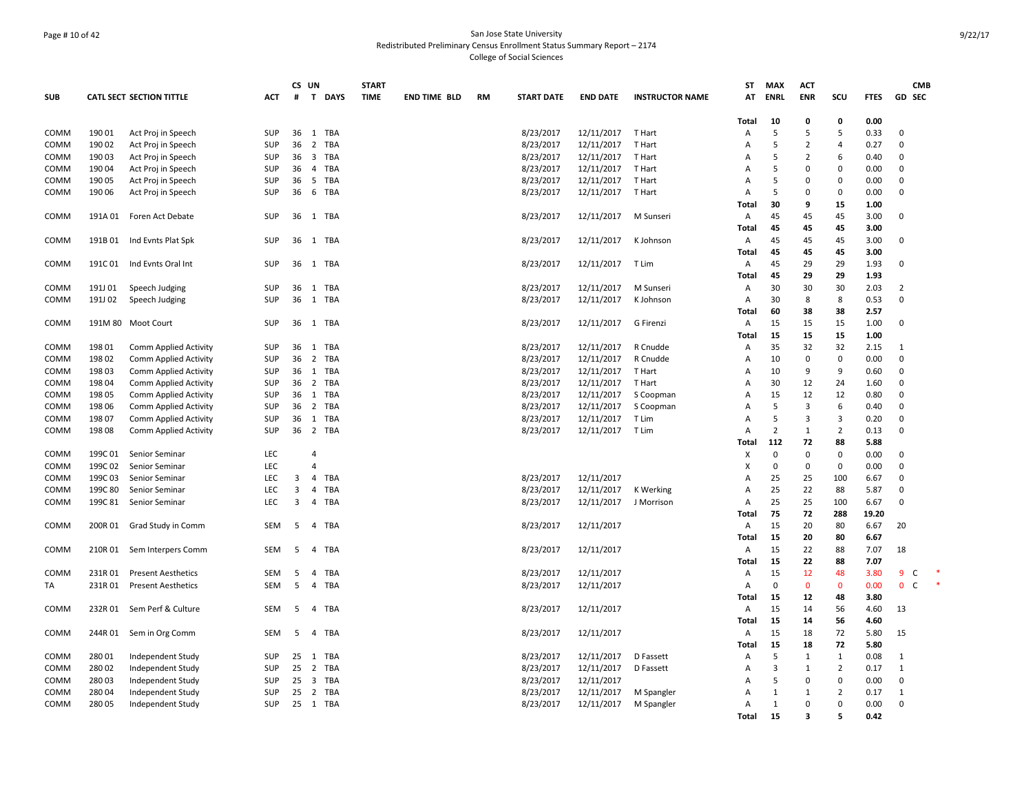San Jose State University
Redistributed Preliminary Census Enrollment Status Summary Report – 2174
College of Social Sciences

| SUB | CATL SECT | SECTION TITTLE | ACT | CS # | UN T | DAYS | START TIME | END TIME | BLD | RM | START DATE | END DATE | INSTRUCTOR NAME | ST AT | MAX ENRL | ACT ENR | SCU | FTES | GD | CMB SEC |
|---|---|---|---|---|---|---|---|---|---|---|---|---|---|---|---|---|---|---|---|---|
| | | | | | | | | | | | | | | **Total** | **10** | **0** | **0** | **0.00** | | |
| COMM | 190 01 | Act Proj in Speech | SUP | 36 | 1 | TBA | | | | | 8/23/2017 | 12/11/2017 | T Hart | A | 5 | 5 | 5 | 0.33 | 0 | |
| COMM | 190 02 | Act Proj in Speech | SUP | 36 | 2 | TBA | | | | | 8/23/2017 | 12/11/2017 | T Hart | A | 5 | 2 | 4 | 0.27 | 0 | |
| COMM | 190 03 | Act Proj in Speech | SUP | 36 | 3 | TBA | | | | | 8/23/2017 | 12/11/2017 | T Hart | A | 5 | 2 | 6 | 0.40 | 0 | |
| COMM | 190 04 | Act Proj in Speech | SUP | 36 | 4 | TBA | | | | | 8/23/2017 | 12/11/2017 | T Hart | A | 5 | 0 | 0 | 0.00 | 0 | |
| COMM | 190 05 | Act Proj in Speech | SUP | 36 | 5 | TBA | | | | | 8/23/2017 | 12/11/2017 | T Hart | A | 5 | 0 | 0 | 0.00 | 0 | |
| COMM | 190 06 | Act Proj in Speech | SUP | 36 | 6 | TBA | | | | | 8/23/2017 | 12/11/2017 | T Hart | A | 5 | 0 | 0 | 0.00 | 0 | |
| | | | | | | | | | | | | | | **Total** | **30** | **9** | **15** | **1.00** | | |
| COMM | 191A 01 | Foren Act Debate | SUP | 36 | 1 | TBA | | | | | 8/23/2017 | 12/11/2017 | M Sunseri | A | 45 | 45 | 45 | 3.00 | 0 | |
| | | | | | | | | | | | | | | **Total** | **45** | **45** | **45** | **3.00** | | |
| COMM | 191B 01 | Ind Evnts Plat Spk | SUP | 36 | 1 | TBA | | | | | 8/23/2017 | 12/11/2017 | K Johnson | A | 45 | 45 | 45 | 3.00 | 0 | |
| | | | | | | | | | | | | | | **Total** | **45** | **45** | **45** | **3.00** | | |
| COMM | 191C 01 | Ind Evnts Oral Int | SUP | 36 | 1 | TBA | | | | | 8/23/2017 | 12/11/2017 | T Lim | A | 45 | 29 | 29 | 1.93 | 0 | |
| | | | | | | | | | | | | | | **Total** | **45** | **29** | **29** | **1.93** | | |
| COMM | 191J 01 | Speech Judging | SUP | 36 | 1 | TBA | | | | | 8/23/2017 | 12/11/2017 | M Sunseri | A | 30 | 30 | 30 | 2.03 | 2 | |
| COMM | 191J 02 | Speech Judging | SUP | 36 | 1 | TBA | | | | | 8/23/2017 | 12/11/2017 | K Johnson | A | 30 | 8 | 8 | 0.53 | 0 | |
| | | | | | | | | | | | | | | **Total** | **60** | **38** | **38** | **2.57** | | |
| COMM | 191M 80 | Moot Court | SUP | 36 | 1 | TBA | | | | | 8/23/2017 | 12/11/2017 | G Firenzi | A | 15 | 15 | 15 | 1.00 | 0 | |
| | | | | | | | | | | | | | | **Total** | **15** | **15** | **15** | **1.00** | | |
| COMM | 198 01 | Comm Applied Activity | SUP | 36 | 1 | TBA | | | | | 8/23/2017 | 12/11/2017 | R Cnudde | A | 35 | 32 | 32 | 2.15 | 1 | |
| COMM | 198 02 | Comm Applied Activity | SUP | 36 | 2 | TBA | | | | | 8/23/2017 | 12/11/2017 | R Cnudde | A | 10 | 0 | 0 | 0.00 | 0 | |
| COMM | 198 03 | Comm Applied Activity | SUP | 36 | 1 | TBA | | | | | 8/23/2017 | 12/11/2017 | T Hart | A | 10 | 9 | 9 | 0.60 | 0 | |
| COMM | 198 04 | Comm Applied Activity | SUP | 36 | 2 | TBA | | | | | 8/23/2017 | 12/11/2017 | T Hart | A | 30 | 12 | 24 | 1.60 | 0 | |
| COMM | 198 05 | Comm Applied Activity | SUP | 36 | 1 | TBA | | | | | 8/23/2017 | 12/11/2017 | S Coopman | A | 15 | 12 | 12 | 0.80 | 0 | |
| COMM | 198 06 | Comm Applied Activity | SUP | 36 | 2 | TBA | | | | | 8/23/2017 | 12/11/2017 | S Coopman | A | 5 | 3 | 6 | 0.40 | 0 | |
| COMM | 198 07 | Comm Applied Activity | SUP | 36 | 1 | TBA | | | | | 8/23/2017 | 12/11/2017 | T Lim | A | 5 | 3 | 3 | 0.20 | 0 | |
| COMM | 198 08 | Comm Applied Activity | SUP | 36 | 2 | TBA | | | | | 8/23/2017 | 12/11/2017 | T Lim | A | 2 | 1 | 2 | 0.13 | 0 | |
| | | | | | | | | | | | | | | **Total** | **112** | **72** | **88** | **5.88** | | |
| COMM | 199C 01 | Senior Seminar | LEC | | 4 | | | | | | | | | X | 0 | 0 | 0 | 0.00 | 0 | |
| COMM | 199C 02 | Senior Seminar | LEC | | 4 | | | | | | | | | X | 0 | 0 | 0 | 0.00 | 0 | |
| COMM | 199C 03 | Senior Seminar | LEC | 3 | 4 | TBA | | | | | 8/23/2017 | 12/11/2017 | | A | 25 | 25 | 100 | 6.67 | 0 | |
| COMM | 199C 80 | Senior Seminar | LEC | 3 | 4 | TBA | | | | | 8/23/2017 | 12/11/2017 | K Werking | A | 25 | 22 | 88 | 5.87 | 0 | |
| COMM | 199C 81 | Senior Seminar | LEC | 3 | 4 | TBA | | | | | 8/23/2017 | 12/11/2017 | J Morrison | A | 25 | 25 | 100 | 6.67 | 0 | |
| | | | | | | | | | | | | | | **Total** | **75** | **72** | **288** | **19.20** | | |
| COMM | 200R 01 | Grad Study in Comm | SEM | 5 | 4 | TBA | | | | | 8/23/2017 | 12/11/2017 | | A | 15 | 20 | 80 | 6.67 | 20 | |
| | | | | | | | | | | | | | | **Total** | **15** | **20** | **80** | **6.67** | | |
| COMM | 210R 01 | Sem Interpers Comm | SEM | 5 | 4 | TBA | | | | | 8/23/2017 | 12/11/2017 | | A | 15 | 22 | 88 | 7.07 | 18 | |
| | | | | | | | | | | | | | | **Total** | **15** | **22** | **88** | **7.07** | | |
| COMM | 231R 01 | Present Aesthetics | SEM | 5 | 4 | TBA | | | | | 8/23/2017 | 12/11/2017 | | A | 15 | 12 | 48 | 3.80 | 9 | C * |
| TA | 231R 01 | Present Aesthetics | SEM | 5 | 4 | TBA | | | | | 8/23/2017 | 12/11/2017 | | A | 0 | 0 | 0 | 0.00 | 0 | C * |
| | | | | | | | | | | | | | | **Total** | **15** | **12** | **48** | **3.80** | | |
| COMM | 232R 01 | Sem Perf & Culture | SEM | 5 | 4 | TBA | | | | | 8/23/2017 | 12/11/2017 | | A | 15 | 14 | 56 | 4.60 | 13 | |
| | | | | | | | | | | | | | | **Total** | **15** | **14** | **56** | **4.60** | | |
| COMM | 244R 01 | Sem in Org Comm | SEM | 5 | 4 | TBA | | | | | 8/23/2017 | 12/11/2017 | | A | 15 | 18 | 72 | 5.80 | 15 | |
| | | | | | | | | | | | | | | **Total** | **15** | **18** | **72** | **5.80** | | |
| COMM | 280 01 | Independent Study | SUP | 25 | 1 | TBA | | | | | 8/23/2017 | 12/11/2017 | D Fassett | A | 5 | 1 | 1 | 0.08 | 1 | |
| COMM | 280 02 | Independent Study | SUP | 25 | 2 | TBA | | | | | 8/23/2017 | 12/11/2017 | D Fassett | A | 3 | 1 | 2 | 0.17 | 1 | |
| COMM | 280 03 | Independent Study | SUP | 25 | 3 | TBA | | | | | 8/23/2017 | 12/11/2017 | | A | 5 | 0 | 0 | 0.00 | 0 | |
| COMM | 280 04 | Independent Study | SUP | 25 | 2 | TBA | | | | | 8/23/2017 | 12/11/2017 | M Spangler | A | 1 | 1 | 2 | 0.17 | 1 | |
| COMM | 280 05 | Independent Study | SUP | 25 | 1 | TBA | | | | | 8/23/2017 | 12/11/2017 | M Spangler | A | 1 | 0 | 0 | 0.00 | 0 | |
| | | | | | | | | | | | | | | **Total** | **15** | **3** | **5** | **0.42** | | |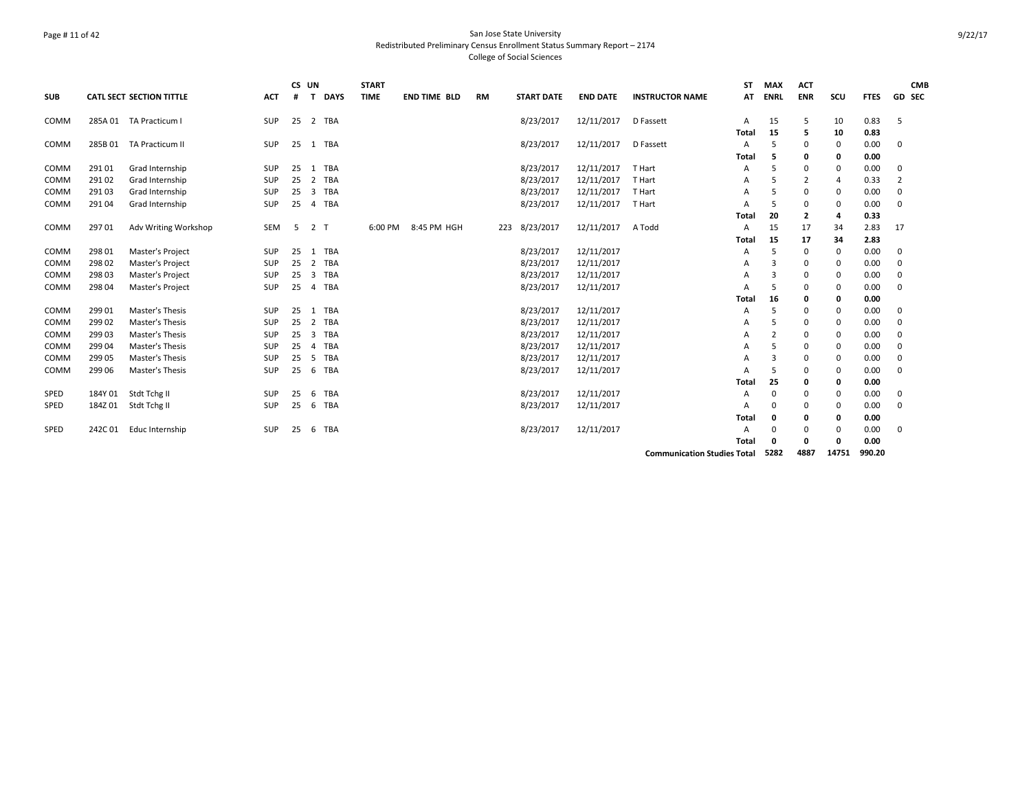San Jose State University
Redistributed Preliminary Census Enrollment Status Summary Report – 2174
College of Social Sciences

| SUB | CATL SECT | SECTION TITTLE | ACT | CS # | UN T | DAYS | START TIME | END TIME | BLD | RM | START DATE | END DATE | INSTRUCTOR NAME | ST AT | MAX ENRL | ACT ENR | SCU | FTES | GD | CMB SEC |
|---|---|---|---|---|---|---|---|---|---|---|---|---|---|---|---|---|---|---|---|---|
| COMM | 285A 01 | TA Practicum I | SUP | 25 | 2 | TBA | | | | | 8/23/2017 | 12/11/2017 | D Fassett | A | 15 | 5 | 10 | 0.83 | 5 | |
| | | | | | | | | | | | | | | **Total** | **15** | **5** | **10** | **0.83** | | |
| COMM | 285B 01 | TA Practicum II | SUP | 25 | 1 | TBA | | | | | 8/23/2017 | 12/11/2017 | D Fassett | A | 5 | 0 | 0 | 0.00 | 0 | |
| | | | | | | | | | | | | | | **Total** | **5** | **0** | **0** | **0.00** | | |
| COMM | 291 01 | Grad Internship | SUP | 25 | 1 | TBA | | | | | 8/23/2017 | 12/11/2017 | T Hart | A | 5 | 0 | 0 | 0.00 | 0 | |
| COMM | 291 02 | Grad Internship | SUP | 25 | 2 | TBA | | | | | 8/23/2017 | 12/11/2017 | T Hart | A | 5 | 2 | 4 | 0.33 | 2 | |
| COMM | 291 03 | Grad Internship | SUP | 25 | 3 | TBA | | | | | 8/23/2017 | 12/11/2017 | T Hart | A | 5 | 0 | 0 | 0.00 | 0 | |
| COMM | 291 04 | Grad Internship | SUP | 25 | 4 | TBA | | | | | 8/23/2017 | 12/11/2017 | T Hart | A | 5 | 0 | 0 | 0.00 | 0 | |
| | | | | | | | | | | | | | | **Total** | **20** | **2** | **4** | **0.33** | | |
| COMM | 297 01 | Adv Writing Workshop | SEM | 5 | 2 | T | 6:00 PM | 8:45 PM | HGH | 223 | 8/23/2017 | 12/11/2017 | A Todd | A | 15 | 17 | 34 | 2.83 | 17 | |
| | | | | | | | | | | | | | | **Total** | **15** | **17** | **34** | **2.83** | | |
| COMM | 298 01 | Master's Project | SUP | 25 | 1 | TBA | | | | | 8/23/2017 | 12/11/2017 | | A | 5 | 0 | 0 | 0.00 | 0 | |
| COMM | 298 02 | Master's Project | SUP | 25 | 2 | TBA | | | | | 8/23/2017 | 12/11/2017 | | A | 3 | 0 | 0 | 0.00 | 0 | |
| COMM | 298 03 | Master's Project | SUP | 25 | 3 | TBA | | | | | 8/23/2017 | 12/11/2017 | | A | 3 | 0 | 0 | 0.00 | 0 | |
| COMM | 298 04 | Master's Project | SUP | 25 | 4 | TBA | | | | | 8/23/2017 | 12/11/2017 | | A | 5 | 0 | 0 | 0.00 | 0 | |
| | | | | | | | | | | | | | | **Total** | **16** | **0** | **0** | **0.00** | | |
| COMM | 299 01 | Master's Thesis | SUP | 25 | 1 | TBA | | | | | 8/23/2017 | 12/11/2017 | | A | 5 | 0 | 0 | 0.00 | 0 | |
| COMM | 299 02 | Master's Thesis | SUP | 25 | 2 | TBA | | | | | 8/23/2017 | 12/11/2017 | | A | 5 | 0 | 0 | 0.00 | 0 | |
| COMM | 299 03 | Master's Thesis | SUP | 25 | 3 | TBA | | | | | 8/23/2017 | 12/11/2017 | | A | 2 | 0 | 0 | 0.00 | 0 | |
| COMM | 299 04 | Master's Thesis | SUP | 25 | 4 | TBA | | | | | 8/23/2017 | 12/11/2017 | | A | 5 | 0 | 0 | 0.00 | 0 | |
| COMM | 299 05 | Master's Thesis | SUP | 25 | 5 | TBA | | | | | 8/23/2017 | 12/11/2017 | | A | 3 | 0 | 0 | 0.00 | 0 | |
| COMM | 299 06 | Master's Thesis | SUP | 25 | 6 | TBA | | | | | 8/23/2017 | 12/11/2017 | | A | 5 | 0 | 0 | 0.00 | 0 | |
| | | | | | | | | | | | | | | **Total** | **25** | **0** | **0** | **0.00** | | |
| SPED | 184Y 01 | Stdt Tchg II | SUP | 25 | 6 | TBA | | | | | 8/23/2017 | 12/11/2017 | | A | 0 | 0 | 0 | 0.00 | 0 | |
| SPED | 184Z 01 | Stdt Tchg II | SUP | 25 | 6 | TBA | | | | | 8/23/2017 | 12/11/2017 | | A | 0 | 0 | 0 | 0.00 | 0 | |
| | | | | | | | | | | | | | | **Total** | **0** | **0** | **0** | **0.00** | | |
| SPED | 242C 01 | Educ Internship | SUP | 25 | 6 | TBA | | | | | 8/23/2017 | 12/11/2017 | | A | 0 | 0 | 0 | 0.00 | 0 | |
| | | | | | | | | | | | | | | **Total** | **0** | **0** | **0** | **0.00** | | |
| | | | | | | | | | | | | | **Communication Studies Total** | | **5282** | **4887** | **14751** | **990.20** | | |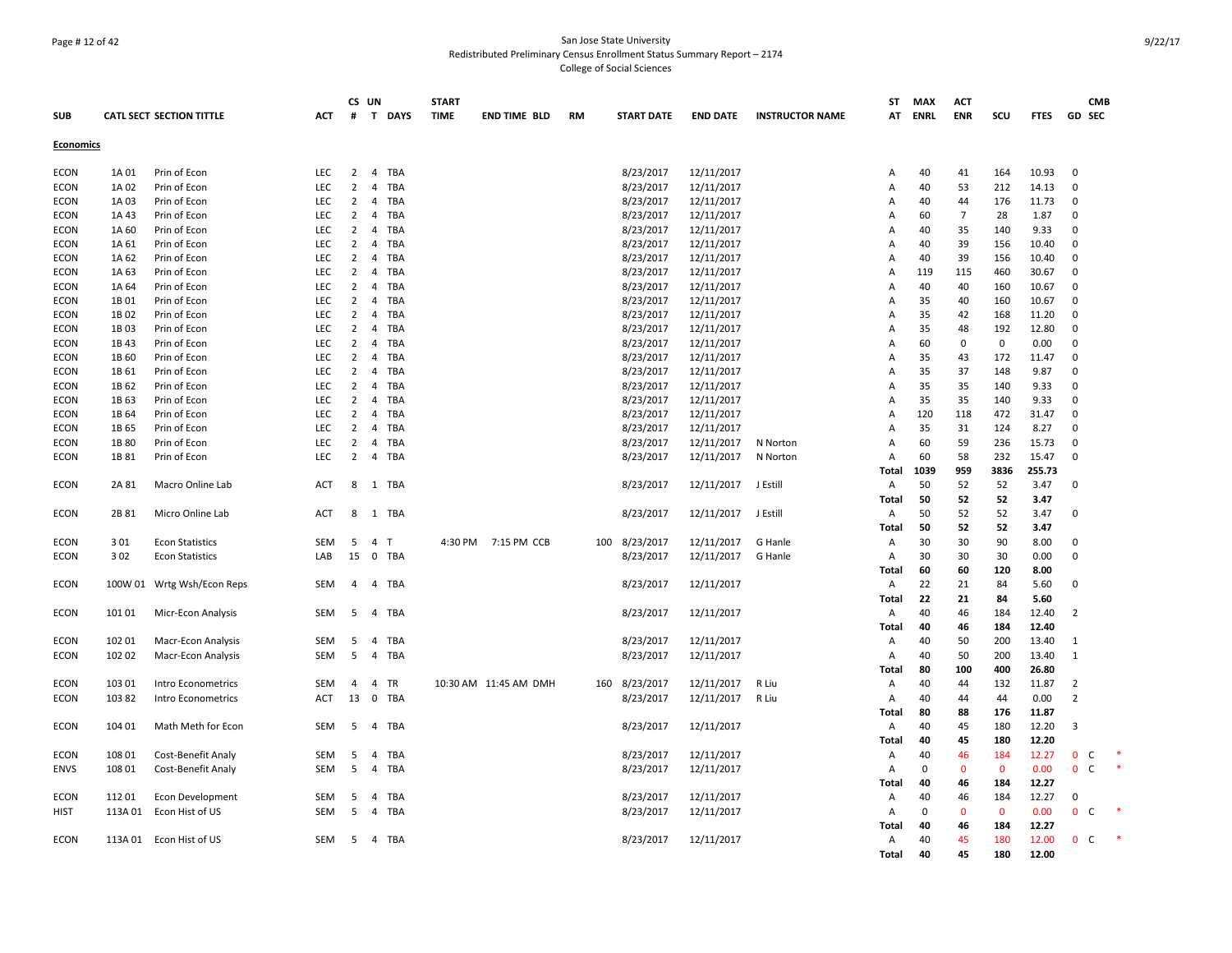San Jose State University
Redistributed Preliminary Census Enrollment Status Summary Report – 2174
College of Social Sciences

| SUB | CATL SECT | SECTION TITTLE | ACT | CS # | UN T | DAYS | START TIME | END TIME | BLD | RM | START DATE | END DATE | INSTRUCTOR NAME | ST AT | MAX ENRL | ACT ENR | SCU | FTES | GD | CMB SEC | |
|---|---|---|---|---|---|---|---|---|---|---|---|---|---|---|---|---|---|---|---|---|---|
| **Economics** | | | | | | | | | | | | | | | | | | | | | |
| ECON | 1A 01 | Prin of Econ | LEC | 2 | 4 | TBA | | | | | 8/23/2017 | 12/11/2017 | | A | 40 | 41 | 164 | 10.93 | 0 | | |
| ECON | 1A 02 | Prin of Econ | LEC | 2 | 4 | TBA | | | | | 8/23/2017 | 12/11/2017 | | A | 40 | 53 | 212 | 14.13 | 0 | | |
| ECON | 1A 03 | Prin of Econ | LEC | 2 | 4 | TBA | | | | | 8/23/2017 | 12/11/2017 | | A | 40 | 44 | 176 | 11.73 | 0 | | |
| ECON | 1A 43 | Prin of Econ | LEC | 2 | 4 | TBA | | | | | 8/23/2017 | 12/11/2017 | | A | 60 | 7 | 28 | 1.87 | 0 | | |
| ECON | 1A 60 | Prin of Econ | LEC | 2 | 4 | TBA | | | | | 8/23/2017 | 12/11/2017 | | A | 40 | 35 | 140 | 9.33 | 0 | | |
| ECON | 1A 61 | Prin of Econ | LEC | 2 | 4 | TBA | | | | | 8/23/2017 | 12/11/2017 | | A | 40 | 39 | 156 | 10.40 | 0 | | |
| ECON | 1A 62 | Prin of Econ | LEC | 2 | 4 | TBA | | | | | 8/23/2017 | 12/11/2017 | | A | 40 | 39 | 156 | 10.40 | 0 | | |
| ECON | 1A 63 | Prin of Econ | LEC | 2 | 4 | TBA | | | | | 8/23/2017 | 12/11/2017 | | A | 119 | 115 | 460 | 30.67 | 0 | | |
| ECON | 1A 64 | Prin of Econ | LEC | 2 | 4 | TBA | | | | | 8/23/2017 | 12/11/2017 | | A | 40 | 40 | 160 | 10.67 | 0 | | |
| ECON | 1B 01 | Prin of Econ | LEC | 2 | 4 | TBA | | | | | 8/23/2017 | 12/11/2017 | | A | 35 | 40 | 160 | 10.67 | 0 | | |
| ECON | 1B 02 | Prin of Econ | LEC | 2 | 4 | TBA | | | | | 8/23/2017 | 12/11/2017 | | A | 35 | 42 | 168 | 11.20 | 0 | | |
| ECON | 1B 03 | Prin of Econ | LEC | 2 | 4 | TBA | | | | | 8/23/2017 | 12/11/2017 | | A | 35 | 48 | 192 | 12.80 | 0 | | |
| ECON | 1B 43 | Prin of Econ | LEC | 2 | 4 | TBA | | | | | 8/23/2017 | 12/11/2017 | | A | 60 | 0 | 0 | 0.00 | 0 | | |
| ECON | 1B 60 | Prin of Econ | LEC | 2 | 4 | TBA | | | | | 8/23/2017 | 12/11/2017 | | A | 35 | 43 | 172 | 11.47 | 0 | | |
| ECON | 1B 61 | Prin of Econ | LEC | 2 | 4 | TBA | | | | | 8/23/2017 | 12/11/2017 | | A | 35 | 37 | 148 | 9.87 | 0 | | |
| ECON | 1B 62 | Prin of Econ | LEC | 2 | 4 | TBA | | | | | 8/23/2017 | 12/11/2017 | | A | 35 | 35 | 140 | 9.33 | 0 | | |
| ECON | 1B 63 | Prin of Econ | LEC | 2 | 4 | TBA | | | | | 8/23/2017 | 12/11/2017 | | A | 35 | 35 | 140 | 9.33 | 0 | | |
| ECON | 1B 64 | Prin of Econ | LEC | 2 | 4 | TBA | | | | | 8/23/2017 | 12/11/2017 | | A | 120 | 118 | 472 | 31.47 | 0 | | |
| ECON | 1B 65 | Prin of Econ | LEC | 2 | 4 | TBA | | | | | 8/23/2017 | 12/11/2017 | | A | 35 | 31 | 124 | 8.27 | 0 | | |
| ECON | 1B 80 | Prin of Econ | LEC | 2 | 4 | TBA | | | | | 8/23/2017 | 12/11/2017 | N Norton | A | 60 | 59 | 236 | 15.73 | 0 | | |
| ECON | 1B 81 | Prin of Econ | LEC | 2 | 4 | TBA | | | | | 8/23/2017 | 12/11/2017 | N Norton | A | 60 | 58 | 232 | 15.47 | 0 | | |
| | | | | | | | | | | | | | | **Total** | **1039** | **959** | **3836** | **255.73** | | | |
| ECON | 2A 81 | Macro Online Lab | ACT | 8 | 1 | TBA | | | | | 8/23/2017 | 12/11/2017 | J Estill | A | 50 | 52 | 52 | 3.47 | 0 | | |
| | | | | | | | | | | | | | | **Total** | **50** | **52** | **52** | **3.47** | | | |
| ECON | 2B 81 | Micro Online Lab | ACT | 8 | 1 | TBA | | | | | 8/23/2017 | 12/11/2017 | J Estill | A | 50 | 52 | 52 | 3.47 | 0 | | |
| | | | | | | | | | | | | | | **Total** | **50** | **52** | **52** | **3.47** | | | |
| ECON | 3 01 | Econ Statistics | SEM | 5 | 4 | T | 4:30 PM | 7:15 PM | CCB | 100 | 8/23/2017 | 12/11/2017 | G Hanle | A | 30 | 30 | 90 | 8.00 | 0 | | |
| ECON | 3 02 | Econ Statistics | LAB | 15 | 0 | TBA | | | | | 8/23/2017 | 12/11/2017 | G Hanle | A | 30 | 30 | 30 | 0.00 | 0 | | |
| | | | | | | | | | | | | | | **Total** | **60** | **60** | **120** | **8.00** | | | |
| ECON | 100W 01 | Wrtg Wsh/Econ Reps | SEM | 4 | 4 | TBA | | | | | 8/23/2017 | 12/11/2017 | | A | 22 | 21 | 84 | 5.60 | 0 | | |
| | | | | | | | | | | | | | | **Total** | **22** | **21** | **84** | **5.60** | | | |
| ECON | 101 01 | Micr-Econ Analysis | SEM | 5 | 4 | TBA | | | | | 8/23/2017 | 12/11/2017 | | A | 40 | 46 | 184 | 12.40 | 2 | | |
| | | | | | | | | | | | | | | **Total** | **40** | **46** | **184** | **12.40** | | | |
| ECON | 102 01 | Macr-Econ Analysis | SEM | 5 | 4 | TBA | | | | | 8/23/2017 | 12/11/2017 | | A | 40 | 50 | 200 | 13.40 | 1 | | |
| ECON | 102 02 | Macr-Econ Analysis | SEM | 5 | 4 | TBA | | | | | 8/23/2017 | 12/11/2017 | | A | 40 | 50 | 200 | 13.40 | 1 | | |
| | | | | | | | | | | | | | | **Total** | **80** | **100** | **400** | **26.80** | | | |
| ECON | 103 01 | Intro Econometrics | SEM | 4 | 4 | TR | 10:30 AM | 11:45 AM | DMH | 160 | 8/23/2017 | 12/11/2017 | R Liu | A | 40 | 44 | 132 | 11.87 | 2 | | |
| ECON | 103 82 | Intro Econometrics | ACT | 13 | 0 | TBA | | | | | 8/23/2017 | 12/11/2017 | R Liu | A | 40 | 44 | 44 | 0.00 | 2 | | |
| | | | | | | | | | | | | | | **Total** | **80** | **88** | **176** | **11.87** | | | |
| ECON | 104 01 | Math Meth for Econ | SEM | 5 | 4 | TBA | | | | | 8/23/2017 | 12/11/2017 | | A | 40 | 45 | 180 | 12.20 | 3 | | |
| | | | | | | | | | | | | | | **Total** | **40** | **45** | **180** | **12.20** | | | |
| ECON | 108 01 | Cost-Benefit Analy | SEM | 5 | 4 | TBA | | | | | 8/23/2017 | 12/11/2017 | | A | 40 | 46 | 184 | 12.27 | 0 | C | * |
| ENVS | 108 01 | Cost-Benefit Analy | SEM | 5 | 4 | TBA | | | | | 8/23/2017 | 12/11/2017 | | A | 0 | 0 | 0 | 0.00 | 0 | C | * |
| | | | | | | | | | | | | | | **Total** | **40** | **46** | **184** | **12.27** | | | |
| ECON | 112 01 | Econ Development | SEM | 5 | 4 | TBA | | | | | 8/23/2017 | 12/11/2017 | | A | 40 | 46 | 184 | 12.27 | 0 | | |
| HIST | 113A 01 | Econ Hist of US | SEM | 5 | 4 | TBA | | | | | 8/23/2017 | 12/11/2017 | | A | 0 | 0 | 0 | 0.00 | 0 | C | * |
| | | | | | | | | | | | | | | **Total** | **40** | **46** | **184** | **12.27** | | | |
| ECON | 113A 01 | Econ Hist of US | SEM | 5 | 4 | TBA | | | | | 8/23/2017 | 12/11/2017 | | A | 40 | 45 | 180 | 12.00 | 0 | C | * |
| | | | | | | | | | | | | | | **Total** | **40** | **45** | **180** | **12.00** | | | |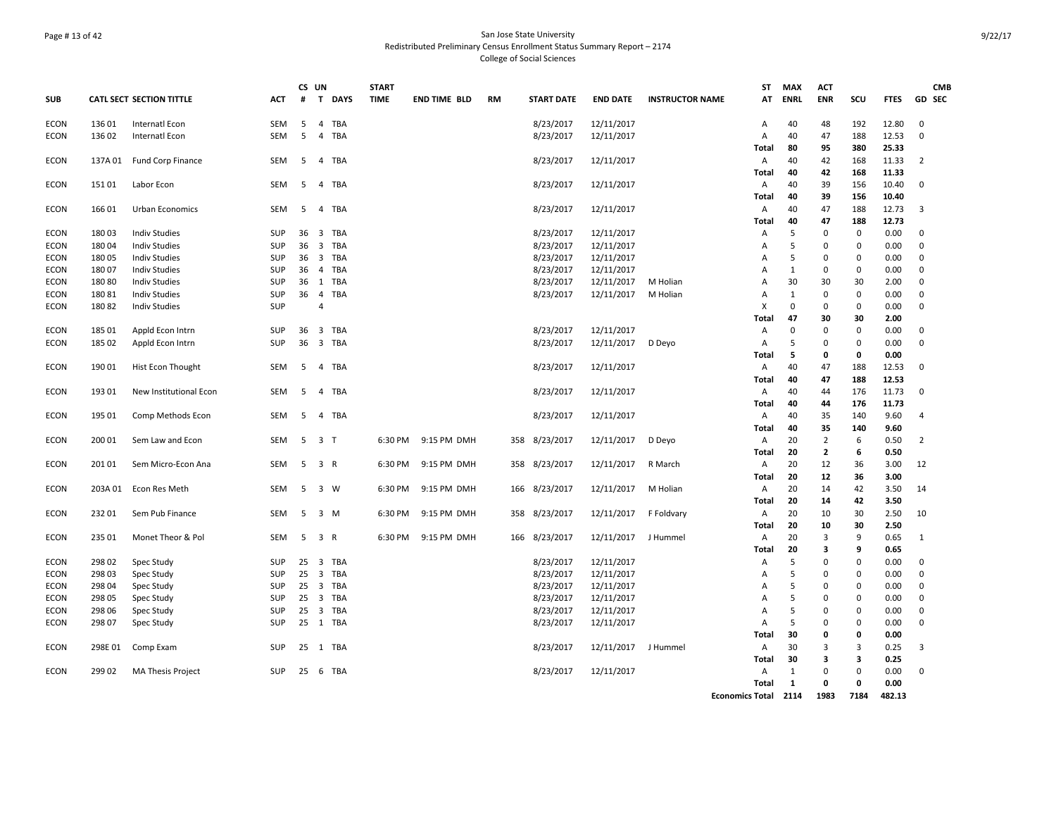San Jose State University
Redistributed Preliminary Census Enrollment Status Summary Report – 2174
College of Social Sciences

| SUB | CATL SECT | SECTION TITTLE | ACT | CS # | UN T | DAYS | START TIME | END TIME | BLD | RM | START DATE | END DATE | INSTRUCTOR NAME | ST AT | MAX ENRL | ACT ENR | SCU | FTES | GD | CMB SEC |
|---|---|---|---|---|---|---|---|---|---|---|---|---|---|---|---|---|---|---|---|---|
| ECON | 136 01 | Internatl Econ | SEM | 5 | 4 | TBA | | | | | 8/23/2017 | 12/11/2017 | | A | 40 | 48 | 192 | 12.80 | 0 | |
| ECON | 136 02 | Internatl Econ | SEM | 5 | 4 | TBA | | | | | 8/23/2017 | 12/11/2017 | | A | 40 | 47 | 188 | 12.53 | 0 | |
| | | | | | | | | | | | | | | **Total** | **80** | **95** | **380** | **25.33** | | |
| ECON | 137A 01 | Fund Corp Finance | SEM | 5 | 4 | TBA | | | | | 8/23/2017 | 12/11/2017 | | A | 40 | 42 | 168 | 11.33 | 2 | |
| | | | | | | | | | | | | | | **Total** | **40** | **42** | **168** | **11.33** | | |
| ECON | 151 01 | Labor Econ | SEM | 5 | 4 | TBA | | | | | 8/23/2017 | 12/11/2017 | | A | 40 | 39 | 156 | 10.40 | 0 | |
| | | | | | | | | | | | | | | **Total** | **40** | **39** | **156** | **10.40** | | |
| ECON | 166 01 | Urban Economics | SEM | 5 | 4 | TBA | | | | | 8/23/2017 | 12/11/2017 | | A | 40 | 47 | 188 | 12.73 | 3 | |
| | | | | | | | | | | | | | | **Total** | **40** | **47** | **188** | **12.73** | | |
| ECON | 180 03 | Indiv Studies | SUP | 36 | 3 | TBA | | | | | 8/23/2017 | 12/11/2017 | | A | 5 | 0 | 0 | 0.00 | 0 | |
| ECON | 180 04 | Indiv Studies | SUP | 36 | 3 | TBA | | | | | 8/23/2017 | 12/11/2017 | | A | 5 | 0 | 0 | 0.00 | 0 | |
| ECON | 180 05 | Indiv Studies | SUP | 36 | 3 | TBA | | | | | 8/23/2017 | 12/11/2017 | | A | 5 | 0 | 0 | 0.00 | 0 | |
| ECON | 180 07 | Indiv Studies | SUP | 36 | 4 | TBA | | | | | 8/23/2017 | 12/11/2017 | | A | 1 | 0 | 0 | 0.00 | 0 | |
| ECON | 180 80 | Indiv Studies | SUP | 36 | 1 | TBA | | | | | 8/23/2017 | 12/11/2017 | M Holian | A | 30 | 30 | 30 | 2.00 | 0 | |
| ECON | 180 81 | Indiv Studies | SUP | 36 | 4 | TBA | | | | | 8/23/2017 | 12/11/2017 | M Holian | A | 1 | 0 | 0 | 0.00 | 0 | |
| ECON | 180 82 | Indiv Studies | SUP | | 4 | | | | | | | | | X | 0 | 0 | 0 | 0.00 | 0 | |
| | | | | | | | | | | | | | | **Total** | **47** | **30** | **30** | **2.00** | | |
| ECON | 185 01 | Appld Econ Intrn | SUP | 36 | 3 | TBA | | | | | 8/23/2017 | 12/11/2017 | | A | 0 | 0 | 0 | 0.00 | 0 | |
| ECON | 185 02 | Appld Econ Intrn | SUP | 36 | 3 | TBA | | | | | 8/23/2017 | 12/11/2017 | D Deyo | A | 5 | 0 | 0 | 0.00 | 0 | |
| | | | | | | | | | | | | | | **Total** | **5** | **0** | **0** | **0.00** | | |
| ECON | 190 01 | Hist Econ Thought | SEM | 5 | 4 | TBA | | | | | 8/23/2017 | 12/11/2017 | | A | 40 | 47 | 188 | 12.53 | 0 | |
| | | | | | | | | | | | | | | **Total** | **40** | **47** | **188** | **12.53** | | |
| ECON | 193 01 | New Institutional Econ | SEM | 5 | 4 | TBA | | | | | 8/23/2017 | 12/11/2017 | | A | 40 | 44 | 176 | 11.73 | 0 | |
| | | | | | | | | | | | | | | **Total** | **40** | **44** | **176** | **11.73** | | |
| ECON | 195 01 | Comp Methods Econ | SEM | 5 | 4 | TBA | | | | | 8/23/2017 | 12/11/2017 | | A | 40 | 35 | 140 | 9.60 | 4 | |
| | | | | | | | | | | | | | | **Total** | **40** | **35** | **140** | **9.60** | | |
| ECON | 200 01 | Sem Law and Econ | SEM | 5 | 3 | T | 6:30 PM | 9:15 PM | DMH | 358 | 8/23/2017 | 12/11/2017 | D Deyo | A | 20 | 2 | 6 | 0.50 | 2 | |
| | | | | | | | | | | | | | | **Total** | **20** | **2** | **6** | **0.50** | | |
| ECON | 201 01 | Sem Micro-Econ Ana | SEM | 5 | 3 | R | 6:30 PM | 9:15 PM | DMH | 358 | 8/23/2017 | 12/11/2017 | R March | A | 20 | 12 | 36 | 3.00 | 12 | |
| | | | | | | | | | | | | | | **Total** | **20** | **12** | **36** | **3.00** | | |
| ECON | 203A 01 | Econ Res Meth | SEM | 5 | 3 | W | 6:30 PM | 9:15 PM | DMH | 166 | 8/23/2017 | 12/11/2017 | M Holian | A | 20 | 14 | 42 | 3.50 | 14 | |
| | | | | | | | | | | | | | | **Total** | **20** | **14** | **42** | **3.50** | | |
| ECON | 232 01 | Sem Pub Finance | SEM | 5 | 3 | M | 6:30 PM | 9:15 PM | DMH | 358 | 8/23/2017 | 12/11/2017 | F Foldvary | A | 20 | 10 | 30 | 2.50 | 10 | |
| | | | | | | | | | | | | | | **Total** | **20** | **10** | **30** | **2.50** | | |
| ECON | 235 01 | Monet Theor & Pol | SEM | 5 | 3 | R | 6:30 PM | 9:15 PM | DMH | 166 | 8/23/2017 | 12/11/2017 | J Hummel | A | 20 | 3 | 9 | 0.65 | 1 | |
| | | | | | | | | | | | | | | **Total** | **20** | **3** | **9** | **0.65** | | |
| ECON | 298 02 | Spec Study | SUP | 25 | 3 | TBA | | | | | 8/23/2017 | 12/11/2017 | | A | 5 | 0 | 0 | 0.00 | 0 | |
| ECON | 298 03 | Spec Study | SUP | 25 | 3 | TBA | | | | | 8/23/2017 | 12/11/2017 | | A | 5 | 0 | 0 | 0.00 | 0 | |
| ECON | 298 04 | Spec Study | SUP | 25 | 3 | TBA | | | | | 8/23/2017 | 12/11/2017 | | A | 5 | 0 | 0 | 0.00 | 0 | |
| ECON | 298 05 | Spec Study | SUP | 25 | 3 | TBA | | | | | 8/23/2017 | 12/11/2017 | | A | 5 | 0 | 0 | 0.00 | 0 | |
| ECON | 298 06 | Spec Study | SUP | 25 | 3 | TBA | | | | | 8/23/2017 | 12/11/2017 | | A | 5 | 0 | 0 | 0.00 | 0 | |
| ECON | 298 07 | Spec Study | SUP | 25 | 1 | TBA | | | | | 8/23/2017 | 12/11/2017 | | A | 5 | 0 | 0 | 0.00 | 0 | |
| | | | | | | | | | | | | | | **Total** | **30** | **0** | **0** | **0.00** | | |
| ECON | 298E 01 | Comp Exam | SUP | 25 | 1 | TBA | | | | | 8/23/2017 | 12/11/2017 | J Hummel | A | 30 | 3 | 3 | 0.25 | 3 | |
| | | | | | | | | | | | | | | **Total** | **30** | **3** | **3** | **0.25** | | |
| ECON | 299 02 | MA Thesis Project | SUP | 25 | 6 | TBA | | | | | 8/23/2017 | 12/11/2017 | | A | 1 | 0 | 0 | 0.00 | 0 | |
| | | | | | | | | | | | | | | **Total** | **1** | **0** | **0** | **0.00** | | |
| | | | | | | | | | | | | | | **Economics Total** | **2114** | **1983** | **7184** | **482.13** | | |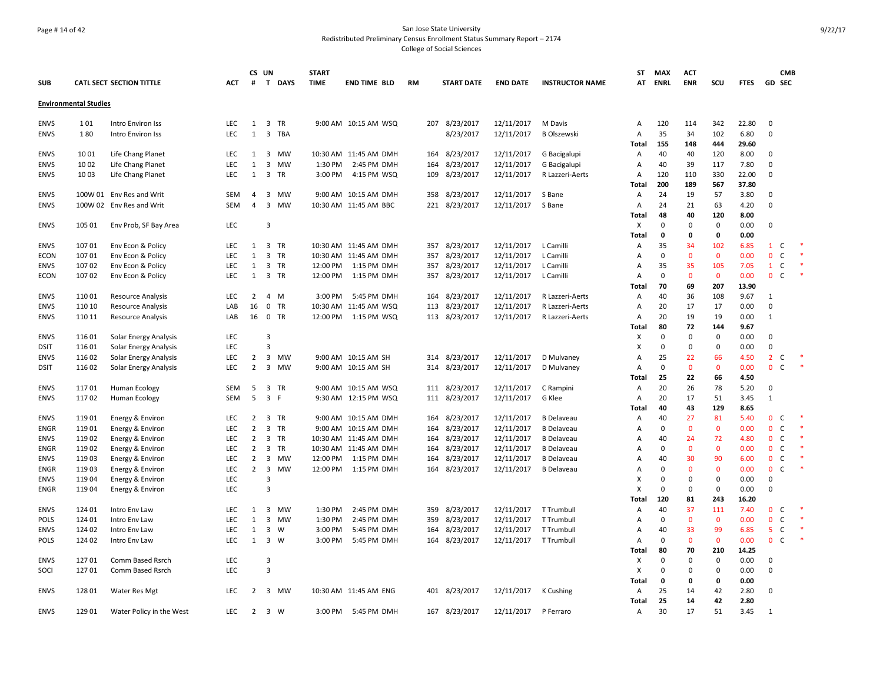San Jose State University
Redistributed Preliminary Census Enrollment Status Summary Report – 2174
College of Social Sciences

| SUB | CATL SECT | SECTION TITTLE | ACT | CS # | UN T | DAYS | START TIME | END TIME | BLD | RM | START DATE | END DATE | INSTRUCTOR NAME | ST AT | MAX ENRL | ACT ENR | SCU | FTES | GD | CMB SEC |
|---|---|---|---|---|---|---|---|---|---|---|---|---|---|---|---|---|---|---|---|---|
| **Environmental Studies** | | | | | | | | | | | | | | | | | | | | |
| ENVS | 1 01 | Intro Environ Iss | LEC | 1 | 3 | TR | 9:00 AM | 10:15 AM | WSQ | 207 | 8/23/2017 | 12/11/2017 | M Davis | A | 120 | 114 | 342 | 22.80 | 0 | |
| ENVS | 1 80 | Intro Environ Iss | LEC | 1 | 3 | TBA | | | | | 8/23/2017 | 12/11/2017 | B Olszewski | A | 35 | 34 | 102 | 6.80 | 0 | |
| | | | | | | | | | | | | | | **Total** | **155** | **148** | **444** | **29.60** | | |
| ENVS | 10 01 | Life Chang Planet | LEC | 1 | 3 | MW | 10:30 AM | 11:45 AM | DMH | 164 | 8/23/2017 | 12/11/2017 | G Bacigalupi | A | 40 | 40 | 120 | 8.00 | 0 | |
| ENVS | 10 02 | Life Chang Planet | LEC | 1 | 3 | MW | 1:30 PM | 2:45 PM | DMH | 164 | 8/23/2017 | 12/11/2017 | G Bacigalupi | A | 40 | 39 | 117 | 7.80 | 0 | |
| ENVS | 10 03 | Life Chang Planet | LEC | 1 | 3 | TR | 3:00 PM | 4:15 PM | WSQ | 109 | 8/23/2017 | 12/11/2017 | R Lazzeri-Aerts | A | 120 | 110 | 330 | 22.00 | 0 | |
| | | | | | | | | | | | | | | **Total** | **200** | **189** | **567** | **37.80** | | |
| ENVS | 100W 01 | Env Res and Writ | SEM | 4 | 3 | MW | 9:00 AM | 10:15 AM | DMH | 358 | 8/23/2017 | 12/11/2017 | S Bane | A | 24 | 19 | 57 | 3.80 | 0 | |
| ENVS | 100W 02 | Env Res and Writ | SEM | 4 | 3 | MW | 10:30 AM | 11:45 AM | BBC | 221 | 8/23/2017 | 12/11/2017 | S Bane | A | 24 | 21 | 63 | 4.20 | 0 | |
| | | | | | | | | | | | | | | **Total** | **48** | **40** | **120** | **8.00** | | |
| ENVS | 105 01 | Env Prob, SF Bay Area | LEC | | 3 | | | | | | | | | X | 0 | 0 | 0 | 0.00 | 0 | |
| | | | | | | | | | | | | | | **Total** | **0** | **0** | **0** | **0.00** | | |
| ENVS | 107 01 | Env Econ & Policy | LEC | 1 | 3 | TR | 10:30 AM | 11:45 AM | DMH | 357 | 8/23/2017 | 12/11/2017 | L Camilli | A | 35 | 34 | 102 | 6.85 | 1 | C * |
| ECON | 107 01 | Env Econ & Policy | LEC | 1 | 3 | TR | 10:30 AM | 11:45 AM | DMH | 357 | 8/23/2017 | 12/11/2017 | L Camilli | A | 0 | 0 | 0 | 0.00 | 0 | C * |
| ENVS | 107 02 | Env Econ & Policy | LEC | 1 | 3 | TR | 12:00 PM | 1:15 PM | DMH | 357 | 8/23/2017 | 12/11/2017 | L Camilli | A | 35 | 35 | 105 | 7.05 | 1 | C * |
| ECON | 107 02 | Env Econ & Policy | LEC | 1 | 3 | TR | 12:00 PM | 1:15 PM | DMH | 357 | 8/23/2017 | 12/11/2017 | L Camilli | A | 0 | 0 | 0 | 0.00 | 0 | C * |
| | | | | | | | | | | | | | | **Total** | **70** | **69** | **207** | **13.90** | | |
| ENVS | 110 01 | Resource Analysis | LEC | 2 | 4 | M | 3:00 PM | 5:45 PM | DMH | 164 | 8/23/2017 | 12/11/2017 | R Lazzeri-Aerts | A | 40 | 36 | 108 | 9.67 | 1 | |
| ENVS | 110 10 | Resource Analysis | LAB | 16 | 0 | TR | 10:30 AM | 11:45 AM | WSQ | 113 | 8/23/2017 | 12/11/2017 | R Lazzeri-Aerts | A | 20 | 17 | 17 | 0.00 | 0 | |
| ENVS | 110 11 | Resource Analysis | LAB | 16 | 0 | TR | 12:00 PM | 1:15 PM | WSQ | 113 | 8/23/2017 | 12/11/2017 | R Lazzeri-Aerts | A | 20 | 19 | 19 | 0.00 | 1 | |
| | | | | | | | | | | | | | | **Total** | **80** | **72** | **144** | **9.67** | | |
| ENVS | 116 01 | Solar Energy Analysis | LEC | | 3 | | | | | | | | | X | 0 | 0 | 0 | 0.00 | 0 | |
| DSIT | 116 01 | Solar Energy Analysis | LEC | | 3 | | | | | | | | | X | 0 | 0 | 0 | 0.00 | 0 | |
| ENVS | 116 02 | Solar Energy Analysis | LEC | 2 | 3 | MW | 9:00 AM | 10:15 AM | SH | 314 | 8/23/2017 | 12/11/2017 | D Mulvaney | A | 25 | 22 | 66 | 4.50 | 2 | C * |
| DSIT | 116 02 | Solar Energy Analysis | LEC | 2 | 3 | MW | 9:00 AM | 10:15 AM | SH | 314 | 8/23/2017 | 12/11/2017 | D Mulvaney | A | 0 | 0 | 0 | 0.00 | 0 | C * |
| | | | | | | | | | | | | | | **Total** | **25** | **22** | **66** | **4.50** | | |
| ENVS | 117 01 | Human Ecology | SEM | 5 | 3 | TR | 9:00 AM | 10:15 AM | WSQ | 111 | 8/23/2017 | 12/11/2017 | C Rampini | A | 20 | 26 | 78 | 5.20 | 0 | |
| ENVS | 117 02 | Human Ecology | SEM | 5 | 3 | F | 9:30 AM | 12:15 PM | WSQ | 111 | 8/23/2017 | 12/11/2017 | G Klee | A | 20 | 17 | 51 | 3.45 | 1 | |
| | | | | | | | | | | | | | | **Total** | **40** | **43** | **129** | **8.65** | | |
| ENVS | 119 01 | Energy & Environ | LEC | 2 | 3 | TR | 9:00 AM | 10:15 AM | DMH | 164 | 8/23/2017 | 12/11/2017 | B Delaveau | A | 40 | 27 | 81 | 5.40 | 0 | C * |
| ENGR | 119 01 | Energy & Environ | LEC | 2 | 3 | TR | 9:00 AM | 10:15 AM | DMH | 164 | 8/23/2017 | 12/11/2017 | B Delaveau | A | 0 | 0 | 0 | 0.00 | 0 | C * |
| ENVS | 119 02 | Energy & Environ | LEC | 2 | 3 | TR | 10:30 AM | 11:45 AM | DMH | 164 | 8/23/2017 | 12/11/2017 | B Delaveau | A | 40 | 24 | 72 | 4.80 | 0 | C * |
| ENGR | 119 02 | Energy & Environ | LEC | 2 | 3 | TR | 10:30 AM | 11:45 AM | DMH | 164 | 8/23/2017 | 12/11/2017 | B Delaveau | A | 0 | 0 | 0 | 0.00 | 0 | C * |
| ENVS | 119 03 | Energy & Environ | LEC | 2 | 3 | MW | 12:00 PM | 1:15 PM | DMH | 164 | 8/23/2017 | 12/11/2017 | B Delaveau | A | 40 | 30 | 90 | 6.00 | 0 | C * |
| ENGR | 119 03 | Energy & Environ | LEC | 2 | 3 | MW | 12:00 PM | 1:15 PM | DMH | 164 | 8/23/2017 | 12/11/2017 | B Delaveau | A | 0 | 0 | 0 | 0.00 | 0 | C * |
| ENVS | 119 04 | Energy & Environ | LEC | | 3 | | | | | | | | | X | 0 | 0 | 0 | 0.00 | 0 | |
| ENGR | 119 04 | Energy & Environ | LEC | | 3 | | | | | | | | | X | 0 | 0 | 0 | 0.00 | 0 | |
| | | | | | | | | | | | | | | **Total** | **120** | **81** | **243** | **16.20** | | |
| ENVS | 124 01 | Intro Env Law | LEC | 1 | 3 | MW | 1:30 PM | 2:45 PM | DMH | 359 | 8/23/2017 | 12/11/2017 | T Trumbull | A | 40 | 37 | 111 | 7.40 | 0 | C * |
| POLS | 124 01 | Intro Env Law | LEC | 1 | 3 | MW | 1:30 PM | 2:45 PM | DMH | 359 | 8/23/2017 | 12/11/2017 | T Trumbull | A | 0 | 0 | 0 | 0.00 | 0 | C * |
| ENVS | 124 02 | Intro Env Law | LEC | 1 | 3 | W | 3:00 PM | 5:45 PM | DMH | 164 | 8/23/2017 | 12/11/2017 | T Trumbull | A | 40 | 33 | 99 | 6.85 | 5 | C * |
| POLS | 124 02 | Intro Env Law | LEC | 1 | 3 | W | 3:00 PM | 5:45 PM | DMH | 164 | 8/23/2017 | 12/11/2017 | T Trumbull | A | 0 | 0 | 0 | 0.00 | 0 | C * |
| | | | | | | | | | | | | | | **Total** | **80** | **70** | **210** | **14.25** | | |
| ENVS | 127 01 | Comm Based Rsrch | LEC | | 3 | | | | | | | | | X | 0 | 0 | 0 | 0.00 | 0 | |
| SOCI | 127 01 | Comm Based Rsrch | LEC | | 3 | | | | | | | | | X | 0 | 0 | 0 | 0.00 | 0 | |
| | | | | | | | | | | | | | | **Total** | **0** | **0** | **0** | **0.00** | | |
| ENVS | 128 01 | Water Res Mgt | LEC | 2 | 3 | MW | 10:30 AM | 11:45 AM | ENG | 401 | 8/23/2017 | 12/11/2017 | K Cushing | A | 25 | 14 | 42 | 2.80 | 0 | |
| | | | | | | | | | | | | | | **Total** | **25** | **14** | **42** | **2.80** | | |
| ENVS | 129 01 | Water Policy in the West | LEC | 2 | 3 | W | 3:00 PM | 5:45 PM | DMH | 167 | 8/23/2017 | 12/11/2017 | P Ferraro | A | 30 | 17 | 51 | 3.45 | 1 | |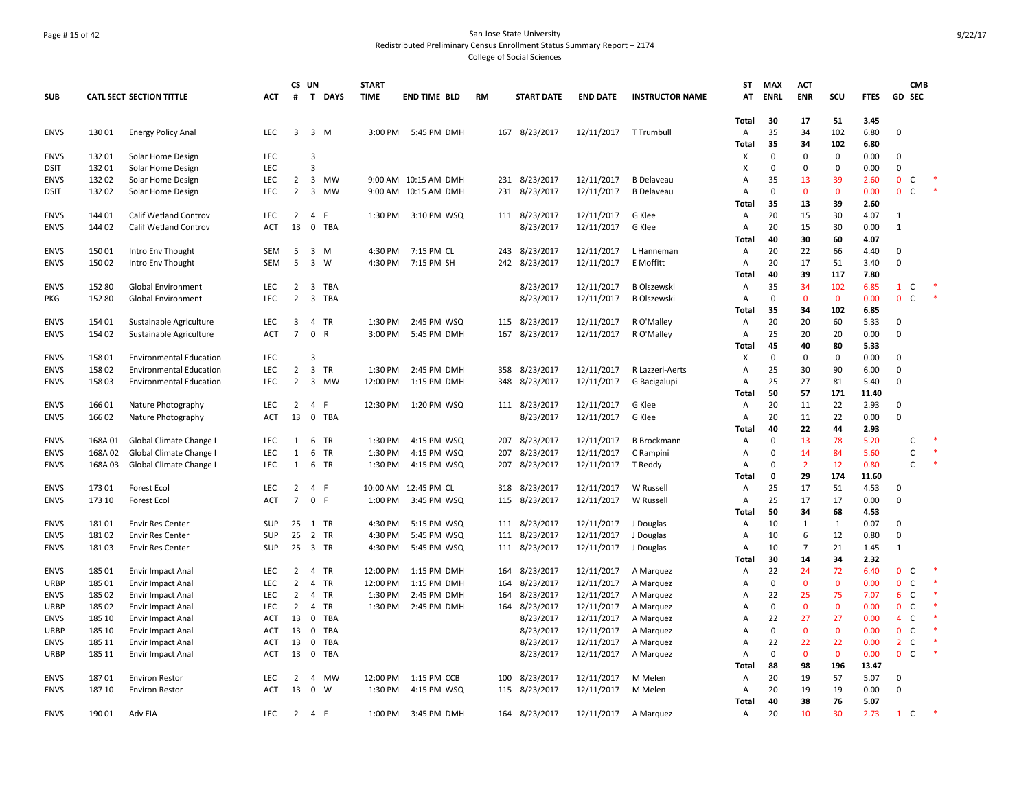San Jose State University

Redistributed Preliminary Census Enrollment Status Summary Report – 2174

College of Social Sciences

| SUB | CATL SECT | SECTION TITTLE | ACT | CS # | UN T | DAYS | START TIME | END TIME | BLD | RM | START DATE | END DATE | INSTRUCTOR NAME | ST AT | MAX ENRL | ACT ENR | SCU | FTES | GD | CMB SEC | |
|---|---|---|---|---|---|---|---|---|---|---|---|---|---|---|---|---|---|---|---|---|---|
| | | | | | | | | | | | | | | Total | 30 | 17 | 51 | 3.45 | | | |
| ENVS | 130 01 | Energy Policy Anal | LEC | 3 | 3 | M | 3:00 PM | 5:45 PM | DMH | 167 | 8/23/2017 | 12/11/2017 | T Trumbull | A | 35 | 34 | 102 | 6.80 | 0 | | |
| | | | | | | | | | | | | | | Total | 35 | 34 | 102 | 6.80 | | | |
| ENVS | 132 01 | Solar Home Design | LEC | | 3 | | | | | | | | | X | 0 | 0 | 0 | 0.00 | 0 | | |
| DSIT | 132 01 | Solar Home Design | LEC | | 3 | | | | | | | | | X | 0 | 0 | 0 | 0.00 | 0 | | |
| ENVS | 132 02 | Solar Home Design | LEC | 2 | 3 | MW | 9:00 AM | 10:15 AM | DMH | 231 | 8/23/2017 | 12/11/2017 | B Delaveau | A | 35 | 13 | 39 | 2.60 | 0 | C | * |
| DSIT | 132 02 | Solar Home Design | LEC | 2 | 3 | MW | 9:00 AM | 10:15 AM | DMH | 231 | 8/23/2017 | 12/11/2017 | B Delaveau | A | 0 | 0 | 0 | 0.00 | 0 | C | * |
| | | | | | | | | | | | | | | Total | 35 | 13 | 39 | 2.60 | | | |
| ENVS | 144 01 | Calif Wetland Controv | LEC | 2 | 4 | F | 1:30 PM | 3:10 PM | WSQ | 111 | 8/23/2017 | 12/11/2017 | G Klee | A | 20 | 15 | 30 | 4.07 | 1 | | |
| ENVS | 144 02 | Calif Wetland Controv | ACT | 13 | 0 | TBA | | | | | 8/23/2017 | 12/11/2017 | G Klee | A | 20 | 15 | 30 | 0.00 | 1 | | |
| | | | | | | | | | | | | | | Total | 40 | 30 | 60 | 4.07 | | | |
| ENVS | 150 01 | Intro Env Thought | SEM | 5 | 3 | M | 4:30 PM | 7:15 PM | CL | 243 | 8/23/2017 | 12/11/2017 | L Hanneman | A | 20 | 22 | 66 | 4.40 | 0 | | |
| ENVS | 150 02 | Intro Env Thought | SEM | 5 | 3 | W | 4:30 PM | 7:15 PM | SH | 242 | 8/23/2017 | 12/11/2017 | E Moffitt | A | 20 | 17 | 51 | 3.40 | 0 | | |
| | | | | | | | | | | | | | | Total | 40 | 39 | 117 | 7.80 | | | |
| ENVS | 152 80 | Global Environment | LEC | 2 | 3 | TBA | | | | | 8/23/2017 | 12/11/2017 | B Olszewski | A | 35 | 34 | 102 | 6.85 | 1 | C | * |
| PKG | 152 80 | Global Environment | LEC | 2 | 3 | TBA | | | | | 8/23/2017 | 12/11/2017 | B Olszewski | A | 0 | 0 | 0 | 0.00 | 0 | C | * |
| | | | | | | | | | | | | | | Total | 35 | 34 | 102 | 6.85 | | | |
| ENVS | 154 01 | Sustainable Agriculture | LEC | 3 | 4 | TR | 1:30 PM | 2:45 PM | WSQ | 115 | 8/23/2017 | 12/11/2017 | R O'Malley | A | 20 | 20 | 60 | 5.33 | 0 | | |
| ENVS | 154 02 | Sustainable Agriculture | ACT | 7 | 0 | R | 3:00 PM | 5:45 PM | DMH | 167 | 8/23/2017 | 12/11/2017 | R O'Malley | A | 25 | 20 | 20 | 0.00 | 0 | | |
| | | | | | | | | | | | | | | Total | 45 | 40 | 80 | 5.33 | | | |
| ENVS | 158 01 | Environmental Education | LEC | | 3 | | | | | | | | | X | 0 | 0 | 0 | 0.00 | 0 | | |
| ENVS | 158 02 | Environmental Education | LEC | 2 | 3 | TR | 1:30 PM | 2:45 PM | DMH | 358 | 8/23/2017 | 12/11/2017 | R Lazzeri-Aerts | A | 25 | 30 | 90 | 6.00 | 0 | | |
| ENVS | 158 03 | Environmental Education | LEC | 2 | 3 | MW | 12:00 PM | 1:15 PM | DMH | 348 | 8/23/2017 | 12/11/2017 | G Bacigalupi | A | 25 | 27 | 81 | 5.40 | 0 | | |
| | | | | | | | | | | | | | | Total | 50 | 57 | 171 | 11.40 | | | |
| ENVS | 166 01 | Nature Photography | LEC | 2 | 4 | F | 12:30 PM | 1:20 PM | WSQ | 111 | 8/23/2017 | 12/11/2017 | G Klee | A | 20 | 11 | 22 | 2.93 | 0 | | |
| ENVS | 166 02 | Nature Photography | ACT | 13 | 0 | TBA | | | | | 8/23/2017 | 12/11/2017 | G Klee | A | 20 | 11 | 22 | 0.00 | 0 | | |
| | | | | | | | | | | | | | | Total | 40 | 22 | 44 | 2.93 | | | |
| ENVS | 168A 01 | Global Climate Change I | LEC | 1 | 6 | TR | 1:30 PM | 4:15 PM | WSQ | 207 | 8/23/2017 | 12/11/2017 | B Brockmann | A | 0 | 13 | 78 | 5.20 | | C | * |
| ENVS | 168A 02 | Global Climate Change I | LEC | 1 | 6 | TR | 1:30 PM | 4:15 PM | WSQ | 207 | 8/23/2017 | 12/11/2017 | C Rampini | A | 0 | 14 | 84 | 5.60 | | C | * |
| ENVS | 168A 03 | Global Climate Change I | LEC | 1 | 6 | TR | 1:30 PM | 4:15 PM | WSQ | 207 | 8/23/2017 | 12/11/2017 | T Reddy | A | 0 | 2 | 12 | 0.80 | | C | * |
| | | | | | | | | | | | | | | Total | 0 | 29 | 174 | 11.60 | | | |
| ENVS | 173 01 | Forest Ecol | LEC | 2 | 4 | F | 10:00 AM | 12:45 PM | CL | 318 | 8/23/2017 | 12/11/2017 | W Russell | A | 25 | 17 | 51 | 4.53 | 0 | | |
| ENVS | 173 10 | Forest Ecol | ACT | 7 | 0 | F | 1:00 PM | 3:45 PM | WSQ | 115 | 8/23/2017 | 12/11/2017 | W Russell | A | 25 | 17 | 17 | 0.00 | 0 | | |
| | | | | | | | | | | | | | | Total | 50 | 34 | 68 | 4.53 | | | |
| ENVS | 181 01 | Envir Res Center | SUP | 25 | 1 | TR | 4:30 PM | 5:15 PM | WSQ | 111 | 8/23/2017 | 12/11/2017 | J Douglas | A | 10 | 1 | 1 | 0.07 | 0 | | |
| ENVS | 181 02 | Envir Res Center | SUP | 25 | 2 | TR | 4:30 PM | 5:45 PM | WSQ | 111 | 8/23/2017 | 12/11/2017 | J Douglas | A | 10 | 6 | 12 | 0.80 | 0 | | |
| ENVS | 181 03 | Envir Res Center | SUP | 25 | 3 | TR | 4:30 PM | 5:45 PM | WSQ | 111 | 8/23/2017 | 12/11/2017 | J Douglas | A | 10 | 7 | 21 | 1.45 | 1 | | |
| | | | | | | | | | | | | | | Total | 30 | 14 | 34 | 2.32 | | | |
| ENVS | 185 01 | Envir Impact Anal | LEC | 2 | 4 | TR | 12:00 PM | 1:15 PM | DMH | 164 | 8/23/2017 | 12/11/2017 | A Marquez | A | 22 | 24 | 72 | 6.40 | 0 | C | * |
| URBP | 185 01 | Envir Impact Anal | LEC | 2 | 4 | TR | 12:00 PM | 1:15 PM | DMH | 164 | 8/23/2017 | 12/11/2017 | A Marquez | A | 0 | 0 | 0 | 0.00 | 0 | C | * |
| ENVS | 185 02 | Envir Impact Anal | LEC | 2 | 4 | TR | 1:30 PM | 2:45 PM | DMH | 164 | 8/23/2017 | 12/11/2017 | A Marquez | A | 22 | 25 | 75 | 7.07 | 6 | C | * |
| URBP | 185 02 | Envir Impact Anal | LEC | 2 | 4 | TR | 1:30 PM | 2:45 PM | DMH | 164 | 8/23/2017 | 12/11/2017 | A Marquez | A | 0 | 0 | 0 | 0.00 | 0 | C | * |
| ENVS | 185 10 | Envir Impact Anal | ACT | 13 | 0 | TBA | | | | | 8/23/2017 | 12/11/2017 | A Marquez | A | 22 | 27 | 27 | 0.00 | 4 | C | * |
| URBP | 185 10 | Envir Impact Anal | ACT | 13 | 0 | TBA | | | | | 8/23/2017 | 12/11/2017 | A Marquez | A | 0 | 0 | 0 | 0.00 | 0 | C | * |
| ENVS | 185 11 | Envir Impact Anal | ACT | 13 | 0 | TBA | | | | | 8/23/2017 | 12/11/2017 | A Marquez | A | 22 | 22 | 22 | 0.00 | 2 | C | * |
| URBP | 185 11 | Envir Impact Anal | ACT | 13 | 0 | TBA | | | | | 8/23/2017 | 12/11/2017 | A Marquez | A | 0 | 0 | 0 | 0.00 | 0 | C | * |
| | | | | | | | | | | | | | | Total | 88 | 98 | 196 | 13.47 | | | |
| ENVS | 187 01 | Environ Restor | LEC | 2 | 4 | MW | 12:00 PM | 1:15 PM | CCB | 100 | 8/23/2017 | 12/11/2017 | M Melen | A | 20 | 19 | 57 | 5.07 | 0 | | |
| ENVS | 187 10 | Environ Restor | ACT | 13 | 0 | W | 1:30 PM | 4:15 PM | WSQ | 115 | 8/23/2017 | 12/11/2017 | M Melen | A | 20 | 19 | 19 | 0.00 | 0 | | |
| | | | | | | | | | | | | | | Total | 40 | 38 | 76 | 5.07 | | | |
| ENVS | 190 01 | Adv EIA | LEC | 2 | 4 | F | 1:00 PM | 3:45 PM | DMH | 164 | 8/23/2017 | 12/11/2017 | A Marquez | A | 20 | 10 | 30 | 2.73 | 1 | C | * |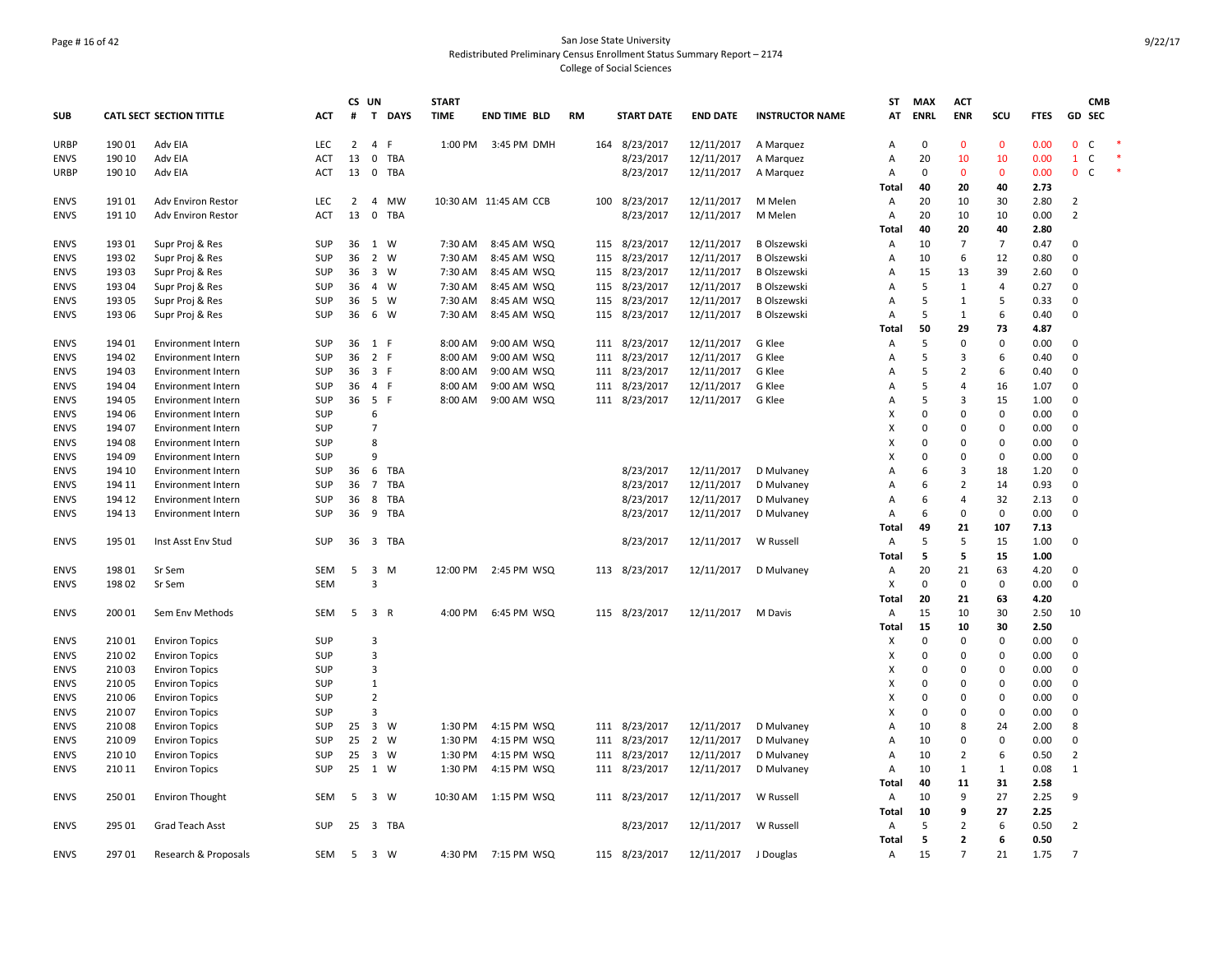San Jose State University
Redistributed Preliminary Census Enrollment Status Summary Report – 2174
College of Social Sciences

| SUB | CATL SECT | SECTION TITTLE | ACT | CS # | UN T | DAYS | START TIME | END TIME | BLD | RM | START DATE | END DATE | INSTRUCTOR NAME | ST AT | MAX ENRL | ACT ENR | SCU | FTES | GD | CMB SEC | |
|---|---|---|---|---|---|---|---|---|---|---|---|---|---|---|---|---|---|---|---|---|---|
| URBP | 190 01 | Adv EIA | LEC | 2 | 4 | F | 1:00 PM | 3:45 PM | DMH | 164 | 8/23/2017 | 12/11/2017 | A Marquez | A | 0 | 0 | 0 | 0.00 | 0 | C | * |
| ENVS | 190 10 | Adv EIA | ACT | 13 | 0 | TBA | | | | | 8/23/2017 | 12/11/2017 | A Marquez | A | 20 | 10 | 10 | 0.00 | 1 | C | * |
| URBP | 190 10 | Adv EIA | ACT | 13 | 0 | TBA | | | | | 8/23/2017 | 12/11/2017 | A Marquez | A | 0 | 0 | 0 | 0.00 | 0 | C | * |
| | | | | | | | | | | | | | | Total | 40 | 20 | 40 | 2.73 | | | |
| ENVS | 191 01 | Adv Environ Restor | LEC | 2 | 4 | MW | 10:30 AM | 11:45 AM | CCB | 100 | 8/23/2017 | 12/11/2017 | M Melen | A | 20 | 10 | 30 | 2.80 | 2 | | |
| ENVS | 191 10 | Adv Environ Restor | ACT | 13 | 0 | TBA | | | | | 8/23/2017 | 12/11/2017 | M Melen | A | 20 | 10 | 10 | 0.00 | 2 | | |
| | | | | | | | | | | | | | | Total | 40 | 20 | 40 | 2.80 | | | |
| ENVS | 193 01 | Supr Proj & Res | SUP | 36 | 1 | W | 7:30 AM | 8:45 AM | WSQ | 115 | 8/23/2017 | 12/11/2017 | B Olszewski | A | 10 | 7 | 7 | 0.47 | 0 | | |
| ENVS | 193 02 | Supr Proj & Res | SUP | 36 | 2 | W | 7:30 AM | 8:45 AM | WSQ | 115 | 8/23/2017 | 12/11/2017 | B Olszewski | A | 10 | 6 | 12 | 0.80 | 0 | | |
| ENVS | 193 03 | Supr Proj & Res | SUP | 36 | 3 | W | 7:30 AM | 8:45 AM | WSQ | 115 | 8/23/2017 | 12/11/2017 | B Olszewski | A | 15 | 13 | 39 | 2.60 | 0 | | |
| ENVS | 193 04 | Supr Proj & Res | SUP | 36 | 4 | W | 7:30 AM | 8:45 AM | WSQ | 115 | 8/23/2017 | 12/11/2017 | B Olszewski | A | 5 | 1 | 4 | 0.27 | 0 | | |
| ENVS | 193 05 | Supr Proj & Res | SUP | 36 | 5 | W | 7:30 AM | 8:45 AM | WSQ | 115 | 8/23/2017 | 12/11/2017 | B Olszewski | A | 5 | 1 | 5 | 0.33 | 0 | | |
| ENVS | 193 06 | Supr Proj & Res | SUP | 36 | 6 | W | 7:30 AM | 8:45 AM | WSQ | 115 | 8/23/2017 | 12/11/2017 | B Olszewski | A | 5 | 1 | 6 | 0.40 | 0 | | |
| | | | | | | | | | | | | | | Total | 50 | 29 | 73 | 4.87 | | | |
| ENVS | 194 01 | Environment Intern | SUP | 36 | 1 | F | 8:00 AM | 9:00 AM | WSQ | 111 | 8/23/2017 | 12/11/2017 | G Klee | A | 5 | 0 | 0 | 0.00 | 0 | | |
| ENVS | 194 02 | Environment Intern | SUP | 36 | 2 | F | 8:00 AM | 9:00 AM | WSQ | 111 | 8/23/2017 | 12/11/2017 | G Klee | A | 5 | 3 | 6 | 0.40 | 0 | | |
| ENVS | 194 03 | Environment Intern | SUP | 36 | 3 | F | 8:00 AM | 9:00 AM | WSQ | 111 | 8/23/2017 | 12/11/2017 | G Klee | A | 5 | 2 | 6 | 0.40 | 0 | | |
| ENVS | 194 04 | Environment Intern | SUP | 36 | 4 | F | 8:00 AM | 9:00 AM | WSQ | 111 | 8/23/2017 | 12/11/2017 | G Klee | A | 5 | 4 | 16 | 1.07 | 0 | | |
| ENVS | 194 05 | Environment Intern | SUP | 36 | 5 | F | 8:00 AM | 9:00 AM | WSQ | 111 | 8/23/2017 | 12/11/2017 | G Klee | A | 5 | 3 | 15 | 1.00 | 0 | | |
| ENVS | 194 06 | Environment Intern | SUP | | 6 | | | | | | | | | X | 0 | 0 | 0 | 0.00 | 0 | | |
| ENVS | 194 07 | Environment Intern | SUP | | 7 | | | | | | | | | X | 0 | 0 | 0 | 0.00 | 0 | | |
| ENVS | 194 08 | Environment Intern | SUP | | 8 | | | | | | | | | X | 0 | 0 | 0 | 0.00 | 0 | | |
| ENVS | 194 09 | Environment Intern | SUP | | 9 | | | | | | | | | X | 0 | 0 | 0 | 0.00 | 0 | | |
| ENVS | 194 10 | Environment Intern | SUP | 36 | 6 | TBA | | | | | 8/23/2017 | 12/11/2017 | D Mulvaney | A | 6 | 3 | 18 | 1.20 | 0 | | |
| ENVS | 194 11 | Environment Intern | SUP | 36 | 7 | TBA | | | | | 8/23/2017 | 12/11/2017 | D Mulvaney | A | 6 | 2 | 14 | 0.93 | 0 | | |
| ENVS | 194 12 | Environment Intern | SUP | 36 | 8 | TBA | | | | | 8/23/2017 | 12/11/2017 | D Mulvaney | A | 6 | 4 | 32 | 2.13 | 0 | | |
| ENVS | 194 13 | Environment Intern | SUP | 36 | 9 | TBA | | | | | 8/23/2017 | 12/11/2017 | D Mulvaney | A | 6 | 0 | 0 | 0.00 | 0 | | |
| | | | | | | | | | | | | | | Total | 49 | 21 | 107 | 7.13 | | | |
| ENVS | 195 01 | Inst Asst Env Stud | SUP | 36 | 3 | TBA | | | | | 8/23/2017 | 12/11/2017 | W Russell | A | 5 | 5 | 15 | 1.00 | 0 | | |
| | | | | | | | | | | | | | | Total | 5 | 5 | 15 | 1.00 | | | |
| ENVS | 198 01 | Sr Sem | SEM | 5 | 3 | M | 12:00 PM | 2:45 PM | WSQ | 113 | 8/23/2017 | 12/11/2017 | D Mulvaney | A | 20 | 21 | 63 | 4.20 | 0 | | |
| ENVS | 198 02 | Sr Sem | SEM | | 3 | | | | | | | | | X | 0 | 0 | 0 | 0.00 | 0 | | |
| | | | | | | | | | | | | | | Total | 20 | 21 | 63 | 4.20 | | | |
| ENVS | 200 01 | Sem Env Methods | SEM | 5 | 3 | R | 4:00 PM | 6:45 PM | WSQ | 115 | 8/23/2017 | 12/11/2017 | M Davis | A | 15 | 10 | 30 | 2.50 | 10 | | |
| | | | | | | | | | | | | | | Total | 15 | 10 | 30 | 2.50 | | | |
| ENVS | 210 01 | Environ Topics | SUP | | 3 | | | | | | | | | X | 0 | 0 | 0 | 0.00 | 0 | | |
| ENVS | 210 02 | Environ Topics | SUP | | 3 | | | | | | | | | X | 0 | 0 | 0 | 0.00 | 0 | | |
| ENVS | 210 03 | Environ Topics | SUP | | 3 | | | | | | | | | X | 0 | 0 | 0 | 0.00 | 0 | | |
| ENVS | 210 05 | Environ Topics | SUP | | 1 | | | | | | | | | X | 0 | 0 | 0 | 0.00 | 0 | | |
| ENVS | 210 06 | Environ Topics | SUP | | 2 | | | | | | | | | X | 0 | 0 | 0 | 0.00 | 0 | | |
| ENVS | 210 07 | Environ Topics | SUP | | 3 | | | | | | | | | X | 0 | 0 | 0 | 0.00 | 0 | | |
| ENVS | 210 08 | Environ Topics | SUP | 25 | 3 | W | 1:30 PM | 4:15 PM | WSQ | 111 | 8/23/2017 | 12/11/2017 | D Mulvaney | A | 10 | 8 | 24 | 2.00 | 8 | | |
| ENVS | 210 09 | Environ Topics | SUP | 25 | 2 | W | 1:30 PM | 4:15 PM | WSQ | 111 | 8/23/2017 | 12/11/2017 | D Mulvaney | A | 10 | 0 | 0 | 0.00 | 0 | | |
| ENVS | 210 10 | Environ Topics | SUP | 25 | 3 | W | 1:30 PM | 4:15 PM | WSQ | 111 | 8/23/2017 | 12/11/2017 | D Mulvaney | A | 10 | 2 | 6 | 0.50 | 2 | | |
| ENVS | 210 11 | Environ Topics | SUP | 25 | 1 | W | 1:30 PM | 4:15 PM | WSQ | 111 | 8/23/2017 | 12/11/2017 | D Mulvaney | A | 10 | 1 | 1 | 0.08 | 1 | | |
| | | | | | | | | | | | | | | Total | 40 | 11 | 31 | 2.58 | | | |
| ENVS | 250 01 | Environ Thought | SEM | 5 | 3 | W | 10:30 AM | 1:15 PM | WSQ | 111 | 8/23/2017 | 12/11/2017 | W Russell | A | 10 | 9 | 27 | 2.25 | 9 | | |
| | | | | | | | | | | | | | | Total | 10 | 9 | 27 | 2.25 | | | |
| ENVS | 295 01 | Grad Teach Asst | SUP | 25 | 3 | TBA | | | | | 8/23/2017 | 12/11/2017 | W Russell | A | 5 | 2 | 6 | 0.50 | 2 | | |
| | | | | | | | | | | | | | | Total | 5 | 2 | 6 | 0.50 | | | |
| ENVS | 297 01 | Research & Proposals | SEM | 5 | 3 | W | 4:30 PM | 7:15 PM | WSQ | 115 | 8/23/2017 | 12/11/2017 | J Douglas | A | 15 | 7 | 21 | 1.75 | 7 | | |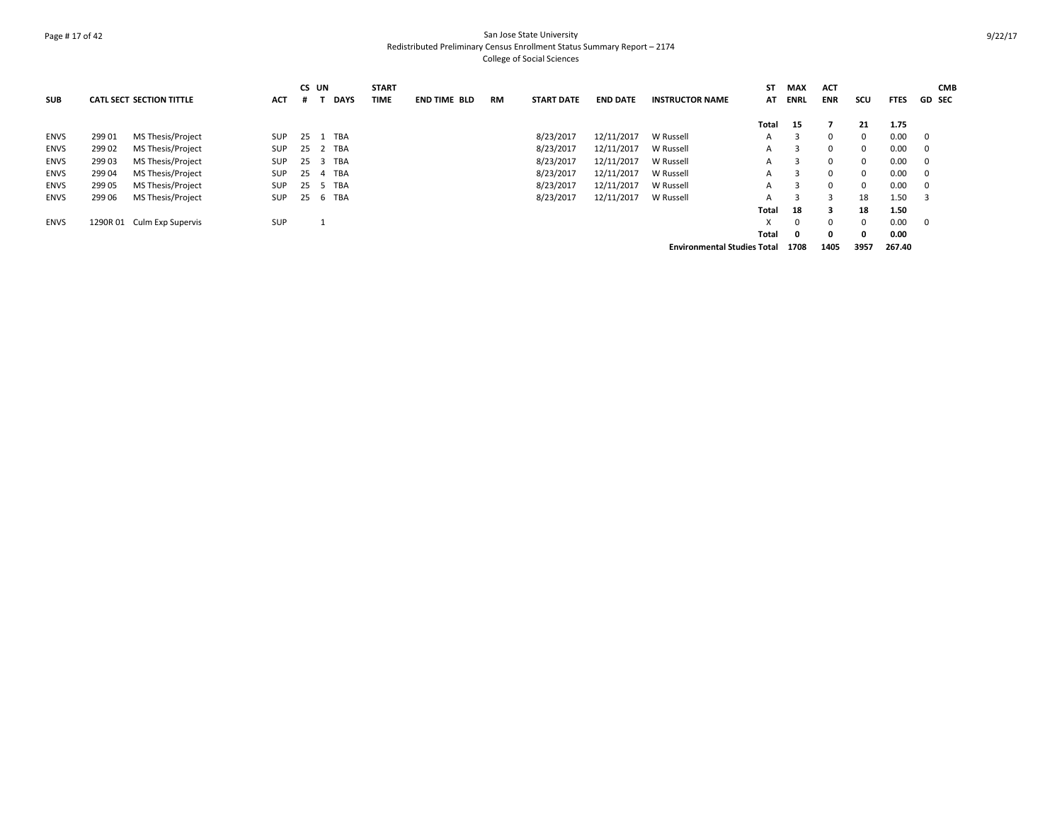San Jose State University
Redistributed Preliminary Census Enrollment Status Summary Report – 2174
College of Social Sciences

| SUB | CATL SECT | SECTION TITTLE | ACT | CS # | UN T | DAYS | START TIME | END TIME | BLD | RM | START DATE | END DATE | INSTRUCTOR NAME | ST AT | MAX ENRL | ACT ENR | SCU | FTES | GD | CMB SEC |
|---|---|---|---|---|---|---|---|---|---|---|---|---|---|---|---|---|---|---|---|---|
| | | | | | | | | | | | | | | **Total** | **15** | **7** | **21** | **1.75** | | |
| ENVS | 299 01 | MS Thesis/Project | SUP | 25 | 1 | TBA | | | | | 8/23/2017 | 12/11/2017 | W Russell | A | 3 | 0 | 0 | 0.00 | 0 | |
| ENVS | 299 02 | MS Thesis/Project | SUP | 25 | 2 | TBA | | | | | 8/23/2017 | 12/11/2017 | W Russell | A | 3 | 0 | 0 | 0.00 | 0 | |
| ENVS | 299 03 | MS Thesis/Project | SUP | 25 | 3 | TBA | | | | | 8/23/2017 | 12/11/2017 | W Russell | A | 3 | 0 | 0 | 0.00 | 0 | |
| ENVS | 299 04 | MS Thesis/Project | SUP | 25 | 4 | TBA | | | | | 8/23/2017 | 12/11/2017 | W Russell | A | 3 | 0 | 0 | 0.00 | 0 | |
| ENVS | 299 05 | MS Thesis/Project | SUP | 25 | 5 | TBA | | | | | 8/23/2017 | 12/11/2017 | W Russell | A | 3 | 0 | 0 | 0.00 | 0 | |
| ENVS | 299 06 | MS Thesis/Project | SUP | 25 | 6 | TBA | | | | | 8/23/2017 | 12/11/2017 | W Russell | A | 3 | 3 | 18 | 1.50 | 3 | |
| | | | | | | | | | | | | | | **Total** | **18** | **3** | **18** | **1.50** | | |
| ENVS | 1290R 01 | Culm Exp Supervis | SUP | | 1 | | | | | | | | | X | 0 | 0 | 0 | 0.00 | 0 | |
| | | | | | | | | | | | | | | **Total** | **0** | **0** | **0** | **0.00** | | |
| | | | | | | | | | | | | | **Environmental Studies Total** | | **1708** | **1405** | **3957** | **267.40** | | |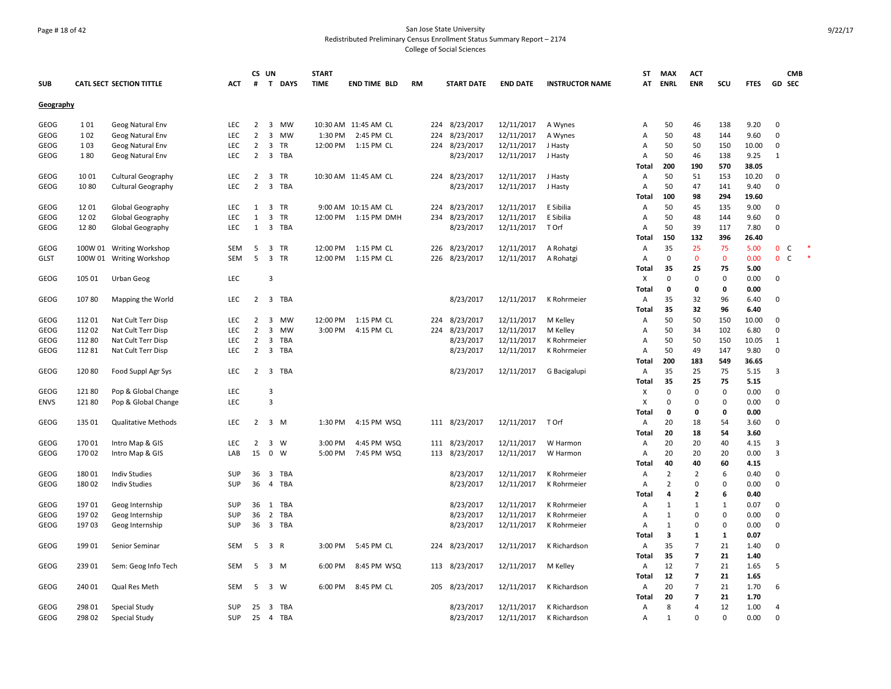San Jose State University
Redistributed Preliminary Census Enrollment Status Summary Report – 2174
College of Social Sciences

| SUB | CATL SECT | SECTION TITTLE | ACT | CS # | UN T | DAYS | START TIME | END TIME | BLD | RM | START DATE | END DATE | INSTRUCTOR NAME | ST AT | MAX ENRL | ACT ENR | SCU | FTES | GD | CMB SEC |
|---|---|---|---|---|---|---|---|---|---|---|---|---|---|---|---|---|---|---|---|---|
| **Geography** | | | | | | | | | | | | | | | | | | | | |
| GEOG | 1 01 | Geog Natural Env | LEC | 2 | 3 | MW | 10:30 AM | 11:45 AM | CL | 224 | 8/23/2017 | 12/11/2017 | A Wynes | A | 50 | 46 | 138 | 9.20 | 0 | |
| GEOG | 1 02 | Geog Natural Env | LEC | 2 | 3 | MW | 1:30 PM | 2:45 PM | CL | 224 | 8/23/2017 | 12/11/2017 | A Wynes | A | 50 | 48 | 144 | 9.60 | 0 | |
| GEOG | 1 03 | Geog Natural Env | LEC | 2 | 3 | TR | 12:00 PM | 1:15 PM | CL | 224 | 8/23/2017 | 12/11/2017 | J Hasty | A | 50 | 50 | 150 | 10.00 | 0 | |
| GEOG | 1 80 | Geog Natural Env | LEC | 2 | 3 | TBA | | | | | 8/23/2017 | 12/11/2017 | J Hasty | A | 50 | 46 | 138 | 9.25 | 1 | |
| | | | | | | | | | | | | | | **Total** | **200** | **190** | **570** | **38.05** | | |
| GEOG | 10 01 | Cultural Geography | LEC | 2 | 3 | TR | 10:30 AM | 11:45 AM | CL | 224 | 8/23/2017 | 12/11/2017 | J Hasty | A | 50 | 51 | 153 | 10.20 | 0 | |
| GEOG | 10 80 | Cultural Geography | LEC | 2 | 3 | TBA | | | | | 8/23/2017 | 12/11/2017 | J Hasty | A | 50 | 47 | 141 | 9.40 | 0 | |
| | | | | | | | | | | | | | | **Total** | **100** | **98** | **294** | **19.60** | | |
| GEOG | 12 01 | Global Geography | LEC | 1 | 3 | TR | 9:00 AM | 10:15 AM | CL | 224 | 8/23/2017 | 12/11/2017 | E Sibilia | A | 50 | 45 | 135 | 9.00 | 0 | |
| GEOG | 12 02 | Global Geography | LEC | 1 | 3 | TR | 12:00 PM | 1:15 PM | DMH | 234 | 8/23/2017 | 12/11/2017 | E Sibilia | A | 50 | 48 | 144 | 9.60 | 0 | |
| GEOG | 12 80 | Global Geography | LEC | 1 | 3 | TBA | | | | | 8/23/2017 | 12/11/2017 | T Orf | A | 50 | 39 | 117 | 7.80 | 0 | |
| | | | | | | | | | | | | | | **Total** | **150** | **132** | **396** | **26.40** | | |
| GEOG | 100W 01 | Writing Workshop | SEM | 5 | 3 | TR | 12:00 PM | 1:15 PM | CL | 226 | 8/23/2017 | 12/11/2017 | A Rohatgi | A | 35 | 25 | 75 | 5.00 | 0 | C * |
| GLST | 100W 01 | Writing Workshop | SEM | 5 | 3 | TR | 12:00 PM | 1:15 PM | CL | 226 | 8/23/2017 | 12/11/2017 | A Rohatgi | A | 0 | 0 | 0 | 0.00 | 0 | C * |
| | | | | | | | | | | | | | | **Total** | **35** | **25** | **75** | **5.00** | | |
| GEOG | 105 01 | Urban Geog | LEC | | 3 | | | | | | | | | X | 0 | 0 | 0 | 0.00 | 0 | |
| | | | | | | | | | | | | | | **Total** | **0** | **0** | **0** | **0.00** | | |
| GEOG | 107 80 | Mapping the World | LEC | 2 | 3 | TBA | | | | | 8/23/2017 | 12/11/2017 | K Rohrmeier | A | 35 | 32 | 96 | 6.40 | 0 | |
| | | | | | | | | | | | | | | **Total** | **35** | **32** | **96** | **6.40** | | |
| GEOG | 112 01 | Nat Cult Terr Disp | LEC | 2 | 3 | MW | 12:00 PM | 1:15 PM | CL | 224 | 8/23/2017 | 12/11/2017 | M Kelley | A | 50 | 50 | 150 | 10.00 | 0 | |
| GEOG | 112 02 | Nat Cult Terr Disp | LEC | 2 | 3 | MW | 3:00 PM | 4:15 PM | CL | 224 | 8/23/2017 | 12/11/2017 | M Kelley | A | 50 | 34 | 102 | 6.80 | 0 | |
| GEOG | 112 80 | Nat Cult Terr Disp | LEC | 2 | 3 | TBA | | | | | 8/23/2017 | 12/11/2017 | K Rohrmeier | A | 50 | 50 | 150 | 10.05 | 1 | |
| GEOG | 112 81 | Nat Cult Terr Disp | LEC | 2 | 3 | TBA | | | | | 8/23/2017 | 12/11/2017 | K Rohrmeier | A | 50 | 49 | 147 | 9.80 | 0 | |
| | | | | | | | | | | | | | | **Total** | **200** | **183** | **549** | **36.65** | | |
| GEOG | 120 80 | Food Suppl Agr Sys | LEC | 2 | 3 | TBA | | | | | 8/23/2017 | 12/11/2017 | G Bacigalupi | A | 35 | 25 | 75 | 5.15 | 3 | |
| | | | | | | | | | | | | | | **Total** | **35** | **25** | **75** | **5.15** | | |
| GEOG | 121 80 | Pop & Global Change | LEC | | 3 | | | | | | | | | X | 0 | 0 | 0 | 0.00 | 0 | |
| ENVS | 121 80 | Pop & Global Change | LEC | | 3 | | | | | | | | | X | 0 | 0 | 0 | 0.00 | 0 | |
| | | | | | | | | | | | | | | **Total** | **0** | **0** | **0** | **0.00** | | |
| GEOG | 135 01 | Qualitative Methods | LEC | 2 | 3 | M | 1:30 PM | 4:15 PM | WSQ | 111 | 8/23/2017 | 12/11/2017 | T Orf | A | 20 | 18 | 54 | 3.60 | 0 | |
| | | | | | | | | | | | | | | **Total** | **20** | **18** | **54** | **3.60** | | |
| GEOG | 170 01 | Intro Map & GIS | LEC | 2 | 3 | W | 3:00 PM | 4:45 PM | WSQ | 111 | 8/23/2017 | 12/11/2017 | W Harmon | A | 20 | 20 | 40 | 4.15 | 3 | |
| GEOG | 170 02 | Intro Map & GIS | LAB | 15 | 0 | W | 5:00 PM | 7:45 PM | WSQ | 113 | 8/23/2017 | 12/11/2017 | W Harmon | A | 20 | 20 | 20 | 0.00 | 3 | |
| | | | | | | | | | | | | | | **Total** | **40** | **40** | **60** | **4.15** | | |
| GEOG | 180 01 | Indiv Studies | SUP | 36 | 3 | TBA | | | | | 8/23/2017 | 12/11/2017 | K Rohrmeier | A | 2 | 2 | 6 | 0.40 | 0 | |
| GEOG | 180 02 | Indiv Studies | SUP | 36 | 4 | TBA | | | | | 8/23/2017 | 12/11/2017 | K Rohrmeier | A | 2 | 0 | 0 | 0.00 | 0 | |
| | | | | | | | | | | | | | | **Total** | **4** | **2** | **6** | **0.40** | | |
| GEOG | 197 01 | Geog Internship | SUP | 36 | 1 | TBA | | | | | 8/23/2017 | 12/11/2017 | K Rohrmeier | A | 1 | 1 | 1 | 0.07 | 0 | |
| GEOG | 197 02 | Geog Internship | SUP | 36 | 2 | TBA | | | | | 8/23/2017 | 12/11/2017 | K Rohrmeier | A | 1 | 0 | 0 | 0.00 | 0 | |
| GEOG | 197 03 | Geog Internship | SUP | 36 | 3 | TBA | | | | | 8/23/2017 | 12/11/2017 | K Rohrmeier | A | 1 | 0 | 0 | 0.00 | 0 | |
| | | | | | | | | | | | | | | **Total** | **3** | **1** | **1** | **0.07** | | |
| GEOG | 199 01 | Senior Seminar | SEM | 5 | 3 | R | 3:00 PM | 5:45 PM | CL | 224 | 8/23/2017 | 12/11/2017 | K Richardson | A | 35 | 7 | 21 | 1.40 | 0 | |
| | | | | | | | | | | | | | | **Total** | **35** | **7** | **21** | **1.40** | | |
| GEOG | 239 01 | Sem: Geog Info Tech | SEM | 5 | 3 | M | 6:00 PM | 8:45 PM | WSQ | 113 | 8/23/2017 | 12/11/2017 | M Kelley | A | 12 | 7 | 21 | 1.65 | 5 | |
| | | | | | | | | | | | | | | **Total** | **12** | **7** | **21** | **1.65** | | |
| GEOG | 240 01 | Qual Res Meth | SEM | 5 | 3 | W | 6:00 PM | 8:45 PM | CL | 205 | 8/23/2017 | 12/11/2017 | K Richardson | A | 20 | 7 | 21 | 1.70 | 6 | |
| | | | | | | | | | | | | | | **Total** | **20** | **7** | **21** | **1.70** | | |
| GEOG | 298 01 | Special Study | SUP | 25 | 3 | TBA | | | | | 8/23/2017 | 12/11/2017 | K Richardson | A | 8 | 4 | 12 | 1.00 | 4 | |
| GEOG | 298 02 | Special Study | SUP | 25 | 4 | TBA | | | | | 8/23/2017 | 12/11/2017 | K Richardson | A | 1 | 0 | 0 | 0.00 | 0 | |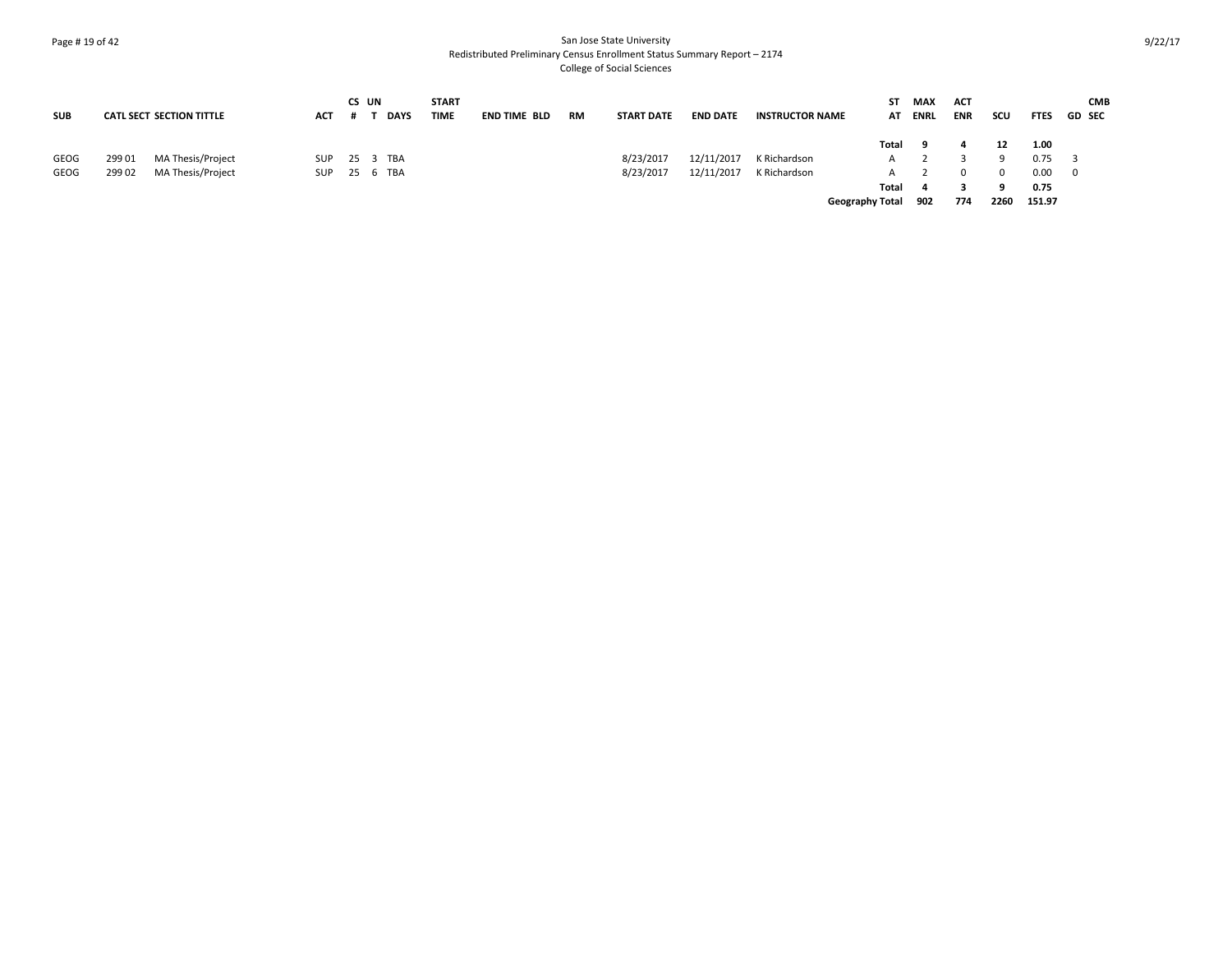San Jose State University
Redistributed Preliminary Census Enrollment Status Summary Report – 2174
College of Social Sciences

| SUB | CATL SECT | SECTION TITTLE | ACT | CS # | UN T | DAYS | START TIME | END TIME | BLD | RM | START DATE | END DATE | INSTRUCTOR NAME | ST AT | MAX ENRL | ACT ENR | SCU | FTES | GD | CMB SEC |
|---|---|---|---|---|---|---|---|---|---|---|---|---|---|---|---|---|---|---|---|---|
| | | | | | | | | | | | | | | **Total** | **9** | **4** | **12** | **1.00** | | |
| GEOG | 299 01 | MA Thesis/Project | SUP | 25 | 3 | TBA | | | | | 8/23/2017 | 12/11/2017 | K Richardson | A | 2 | 3 | 9 | 0.75 | 3 | |
| GEOG | 299 02 | MA Thesis/Project | SUP | 25 | 6 | TBA | | | | | 8/23/2017 | 12/11/2017 | K Richardson | A | 2 | 0 | 0 | 0.00 | 0 | |
| | | | | | | | | | | | | | | **Total** | **4** | **3** | **9** | **0.75** | | |
| | | | | | | | | | | | | | | **Geography Total** | **902** | **774** | **2260** | **151.97** | | |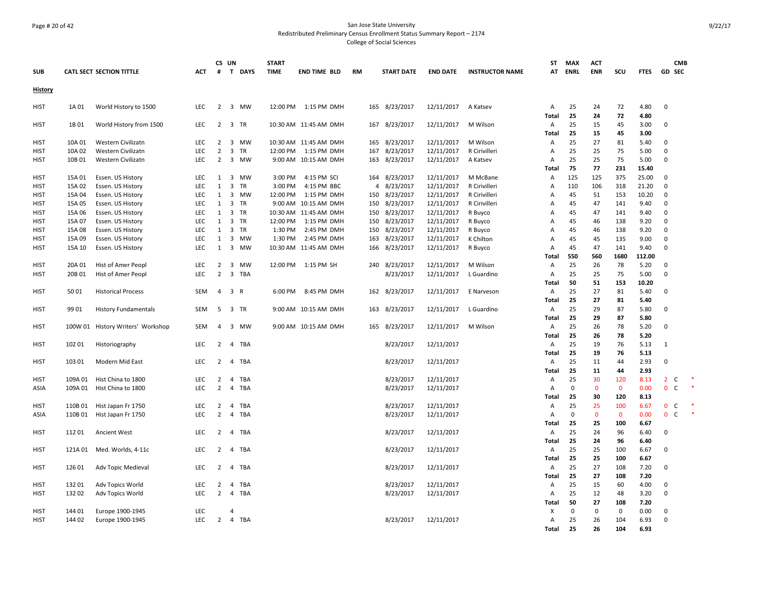San Jose State University
Redistributed Preliminary Census Enrollment Status Summary Report – 2174
College of Social Sciences

| SUB | CATL SECT | SECTION TITTLE | ACT | CS # | UN T | DAYS | START TIME | END TIME | BLD | RM | START DATE | END DATE | INSTRUCTOR NAME | ST AT | MAX ENRL | ACT ENR | SCU | FTES | GD | CMB SEC |
|---|---|---|---|---|---|---|---|---|---|---|---|---|---|---|---|---|---|---|---|---|
| **History** | | | | | | | | | | | | | | | | | | | | |
| HIST | 1A 01 | World History to 1500 | LEC | 2 | 3 | MW | 12:00 PM | 1:15 PM | DMH | 165 | 8/23/2017 | 12/11/2017 | A Katsev | A | 25 | 24 | 72 | 4.80 | 0 | |
| | | | | | | | | | | | | | | **Total** | **25** | **24** | **72** | **4.80** | | |
| HIST | 1B 01 | World History from 1500 | LEC | 2 | 3 | TR | 10:30 AM | 11:45 AM | DMH | 167 | 8/23/2017 | 12/11/2017 | M Wilson | A | 25 | 15 | 45 | 3.00 | 0 | |
| | | | | | | | | | | | | | | **Total** | **25** | **15** | **45** | **3.00** | | |
| HIST | 10A 01 | Western Civilizatn | LEC | 2 | 3 | MW | 10:30 AM | 11:45 AM | DMH | 165 | 8/23/2017 | 12/11/2017 | M Wilson | A | 25 | 27 | 81 | 5.40 | 0 | |
| HIST | 10A 02 | Western Civilizatn | LEC | 2 | 3 | TR | 12:00 PM | 1:15 PM | DMH | 167 | 8/23/2017 | 12/11/2017 | R Cirivilleri | A | 25 | 25 | 75 | 5.00 | 0 | |
| HIST | 10B 01 | Western Civilizatn | LEC | 2 | 3 | MW | 9:00 AM | 10:15 AM | DMH | 163 | 8/23/2017 | 12/11/2017 | A Katsev | A | 25 | 25 | 75 | 5.00 | 0 | |
| | | | | | | | | | | | | | | **Total** | **75** | **77** | **231** | **15.40** | | |
| HIST | 15A 01 | Essen. US History | LEC | 1 | 3 | MW | 3:00 PM | 4:15 PM | SCI | 164 | 8/23/2017 | 12/11/2017 | M McBane | A | 125 | 125 | 375 | 25.00 | 0 | |
| HIST | 15A 02 | Essen. US History | LEC | 1 | 3 | TR | 3:00 PM | 4:15 PM | BBC | 4 | 8/23/2017 | 12/11/2017 | R Cirivilleri | A | 110 | 106 | 318 | 21.20 | 0 | |
| HIST | 15A 04 | Essen. US History | LEC | 1 | 3 | MW | 12:00 PM | 1:15 PM | DMH | 150 | 8/23/2017 | 12/11/2017 | R Cirivilleri | A | 45 | 51 | 153 | 10.20 | 0 | |
| HIST | 15A 05 | Essen. US History | LEC | 1 | 3 | TR | 9:00 AM | 10:15 AM | DMH | 150 | 8/23/2017 | 12/11/2017 | R Cirivilleri | A | 45 | 47 | 141 | 9.40 | 0 | |
| HIST | 15A 06 | Essen. US History | LEC | 1 | 3 | TR | 10:30 AM | 11:45 AM | DMH | 150 | 8/23/2017 | 12/11/2017 | R Buyco | A | 45 | 47 | 141 | 9.40 | 0 | |
| HIST | 15A 07 | Essen. US History | LEC | 1 | 3 | TR | 12:00 PM | 1:15 PM | DMH | 150 | 8/23/2017 | 12/11/2017 | R Buyco | A | 45 | 46 | 138 | 9.20 | 0 | |
| HIST | 15A 08 | Essen. US History | LEC | 1 | 3 | TR | 1:30 PM | 2:45 PM | DMH | 150 | 8/23/2017 | 12/11/2017 | R Buyco | A | 45 | 46 | 138 | 9.20 | 0 | |
| HIST | 15A 09 | Essen. US History | LEC | 1 | 3 | MW | 1:30 PM | 2:45 PM | DMH | 163 | 8/23/2017 | 12/11/2017 | K Chilton | A | 45 | 45 | 135 | 9.00 | 0 | |
| HIST | 15A 10 | Essen. US History | LEC | 1 | 3 | MW | 10:30 AM | 11:45 AM | DMH | 166 | 8/23/2017 | 12/11/2017 | R Buyco | A | 45 | 47 | 141 | 9.40 | 0 | |
| | | | | | | | | | | | | | | **Total** | **550** | **560** | **1680** | **112.00** | | |
| HIST | 20A 01 | Hist of Amer Peopl | LEC | 2 | 3 | MW | 12:00 PM | 1:15 PM | SH | 240 | 8/23/2017 | 12/11/2017 | M Wilson | A | 25 | 26 | 78 | 5.20 | 0 | |
| HIST | 20B 01 | Hist of Amer Peopl | LEC | 2 | 3 | TBA | | | | | 8/23/2017 | 12/11/2017 | L Guardino | A | 25 | 25 | 75 | 5.00 | 0 | |
| | | | | | | | | | | | | | | **Total** | **50** | **51** | **153** | **10.20** | | |
| HIST | 50 01 | Historical Process | SEM | 4 | 3 | R | 6:00 PM | 8:45 PM | DMH | 162 | 8/23/2017 | 12/11/2017 | E Narveson | A | 25 | 27 | 81 | 5.40 | 0 | |
| | | | | | | | | | | | | | | **Total** | **25** | **27** | **81** | **5.40** | | |
| HIST | 99 01 | History Fundamentals | SEM | 5 | 3 | TR | 9:00 AM | 10:15 AM | DMH | 163 | 8/23/2017 | 12/11/2017 | L Guardino | A | 25 | 29 | 87 | 5.80 | 0 | |
| | | | | | | | | | | | | | | **Total** | **25** | **29** | **87** | **5.80** | | |
| HIST | 100W 01 | History Writers' Workshop | SEM | 4 | 3 | MW | 9:00 AM | 10:15 AM | DMH | 165 | 8/23/2017 | 12/11/2017 | M Wilson | A | 25 | 26 | 78 | 5.20 | 0 | |
| | | | | | | | | | | | | | | **Total** | **25** | **26** | **78** | **5.20** | | |
| HIST | 102 01 | Historiography | LEC | 2 | 4 | TBA | | | | | 8/23/2017 | 12/11/2017 | | A | 25 | 19 | 76 | 5.13 | 1 | |
| | | | | | | | | | | | | | | **Total** | **25** | **19** | **76** | **5.13** | | |
| HIST | 103 01 | Modern Mid East | LEC | 2 | 4 | TBA | | | | | 8/23/2017 | 12/11/2017 | | A | 25 | 11 | 44 | 2.93 | 0 | |
| | | | | | | | | | | | | | | **Total** | **25** | **11** | **44** | **2.93** | | |
| HIST | 109A 01 | Hist China to 1800 | LEC | 2 | 4 | TBA | | | | | 8/23/2017 | 12/11/2017 | | A | 25 | 30 | 120 | 8.13 | 2 | C * |
| ASIA | 109A 01 | Hist China to 1800 | LEC | 2 | 4 | TBA | | | | | 8/23/2017 | 12/11/2017 | | A | 0 | 0 | 0 | 0.00 | 0 | C * |
| | | | | | | | | | | | | | | **Total** | **25** | **30** | **120** | **8.13** | | |
| HIST | 110B 01 | Hist Japan Fr 1750 | LEC | 2 | 4 | TBA | | | | | 8/23/2017 | 12/11/2017 | | A | 25 | 25 | 100 | 6.67 | 0 | C * |
| ASIA | 110B 01 | Hist Japan Fr 1750 | LEC | 2 | 4 | TBA | | | | | 8/23/2017 | 12/11/2017 | | A | 0 | 0 | 0 | 0.00 | 0 | C * |
| | | | | | | | | | | | | | | **Total** | **25** | **25** | **100** | **6.67** | | |
| HIST | 112 01 | Ancient West | LEC | 2 | 4 | TBA | | | | | 8/23/2017 | 12/11/2017 | | A | 25 | 24 | 96 | 6.40 | 0 | |
| | | | | | | | | | | | | | | **Total** | **25** | **24** | **96** | **6.40** | | |
| HIST | 121A 01 | Med. Worlds, 4-11c | LEC | 2 | 4 | TBA | | | | | 8/23/2017 | 12/11/2017 | | A | 25 | 25 | 100 | 6.67 | 0 | |
| | | | | | | | | | | | | | | **Total** | **25** | **25** | **100** | **6.67** | | |
| HIST | 126 01 | Adv Topic Medieval | LEC | 2 | 4 | TBA | | | | | 8/23/2017 | 12/11/2017 | | A | 25 | 27 | 108 | 7.20 | 0 | |
| | | | | | | | | | | | | | | **Total** | **25** | **27** | **108** | **7.20** | | |
| HIST | 132 01 | Adv Topics World | LEC | 2 | 4 | TBA | | | | | 8/23/2017 | 12/11/2017 | | A | 25 | 15 | 60 | 4.00 | 0 | |
| HIST | 132 02 | Adv Topics World | LEC | 2 | 4 | TBA | | | | | 8/23/2017 | 12/11/2017 | | A | 25 | 12 | 48 | 3.20 | 0 | |
| | | | | | | | | | | | | | | **Total** | **50** | **27** | **108** | **7.20** | | |
| HIST | 144 01 | Europe 1900-1945 | LEC | | 4 | | | | | | | | | X | 0 | 0 | 0 | 0.00 | 0 | |
| HIST | 144 02 | Europe 1900-1945 | LEC | 2 | 4 | TBA | | | | | 8/23/2017 | 12/11/2017 | | A | 25 | 26 | 104 | 6.93 | 0 | |
| | | | | | | | | | | | | | | **Total** | **25** | **26** | **104** | **6.93** | | |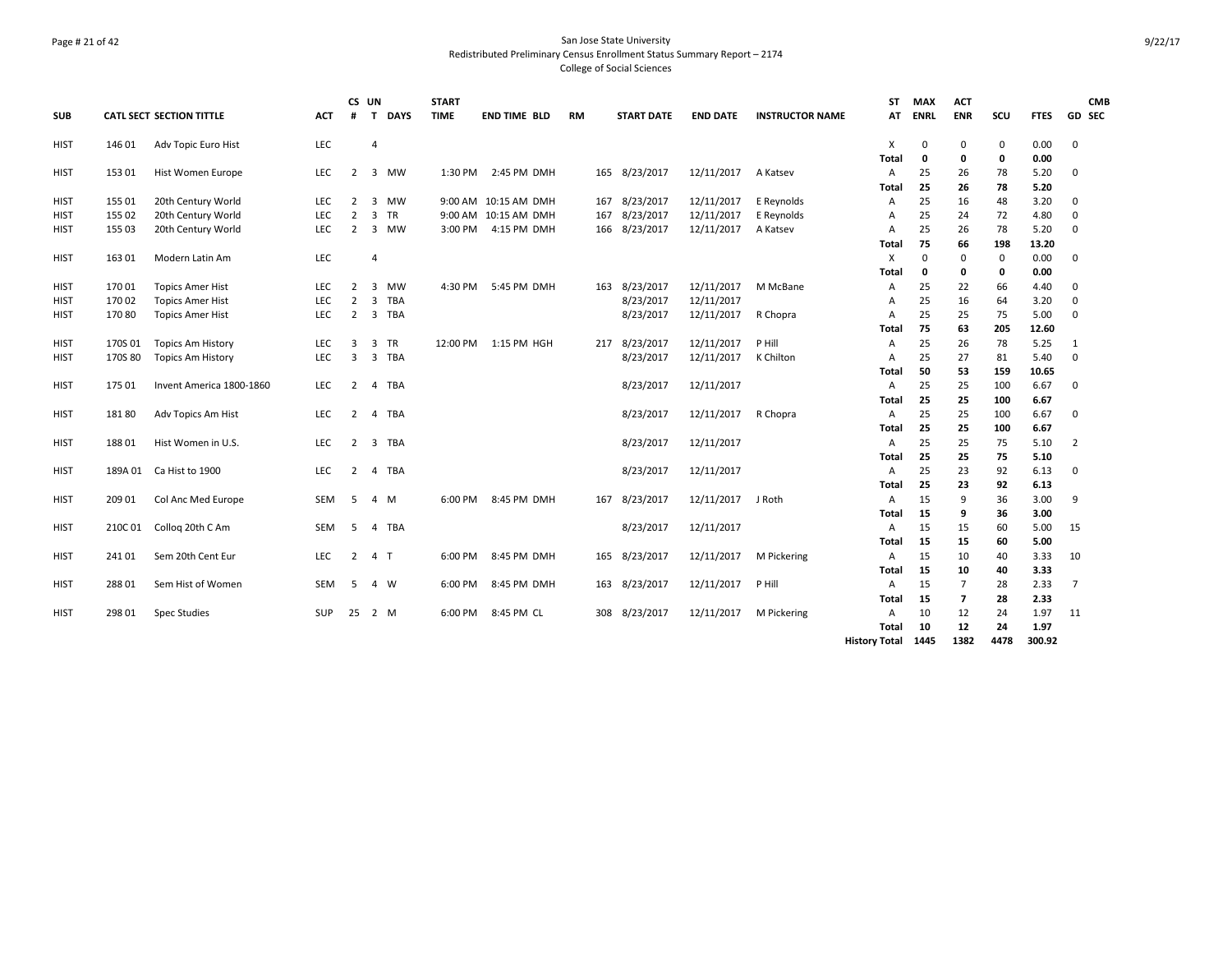San Jose State University
Redistributed Preliminary Census Enrollment Status Summary Report – 2174
College of Social Sciences

| SUB | CATL SECT | SECTION TITTLE | ACT | CS # | UN T | DAYS | START TIME | END TIME | BLD | RM | START DATE | END DATE | INSTRUCTOR NAME | ST AT | MAX ENRL | ACT ENR | SCU | FTES | GD | CMB SEC |
|---|---|---|---|---|---|---|---|---|---|---|---|---|---|---|---|---|---|---|---|---|
| HIST | 146 01 | Adv Topic Euro Hist | LEC | | 4 | | | | | | | | | X | 0 | 0 | 0 | 0.00 | 0 | |
| | | | | | | | | | | | | | | **Total** | **0** | **0** | **0** | **0.00** | | |
| HIST | 153 01 | Hist Women Europe | LEC | 2 | 3 | MW | 1:30 PM | 2:45 PM | DMH | 165 | 8/23/2017 | 12/11/2017 | A Katsev | A | 25 | 26 | 78 | 5.20 | 0 | |
| | | | | | | | | | | | | | | **Total** | **25** | **26** | **78** | **5.20** | | |
| HIST | 155 01 | 20th Century World | LEC | 2 | 3 | MW | 9:00 AM | 10:15 AM | DMH | 167 | 8/23/2017 | 12/11/2017 | E Reynolds | A | 25 | 16 | 48 | 3.20 | 0 | |
| HIST | 155 02 | 20th Century World | LEC | 2 | 3 | TR | 9:00 AM | 10:15 AM | DMH | 167 | 8/23/2017 | 12/11/2017 | E Reynolds | A | 25 | 24 | 72 | 4.80 | 0 | |
| HIST | 155 03 | 20th Century World | LEC | 2 | 3 | MW | 3:00 PM | 4:15 PM | DMH | 166 | 8/23/2017 | 12/11/2017 | A Katsev | A | 25 | 26 | 78 | 5.20 | 0 | |
| | | | | | | | | | | | | | | **Total** | **75** | **66** | **198** | **13.20** | | |
| HIST | 163 01 | Modern Latin Am | LEC | | 4 | | | | | | | | | X | 0 | 0 | 0 | 0.00 | 0 | |
| | | | | | | | | | | | | | | **Total** | **0** | **0** | **0** | **0.00** | | |
| HIST | 170 01 | Topics Amer Hist | LEC | 2 | 3 | MW | 4:30 PM | 5:45 PM | DMH | 163 | 8/23/2017 | 12/11/2017 | M McBane | A | 25 | 22 | 66 | 4.40 | 0 | |
| HIST | 170 02 | Topics Amer Hist | LEC | 2 | 3 | TBA | | | | | 8/23/2017 | 12/11/2017 | | A | 25 | 16 | 64 | 3.20 | 0 | |
| HIST | 170 80 | Topics Amer Hist | LEC | 2 | 3 | TBA | | | | | 8/23/2017 | 12/11/2017 | R Chopra | A | 25 | 25 | 75 | 5.00 | 0 | |
| | | | | | | | | | | | | | | **Total** | **75** | **63** | **205** | **12.60** | | |
| HIST | 170S 01 | Topics Am History | LEC | 3 | 3 | TR | 12:00 PM | 1:15 PM | HGH | 217 | 8/23/2017 | 12/11/2017 | P Hill | A | 25 | 26 | 78 | 5.25 | 1 | |
| HIST | 170S 80 | Topics Am History | LEC | 3 | 3 | TBA | | | | | 8/23/2017 | 12/11/2017 | K Chilton | A | 25 | 27 | 81 | 5.40 | 0 | |
| | | | | | | | | | | | | | | **Total** | **50** | **53** | **159** | **10.65** | | |
| HIST | 175 01 | Invent America 1800-1860 | LEC | 2 | 4 | TBA | | | | | 8/23/2017 | 12/11/2017 | | A | 25 | 25 | 100 | 6.67 | 0 | |
| | | | | | | | | | | | | | | **Total** | **25** | **25** | **100** | **6.67** | | |
| HIST | 181 80 | Adv Topics Am Hist | LEC | 2 | 4 | TBA | | | | | 8/23/2017 | 12/11/2017 | R Chopra | A | 25 | 25 | 100 | 6.67 | 0 | |
| | | | | | | | | | | | | | | **Total** | **25** | **25** | **100** | **6.67** | | |
| HIST | 188 01 | Hist Women in U.S. | LEC | 2 | 3 | TBA | | | | | 8/23/2017 | 12/11/2017 | | A | 25 | 25 | 75 | 5.10 | 2 | |
| | | | | | | | | | | | | | | **Total** | **25** | **25** | **75** | **5.10** | | |
| HIST | 189A 01 | Ca Hist to 1900 | LEC | 2 | 4 | TBA | | | | | 8/23/2017 | 12/11/2017 | | A | 25 | 23 | 92 | 6.13 | 0 | |
| | | | | | | | | | | | | | | **Total** | **25** | **23** | **92** | **6.13** | | |
| HIST | 209 01 | Col Anc Med Europe | SEM | 5 | 4 | M | 6:00 PM | 8:45 PM | DMH | 167 | 8/23/2017 | 12/11/2017 | J Roth | A | 15 | 9 | 36 | 3.00 | 9 | |
| | | | | | | | | | | | | | | **Total** | **15** | **9** | **36** | **3.00** | | |
| HIST | 210C 01 | Colloq 20th C Am | SEM | 5 | 4 | TBA | | | | | 8/23/2017 | 12/11/2017 | | A | 15 | 15 | 60 | 5.00 | 15 | |
| | | | | | | | | | | | | | | **Total** | **15** | **15** | **60** | **5.00** | | |
| HIST | 241 01 | Sem 20th Cent Eur | LEC | 2 | 4 | T | 6:00 PM | 8:45 PM | DMH | 165 | 8/23/2017 | 12/11/2017 | M Pickering | A | 15 | 10 | 40 | 3.33 | 10 | |
| | | | | | | | | | | | | | | **Total** | **15** | **10** | **40** | **3.33** | | |
| HIST | 288 01 | Sem Hist of Women | SEM | 5 | 4 | W | 6:00 PM | 8:45 PM | DMH | 163 | 8/23/2017 | 12/11/2017 | P Hill | A | 15 | 7 | 28 | 2.33 | 7 | |
| | | | | | | | | | | | | | | **Total** | **15** | **7** | **28** | **2.33** | | |
| HIST | 298 01 | Spec Studies | SUP | 25 | 2 | M | 6:00 PM | 8:45 PM | CL | 308 | 8/23/2017 | 12/11/2017 | M Pickering | A | 10 | 12 | 24 | 1.97 | 11 | |
| | | | | | | | | | | | | | | **Total** | **10** | **12** | **24** | **1.97** | | |
| | | | | | | | | | | | | | | **History Total** | **1445** | **1382** | **4478** | **300.92** | | |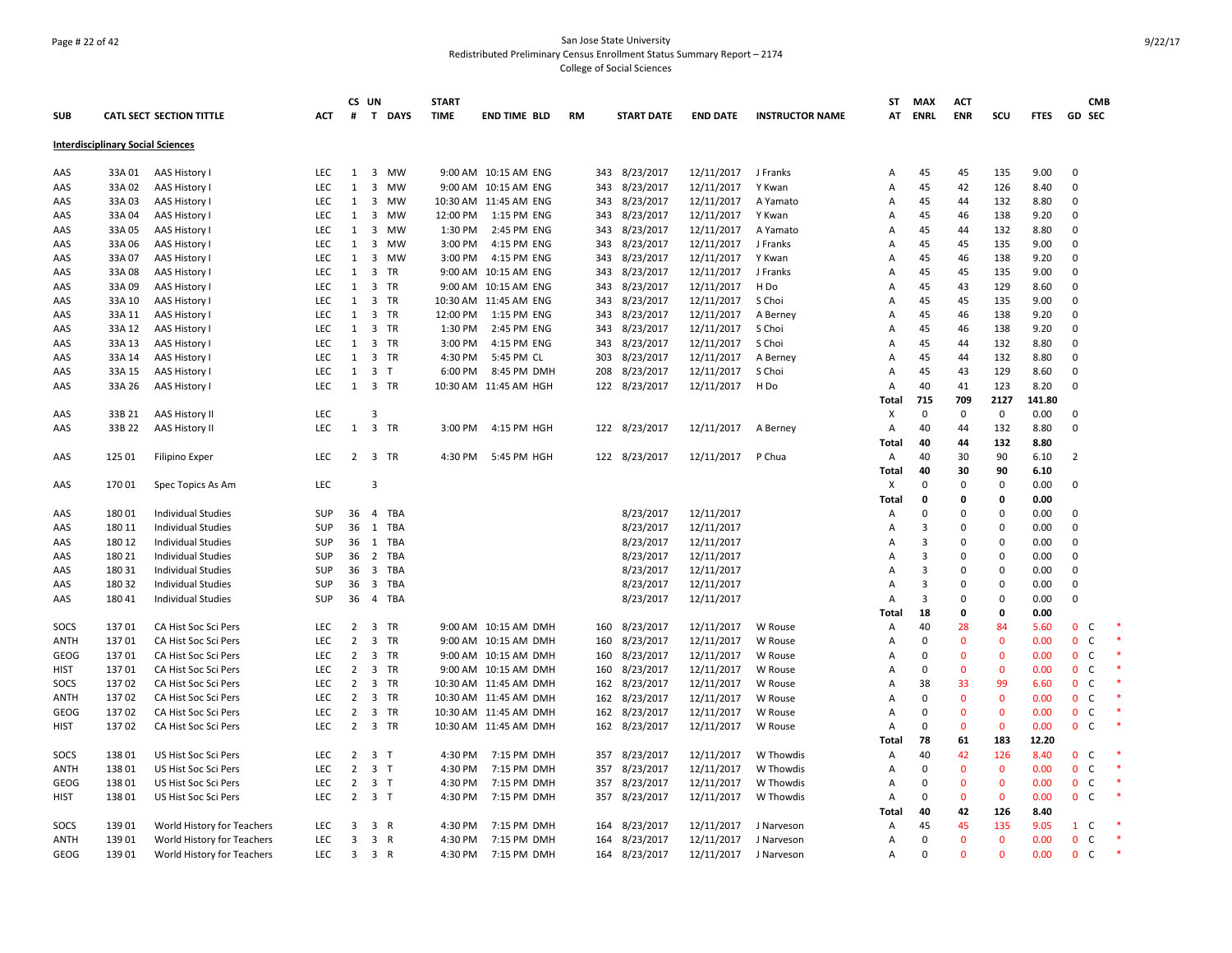San Jose State University
Redistributed Preliminary Census Enrollment Status Summary Report – 2174
College of Social Sciences

| SUB | CATL SECT | SECTION TITTLE | ACT | CS # | UN T | DAYS | START TIME | END TIME | BLD | RM | START DATE | END DATE | INSTRUCTOR NAME | ST AT | MAX ENRL | ACT ENR | SCU | FTES | GD | CMB SEC | |
|---|---|---|---|---|---|---|---|---|---|---|---|---|---|---|---|---|---|---|---|---|---|
| **Interdisciplinary Social Sciences** | | | | | | | | | | | | | | | | | | | | | |
| AAS | 33A 01 | AAS History I | LEC | 1 | 3 | MW | 9:00 AM | 10:15 AM | ENG | 343 | 8/23/2017 | 12/11/2017 | J Franks | A | 45 | 45 | 135 | 9.00 | 0 | | |
| AAS | 33A 02 | AAS History I | LEC | 1 | 3 | MW | 9:00 AM | 10:15 AM | ENG | 343 | 8/23/2017 | 12/11/2017 | Y Kwan | A | 45 | 42 | 126 | 8.40 | 0 | | |
| AAS | 33A 03 | AAS History I | LEC | 1 | 3 | MW | 10:30 AM | 11:45 AM | ENG | 343 | 8/23/2017 | 12/11/2017 | A Yamato | A | 45 | 44 | 132 | 8.80 | 0 | | |
| AAS | 33A 04 | AAS History I | LEC | 1 | 3 | MW | 12:00 PM | 1:15 PM | ENG | 343 | 8/23/2017 | 12/11/2017 | Y Kwan | A | 45 | 46 | 138 | 9.20 | 0 | | |
| AAS | 33A 05 | AAS History I | LEC | 1 | 3 | MW | 1:30 PM | 2:45 PM | ENG | 343 | 8/23/2017 | 12/11/2017 | A Yamato | A | 45 | 44 | 132 | 8.80 | 0 | | |
| AAS | 33A 06 | AAS History I | LEC | 1 | 3 | MW | 3:00 PM | 4:15 PM | ENG | 343 | 8/23/2017 | 12/11/2017 | J Franks | A | 45 | 45 | 135 | 9.00 | 0 | | |
| AAS | 33A 07 | AAS History I | LEC | 1 | 3 | MW | 3:00 PM | 4:15 PM | ENG | 343 | 8/23/2017 | 12/11/2017 | Y Kwan | A | 45 | 46 | 138 | 9.20 | 0 | | |
| AAS | 33A 08 | AAS History I | LEC | 1 | 3 | TR | 9:00 AM | 10:15 AM | ENG | 343 | 8/23/2017 | 12/11/2017 | J Franks | A | 45 | 45 | 135 | 9.00 | 0 | | |
| AAS | 33A 09 | AAS History I | LEC | 1 | 3 | TR | 9:00 AM | 10:15 AM | ENG | 343 | 8/23/2017 | 12/11/2017 | H Do | A | 45 | 43 | 129 | 8.60 | 0 | | |
| AAS | 33A 10 | AAS History I | LEC | 1 | 3 | TR | 10:30 AM | 11:45 AM | ENG | 343 | 8/23/2017 | 12/11/2017 | S Choi | A | 45 | 45 | 135 | 9.00 | 0 | | |
| AAS | 33A 11 | AAS History I | LEC | 1 | 3 | TR | 12:00 PM | 1:15 PM | ENG | 343 | 8/23/2017 | 12/11/2017 | A Berney | A | 45 | 46 | 138 | 9.20 | 0 | | |
| AAS | 33A 12 | AAS History I | LEC | 1 | 3 | TR | 1:30 PM | 2:45 PM | ENG | 343 | 8/23/2017 | 12/11/2017 | S Choi | A | 45 | 46 | 138 | 9.20 | 0 | | |
| AAS | 33A 13 | AAS History I | LEC | 1 | 3 | TR | 3:00 PM | 4:15 PM | ENG | 343 | 8/23/2017 | 12/11/2017 | S Choi | A | 45 | 44 | 132 | 8.80 | 0 | | |
| AAS | 33A 14 | AAS History I | LEC | 1 | 3 | TR | 4:30 PM | 5:45 PM | CL | 303 | 8/23/2017 | 12/11/2017 | A Berney | A | 45 | 44 | 132 | 8.80 | 0 | | |
| AAS | 33A 15 | AAS History I | LEC | 1 | 3 | T | 6:00 PM | 8:45 PM | DMH | 208 | 8/23/2017 | 12/11/2017 | S Choi | A | 45 | 43 | 129 | 8.60 | 0 | | |
| AAS | 33A 26 | AAS History I | LEC | 1 | 3 | TR | 10:30 AM | 11:45 AM | HGH | 122 | 8/23/2017 | 12/11/2017 | H Do | A | 40 | 41 | 123 | 8.20 | 0 | | |
| | | | | | | | | | | | | | | **Total** | **715** | **709** | **2127** | **141.80** | | | |
| AAS | 33B 21 | AAS History II | LEC | | 3 | | | | | | | | | X | 0 | 0 | 0 | 0.00 | 0 | | |
| AAS | 33B 22 | AAS History II | LEC | 1 | 3 | TR | 3:00 PM | 4:15 PM | HGH | 122 | 8/23/2017 | 12/11/2017 | A Berney | A | 40 | 44 | 132 | 8.80 | 0 | | |
| | | | | | | | | | | | | | | **Total** | **40** | **44** | **132** | **8.80** | | | |
| AAS | 125 01 | Filipino Exper | LEC | 2 | 3 | TR | 4:30 PM | 5:45 PM | HGH | 122 | 8/23/2017 | 12/11/2017 | P Chua | A | 40 | 30 | 90 | 6.10 | 2 | | |
| | | | | | | | | | | | | | | **Total** | **40** | **30** | **90** | **6.10** | | | |
| AAS | 170 01 | Spec Topics As Am | LEC | | 3 | | | | | | | | | X | 0 | 0 | 0 | 0.00 | 0 | | |
| | | | | | | | | | | | | | | **Total** | **0** | **0** | **0** | **0.00** | | | |
| AAS | 180 01 | Individual Studies | SUP | 36 | 4 | TBA | | | | | 8/23/2017 | 12/11/2017 | | A | 0 | 0 | 0 | 0.00 | 0 | | |
| AAS | 180 11 | Individual Studies | SUP | 36 | 1 | TBA | | | | | 8/23/2017 | 12/11/2017 | | A | 3 | 0 | 0 | 0.00 | 0 | | |
| AAS | 180 12 | Individual Studies | SUP | 36 | 1 | TBA | | | | | 8/23/2017 | 12/11/2017 | | A | 3 | 0 | 0 | 0.00 | 0 | | |
| AAS | 180 21 | Individual Studies | SUP | 36 | 2 | TBA | | | | | 8/23/2017 | 12/11/2017 | | A | 3 | 0 | 0 | 0.00 | 0 | | |
| AAS | 180 31 | Individual Studies | SUP | 36 | 3 | TBA | | | | | 8/23/2017 | 12/11/2017 | | A | 3 | 0 | 0 | 0.00 | 0 | | |
| AAS | 180 32 | Individual Studies | SUP | 36 | 3 | TBA | | | | | 8/23/2017 | 12/11/2017 | | A | 3 | 0 | 0 | 0.00 | 0 | | |
| AAS | 180 41 | Individual Studies | SUP | 36 | 4 | TBA | | | | | 8/23/2017 | 12/11/2017 | | A | 3 | 0 | 0 | 0.00 | 0 | | |
| | | | | | | | | | | | | | | **Total** | **18** | **0** | **0** | **0.00** | | | |
| SOCS | 137 01 | CA Hist Soc Sci Pers | LEC | 2 | 3 | TR | 9:00 AM | 10:15 AM | DMH | 160 | 8/23/2017 | 12/11/2017 | W Rouse | A | 40 | 28 | 84 | 5.60 | 0 | C | * |
| ANTH | 137 01 | CA Hist Soc Sci Pers | LEC | 2 | 3 | TR | 9:00 AM | 10:15 AM | DMH | 160 | 8/23/2017 | 12/11/2017 | W Rouse | A | 0 | 0 | 0 | 0.00 | 0 | C | * |
| GEOG | 137 01 | CA Hist Soc Sci Pers | LEC | 2 | 3 | TR | 9:00 AM | 10:15 AM | DMH | 160 | 8/23/2017 | 12/11/2017 | W Rouse | A | 0 | 0 | 0 | 0.00 | 0 | C | * |
| HIST | 137 01 | CA Hist Soc Sci Pers | LEC | 2 | 3 | TR | 9:00 AM | 10:15 AM | DMH | 160 | 8/23/2017 | 12/11/2017 | W Rouse | A | 0 | 0 | 0 | 0.00 | 0 | C | * |
| SOCS | 137 02 | CA Hist Soc Sci Pers | LEC | 2 | 3 | TR | 10:30 AM | 11:45 AM | DMH | 162 | 8/23/2017 | 12/11/2017 | W Rouse | A | 38 | 33 | 99 | 6.60 | 0 | C | * |
| ANTH | 137 02 | CA Hist Soc Sci Pers | LEC | 2 | 3 | TR | 10:30 AM | 11:45 AM | DMH | 162 | 8/23/2017 | 12/11/2017 | W Rouse | A | 0 | 0 | 0 | 0.00 | 0 | C | * |
| GEOG | 137 02 | CA Hist Soc Sci Pers | LEC | 2 | 3 | TR | 10:30 AM | 11:45 AM | DMH | 162 | 8/23/2017 | 12/11/2017 | W Rouse | A | 0 | 0 | 0 | 0.00 | 0 | C | * |
| HIST | 137 02 | CA Hist Soc Sci Pers | LEC | 2 | 3 | TR | 10:30 AM | 11:45 AM | DMH | 162 | 8/23/2017 | 12/11/2017 | W Rouse | A | 0 | 0 | 0 | 0.00 | 0 | C | * |
| | | | | | | | | | | | | | | **Total** | **78** | **61** | **183** | **12.20** | | | |
| SOCS | 138 01 | US Hist Soc Sci Pers | LEC | 2 | 3 | T | 4:30 PM | 7:15 PM | DMH | 357 | 8/23/2017 | 12/11/2017 | W Thowdis | A | 40 | 42 | 126 | 8.40 | 0 | C | * |
| ANTH | 138 01 | US Hist Soc Sci Pers | LEC | 2 | 3 | T | 4:30 PM | 7:15 PM | DMH | 357 | 8/23/2017 | 12/11/2017 | W Thowdis | A | 0 | 0 | 0 | 0.00 | 0 | C | * |
| GEOG | 138 01 | US Hist Soc Sci Pers | LEC | 2 | 3 | T | 4:30 PM | 7:15 PM | DMH | 357 | 8/23/2017 | 12/11/2017 | W Thowdis | A | 0 | 0 | 0 | 0.00 | 0 | C | * |
| HIST | 138 01 | US Hist Soc Sci Pers | LEC | 2 | 3 | T | 4:30 PM | 7:15 PM | DMH | 357 | 8/23/2017 | 12/11/2017 | W Thowdis | A | 0 | 0 | 0 | 0.00 | 0 | C | * |
| | | | | | | | | | | | | | | **Total** | **40** | **42** | **126** | **8.40** | | | |
| SOCS | 139 01 | World History for Teachers | LEC | 3 | 3 | R | 4:30 PM | 7:15 PM | DMH | 164 | 8/23/2017 | 12/11/2017 | J Narveson | A | 45 | 45 | 135 | 9.05 | 1 | C | * |
| ANTH | 139 01 | World History for Teachers | LEC | 3 | 3 | R | 4:30 PM | 7:15 PM | DMH | 164 | 8/23/2017 | 12/11/2017 | J Narveson | A | 0 | 0 | 0 | 0.00 | 0 | C | * |
| GEOG | 139 01 | World History for Teachers | LEC | 3 | 3 | R | 4:30 PM | 7:15 PM | DMH | 164 | 8/23/2017 | 12/11/2017 | J Narveson | A | 0 | 0 | 0 | 0.00 | 0 | C | * |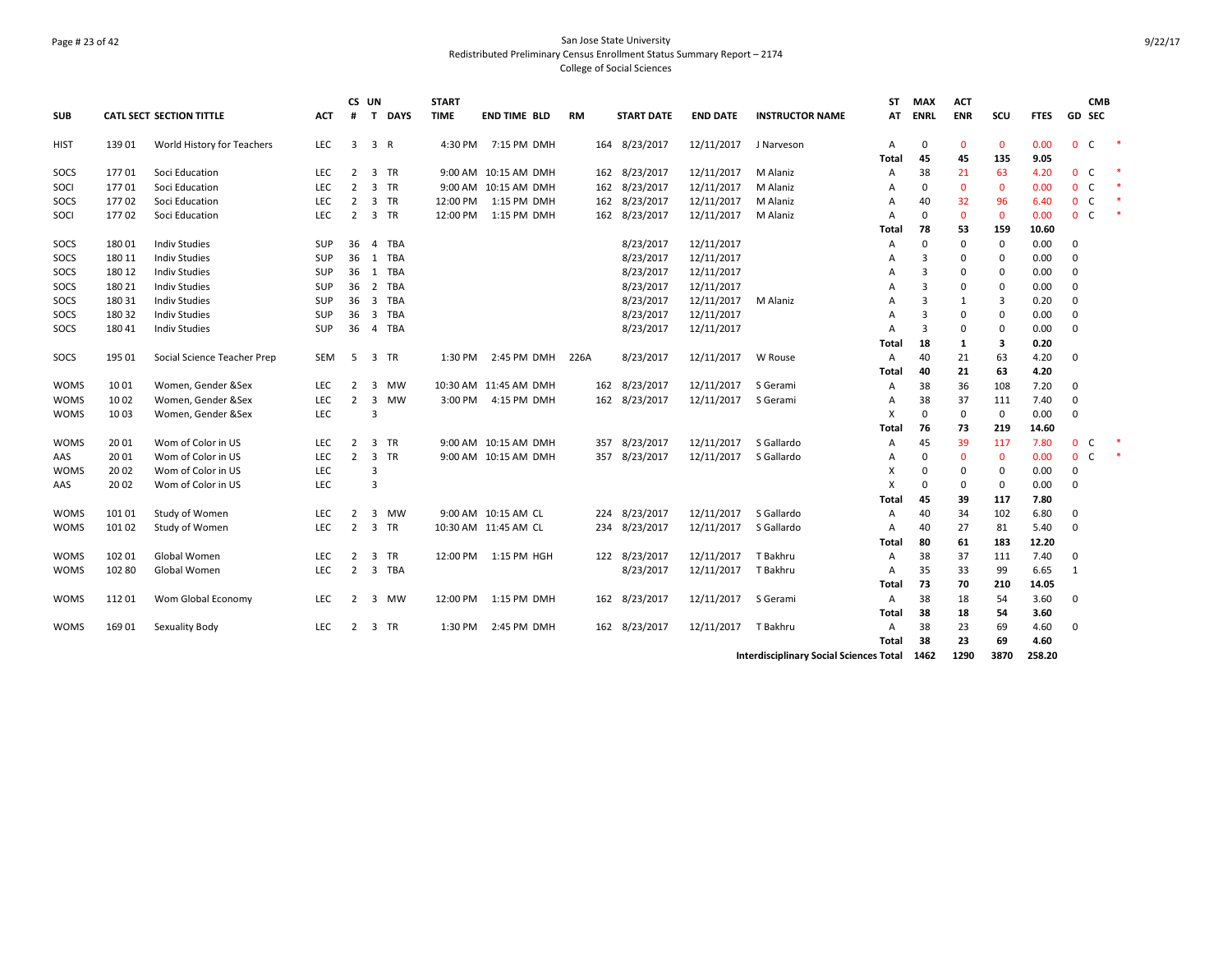San Jose State University
Redistributed Preliminary Census Enrollment Status Summary Report – 2174
College of Social Sciences

| SUB | CATL SECT | SECTION TITTLE | ACT | CS # | UN T | DAYS | START TIME | END TIME | BLD | RM | START DATE | END DATE | INSTRUCTOR NAME | ST AT | MAX ENRL | ACT ENR | SCU | FTES | GD | CMB SEC | |
|---|---|---|---|---|---|---|---|---|---|---|---|---|---|---|---|---|---|---|---|---|---|
| HIST | 139 01 | World History for Teachers | LEC | 3 | 3 | R | 4:30 PM | 7:15 PM | DMH | 164 | 8/23/2017 | 12/11/2017 | J Narveson | A | 0 | 0 | 0 | 0.00 | 0 | C | * |
| | | | | | | | | | | | | | | Total | 45 | 45 | 135 | 9.05 | | | |
| SOCS | 177 01 | Soci Education | LEC | 2 | 3 | TR | 9:00 AM | 10:15 AM | DMH | 162 | 8/23/2017 | 12/11/2017 | M Alaniz | A | 38 | 21 | 63 | 4.20 | 0 | C | * |
| SOCI | 177 01 | Soci Education | LEC | 2 | 3 | TR | 9:00 AM | 10:15 AM | DMH | 162 | 8/23/2017 | 12/11/2017 | M Alaniz | A | 0 | 0 | 0 | 0.00 | 0 | C | * |
| SOCS | 177 02 | Soci Education | LEC | 2 | 3 | TR | 12:00 PM | 1:15 PM | DMH | 162 | 8/23/2017 | 12/11/2017 | M Alaniz | A | 40 | 32 | 96 | 6.40 | 0 | C | * |
| SOCI | 177 02 | Soci Education | LEC | 2 | 3 | TR | 12:00 PM | 1:15 PM | DMH | 162 | 8/23/2017 | 12/11/2017 | M Alaniz | A | 0 | 0 | 0 | 0.00 | 0 | C | * |
| | | | | | | | | | | | | | | Total | 78 | 53 | 159 | 10.60 | | | |
| SOCS | 180 01 | Indiv Studies | SUP | 36 | 4 | TBA | | | | | 8/23/2017 | 12/11/2017 | | A | 0 | 0 | 0 | 0.00 | 0 | | |
| SOCS | 180 11 | Indiv Studies | SUP | 36 | 1 | TBA | | | | | 8/23/2017 | 12/11/2017 | | A | 3 | 0 | 0 | 0.00 | 0 | | |
| SOCS | 180 12 | Indiv Studies | SUP | 36 | 1 | TBA | | | | | 8/23/2017 | 12/11/2017 | | A | 3 | 0 | 0 | 0.00 | 0 | | |
| SOCS | 180 21 | Indiv Studies | SUP | 36 | 2 | TBA | | | | | 8/23/2017 | 12/11/2017 | | A | 3 | 0 | 0 | 0.00 | 0 | | |
| SOCS | 180 31 | Indiv Studies | SUP | 36 | 3 | TBA | | | | | 8/23/2017 | 12/11/2017 | M Alaniz | A | 3 | 1 | 3 | 0.20 | 0 | | |
| SOCS | 180 32 | Indiv Studies | SUP | 36 | 3 | TBA | | | | | 8/23/2017 | 12/11/2017 | | A | 3 | 0 | 0 | 0.00 | 0 | | |
| SOCS | 180 41 | Indiv Studies | SUP | 36 | 4 | TBA | | | | | 8/23/2017 | 12/11/2017 | | A | 3 | 0 | 0 | 0.00 | 0 | | |
| | | | | | | | | | | | | | | Total | 18 | 1 | 3 | 0.20 | | | |
| SOCS | 195 01 | Social Science Teacher Prep | SEM | 5 | 3 | TR | 1:30 PM | 2:45 PM | DMH | 226A | 8/23/2017 | 12/11/2017 | W Rouse | A | 40 | 21 | 63 | 4.20 | 0 | | |
| | | | | | | | | | | | | | | Total | 40 | 21 | 63 | 4.20 | | | |
| WOMS | 10 01 | Women, Gender &Sex | LEC | 2 | 3 | MW | 10:30 AM | 11:45 AM | DMH | 162 | 8/23/2017 | 12/11/2017 | S Gerami | A | 38 | 36 | 108 | 7.20 | 0 | | |
| WOMS | 10 02 | Women, Gender &Sex | LEC | 2 | 3 | MW | 3:00 PM | 4:15 PM | DMH | 162 | 8/23/2017 | 12/11/2017 | S Gerami | A | 38 | 37 | 111 | 7.40 | 0 | | |
| WOMS | 10 03 | Women, Gender &Sex | LEC | | 3 | | | | | | | | | X | 0 | 0 | 0 | 0.00 | 0 | | |
| | | | | | | | | | | | | | | Total | 76 | 73 | 219 | 14.60 | | | |
| WOMS | 20 01 | Wom of Color in US | LEC | 2 | 3 | TR | 9:00 AM | 10:15 AM | DMH | 357 | 8/23/2017 | 12/11/2017 | S Gallardo | A | 45 | 39 | 117 | 7.80 | 0 | C | * |
| AAS | 20 01 | Wom of Color in US | LEC | 2 | 3 | TR | 9:00 AM | 10:15 AM | DMH | 357 | 8/23/2017 | 12/11/2017 | S Gallardo | A | 0 | 0 | 0 | 0.00 | 0 | C | * |
| WOMS | 20 02 | Wom of Color in US | LEC | | 3 | | | | | | | | | X | 0 | 0 | 0 | 0.00 | 0 | | |
| AAS | 20 02 | Wom of Color in US | LEC | | 3 | | | | | | | | | X | 0 | 0 | 0 | 0.00 | 0 | | |
| | | | | | | | | | | | | | | Total | 45 | 39 | 117 | 7.80 | | | |
| WOMS | 101 01 | Study of Women | LEC | 2 | 3 | MW | 9:00 AM | 10:15 AM | CL | 224 | 8/23/2017 | 12/11/2017 | S Gallardo | A | 40 | 34 | 102 | 6.80 | 0 | | |
| WOMS | 101 02 | Study of Women | LEC | 2 | 3 | TR | 10:30 AM | 11:45 AM | CL | 234 | 8/23/2017 | 12/11/2017 | S Gallardo | A | 40 | 27 | 81 | 5.40 | 0 | | |
| | | | | | | | | | | | | | | Total | 80 | 61 | 183 | 12.20 | | | |
| WOMS | 102 01 | Global Women | LEC | 2 | 3 | TR | 12:00 PM | 1:15 PM | HGH | 122 | 8/23/2017 | 12/11/2017 | T Bakhru | A | 38 | 37 | 111 | 7.40 | 0 | | |
| WOMS | 102 80 | Global Women | LEC | 2 | 3 | TBA | | | | | 8/23/2017 | 12/11/2017 | T Bakhru | A | 35 | 33 | 99 | 6.65 | 1 | | |
| | | | | | | | | | | | | | | Total | 73 | 70 | 210 | 14.05 | | | |
| WOMS | 112 01 | Wom Global Economy | LEC | 2 | 3 | MW | 12:00 PM | 1:15 PM | DMH | 162 | 8/23/2017 | 12/11/2017 | S Gerami | A | 38 | 18 | 54 | 3.60 | 0 | | |
| | | | | | | | | | | | | | | Total | 38 | 18 | 54 | 3.60 | | | |
| WOMS | 169 01 | Sexuality Body | LEC | 2 | 3 | TR | 1:30 PM | 2:45 PM | DMH | 162 | 8/23/2017 | 12/11/2017 | T Bakhru | A | 38 | 23 | 69 | 4.60 | 0 | | |
| | | | | | | | | | | | | | | Total | 38 | 23 | 69 | 4.60 | | | |
| | | | | | | | | | | | | | Interdisciplinary Social Sciences Total | | 1462 | 1290 | 3870 | 258.20 | | | |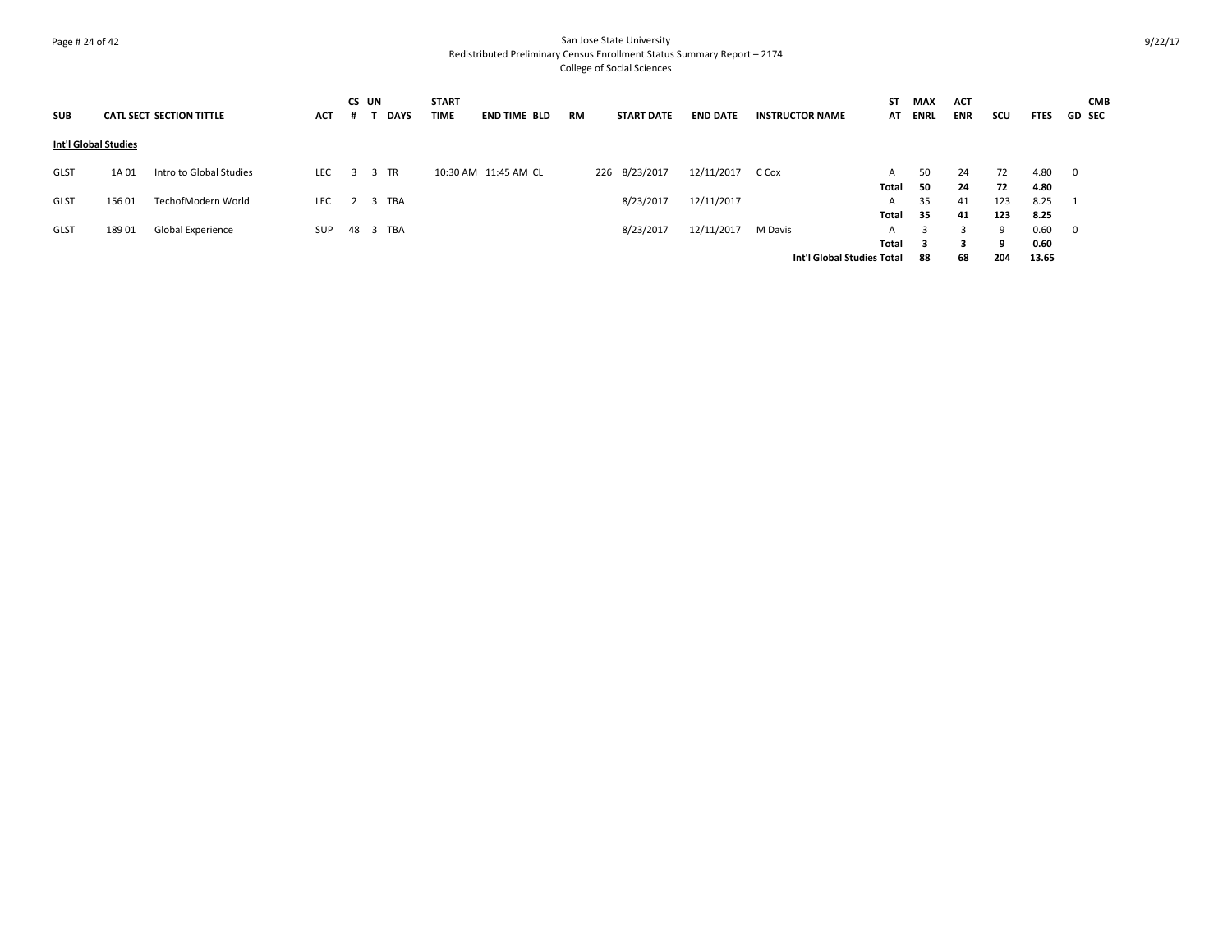San Jose State University
Redistributed Preliminary Census Enrollment Status Summary Report – 2174
College of Social Sciences

| SUB | CATL | SECT | SECTION TITTLE | ACT | CS # | UN T | DAYS | START TIME | END TIME | BLD | RM | START DATE | END DATE | INSTRUCTOR NAME | ST AT | MAX ENRL | ACT ENR | SCU | FTES | GD | CMB SEC |
|---|---|---|---|---|---|---|---|---|---|---|---|---|---|---|---|---|---|---|---|---|---|
| **Int'l Global Studies** | | | | | | | | | | | | | | | | | | | | | |
| GLST | 1A | 01 | Intro to Global Studies | LEC | 3 | 3 | TR | 10:30 AM | 11:45 AM | CL | 226 | 8/23/2017 | 12/11/2017 | C Cox | A | 50 | 24 | 72 | 4.80 | 0 | |
| | | | | | | | | | | | | | | | **Total** | **50** | **24** | **72** | **4.80** | | |
| GLST | 156 | 01 | TechofModern World | LEC | 2 | 3 | TBA | | | | | 8/23/2017 | 12/11/2017 | | A | 35 | 41 | 123 | 8.25 | 1 | |
| | | | | | | | | | | | | | | | **Total** | **35** | **41** | **123** | **8.25** | | |
| GLST | 189 | 01 | Global Experience | SUP | 48 | 3 | TBA | | | | | 8/23/2017 | 12/11/2017 | M Davis | A | 3 | 3 | 9 | 0.60 | 0 | |
| | | | | | | | | | | | | | | | **Total** | **3** | **3** | **9** | **0.60** | | |
| | | | | | | | | | | | | | | **Int'l Global Studies Total** | | **88** | **68** | **204** | **13.65** | | |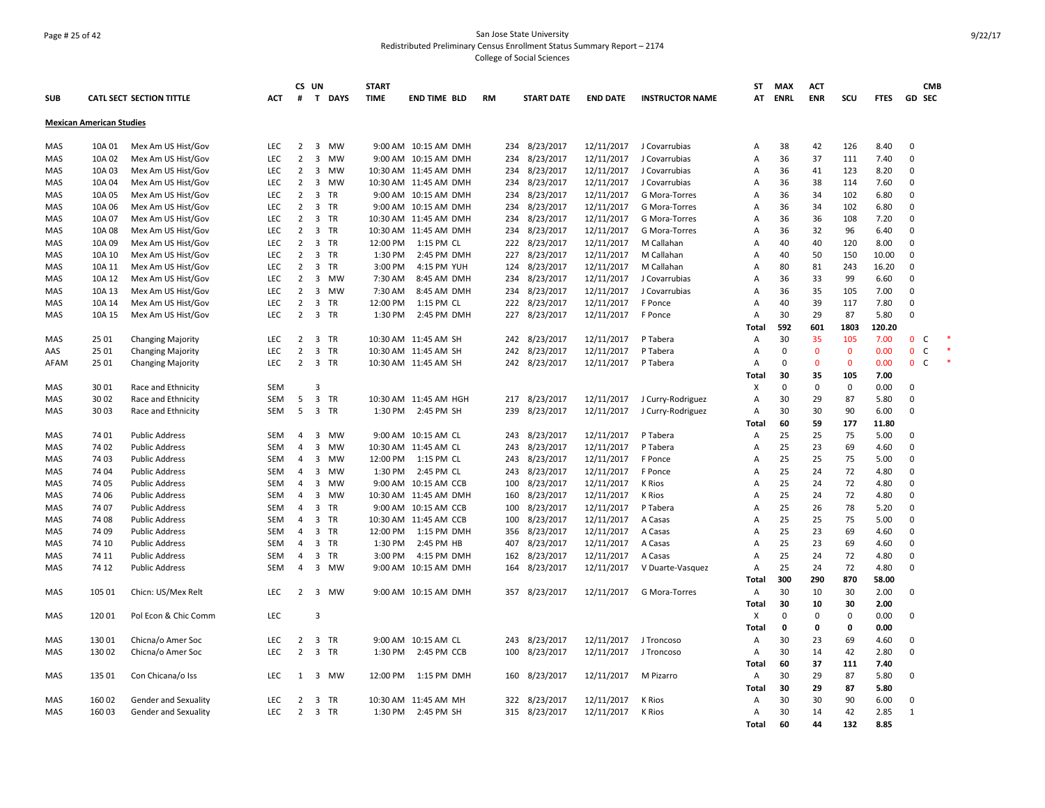San Jose State University
Redistributed Preliminary Census Enrollment Status Summary Report – 2174
College of Social Sciences

| SUB | CATL SECT | SECTION TITTLE | ACT | CS # | UN T | DAYS | START TIME | END TIME | BLD | RM | START DATE | END DATE | INSTRUCTOR NAME | ST AT | MAX ENRL | ACT ENR | SCU | FTES | GD | CMB SEC |
|---|---|---|---|---|---|---|---|---|---|---|---|---|---|---|---|---|---|---|---|---|
| **Mexican American Studies** | | | | | | | | | | | | | | | | | | | | |
| MAS | 10A 01 | Mex Am US Hist/Gov | LEC | 2 | 3 | MW | 9:00 AM | 10:15 AM | DMH | 234 | 8/23/2017 | 12/11/2017 | J Covarrubias | A | 38 | 42 | 126 | 8.40 | 0 | |
| MAS | 10A 02 | Mex Am US Hist/Gov | LEC | 2 | 3 | MW | 9:00 AM | 10:15 AM | DMH | 234 | 8/23/2017 | 12/11/2017 | J Covarrubias | A | 36 | 37 | 111 | 7.40 | 0 | |
| MAS | 10A 03 | Mex Am US Hist/Gov | LEC | 2 | 3 | MW | 10:30 AM | 11:45 AM | DMH | 234 | 8/23/2017 | 12/11/2017 | J Covarrubias | A | 36 | 41 | 123 | 8.20 | 0 | |
| MAS | 10A 04 | Mex Am US Hist/Gov | LEC | 2 | 3 | MW | 10:30 AM | 11:45 AM | DMH | 234 | 8/23/2017 | 12/11/2017 | J Covarrubias | A | 36 | 38 | 114 | 7.60 | 0 | |
| MAS | 10A 05 | Mex Am US Hist/Gov | LEC | 2 | 3 | TR | 9:00 AM | 10:15 AM | DMH | 234 | 8/23/2017 | 12/11/2017 | G Mora-Torres | A | 36 | 34 | 102 | 6.80 | 0 | |
| MAS | 10A 06 | Mex Am US Hist/Gov | LEC | 2 | 3 | TR | 9:00 AM | 10:15 AM | DMH | 234 | 8/23/2017 | 12/11/2017 | G Mora-Torres | A | 36 | 34 | 102 | 6.80 | 0 | |
| MAS | 10A 07 | Mex Am US Hist/Gov | LEC | 2 | 3 | TR | 10:30 AM | 11:45 AM | DMH | 234 | 8/23/2017 | 12/11/2017 | G Mora-Torres | A | 36 | 36 | 108 | 7.20 | 0 | |
| MAS | 10A 08 | Mex Am US Hist/Gov | LEC | 2 | 3 | TR | 10:30 AM | 11:45 AM | DMH | 234 | 8/23/2017 | 12/11/2017 | G Mora-Torres | A | 36 | 32 | 96 | 6.40 | 0 | |
| MAS | 10A 09 | Mex Am US Hist/Gov | LEC | 2 | 3 | TR | 12:00 PM | 1:15 PM | CL | 222 | 8/23/2017 | 12/11/2017 | M Callahan | A | 40 | 40 | 120 | 8.00 | 0 | |
| MAS | 10A 10 | Mex Am US Hist/Gov | LEC | 2 | 3 | TR | 1:30 PM | 2:45 PM | DMH | 227 | 8/23/2017 | 12/11/2017 | M Callahan | A | 40 | 50 | 150 | 10.00 | 0 | |
| MAS | 10A 11 | Mex Am US Hist/Gov | LEC | 2 | 3 | TR | 3:00 PM | 4:15 PM | YUH | 124 | 8/23/2017 | 12/11/2017 | M Callahan | A | 80 | 81 | 243 | 16.20 | 0 | |
| MAS | 10A 12 | Mex Am US Hist/Gov | LEC | 2 | 3 | MW | 7:30 AM | 8:45 AM | DMH | 234 | 8/23/2017 | 12/11/2017 | J Covarrubias | A | 36 | 33 | 99 | 6.60 | 0 | |
| MAS | 10A 13 | Mex Am US Hist/Gov | LEC | 2 | 3 | MW | 7:30 AM | 8:45 AM | DMH | 234 | 8/23/2017 | 12/11/2017 | J Covarrubias | A | 36 | 35 | 105 | 7.00 | 0 | |
| MAS | 10A 14 | Mex Am US Hist/Gov | LEC | 2 | 3 | TR | 12:00 PM | 1:15 PM | CL | 222 | 8/23/2017 | 12/11/2017 | F Ponce | A | 40 | 39 | 117 | 7.80 | 0 | |
| MAS | 10A 15 | Mex Am US Hist/Gov | LEC | 2 | 3 | TR | 1:30 PM | 2:45 PM | DMH | 227 | 8/23/2017 | 12/11/2017 | F Ponce | A | 30 | 29 | 87 | 5.80 | 0 | |
| | | | | | | | | | | | | | | **Total** | **592** | **601** | **1803** | **120.20** | | |
| MAS | 25 01 | Changing Majority | LEC | 2 | 3 | TR | 10:30 AM | 11:45 AM | SH | 242 | 8/23/2017 | 12/11/2017 | P Tabera | A | 30 | 35 | 105 | 7.00 | 0 | C * |
| AAS | 25 01 | Changing Majority | LEC | 2 | 3 | TR | 10:30 AM | 11:45 AM | SH | 242 | 8/23/2017 | 12/11/2017 | P Tabera | A | 0 | 0 | 0 | 0.00 | 0 | C * |
| AFAM | 25 01 | Changing Majority | LEC | 2 | 3 | TR | 10:30 AM | 11:45 AM | SH | 242 | 8/23/2017 | 12/11/2017 | P Tabera | A | 0 | 0 | 0 | 0.00 | 0 | C * |
| | | | | | | | | | | | | | | **Total** | **30** | **35** | **105** | **7.00** | | |
| MAS | 30 01 | Race and Ethnicity | SEM | | 3 | | | | | | | | | X | 0 | 0 | 0 | 0.00 | 0 | |
| MAS | 30 02 | Race and Ethnicity | SEM | 5 | 3 | TR | 10:30 AM | 11:45 AM | HGH | 217 | 8/23/2017 | 12/11/2017 | J Curry-Rodriguez | A | 30 | 29 | 87 | 5.80 | 0 | |
| MAS | 30 03 | Race and Ethnicity | SEM | 5 | 3 | TR | 1:30 PM | 2:45 PM | SH | 239 | 8/23/2017 | 12/11/2017 | J Curry-Rodriguez | A | 30 | 30 | 90 | 6.00 | 0 | |
| | | | | | | | | | | | | | | **Total** | **60** | **59** | **177** | **11.80** | | |
| MAS | 74 01 | Public Address | SEM | 4 | 3 | MW | 9:00 AM | 10:15 AM | CL | 243 | 8/23/2017 | 12/11/2017 | P Tabera | A | 25 | 25 | 75 | 5.00 | 0 | |
| MAS | 74 02 | Public Address | SEM | 4 | 3 | MW | 10:30 AM | 11:45 AM | CL | 243 | 8/23/2017 | 12/11/2017 | P Tabera | A | 25 | 23 | 69 | 4.60 | 0 | |
| MAS | 74 03 | Public Address | SEM | 4 | 3 | MW | 12:00 PM | 1:15 PM | CL | 243 | 8/23/2017 | 12/11/2017 | F Ponce | A | 25 | 25 | 75 | 5.00 | 0 | |
| MAS | 74 04 | Public Address | SEM | 4 | 3 | MW | 1:30 PM | 2:45 PM | CL | 243 | 8/23/2017 | 12/11/2017 | F Ponce | A | 25 | 24 | 72 | 4.80 | 0 | |
| MAS | 74 05 | Public Address | SEM | 4 | 3 | MW | 9:00 AM | 10:15 AM | CCB | 100 | 8/23/2017 | 12/11/2017 | K Rios | A | 25 | 24 | 72 | 4.80 | 0 | |
| MAS | 74 06 | Public Address | SEM | 4 | 3 | MW | 10:30 AM | 11:45 AM | DMH | 160 | 8/23/2017 | 12/11/2017 | K Rios | A | 25 | 24 | 72 | 4.80 | 0 | |
| MAS | 74 07 | Public Address | SEM | 4 | 3 | TR | 9:00 AM | 10:15 AM | CCB | 100 | 8/23/2017 | 12/11/2017 | P Tabera | A | 25 | 26 | 78 | 5.20 | 0 | |
| MAS | 74 08 | Public Address | SEM | 4 | 3 | TR | 10:30 AM | 11:45 AM | CCB | 100 | 8/23/2017 | 12/11/2017 | A Casas | A | 25 | 25 | 75 | 5.00 | 0 | |
| MAS | 74 09 | Public Address | SEM | 4 | 3 | TR | 12:00 PM | 1:15 PM | DMH | 356 | 8/23/2017 | 12/11/2017 | A Casas | A | 25 | 23 | 69 | 4.60 | 0 | |
| MAS | 74 10 | Public Address | SEM | 4 | 3 | TR | 1:30 PM | 2:45 PM | HB | 407 | 8/23/2017 | 12/11/2017 | A Casas | A | 25 | 23 | 69 | 4.60 | 0 | |
| MAS | 74 11 | Public Address | SEM | 4 | 3 | TR | 3:00 PM | 4:15 PM | DMH | 162 | 8/23/2017 | 12/11/2017 | A Casas | A | 25 | 24 | 72 | 4.80 | 0 | |
| MAS | 74 12 | Public Address | SEM | 4 | 3 | MW | 9:00 AM | 10:15 AM | DMH | 164 | 8/23/2017 | 12/11/2017 | V Duarte-Vasquez | A | 25 | 24 | 72 | 4.80 | 0 | |
| | | | | | | | | | | | | | | **Total** | **300** | **290** | **870** | **58.00** | | |
| MAS | 105 01 | Chicn: US/Mex Relt | LEC | 2 | 3 | MW | 9:00 AM | 10:15 AM | DMH | 357 | 8/23/2017 | 12/11/2017 | G Mora-Torres | A | 30 | 10 | 30 | 2.00 | 0 | |
| | | | | | | | | | | | | | | **Total** | **30** | **10** | **30** | **2.00** | | |
| MAS | 120 01 | Pol Econ & Chic Comm | LEC | | 3 | | | | | | | | | X | 0 | 0 | 0 | 0.00 | 0 | |
| | | | | | | | | | | | | | | **Total** | **0** | **0** | **0** | **0.00** | | |
| MAS | 130 01 | Chicna/o Amer Soc | LEC | 2 | 3 | TR | 9:00 AM | 10:15 AM | CL | 243 | 8/23/2017 | 12/11/2017 | J Troncoso | A | 30 | 23 | 69 | 4.60 | 0 | |
| MAS | 130 02 | Chicna/o Amer Soc | LEC | 2 | 3 | TR | 1:30 PM | 2:45 PM | CCB | 100 | 8/23/2017 | 12/11/2017 | J Troncoso | A | 30 | 14 | 42 | 2.80 | 0 | |
| | | | | | | | | | | | | | | **Total** | **60** | **37** | **111** | **7.40** | | |
| MAS | 135 01 | Con Chicana/o Iss | LEC | 1 | 3 | MW | 12:00 PM | 1:15 PM | DMH | 160 | 8/23/2017 | 12/11/2017 | M Pizarro | A | 30 | 29 | 87 | 5.80 | 0 | |
| | | | | | | | | | | | | | | **Total** | **30** | **29** | **87** | **5.80** | | |
| MAS | 160 02 | Gender and Sexuality | LEC | 2 | 3 | TR | 10:30 AM | 11:45 AM | MH | 322 | 8/23/2017 | 12/11/2017 | K Rios | A | 30 | 30 | 90 | 6.00 | 0 | |
| MAS | 160 03 | Gender and Sexuality | LEC | 2 | 3 | TR | 1:30 PM | 2:45 PM | SH | 315 | 8/23/2017 | 12/11/2017 | K Rios | A | 30 | 14 | 42 | 2.85 | 1 | |
| | | | | | | | | | | | | | | **Total** | **60** | **44** | **132** | **8.85** | | |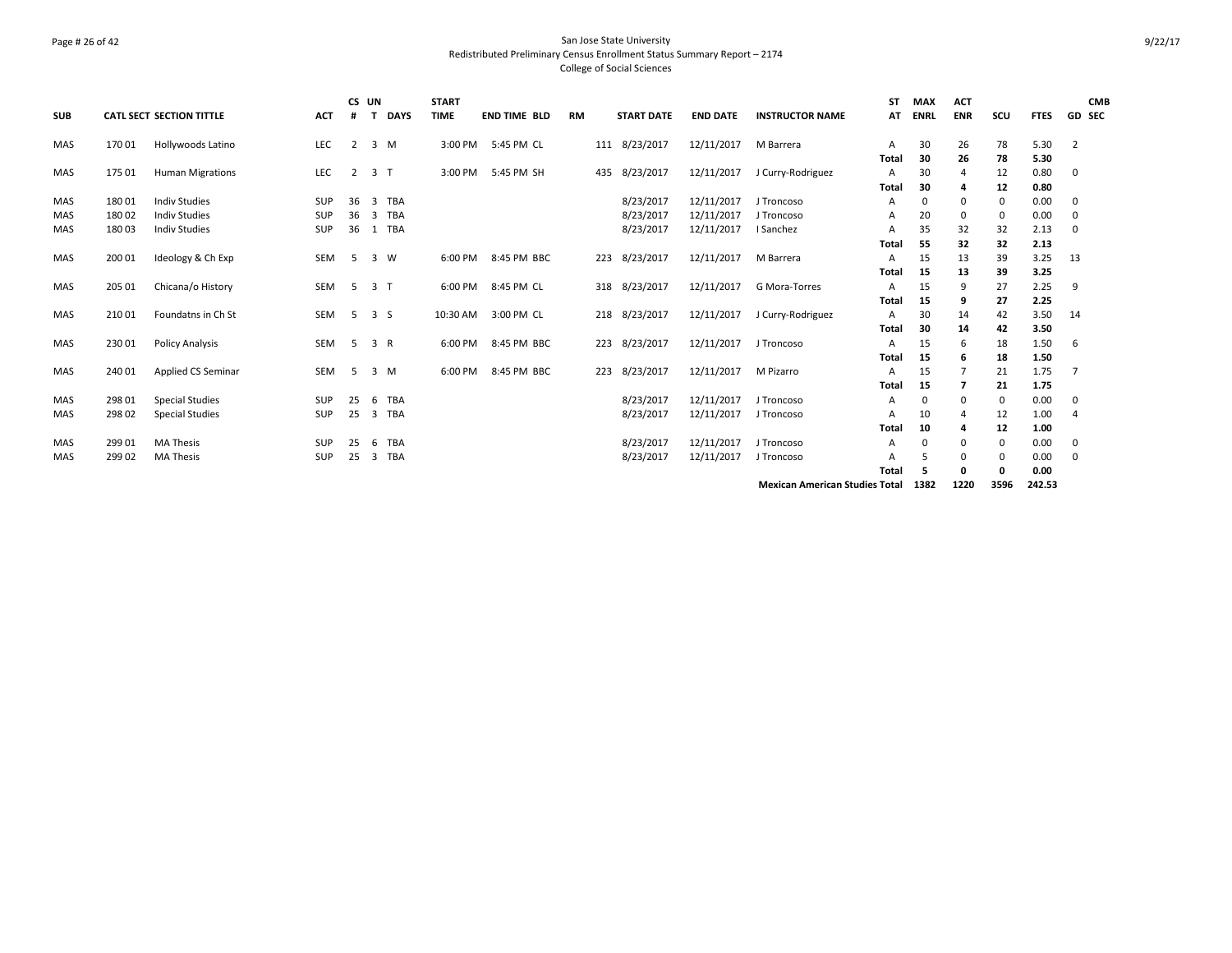San Jose State University
Redistributed Preliminary Census Enrollment Status Summary Report – 2174
College of Social Sciences

| SUB | CATL SECT | SECTION TITTLE | ACT | CS # | UN T | DAYS | START TIME | END TIME | BLD | RM | START DATE | END DATE | INSTRUCTOR NAME | ST AT | MAX ENRL | ACT ENR | SCU | FTES | GD | CMB SEC |
|---|---|---|---|---|---|---|---|---|---|---|---|---|---|---|---|---|---|---|---|---|
| MAS | 170 01 | Hollywoods Latino | LEC | 2 | 3 | M | 3:00 PM | 5:45 PM | CL | 111 | 8/23/2017 | 12/11/2017 | M Barrera | A | 30 | 26 | 78 | 5.30 | 2 | |
| | | | | | | | | | | | | | | **Total** | **30** | **26** | **78** | **5.30** | | |
| MAS | 175 01 | Human Migrations | LEC | 2 | 3 | T | 3:00 PM | 5:45 PM | SH | 435 | 8/23/2017 | 12/11/2017 | J Curry-Rodriguez | A | 30 | 4 | 12 | 0.80 | 0 | |
| | | | | | | | | | | | | | | **Total** | **30** | **4** | **12** | **0.80** | | |
| MAS | 180 01 | Indiv Studies | SUP | 36 | 3 | TBA | | | | | 8/23/2017 | 12/11/2017 | J Troncoso | A | 0 | 0 | 0 | 0.00 | 0 | |
| MAS | 180 02 | Indiv Studies | SUP | 36 | 3 | TBA | | | | | 8/23/2017 | 12/11/2017 | J Troncoso | A | 20 | 0 | 0 | 0.00 | 0 | |
| MAS | 180 03 | Indiv Studies | SUP | 36 | 1 | TBA | | | | | 8/23/2017 | 12/11/2017 | I Sanchez | A | 35 | 32 | 32 | 2.13 | 0 | |
| | | | | | | | | | | | | | | **Total** | **55** | **32** | **32** | **2.13** | | |
| MAS | 200 01 | Ideology & Ch Exp | SEM | 5 | 3 | W | 6:00 PM | 8:45 PM | BBC | 223 | 8/23/2017 | 12/11/2017 | M Barrera | A | 15 | 13 | 39 | 3.25 | 13 | |
| | | | | | | | | | | | | | | **Total** | **15** | **13** | **39** | **3.25** | | |
| MAS | 205 01 | Chicana/o History | SEM | 5 | 3 | T | 6:00 PM | 8:45 PM | CL | 318 | 8/23/2017 | 12/11/2017 | G Mora-Torres | A | 15 | 9 | 27 | 2.25 | 9 | |
| | | | | | | | | | | | | | | **Total** | **15** | **9** | **27** | **2.25** | | |
| MAS | 210 01 | Foundatns in Ch St | SEM | 5 | 3 | S | 10:30 AM | 3:00 PM | CL | 218 | 8/23/2017 | 12/11/2017 | J Curry-Rodriguez | A | 30 | 14 | 42 | 3.50 | 14 | |
| | | | | | | | | | | | | | | **Total** | **30** | **14** | **42** | **3.50** | | |
| MAS | 230 01 | Policy Analysis | SEM | 5 | 3 | R | 6:00 PM | 8:45 PM | BBC | 223 | 8/23/2017 | 12/11/2017 | J Troncoso | A | 15 | 6 | 18 | 1.50 | 6 | |
| | | | | | | | | | | | | | | **Total** | **15** | **6** | **18** | **1.50** | | |
| MAS | 240 01 | Applied CS Seminar | SEM | 5 | 3 | M | 6:00 PM | 8:45 PM | BBC | 223 | 8/23/2017 | 12/11/2017 | M Pizarro | A | 15 | 7 | 21 | 1.75 | 7 | |
| | | | | | | | | | | | | | | **Total** | **15** | **7** | **21** | **1.75** | | |
| MAS | 298 01 | Special Studies | SUP | 25 | 6 | TBA | | | | | 8/23/2017 | 12/11/2017 | J Troncoso | A | 0 | 0 | 0 | 0.00 | 0 | |
| MAS | 298 02 | Special Studies | SUP | 25 | 3 | TBA | | | | | 8/23/2017 | 12/11/2017 | J Troncoso | A | 10 | 4 | 12 | 1.00 | 4 | |
| | | | | | | | | | | | | | | **Total** | **10** | **4** | **12** | **1.00** | | |
| MAS | 299 01 | MA Thesis | SUP | 25 | 6 | TBA | | | | | 8/23/2017 | 12/11/2017 | J Troncoso | A | 0 | 0 | 0 | 0.00 | 0 | |
| MAS | 299 02 | MA Thesis | SUP | 25 | 3 | TBA | | | | | 8/23/2017 | 12/11/2017 | J Troncoso | A | 5 | 0 | 0 | 0.00 | 0 | |
| | | | | | | | | | | | | | | **Total** | **5** | **0** | **0** | **0.00** | | |
| | | | | | | | | | | | | | **Mexican American Studies Total** | | **1382** | **1220** | **3596** | **242.53** | | |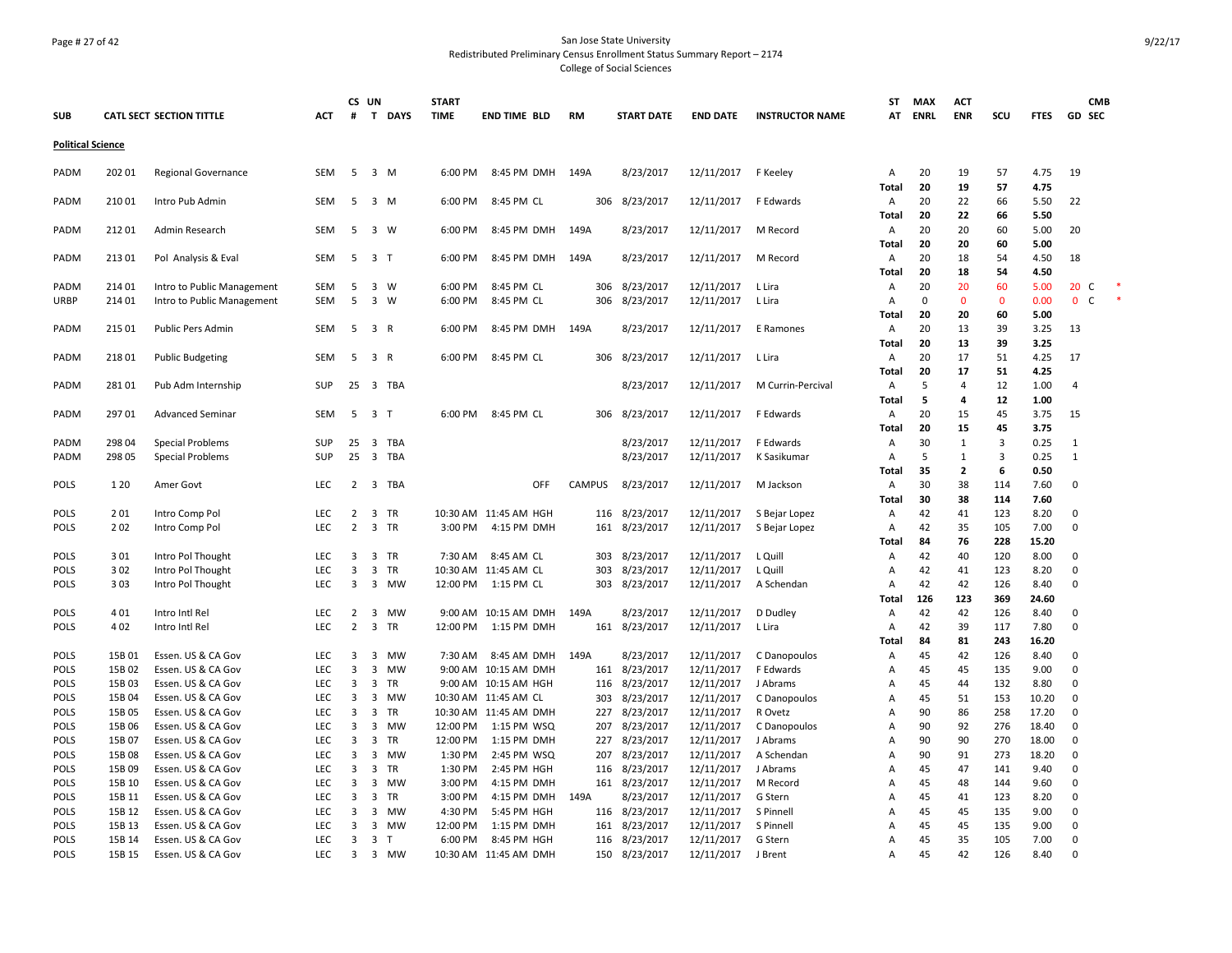San Jose State University
Redistributed Preliminary Census Enrollment Status Summary Report – 2174
College of Social Sciences

| SUB | CATL SECT | SECTION TITTLE | ACT | CS # | UN T | DAYS | START TIME | END TIME | BLD | RM | START DATE | END DATE | INSTRUCTOR NAME | ST AT | MAX ENRL | ACT ENR | SCU | FTES | GD | CMB SEC |
|---|---|---|---|---|---|---|---|---|---|---|---|---|---|---|---|---|---|---|---|---|
| **Political Science** | | | | | | | | | | | | | | | | | | | | |
| PADM | 202 01 | Regional Governance | SEM | 5 | 3 | M | 6:00 PM | 8:45 PM | DMH | 149A | 8/23/2017 | 12/11/2017 | F Keeley | A | 20 | 19 | 57 | 4.75 | 19 | |
| | | | | | | | | | | | | | | **Total** | **20** | **19** | **57** | **4.75** | | |
| PADM | 210 01 | Intro Pub Admin | SEM | 5 | 3 | M | 6:00 PM | 8:45 PM | CL | 306 | 8/23/2017 | 12/11/2017 | F Edwards | A | 20 | 22 | 66 | 5.50 | 22 | |
| | | | | | | | | | | | | | | **Total** | **20** | **22** | **66** | **5.50** | | |
| PADM | 212 01 | Admin Research | SEM | 5 | 3 | W | 6:00 PM | 8:45 PM | DMH | 149A | 8/23/2017 | 12/11/2017 | M Record | A | 20 | 20 | 60 | 5.00 | 20 | |
| | | | | | | | | | | | | | | **Total** | **20** | **20** | **60** | **5.00** | | |
| PADM | 213 01 | Pol Analysis & Eval | SEM | 5 | 3 | T | 6:00 PM | 8:45 PM | DMH | 149A | 8/23/2017 | 12/11/2017 | M Record | A | 20 | 18 | 54 | 4.50 | 18 | |
| | | | | | | | | | | | | | | **Total** | **20** | **18** | **54** | **4.50** | | |
| PADM | 214 01 | Intro to Public Management | SEM | 5 | 3 | W | 6:00 PM | 8:45 PM | CL | 306 | 8/23/2017 | 12/11/2017 | L Lira | A | 20 | 20 | 60 | 5.00 | 20 | C * |
| URBP | 214 01 | Intro to Public Management | SEM | 5 | 3 | W | 6:00 PM | 8:45 PM | CL | 306 | 8/23/2017 | 12/11/2017 | L Lira | A | 0 | 0 | 0 | 0.00 | 0 | C * |
| | | | | | | | | | | | | | | **Total** | **20** | **20** | **60** | **5.00** | | |
| PADM | 215 01 | Public Pers Admin | SEM | 5 | 3 | R | 6:00 PM | 8:45 PM | DMH | 149A | 8/23/2017 | 12/11/2017 | E Ramones | A | 20 | 13 | 39 | 3.25 | 13 | |
| | | | | | | | | | | | | | | **Total** | **20** | **13** | **39** | **3.25** | | |
| PADM | 218 01 | Public Budgeting | SEM | 5 | 3 | R | 6:00 PM | 8:45 PM | CL | 306 | 8/23/2017 | 12/11/2017 | L Lira | A | 20 | 17 | 51 | 4.25 | 17 | |
| | | | | | | | | | | | | | | **Total** | **20** | **17** | **51** | **4.25** | | |
| PADM | 281 01 | Pub Adm Internship | SUP | 25 | 3 | TBA | | | | | 8/23/2017 | 12/11/2017 | M Currin-Percival | A | 5 | 4 | 12 | 1.00 | 4 | |
| | | | | | | | | | | | | | | **Total** | **5** | **4** | **12** | **1.00** | | |
| PADM | 297 01 | Advanced Seminar | SEM | 5 | 3 | T | 6:00 PM | 8:45 PM | CL | 306 | 8/23/2017 | 12/11/2017 | F Edwards | A | 20 | 15 | 45 | 3.75 | 15 | |
| | | | | | | | | | | | | | | **Total** | **20** | **15** | **45** | **3.75** | | |
| PADM | 298 04 | Special Problems | SUP | 25 | 3 | TBA | | | | | 8/23/2017 | 12/11/2017 | F Edwards | A | 30 | 1 | 3 | 0.25 | 1 | |
| PADM | 298 05 | Special Problems | SUP | 25 | 3 | TBA | | | | | 8/23/2017 | 12/11/2017 | K Sasikumar | A | 5 | 1 | 3 | 0.25 | 1 | |
| | | | | | | | | | | | | | | **Total** | **35** | **2** | **6** | **0.50** | | |
| POLS | 1 20 | Amer Govt | LEC | 2 | 3 | TBA | | | OFF | CAMPUS | 8/23/2017 | 12/11/2017 | M Jackson | A | 30 | 38 | 114 | 7.60 | 0 | |
| | | | | | | | | | | | | | | **Total** | **30** | **38** | **114** | **7.60** | | |
| POLS | 2 01 | Intro Comp Pol | LEC | 2 | 3 | TR | 10:30 AM | 11:45 AM | HGH | 116 | 8/23/2017 | 12/11/2017 | S Bejar Lopez | A | 42 | 41 | 123 | 8.20 | 0 | |
| POLS | 2 02 | Intro Comp Pol | LEC | 2 | 3 | TR | 3:00 PM | 4:15 PM | DMH | 161 | 8/23/2017 | 12/11/2017 | S Bejar Lopez | A | 42 | 35 | 105 | 7.00 | 0 | |
| | | | | | | | | | | | | | | **Total** | **84** | **76** | **228** | **15.20** | | |
| POLS | 3 01 | Intro Pol Thought | LEC | 3 | 3 | TR | 7:30 AM | 8:45 AM | CL | 303 | 8/23/2017 | 12/11/2017 | L Quill | A | 42 | 40 | 120 | 8.00 | 0 | |
| POLS | 3 02 | Intro Pol Thought | LEC | 3 | 3 | TR | 10:30 AM | 11:45 AM | CL | 303 | 8/23/2017 | 12/11/2017 | L Quill | A | 42 | 41 | 123 | 8.20 | 0 | |
| POLS | 3 03 | Intro Pol Thought | LEC | 3 | 3 | MW | 12:00 PM | 1:15 PM | CL | 303 | 8/23/2017 | 12/11/2017 | A Schendan | A | 42 | 42 | 126 | 8.40 | 0 | |
| | | | | | | | | | | | | | | **Total** | **126** | **123** | **369** | **24.60** | | |
| POLS | 4 01 | Intro Intl Rel | LEC | 2 | 3 | MW | 9:00 AM | 10:15 AM | DMH | 149A | 8/23/2017 | 12/11/2017 | D Dudley | A | 42 | 42 | 126 | 8.40 | 0 | |
| POLS | 4 02 | Intro Intl Rel | LEC | 2 | 3 | TR | 12:00 PM | 1:15 PM | DMH | 161 | 8/23/2017 | 12/11/2017 | L Lira | A | 42 | 39 | 117 | 7.80 | 0 | |
| | | | | | | | | | | | | | | **Total** | **84** | **81** | **243** | **16.20** | | |
| POLS | 15B 01 | Essen. US & CA Gov | LEC | 3 | 3 | MW | 7:30 AM | 8:45 AM | DMH | 149A | 8/23/2017 | 12/11/2017 | C Danopoulos | A | 45 | 42 | 126 | 8.40 | 0 | |
| POLS | 15B 02 | Essen. US & CA Gov | LEC | 3 | 3 | MW | 9:00 AM | 10:15 AM | DMH | 161 | 8/23/2017 | 12/11/2017 | F Edwards | A | 45 | 45 | 135 | 9.00 | 0 | |
| POLS | 15B 03 | Essen. US & CA Gov | LEC | 3 | 3 | TR | 9:00 AM | 10:15 AM | HGH | 116 | 8/23/2017 | 12/11/2017 | J Abrams | A | 45 | 44 | 132 | 8.80 | 0 | |
| POLS | 15B 04 | Essen. US & CA Gov | LEC | 3 | 3 | MW | 10:30 AM | 11:45 AM | CL | 303 | 8/23/2017 | 12/11/2017 | C Danopoulos | A | 45 | 51 | 153 | 10.20 | 0 | |
| POLS | 15B 05 | Essen. US & CA Gov | LEC | 3 | 3 | TR | 10:30 AM | 11:45 AM | DMH | 227 | 8/23/2017 | 12/11/2017 | R Ovetz | A | 90 | 86 | 258 | 17.20 | 0 | |
| POLS | 15B 06 | Essen. US & CA Gov | LEC | 3 | 3 | MW | 12:00 PM | 1:15 PM | WSQ | 207 | 8/23/2017 | 12/11/2017 | C Danopoulos | A | 90 | 92 | 276 | 18.40 | 0 | |
| POLS | 15B 07 | Essen. US & CA Gov | LEC | 3 | 3 | TR | 12:00 PM | 1:15 PM | DMH | 227 | 8/23/2017 | 12/11/2017 | J Abrams | A | 90 | 90 | 270 | 18.00 | 0 | |
| POLS | 15B 08 | Essen. US & CA Gov | LEC | 3 | 3 | MW | 1:30 PM | 2:45 PM | WSQ | 207 | 8/23/2017 | 12/11/2017 | A Schendan | A | 90 | 91 | 273 | 18.20 | 0 | |
| POLS | 15B 09 | Essen. US & CA Gov | LEC | 3 | 3 | TR | 1:30 PM | 2:45 PM | HGH | 116 | 8/23/2017 | 12/11/2017 | J Abrams | A | 45 | 47 | 141 | 9.40 | 0 | |
| POLS | 15B 10 | Essen. US & CA Gov | LEC | 3 | 3 | MW | 3:00 PM | 4:15 PM | DMH | 161 | 8/23/2017 | 12/11/2017 | M Record | A | 45 | 48 | 144 | 9.60 | 0 | |
| POLS | 15B 11 | Essen. US & CA Gov | LEC | 3 | 3 | TR | 3:00 PM | 4:15 PM | DMH | 149A | 8/23/2017 | 12/11/2017 | G Stern | A | 45 | 41 | 123 | 8.20 | 0 | |
| POLS | 15B 12 | Essen. US & CA Gov | LEC | 3 | 3 | MW | 4:30 PM | 5:45 PM | HGH | 116 | 8/23/2017 | 12/11/2017 | S Pinnell | A | 45 | 45 | 135 | 9.00 | 0 | |
| POLS | 15B 13 | Essen. US & CA Gov | LEC | 3 | 3 | MW | 12:00 PM | 1:15 PM | DMH | 161 | 8/23/2017 | 12/11/2017 | S Pinnell | A | 45 | 45 | 135 | 9.00 | 0 | |
| POLS | 15B 14 | Essen. US & CA Gov | LEC | 3 | 3 | T | 6:00 PM | 8:45 PM | HGH | 116 | 8/23/2017 | 12/11/2017 | G Stern | A | 45 | 35 | 105 | 7.00 | 0 | |
| POLS | 15B 15 | Essen. US & CA Gov | LEC | 3 | 3 | MW | 10:30 AM | 11:45 AM | DMH | 150 | 8/23/2017 | 12/11/2017 | J Brent | A | 45 | 42 | 126 | 8.40 | 0 | |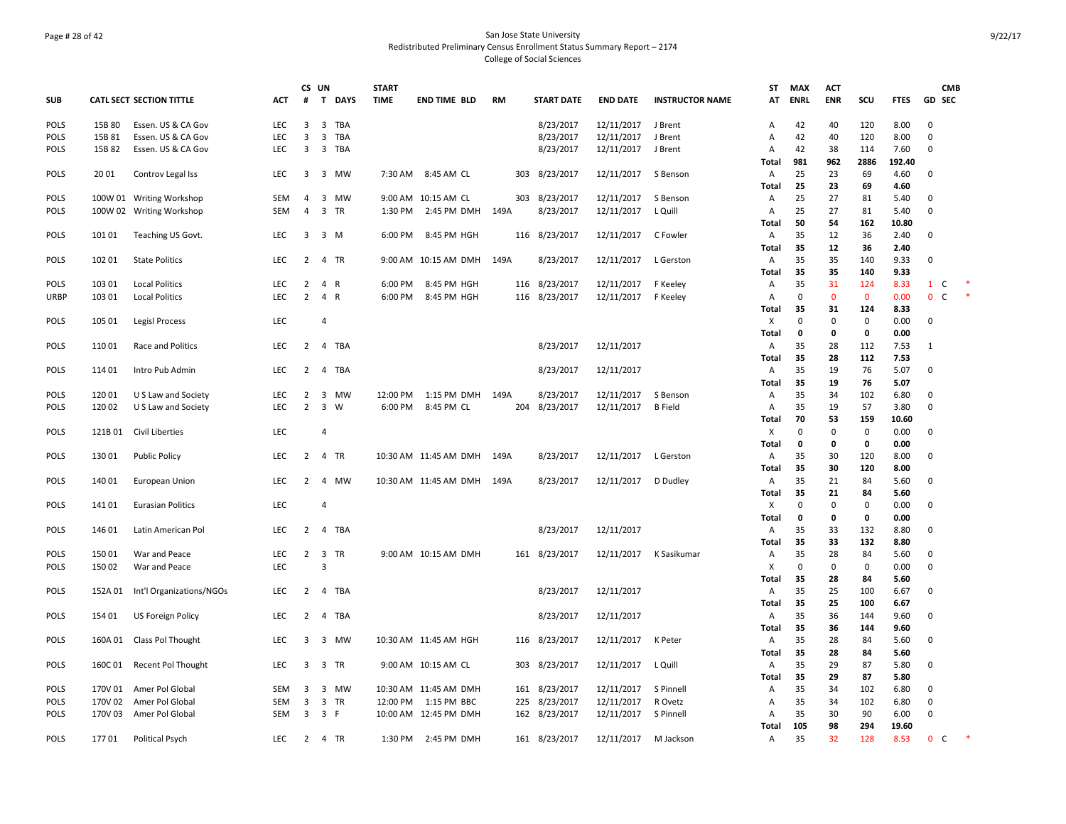San Jose State University
Redistributed Preliminary Census Enrollment Status Summary Report – 2174
College of Social Sciences

| SUB | CATL SECT | SECTION TITTLE | ACT | CS # | UN T | DAYS | START TIME | END TIME | BLD | RM | START DATE | END DATE | INSTRUCTOR NAME | ST AT | MAX ENRL | ACT ENR | SCU | FTES | GD | CMB SEC |
|---|---|---|---|---|---|---|---|---|---|---|---|---|---|---|---|---|---|---|---|---|
| POLS | 15B 80 | Essen. US & CA Gov | LEC | 3 | 3 | TBA | | | | | 8/23/2017 | 12/11/2017 | J Brent | A | 42 | 40 | 120 | 8.00 | 0 | |
| POLS | 15B 81 | Essen. US & CA Gov | LEC | 3 | 3 | TBA | | | | | 8/23/2017 | 12/11/2017 | J Brent | A | 42 | 40 | 120 | 8.00 | 0 | |
| POLS | 15B 82 | Essen. US & CA Gov | LEC | 3 | 3 | TBA | | | | | 8/23/2017 | 12/11/2017 | J Brent | A | 42 | 38 | 114 | 7.60 | 0 | |
| | | | | | | | | | | | | | | **Total** | **981** | **962** | **2886** | **192.40** | | |
| POLS | 20 01 | Controv Legal Iss | LEC | 3 | 3 | MW | 7:30 AM | 8:45 AM | CL | 303 | 8/23/2017 | 12/11/2017 | S Benson | A | 25 | 23 | 69 | 4.60 | 0 | |
| | | | | | | | | | | | | | | **Total** | **25** | **23** | **69** | **4.60** | | |
| POLS | 100W 01 | Writing Workshop | SEM | 4 | 3 | MW | 9:00 AM | 10:15 AM | CL | 303 | 8/23/2017 | 12/11/2017 | S Benson | A | 25 | 27 | 81 | 5.40 | 0 | |
| POLS | 100W 02 | Writing Workshop | SEM | 4 | 3 | TR | 1:30 PM | 2:45 PM | DMH | 149A | 8/23/2017 | 12/11/2017 | L Quill | A | 25 | 27 | 81 | 5.40 | 0 | |
| | | | | | | | | | | | | | | **Total** | **50** | **54** | **162** | **10.80** | | |
| POLS | 101 01 | Teaching US Govt. | LEC | 3 | 3 | M | 6:00 PM | 8:45 PM | HGH | 116 | 8/23/2017 | 12/11/2017 | C Fowler | A | 35 | 12 | 36 | 2.40 | 0 | |
| | | | | | | | | | | | | | | **Total** | **35** | **12** | **36** | **2.40** | | |
| POLS | 102 01 | State Politics | LEC | 2 | 4 | TR | 9:00 AM | 10:15 AM | DMH | 149A | 8/23/2017 | 12/11/2017 | L Gerston | A | 35 | 35 | 140 | 9.33 | 0 | |
| | | | | | | | | | | | | | | **Total** | **35** | **35** | **140** | **9.33** | | |
| POLS | 103 01 | Local Politics | LEC | 2 | 4 | R | 6:00 PM | 8:45 PM | HGH | 116 | 8/23/2017 | 12/11/2017 | F Keeley | A | 35 | 31 | 124 | 8.33 | 1 | C * |
| URBP | 103 01 | Local Politics | LEC | 2 | 4 | R | 6:00 PM | 8:45 PM | HGH | 116 | 8/23/2017 | 12/11/2017 | F Keeley | A | 0 | 0 | 0 | 0.00 | 0 | C * |
| | | | | | | | | | | | | | | **Total** | **35** | **31** | **124** | **8.33** | | |
| POLS | 105 01 | Legisl Process | LEC | | 4 | | | | | | | | | X | 0 | 0 | 0 | 0.00 | 0 | |
| | | | | | | | | | | | | | | **Total** | **0** | **0** | **0** | **0.00** | | |
| POLS | 110 01 | Race and Politics | LEC | 2 | 4 | TBA | | | | | 8/23/2017 | 12/11/2017 | | A | 35 | 28 | 112 | 7.53 | 1 | |
| | | | | | | | | | | | | | | **Total** | **35** | **28** | **112** | **7.53** | | |
| POLS | 114 01 | Intro Pub Admin | LEC | 2 | 4 | TBA | | | | | 8/23/2017 | 12/11/2017 | | A | 35 | 19 | 76 | 5.07 | 0 | |
| | | | | | | | | | | | | | | **Total** | **35** | **19** | **76** | **5.07** | | |
| POLS | 120 01 | U S Law and Society | LEC | 2 | 3 | MW | 12:00 PM | 1:15 PM | DMH | 149A | 8/23/2017 | 12/11/2017 | S Benson | A | 35 | 34 | 102 | 6.80 | 0 | |
| POLS | 120 02 | U S Law and Society | LEC | 2 | 3 | W | 6:00 PM | 8:45 PM | CL | 204 | 8/23/2017 | 12/11/2017 | B Field | A | 35 | 19 | 57 | 3.80 | 0 | |
| | | | | | | | | | | | | | | **Total** | **70** | **53** | **159** | **10.60** | | |
| POLS | 121B 01 | Civil Liberties | LEC | | 4 | | | | | | | | | X | 0 | 0 | 0 | 0.00 | 0 | |
| | | | | | | | | | | | | | | **Total** | **0** | **0** | **0** | **0.00** | | |
| POLS | 130 01 | Public Policy | LEC | 2 | 4 | TR | 10:30 AM | 11:45 AM | DMH | 149A | 8/23/2017 | 12/11/2017 | L Gerston | A | 35 | 30 | 120 | 8.00 | 0 | |
| | | | | | | | | | | | | | | **Total** | **35** | **30** | **120** | **8.00** | | |
| POLS | 140 01 | European Union | LEC | 2 | 4 | MW | 10:30 AM | 11:45 AM | DMH | 149A | 8/23/2017 | 12/11/2017 | D Dudley | A | 35 | 21 | 84 | 5.60 | 0 | |
| | | | | | | | | | | | | | | **Total** | **35** | **21** | **84** | **5.60** | | |
| POLS | 141 01 | Eurasian Politics | LEC | | 4 | | | | | | | | | X | 0 | 0 | 0 | 0.00 | 0 | |
| | | | | | | | | | | | | | | **Total** | **0** | **0** | **0** | **0.00** | | |
| POLS | 146 01 | Latin American Pol | LEC | 2 | 4 | TBA | | | | | 8/23/2017 | 12/11/2017 | | A | 35 | 33 | 132 | 8.80 | 0 | |
| | | | | | | | | | | | | | | **Total** | **35** | **33** | **132** | **8.80** | | |
| POLS | 150 01 | War and Peace | LEC | 2 | 3 | TR | 9:00 AM | 10:15 AM | DMH | 161 | 8/23/2017 | 12/11/2017 | K Sasikumar | A | 35 | 28 | 84 | 5.60 | 0 | |
| POLS | 150 02 | War and Peace | LEC | | 3 | | | | | | | | | X | 0 | 0 | 0 | 0.00 | 0 | |
| | | | | | | | | | | | | | | **Total** | **35** | **28** | **84** | **5.60** | | |
| POLS | 152A 01 | Int'l Organizations/NGOs | LEC | 2 | 4 | TBA | | | | | 8/23/2017 | 12/11/2017 | | A | 35 | 25 | 100 | 6.67 | 0 | |
| | | | | | | | | | | | | | | **Total** | **35** | **25** | **100** | **6.67** | | |
| POLS | 154 01 | US Foreign Policy | LEC | 2 | 4 | TBA | | | | | 8/23/2017 | 12/11/2017 | | A | 35 | 36 | 144 | 9.60 | 0 | |
| | | | | | | | | | | | | | | **Total** | **35** | **36** | **144** | **9.60** | | |
| POLS | 160A 01 | Class Pol Thought | LEC | 3 | 3 | MW | 10:30 AM | 11:45 AM | HGH | 116 | 8/23/2017 | 12/11/2017 | K Peter | A | 35 | 28 | 84 | 5.60 | 0 | |
| | | | | | | | | | | | | | | **Total** | **35** | **28** | **84** | **5.60** | | |
| POLS | 160C 01 | Recent Pol Thought | LEC | 3 | 3 | TR | 9:00 AM | 10:15 AM | CL | 303 | 8/23/2017 | 12/11/2017 | L Quill | A | 35 | 29 | 87 | 5.80 | 0 | |
| | | | | | | | | | | | | | | **Total** | **35** | **29** | **87** | **5.80** | | |
| POLS | 170V 01 | Amer Pol Global | SEM | 3 | 3 | MW | 10:30 AM | 11:45 AM | DMH | 161 | 8/23/2017 | 12/11/2017 | S Pinnell | A | 35 | 34 | 102 | 6.80 | 0 | |
| POLS | 170V 02 | Amer Pol Global | SEM | 3 | 3 | TR | 12:00 PM | 1:15 PM | BBC | 225 | 8/23/2017 | 12/11/2017 | R Ovetz | A | 35 | 34 | 102 | 6.80 | 0 | |
| POLS | 170V 03 | Amer Pol Global | SEM | 3 | 3 | F | 10:00 AM | 12:45 PM | DMH | 162 | 8/23/2017 | 12/11/2017 | S Pinnell | A | 35 | 30 | 90 | 6.00 | 0 | |
| | | | | | | | | | | | | | | **Total** | **105** | **98** | **294** | **19.60** | | |
| POLS | 177 01 | Political Psych | LEC | 2 | 4 | TR | 1:30 PM | 2:45 PM | DMH | 161 | 8/23/2017 | 12/11/2017 | M Jackson | A | 35 | 32 | 128 | 8.53 | 0 | C * |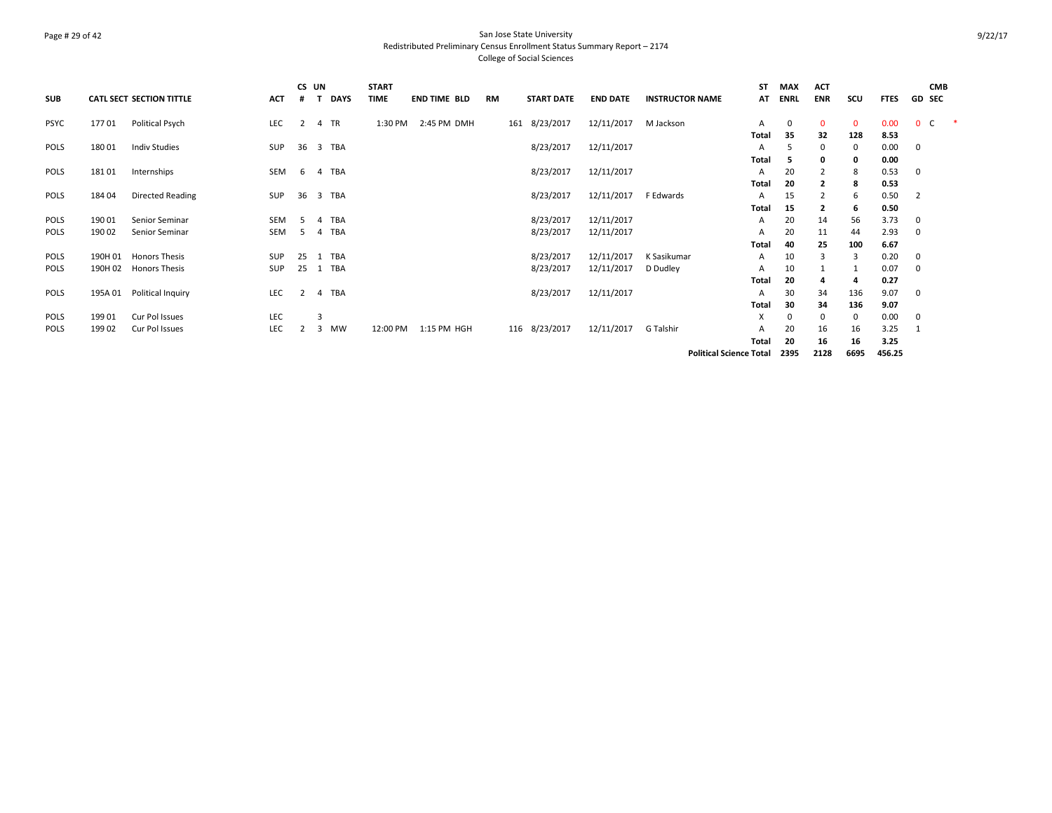San Jose State University
Redistributed Preliminary Census Enrollment Status Summary Report – 2174
College of Social Sciences

| SUB | CATL SECT | SECTION TITTLE | ACT | CS # | UN T | DAYS | START TIME | END TIME | BLD | RM | START DATE | END DATE | INSTRUCTOR NAME | ST AT | MAX ENRL | ACT ENR | SCU | FTES | GD | CMB SEC | |
|---|---|---|---|---|---|---|---|---|---|---|---|---|---|---|---|---|---|---|---|---|---|
| PSYC | 177 01 | Political Psych | LEC | 2 | 4 | TR | 1:30 PM | 2:45 PM | DMH | 161 | 8/23/2017 | 12/11/2017 | M Jackson | A | 0 | 0 | 0 | 0.00 | 0 | C | * |
| | | | | | | | | | | | | | | **Total** | **35** | **32** | **128** | **8.53** | | | |
| POLS | 180 01 | Indiv Studies | SUP | 36 | 3 | TBA | | | | | 8/23/2017 | 12/11/2017 | | A | 5 | 0 | 0 | 0.00 | 0 | | |
| | | | | | | | | | | | | | | **Total** | **5** | **0** | **0** | **0.00** | | | |
| POLS | 181 01 | Internships | SEM | 6 | 4 | TBA | | | | | 8/23/2017 | 12/11/2017 | | A | 20 | 2 | 8 | 0.53 | 0 | | |
| | | | | | | | | | | | | | | **Total** | **20** | **2** | **8** | **0.53** | | | |
| POLS | 184 04 | Directed Reading | SUP | 36 | 3 | TBA | | | | | 8/23/2017 | 12/11/2017 | F Edwards | A | 15 | 2 | 6 | 0.50 | 2 | | |
| | | | | | | | | | | | | | | **Total** | **15** | **2** | **6** | **0.50** | | | |
| POLS | 190 01 | Senior Seminar | SEM | 5 | 4 | TBA | | | | | 8/23/2017 | 12/11/2017 | | A | 20 | 14 | 56 | 3.73 | 0 | | |
| POLS | 190 02 | Senior Seminar | SEM | 5 | 4 | TBA | | | | | 8/23/2017 | 12/11/2017 | | A | 20 | 11 | 44 | 2.93 | 0 | | |
| | | | | | | | | | | | | | | **Total** | **40** | **25** | **100** | **6.67** | | | |
| POLS | 190H 01 | Honors Thesis | SUP | 25 | 1 | TBA | | | | | 8/23/2017 | 12/11/2017 | K Sasikumar | A | 10 | 3 | 3 | 0.20 | 0 | | |
| POLS | 190H 02 | Honors Thesis | SUP | 25 | 1 | TBA | | | | | 8/23/2017 | 12/11/2017 | D Dudley | A | 10 | 1 | 1 | 0.07 | 0 | | |
| | | | | | | | | | | | | | | **Total** | **20** | **4** | **4** | **0.27** | | | |
| POLS | 195A 01 | Political Inquiry | LEC | 2 | 4 | TBA | | | | | 8/23/2017 | 12/11/2017 | | A | 30 | 34 | 136 | 9.07 | 0 | | |
| | | | | | | | | | | | | | | **Total** | **30** | **34** | **136** | **9.07** | | | |
| POLS | 199 01 | Cur Pol Issues | LEC | | 3 | | | | | | | | | X | 0 | 0 | 0 | 0.00 | 0 | | |
| POLS | 199 02 | Cur Pol Issues | LEC | 2 | 3 | MW | 12:00 PM | 1:15 PM | HGH | 116 | 8/23/2017 | 12/11/2017 | G Talshir | A | 20 | 16 | 16 | 3.25 | 1 | | |
| | | | | | | | | | | | | | | **Total** | **20** | **16** | **16** | **3.25** | | | |
| | | | | | | | | | | | | | **Political Science Total** | | **2395** | **2128** | **6695** | **456.25** | | | |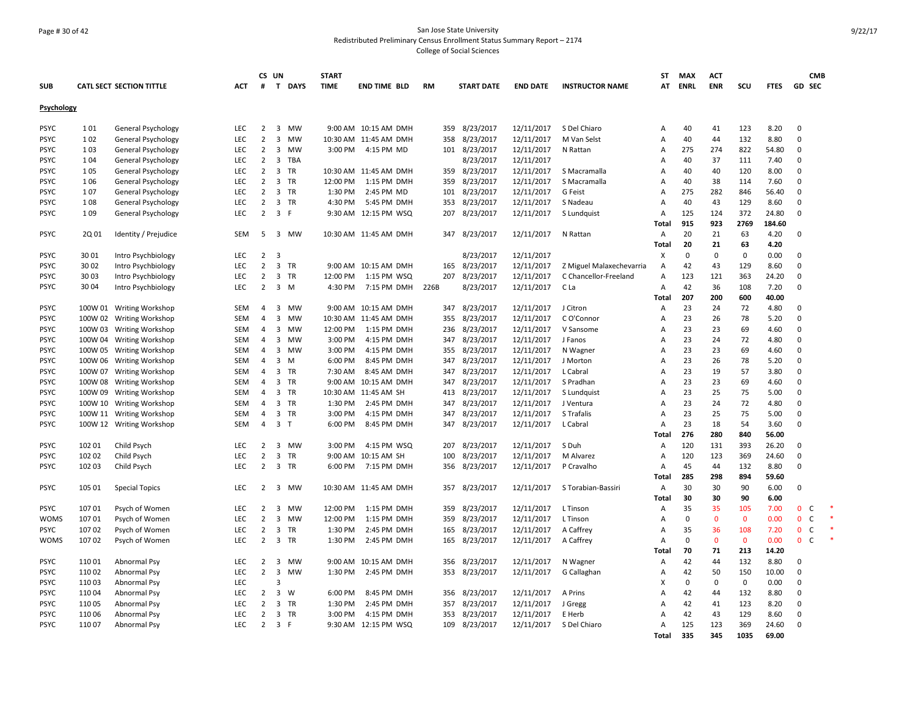San Jose State University
Redistributed Preliminary Census Enrollment Status Summary Report – 2174
College of Social Sciences

| SUB | CATL SECT | SECTION TITTLE | ACT | CS # | UN T | DAYS | START TIME | END TIME | BLD | RM | START DATE | END DATE | INSTRUCTOR NAME | ST AT | MAX ENRL | ACT ENR | SCU | FTES | GD | CMB SEC |
|---|---|---|---|---|---|---|---|---|---|---|---|---|---|---|---|---|---|---|---|---|
| **Psychology** | | | | | | | | | | | | | | | | | | | | |
| PSYC | 1 01 | General Psychology | LEC | 2 | 3 | MW | 9:00 AM | 10:15 AM | DMH | 359 | 8/23/2017 | 12/11/2017 | S Del Chiaro | A | 40 | 41 | 123 | 8.20 | 0 | |
| PSYC | 1 02 | General Psychology | LEC | 2 | 3 | MW | 10:30 AM | 11:45 AM | DMH | 358 | 8/23/2017 | 12/11/2017 | M Van Selst | A | 40 | 44 | 132 | 8.80 | 0 | |
| PSYC | 1 03 | General Psychology | LEC | 2 | 3 | MW | 3:00 PM | 4:15 PM | MD | 101 | 8/23/2017 | 12/11/2017 | N Rattan | A | 275 | 274 | 822 | 54.80 | 0 | |
| PSYC | 1 04 | General Psychology | LEC | 2 | 3 | TBA | | | | | 8/23/2017 | 12/11/2017 | | A | 40 | 37 | 111 | 7.40 | 0 | |
| PSYC | 1 05 | General Psychology | LEC | 2 | 3 | TR | 10:30 AM | 11:45 AM | DMH | 359 | 8/23/2017 | 12/11/2017 | S Macramalla | A | 40 | 40 | 120 | 8.00 | 0 | |
| PSYC | 1 06 | General Psychology | LEC | 2 | 3 | TR | 12:00 PM | 1:15 PM | DMH | 359 | 8/23/2017 | 12/11/2017 | S Macramalla | A | 40 | 38 | 114 | 7.60 | 0 | |
| PSYC | 1 07 | General Psychology | LEC | 2 | 3 | TR | 1:30 PM | 2:45 PM | MD | 101 | 8/23/2017 | 12/11/2017 | G Feist | A | 275 | 282 | 846 | 56.40 | 0 | |
| PSYC | 1 08 | General Psychology | LEC | 2 | 3 | TR | 4:30 PM | 5:45 PM | DMH | 353 | 8/23/2017 | 12/11/2017 | S Nadeau | A | 40 | 43 | 129 | 8.60 | 0 | |
| PSYC | 1 09 | General Psychology | LEC | 2 | 3 | F | 9:30 AM | 12:15 PM | WSQ | 207 | 8/23/2017 | 12/11/2017 | S Lundquist | A | 125 | 124 | 372 | 24.80 | 0 | |
| | | | | | | | | | | | | | | **Total** | **915** | **923** | **2769** | **184.60** | | |
| PSYC | 2Q 01 | Identity / Prejudice | SEM | 5 | 3 | MW | 10:30 AM | 11:45 AM | DMH | 347 | 8/23/2017 | 12/11/2017 | N Rattan | A | 20 | 21 | 63 | 4.20 | 0 | |
| | | | | | | | | | | | | | | **Total** | **20** | **21** | **63** | **4.20** | | |
| PSYC | 30 01 | Intro Psychbiology | LEC | 2 | 3 | | | | | | 8/23/2017 | 12/11/2017 | | X | 0 | 0 | 0 | 0.00 | 0 | |
| PSYC | 30 02 | Intro Psychbiology | LEC | 2 | 3 | TR | 9:00 AM | 10:15 AM | DMH | 165 | 8/23/2017 | 12/11/2017 | Z Miguel Malaxechevarria | A | 42 | 43 | 129 | 8.60 | 0 | |
| PSYC | 30 03 | Intro Psychbiology | LEC | 2 | 3 | TR | 12:00 PM | 1:15 PM | WSQ | 207 | 8/23/2017 | 12/11/2017 | C Chancellor-Freeland | A | 123 | 121 | 363 | 24.20 | 0 | |
| PSYC | 30 04 | Intro Psychbiology | LEC | 2 | 3 | M | 4:30 PM | 7:15 PM | DMH | 226B | 8/23/2017 | 12/11/2017 | C La | A | 42 | 36 | 108 | 7.20 | 0 | |
| | | | | | | | | | | | | | | **Total** | **207** | **200** | **600** | **40.00** | | |
| PSYC | 100W 01 | Writing Workshop | SEM | 4 | 3 | MW | 9:00 AM | 10:15 AM | DMH | 347 | 8/23/2017 | 12/11/2017 | J Citron | A | 23 | 24 | 72 | 4.80 | 0 | |
| PSYC | 100W 02 | Writing Workshop | SEM | 4 | 3 | MW | 10:30 AM | 11:45 AM | DMH | 355 | 8/23/2017 | 12/11/2017 | C O'Connor | A | 23 | 26 | 78 | 5.20 | 0 | |
| PSYC | 100W 03 | Writing Workshop | SEM | 4 | 3 | MW | 12:00 PM | 1:15 PM | DMH | 236 | 8/23/2017 | 12/11/2017 | V Sansome | A | 23 | 23 | 69 | 4.60 | 0 | |
| PSYC | 100W 04 | Writing Workshop | SEM | 4 | 3 | MW | 3:00 PM | 4:15 PM | DMH | 347 | 8/23/2017 | 12/11/2017 | J Fanos | A | 23 | 24 | 72 | 4.80 | 0 | |
| PSYC | 100W 05 | Writing Workshop | SEM | 4 | 3 | MW | 3:00 PM | 4:15 PM | DMH | 355 | 8/23/2017 | 12/11/2017 | N Wagner | A | 23 | 23 | 69 | 4.60 | 0 | |
| PSYC | 100W 06 | Writing Workshop | SEM | 4 | 3 | M | 6:00 PM | 8:45 PM | DMH | 347 | 8/23/2017 | 12/11/2017 | J Morton | A | 23 | 26 | 78 | 5.20 | 0 | |
| PSYC | 100W 07 | Writing Workshop | SEM | 4 | 3 | TR | 7:30 AM | 8:45 AM | DMH | 347 | 8/23/2017 | 12/11/2017 | L Cabral | A | 23 | 19 | 57 | 3.80 | 0 | |
| PSYC | 100W 08 | Writing Workshop | SEM | 4 | 3 | TR | 9:00 AM | 10:15 AM | DMH | 347 | 8/23/2017 | 12/11/2017 | S Pradhan | A | 23 | 23 | 69 | 4.60 | 0 | |
| PSYC | 100W 09 | Writing Workshop | SEM | 4 | 3 | TR | 10:30 AM | 11:45 AM | SH | 413 | 8/23/2017 | 12/11/2017 | S Lundquist | A | 23 | 25 | 75 | 5.00 | 0 | |
| PSYC | 100W 10 | Writing Workshop | SEM | 4 | 3 | TR | 1:30 PM | 2:45 PM | DMH | 347 | 8/23/2017 | 12/11/2017 | J Ventura | A | 23 | 24 | 72 | 4.80 | 0 | |
| PSYC | 100W 11 | Writing Workshop | SEM | 4 | 3 | TR | 3:00 PM | 4:15 PM | DMH | 347 | 8/23/2017 | 12/11/2017 | S Trafalis | A | 23 | 25 | 75 | 5.00 | 0 | |
| PSYC | 100W 12 | Writing Workshop | SEM | 4 | 3 | T | 6:00 PM | 8:45 PM | DMH | 347 | 8/23/2017 | 12/11/2017 | L Cabral | A | 23 | 18 | 54 | 3.60 | 0 | |
| | | | | | | | | | | | | | | **Total** | **276** | **280** | **840** | **56.00** | | |
| PSYC | 102 01 | Child Psych | LEC | 2 | 3 | MW | 3:00 PM | 4:15 PM | WSQ | 207 | 8/23/2017 | 12/11/2017 | S Duh | A | 120 | 131 | 393 | 26.20 | 0 | |
| PSYC | 102 02 | Child Psych | LEC | 2 | 3 | TR | 9:00 AM | 10:15 AM | SH | 100 | 8/23/2017 | 12/11/2017 | M Alvarez | A | 120 | 123 | 369 | 24.60 | 0 | |
| PSYC | 102 03 | Child Psych | LEC | 2 | 3 | TR | 6:00 PM | 7:15 PM | DMH | 356 | 8/23/2017 | 12/11/2017 | P Cravalho | A | 45 | 44 | 132 | 8.80 | 0 | |
| | | | | | | | | | | | | | | **Total** | **285** | **298** | **894** | **59.60** | | |
| PSYC | 105 01 | Special Topics | LEC | 2 | 3 | MW | 10:30 AM | 11:45 AM | DMH | 357 | 8/23/2017 | 12/11/2017 | S Torabian-Bassiri | A | 30 | 30 | 90 | 6.00 | 0 | |
| | | | | | | | | | | | | | | **Total** | **30** | **30** | **90** | **6.00** | | |
| PSYC | 107 01 | Psych of Women | LEC | 2 | 3 | MW | 12:00 PM | 1:15 PM | DMH | 359 | 8/23/2017 | 12/11/2017 | L Tinson | A | 35 | 35 | 105 | 7.00 | 0 | C * |
| WOMS | 107 01 | Psych of Women | LEC | 2 | 3 | MW | 12:00 PM | 1:15 PM | DMH | 359 | 8/23/2017 | 12/11/2017 | L Tinson | A | 0 | 0 | 0 | 0.00 | 0 | C * |
| PSYC | 107 02 | Psych of Women | LEC | 2 | 3 | TR | 1:30 PM | 2:45 PM | DMH | 165 | 8/23/2017 | 12/11/2017 | A Caffrey | A | 35 | 36 | 108 | 7.20 | 0 | C * |
| WOMS | 107 02 | Psych of Women | LEC | 2 | 3 | TR | 1:30 PM | 2:45 PM | DMH | 165 | 8/23/2017 | 12/11/2017 | A Caffrey | A | 0 | 0 | 0 | 0.00 | 0 | C * |
| | | | | | | | | | | | | | | **Total** | **70** | **71** | **213** | **14.20** | | |
| PSYC | 110 01 | Abnormal Psy | LEC | 2 | 3 | MW | 9:00 AM | 10:15 AM | DMH | 356 | 8/23/2017 | 12/11/2017 | N Wagner | A | 42 | 44 | 132 | 8.80 | 0 | |
| PSYC | 110 02 | Abnormal Psy | LEC | 2 | 3 | MW | 1:30 PM | 2:45 PM | DMH | 353 | 8/23/2017 | 12/11/2017 | G Callaghan | A | 42 | 50 | 150 | 10.00 | 0 | |
| PSYC | 110 03 | Abnormal Psy | LEC | | 3 | | | | | | | | | X | 0 | 0 | 0 | 0.00 | 0 | |
| PSYC | 110 04 | Abnormal Psy | LEC | 2 | 3 | W | 6:00 PM | 8:45 PM | DMH | 356 | 8/23/2017 | 12/11/2017 | A Prins | A | 42 | 44 | 132 | 8.80 | 0 | |
| PSYC | 110 05 | Abnormal Psy | LEC | 2 | 3 | TR | 1:30 PM | 2:45 PM | DMH | 357 | 8/23/2017 | 12/11/2017 | J Gregg | A | 42 | 41 | 123 | 8.20 | 0 | |
| PSYC | 110 06 | Abnormal Psy | LEC | 2 | 3 | TR | 3:00 PM | 4:15 PM | DMH | 353 | 8/23/2017 | 12/11/2017 | E Herb | A | 42 | 43 | 129 | 8.60 | 0 | |
| PSYC | 110 07 | Abnormal Psy | LEC | 2 | 3 | F | 9:30 AM | 12:15 PM | WSQ | 109 | 8/23/2017 | 12/11/2017 | S Del Chiaro | A | 125 | 123 | 369 | 24.60 | 0 | |
| | | | | | | | | | | | | | | **Total** | **335** | **345** | **1035** | **69.00** | | |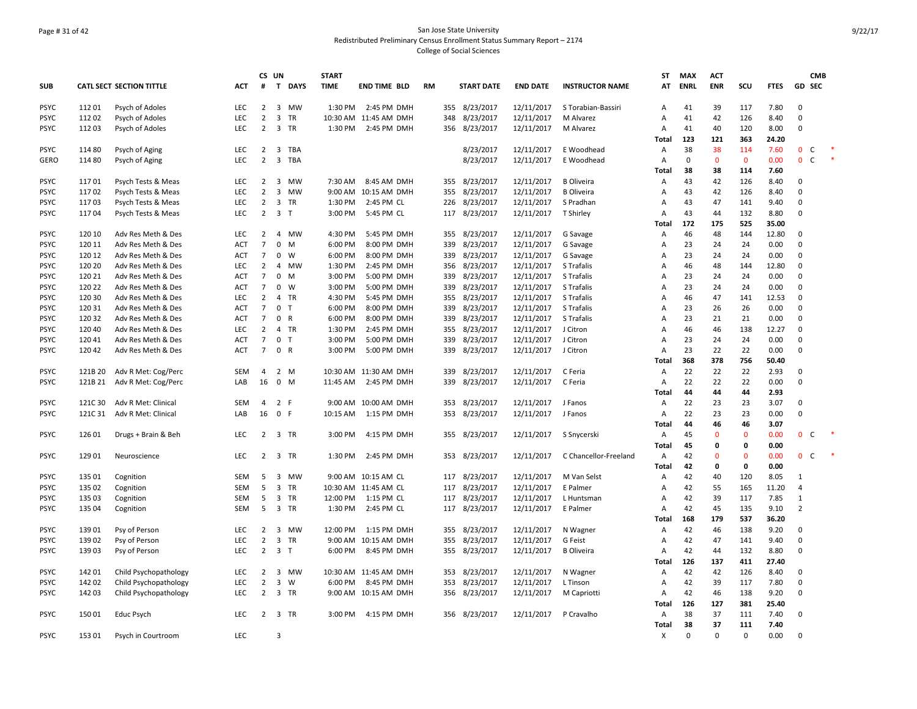San Jose State University
Redistributed Preliminary Census Enrollment Status Summary Report – 2174
College of Social Sciences

| SUB | CATL | SECT | SECTION TITTLE | ACT | CS # | UN T | DAYS | START TIME | END TIME | BLD | RM | START DATE | END DATE | INSTRUCTOR NAME | ST AT | MAX ENRL | ACT ENR | SCU | FTES | GD | CMB SEC | |
|---|---|---|---|---|---|---|---|---|---|---|---|---|---|---|---|---|---|---|---|---|---|---|
| PSYC | 112 | 01 | Psych of Adoles | LEC | 2 | 3 | MW | 1:30 PM | 2:45 PM | DMH | 355 | 8/23/2017 | 12/11/2017 | S Torabian-Bassiri | A | 41 | 39 | 117 | 7.80 | 0 | | |
| PSYC | 112 | 02 | Psych of Adoles | LEC | 2 | 3 | TR | 10:30 AM | 11:45 AM | DMH | 348 | 8/23/2017 | 12/11/2017 | M Alvarez | A | 41 | 42 | 126 | 8.40 | 0 | | |
| PSYC | 112 | 03 | Psych of Adoles | LEC | 2 | 3 | TR | 1:30 PM | 2:45 PM | DMH | 356 | 8/23/2017 | 12/11/2017 | M Alvarez | A | 41 | 40 | 120 | 8.00 | 0 | | |
| | | | | | | | | | | | | | | | **Total** | **123** | **121** | **363** | **24.20** | | | |
| PSYC | 114 | 80 | Psych of Aging | LEC | 2 | 3 | TBA | | | | | 8/23/2017 | 12/11/2017 | E Woodhead | A | 38 | 38 | 114 | 7.60 | 0 | C | * |
| GERO | 114 | 80 | Psych of Aging | LEC | 2 | 3 | TBA | | | | | 8/23/2017 | 12/11/2017 | E Woodhead | A | 0 | 0 | 0 | 0.00 | 0 | C | * |
| | | | | | | | | | | | | | | | **Total** | **38** | **38** | **114** | **7.60** | | | |
| PSYC | 117 | 01 | Psych Tests & Meas | LEC | 2 | 3 | MW | 7:30 AM | 8:45 AM | DMH | 355 | 8/23/2017 | 12/11/2017 | B Oliveira | A | 43 | 42 | 126 | 8.40 | 0 | | |
| PSYC | 117 | 02 | Psych Tests & Meas | LEC | 2 | 3 | MW | 9:00 AM | 10:15 AM | DMH | 355 | 8/23/2017 | 12/11/2017 | B Oliveira | A | 43 | 42 | 126 | 8.40 | 0 | | |
| PSYC | 117 | 03 | Psych Tests & Meas | LEC | 2 | 3 | TR | 1:30 PM | 2:45 PM | CL | 226 | 8/23/2017 | 12/11/2017 | S Pradhan | A | 43 | 47 | 141 | 9.40 | 0 | | |
| PSYC | 117 | 04 | Psych Tests & Meas | LEC | 2 | 3 | T | 3:00 PM | 5:45 PM | CL | 117 | 8/23/2017 | 12/11/2017 | T Shirley | A | 43 | 44 | 132 | 8.80 | 0 | | |
| | | | | | | | | | | | | | | | **Total** | **172** | **175** | **525** | **35.00** | | | |
| PSYC | 120 | 10 | Adv Res Meth & Des | LEC | 2 | 4 | MW | 4:30 PM | 5:45 PM | DMH | 355 | 8/23/2017 | 12/11/2017 | G Savage | A | 46 | 48 | 144 | 12.80 | 0 | | |
| PSYC | 120 | 11 | Adv Res Meth & Des | ACT | 7 | 0 | M | 6:00 PM | 8:00 PM | DMH | 339 | 8/23/2017 | 12/11/2017 | G Savage | A | 23 | 24 | 24 | 0.00 | 0 | | |
| PSYC | 120 | 12 | Adv Res Meth & Des | ACT | 7 | 0 | W | 6:00 PM | 8:00 PM | DMH | 339 | 8/23/2017 | 12/11/2017 | G Savage | A | 23 | 24 | 24 | 0.00 | 0 | | |
| PSYC | 120 | 20 | Adv Res Meth & Des | LEC | 2 | 4 | MW | 1:30 PM | 2:45 PM | DMH | 356 | 8/23/2017 | 12/11/2017 | S Trafalis | A | 46 | 48 | 144 | 12.80 | 0 | | |
| PSYC | 120 | 21 | Adv Res Meth & Des | ACT | 7 | 0 | M | 3:00 PM | 5:00 PM | DMH | 339 | 8/23/2017 | 12/11/2017 | S Trafalis | A | 23 | 24 | 24 | 0.00 | 0 | | |
| PSYC | 120 | 22 | Adv Res Meth & Des | ACT | 7 | 0 | W | 3:00 PM | 5:00 PM | DMH | 339 | 8/23/2017 | 12/11/2017 | S Trafalis | A | 23 | 24 | 24 | 0.00 | 0 | | |
| PSYC | 120 | 30 | Adv Res Meth & Des | LEC | 2 | 4 | TR | 4:30 PM | 5:45 PM | DMH | 355 | 8/23/2017 | 12/11/2017 | S Trafalis | A | 46 | 47 | 141 | 12.53 | 0 | | |
| PSYC | 120 | 31 | Adv Res Meth & Des | ACT | 7 | 0 | T | 6:00 PM | 8:00 PM | DMH | 339 | 8/23/2017 | 12/11/2017 | S Trafalis | A | 23 | 26 | 26 | 0.00 | 0 | | |
| PSYC | 120 | 32 | Adv Res Meth & Des | ACT | 7 | 0 | R | 6:00 PM | 8:00 PM | DMH | 339 | 8/23/2017 | 12/11/2017 | S Trafalis | A | 23 | 21 | 21 | 0.00 | 0 | | |
| PSYC | 120 | 40 | Adv Res Meth & Des | LEC | 2 | 4 | TR | 1:30 PM | 2:45 PM | DMH | 355 | 8/23/2017 | 12/11/2017 | J Citron | A | 46 | 46 | 138 | 12.27 | 0 | | |
| PSYC | 120 | 41 | Adv Res Meth & Des | ACT | 7 | 0 | T | 3:00 PM | 5:00 PM | DMH | 339 | 8/23/2017 | 12/11/2017 | J Citron | A | 23 | 24 | 24 | 0.00 | 0 | | |
| PSYC | 120 | 42 | Adv Res Meth & Des | ACT | 7 | 0 | R | 3:00 PM | 5:00 PM | DMH | 339 | 8/23/2017 | 12/11/2017 | J Citron | A | 23 | 22 | 22 | 0.00 | 0 | | |
| | | | | | | | | | | | | | | | **Total** | **368** | **378** | **756** | **50.40** | | | |
| PSYC | 121B | 20 | Adv R Met: Cog/Perc | SEM | 4 | 2 | M | 10:30 AM | 11:30 AM | DMH | 339 | 8/23/2017 | 12/11/2017 | C Feria | A | 22 | 22 | 22 | 2.93 | 0 | | |
| PSYC | 121B | 21 | Adv R Met: Cog/Perc | LAB | 16 | 0 | M | 11:45 AM | 2:45 PM | DMH | 339 | 8/23/2017 | 12/11/2017 | C Feria | A | 22 | 22 | 22 | 0.00 | 0 | | |
| | | | | | | | | | | | | | | | **Total** | **44** | **44** | **44** | **2.93** | | | |
| PSYC | 121C | 30 | Adv R Met: Clinical | SEM | 4 | 2 | F | 9:00 AM | 10:00 AM | DMH | 353 | 8/23/2017 | 12/11/2017 | J Fanos | A | 22 | 23 | 23 | 3.07 | 0 | | |
| PSYC | 121C | 31 | Adv R Met: Clinical | LAB | 16 | 0 | F | 10:15 AM | 1:15 PM | DMH | 353 | 8/23/2017 | 12/11/2017 | J Fanos | A | 22 | 23 | 23 | 0.00 | 0 | | |
| | | | | | | | | | | | | | | | **Total** | **44** | **46** | **46** | **3.07** | | | |
| PSYC | 126 | 01 | Drugs + Brain & Beh | LEC | 2 | 3 | TR | 3:00 PM | 4:15 PM | DMH | 355 | 8/23/2017 | 12/11/2017 | S Snycerski | A | 45 | 0 | 0 | 0.00 | 0 | C | * |
| | | | | | | | | | | | | | | | **Total** | **45** | **0** | **0** | **0.00** | | | |
| PSYC | 129 | 01 | Neuroscience | LEC | 2 | 3 | TR | 1:30 PM | 2:45 PM | DMH | 353 | 8/23/2017 | 12/11/2017 | C Chancellor-Freeland | A | 42 | 0 | 0 | 0.00 | 0 | C | * |
| | | | | | | | | | | | | | | | **Total** | **42** | **0** | **0** | **0.00** | | | |
| PSYC | 135 | 01 | Cognition | SEM | 5 | 3 | MW | 9:00 AM | 10:15 AM | CL | 117 | 8/23/2017 | 12/11/2017 | M Van Selst | A | 42 | 40 | 120 | 8.05 | 1 | | |
| PSYC | 135 | 02 | Cognition | SEM | 5 | 3 | TR | 10:30 AM | 11:45 AM | CL | 117 | 8/23/2017 | 12/11/2017 | E Palmer | A | 42 | 55 | 165 | 11.20 | 4 | | |
| PSYC | 135 | 03 | Cognition | SEM | 5 | 3 | TR | 12:00 PM | 1:15 PM | CL | 117 | 8/23/2017 | 12/11/2017 | L Huntsman | A | 42 | 39 | 117 | 7.85 | 1 | | |
| PSYC | 135 | 04 | Cognition | SEM | 5 | 3 | TR | 1:30 PM | 2:45 PM | CL | 117 | 8/23/2017 | 12/11/2017 | E Palmer | A | 42 | 45 | 135 | 9.10 | 2 | | |
| | | | | | | | | | | | | | | | **Total** | **168** | **179** | **537** | **36.20** | | | |
| PSYC | 139 | 01 | Psy of Person | LEC | 2 | 3 | MW | 12:00 PM | 1:15 PM | DMH | 355 | 8/23/2017 | 12/11/2017 | N Wagner | A | 42 | 46 | 138 | 9.20 | 0 | | |
| PSYC | 139 | 02 | Psy of Person | LEC | 2 | 3 | TR | 9:00 AM | 10:15 AM | DMH | 355 | 8/23/2017 | 12/11/2017 | G Feist | A | 42 | 47 | 141 | 9.40 | 0 | | |
| PSYC | 139 | 03 | Psy of Person | LEC | 2 | 3 | T | 6:00 PM | 8:45 PM | DMH | 355 | 8/23/2017 | 12/11/2017 | B Oliveira | A | 42 | 44 | 132 | 8.80 | 0 | | |
| | | | | | | | | | | | | | | | **Total** | **126** | **137** | **411** | **27.40** | | | |
| PSYC | 142 | 01 | Child Psychopathology | LEC | 2 | 3 | MW | 10:30 AM | 11:45 AM | DMH | 353 | 8/23/2017 | 12/11/2017 | N Wagner | A | 42 | 42 | 126 | 8.40 | 0 | | |
| PSYC | 142 | 02 | Child Psychopathology | LEC | 2 | 3 | W | 6:00 PM | 8:45 PM | DMH | 353 | 8/23/2017 | 12/11/2017 | L Tinson | A | 42 | 39 | 117 | 7.80 | 0 | | |
| PSYC | 142 | 03 | Child Psychopathology | LEC | 2 | 3 | TR | 9:00 AM | 10:15 AM | DMH | 356 | 8/23/2017 | 12/11/2017 | M Capriotti | A | 42 | 46 | 138 | 9.20 | 0 | | |
| | | | | | | | | | | | | | | | **Total** | **126** | **127** | **381** | **25.40** | | | |
| PSYC | 150 | 01 | Educ Psych | LEC | 2 | 3 | TR | 3:00 PM | 4:15 PM | DMH | 356 | 8/23/2017 | 12/11/2017 | P Cravalho | A | 38 | 37 | 111 | 7.40 | 0 | | |
| | | | | | | | | | | | | | | | **Total** | **38** | **37** | **111** | **7.40** | | | |
| PSYC | 153 | 01 | Psych in Courtroom | LEC | | 3 | | | | | | | | | X | 0 | 0 | 0 | 0.00 | 0 | | |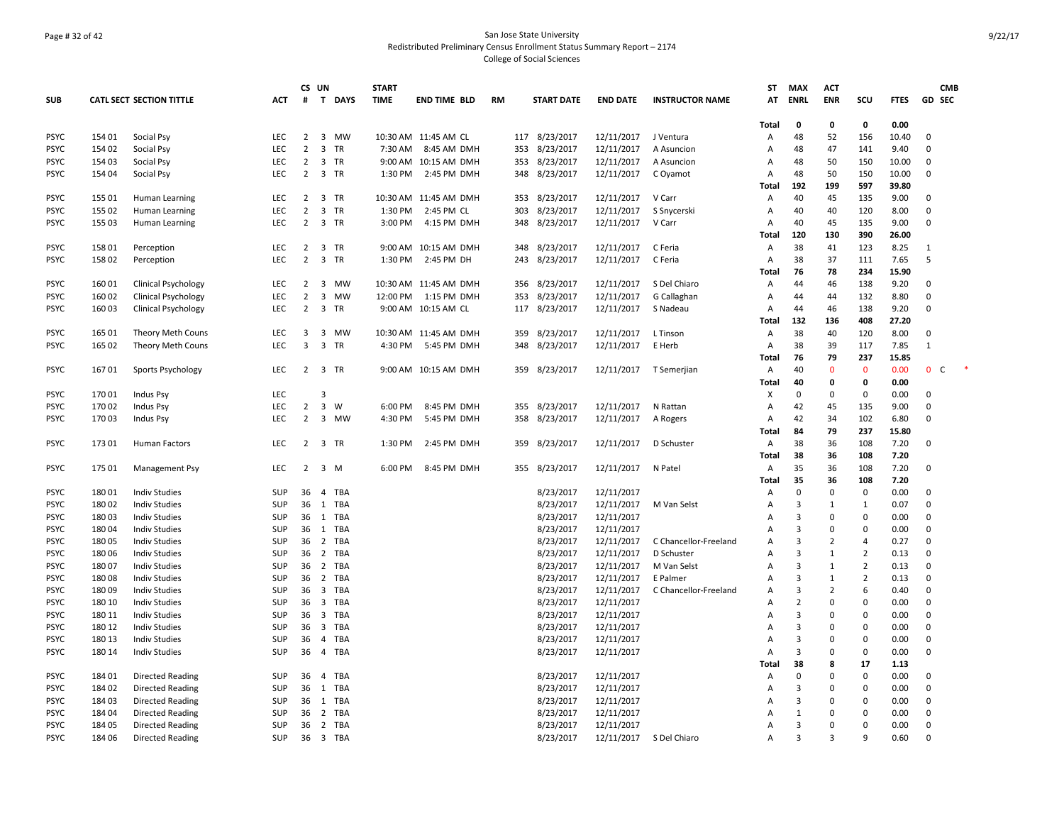San Jose State University
Redistributed Preliminary Census Enrollment Status Summary Report – 2174
College of Social Sciences

| SUB | CATL SECT | SECTION TITTLE | ACT | CS # | UN T | DAYS | START TIME | END TIME | BLD | RM | START DATE | END DATE | INSTRUCTOR NAME | ST AT | MAX ENRL | ACT ENR | SCU | FTES | GD | CMB SEC |
|---|---|---|---|---|---|---|---|---|---|---|---|---|---|---|---|---|---|---|---|---|
| | | | | | | | | | | | | | | Total | 0 | 0 | 0 | 0.00 | | |
| PSYC | 154 01 | Social Psy | LEC | 2 | 3 | MW | 10:30 AM | 11:45 AM | CL | 117 | 8/23/2017 | 12/11/2017 | J Ventura | A | 48 | 52 | 156 | 10.40 | 0 | |
| PSYC | 154 02 | Social Psy | LEC | 2 | 3 | TR | 7:30 AM | 8:45 AM | DMH | 353 | 8/23/2017 | 12/11/2017 | A Asuncion | A | 48 | 47 | 141 | 9.40 | 0 | |
| PSYC | 154 03 | Social Psy | LEC | 2 | 3 | TR | 9:00 AM | 10:15 AM | DMH | 353 | 8/23/2017 | 12/11/2017 | A Asuncion | A | 48 | 50 | 150 | 10.00 | 0 | |
| PSYC | 154 04 | Social Psy | LEC | 2 | 3 | TR | 1:30 PM | 2:45 PM | DMH | 348 | 8/23/2017 | 12/11/2017 | C Oyamot | A | 48 | 50 | 150 | 10.00 | 0 | |
| | | | | | | | | | | | | | | Total | 192 | 199 | 597 | 39.80 | | |
| PSYC | 155 01 | Human Learning | LEC | 2 | 3 | TR | 10:30 AM | 11:45 AM | DMH | 353 | 8/23/2017 | 12/11/2017 | V Carr | A | 40 | 45 | 135 | 9.00 | 0 | |
| PSYC | 155 02 | Human Learning | LEC | 2 | 3 | TR | 1:30 PM | 2:45 PM | CL | 303 | 8/23/2017 | 12/11/2017 | S Snycerski | A | 40 | 40 | 120 | 8.00 | 0 | |
| PSYC | 155 03 | Human Learning | LEC | 2 | 3 | TR | 3:00 PM | 4:15 PM | DMH | 348 | 8/23/2017 | 12/11/2017 | V Carr | A | 40 | 45 | 135 | 9.00 | 0 | |
| | | | | | | | | | | | | | | Total | 120 | 130 | 390 | 26.00 | | |
| PSYC | 158 01 | Perception | LEC | 2 | 3 | TR | 9:00 AM | 10:15 AM | DMH | 348 | 8/23/2017 | 12/11/2017 | C Feria | A | 38 | 41 | 123 | 8.25 | 1 | |
| PSYC | 158 02 | Perception | LEC | 2 | 3 | TR | 1:30 PM | 2:45 PM | DH | 243 | 8/23/2017 | 12/11/2017 | C Feria | A | 38 | 37 | 111 | 7.65 | 5 | |
| | | | | | | | | | | | | | | Total | 76 | 78 | 234 | 15.90 | | |
| PSYC | 160 01 | Clinical Psychology | LEC | 2 | 3 | MW | 10:30 AM | 11:45 AM | DMH | 356 | 8/23/2017 | 12/11/2017 | S Del Chiaro | A | 44 | 46 | 138 | 9.20 | 0 | |
| PSYC | 160 02 | Clinical Psychology | LEC | 2 | 3 | MW | 12:00 PM | 1:15 PM | DMH | 353 | 8/23/2017 | 12/11/2017 | G Callaghan | A | 44 | 44 | 132 | 8.80 | 0 | |
| PSYC | 160 03 | Clinical Psychology | LEC | 2 | 3 | TR | 9:00 AM | 10:15 AM | CL | 117 | 8/23/2017 | 12/11/2017 | S Nadeau | A | 44 | 46 | 138 | 9.20 | 0 | |
| | | | | | | | | | | | | | | Total | 132 | 136 | 408 | 27.20 | | |
| PSYC | 165 01 | Theory Meth Couns | LEC | 3 | 3 | MW | 10:30 AM | 11:45 AM | DMH | 359 | 8/23/2017 | 12/11/2017 | L Tinson | A | 38 | 40 | 120 | 8.00 | 0 | |
| PSYC | 165 02 | Theory Meth Couns | LEC | 3 | 3 | TR | 4:30 PM | 5:45 PM | DMH | 348 | 8/23/2017 | 12/11/2017 | E Herb | A | 38 | 39 | 117 | 7.85 | 1 | |
| | | | | | | | | | | | | | | Total | 76 | 79 | 237 | 15.85 | | |
| PSYC | 167 01 | Sports Psychology | LEC | 2 | 3 | TR | 9:00 AM | 10:15 AM | DMH | 359 | 8/23/2017 | 12/11/2017 | T Semerjian | A | 40 | 0 | 0 | 0.00 | 0 | C * |
| | | | | | | | | | | | | | | Total | 40 | 0 | 0 | 0.00 | | |
| PSYC | 170 01 | Indus Psy | LEC | | 3 | | | | | | | | | X | 0 | 0 | 0 | 0.00 | 0 | |
| PSYC | 170 02 | Indus Psy | LEC | 2 | 3 | W | 6:00 PM | 8:45 PM | DMH | 355 | 8/23/2017 | 12/11/2017 | N Rattan | A | 42 | 45 | 135 | 9.00 | 0 | |
| PSYC | 170 03 | Indus Psy | LEC | 2 | 3 | MW | 4:30 PM | 5:45 PM | DMH | 358 | 8/23/2017 | 12/11/2017 | A Rogers | A | 42 | 34 | 102 | 6.80 | 0 | |
| | | | | | | | | | | | | | | Total | 84 | 79 | 237 | 15.80 | | |
| PSYC | 173 01 | Human Factors | LEC | 2 | 3 | TR | 1:30 PM | 2:45 PM | DMH | 359 | 8/23/2017 | 12/11/2017 | D Schuster | A | 38 | 36 | 108 | 7.20 | 0 | |
| | | | | | | | | | | | | | | Total | 38 | 36 | 108 | 7.20 | | |
| PSYC | 175 01 | Management Psy | LEC | 2 | 3 | M | 6:00 PM | 8:45 PM | DMH | 355 | 8/23/2017 | 12/11/2017 | N Patel | A | 35 | 36 | 108 | 7.20 | 0 | |
| | | | | | | | | | | | | | | Total | 35 | 36 | 108 | 7.20 | | |
| PSYC | 180 01 | Indiv Studies | SUP | 36 | 4 | TBA | | | | | 8/23/2017 | 12/11/2017 | | A | 0 | 0 | 0 | 0.00 | 0 | |
| PSYC | 180 02 | Indiv Studies | SUP | 36 | 1 | TBA | | | | | 8/23/2017 | 12/11/2017 | M Van Selst | A | 3 | 1 | 1 | 0.07 | 0 | |
| PSYC | 180 03 | Indiv Studies | SUP | 36 | 1 | TBA | | | | | 8/23/2017 | 12/11/2017 | | A | 3 | 0 | 0 | 0.00 | 0 | |
| PSYC | 180 04 | Indiv Studies | SUP | 36 | 1 | TBA | | | | | 8/23/2017 | 12/11/2017 | | A | 3 | 0 | 0 | 0.00 | 0 | |
| PSYC | 180 05 | Indiv Studies | SUP | 36 | 2 | TBA | | | | | 8/23/2017 | 12/11/2017 | C Chancellor-Freeland | A | 3 | 2 | 4 | 0.27 | 0 | |
| PSYC | 180 06 | Indiv Studies | SUP | 36 | 2 | TBA | | | | | 8/23/2017 | 12/11/2017 | D Schuster | A | 3 | 1 | 2 | 0.13 | 0 | |
| PSYC | 180 07 | Indiv Studies | SUP | 36 | 2 | TBA | | | | | 8/23/2017 | 12/11/2017 | M Van Selst | A | 3 | 1 | 2 | 0.13 | 0 | |
| PSYC | 180 08 | Indiv Studies | SUP | 36 | 2 | TBA | | | | | 8/23/2017 | 12/11/2017 | E Palmer | A | 3 | 1 | 2 | 0.13 | 0 | |
| PSYC | 180 09 | Indiv Studies | SUP | 36 | 3 | TBA | | | | | 8/23/2017 | 12/11/2017 | C Chancellor-Freeland | A | 3 | 2 | 6 | 0.40 | 0 | |
| PSYC | 180 10 | Indiv Studies | SUP | 36 | 3 | TBA | | | | | 8/23/2017 | 12/11/2017 | | A | 2 | 0 | 0 | 0.00 | 0 | |
| PSYC | 180 11 | Indiv Studies | SUP | 36 | 3 | TBA | | | | | 8/23/2017 | 12/11/2017 | | A | 3 | 0 | 0 | 0.00 | 0 | |
| PSYC | 180 12 | Indiv Studies | SUP | 36 | 3 | TBA | | | | | 8/23/2017 | 12/11/2017 | | A | 3 | 0 | 0 | 0.00 | 0 | |
| PSYC | 180 13 | Indiv Studies | SUP | 36 | 4 | TBA | | | | | 8/23/2017 | 12/11/2017 | | A | 3 | 0 | 0 | 0.00 | 0 | |
| PSYC | 180 14 | Indiv Studies | SUP | 36 | 4 | TBA | | | | | 8/23/2017 | 12/11/2017 | | A | 3 | 0 | 0 | 0.00 | 0 | |
| | | | | | | | | | | | | | | Total | 38 | 8 | 17 | 1.13 | | |
| PSYC | 184 01 | Directed Reading | SUP | 36 | 4 | TBA | | | | | 8/23/2017 | 12/11/2017 | | A | 0 | 0 | 0 | 0.00 | 0 | |
| PSYC | 184 02 | Directed Reading | SUP | 36 | 1 | TBA | | | | | 8/23/2017 | 12/11/2017 | | A | 3 | 0 | 0 | 0.00 | 0 | |
| PSYC | 184 03 | Directed Reading | SUP | 36 | 1 | TBA | | | | | 8/23/2017 | 12/11/2017 | | A | 3 | 0 | 0 | 0.00 | 0 | |
| PSYC | 184 04 | Directed Reading | SUP | 36 | 2 | TBA | | | | | 8/23/2017 | 12/11/2017 | | A | 1 | 0 | 0 | 0.00 | 0 | |
| PSYC | 184 05 | Directed Reading | SUP | 36 | 2 | TBA | | | | | 8/23/2017 | 12/11/2017 | | A | 3 | 0 | 0 | 0.00 | 0 | |
| PSYC | 184 06 | Directed Reading | SUP | 36 | 3 | TBA | | | | | 8/23/2017 | 12/11/2017 | S Del Chiaro | A | 3 | 3 | 9 | 0.60 | 0 | |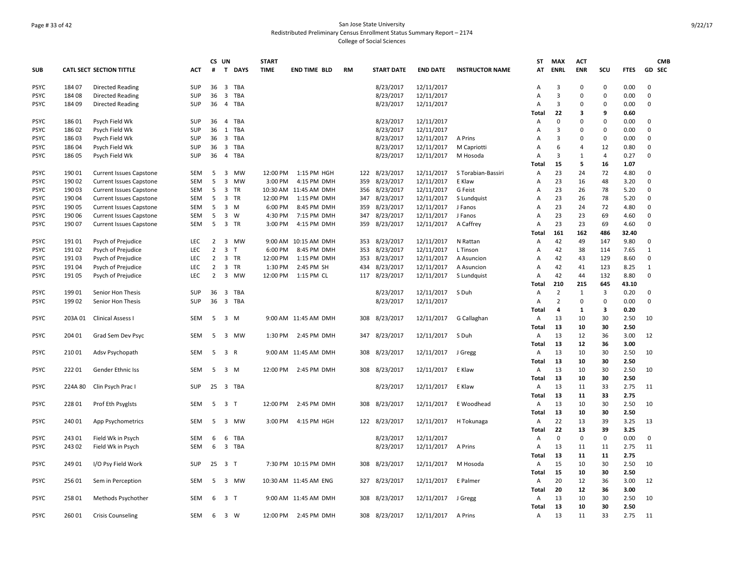San Jose State University
Redistributed Preliminary Census Enrollment Status Summary Report – 2174
College of Social Sciences

| SUB | CATL SECT | SECTION TITTLE | ACT | CS # | UN T | DAYS | START TIME | END TIME | BLD | RM | START DATE | END DATE | INSTRUCTOR NAME | ST AT | MAX ENRL | ACT ENR | SCU | FTES | GD | CMB SEC |
|---|---|---|---|---|---|---|---|---|---|---|---|---|---|---|---|---|---|---|---|---|
| PSYC | 184 07 | Directed Reading | SUP | 36 | 3 | TBA | | | | | 8/23/2017 | 12/11/2017 | | A | 3 | 0 | 0 | 0.00 | 0 | |
| PSYC | 184 08 | Directed Reading | SUP | 36 | 3 | TBA | | | | | 8/23/2017 | 12/11/2017 | | A | 3 | 0 | 0 | 0.00 | 0 | |
| PSYC | 184 09 | Directed Reading | SUP | 36 | 4 | TBA | | | | | 8/23/2017 | 12/11/2017 | | A | 3 | 0 | 0 | 0.00 | 0 | |
| | | | | | | | | | | | | | | **Total** | **22** | **3** | **9** | **0.60** | | |
| PSYC | 186 01 | Psych Field Wk | SUP | 36 | 4 | TBA | | | | | 8/23/2017 | 12/11/2017 | | A | 0 | 0 | 0 | 0.00 | 0 | |
| PSYC | 186 02 | Psych Field Wk | SUP | 36 | 1 | TBA | | | | | 8/23/2017 | 12/11/2017 | | A | 3 | 0 | 0 | 0.00 | 0 | |
| PSYC | 186 03 | Psych Field Wk | SUP | 36 | 3 | TBA | | | | | 8/23/2017 | 12/11/2017 | A Prins | A | 3 | 0 | 0 | 0.00 | 0 | |
| PSYC | 186 04 | Psych Field Wk | SUP | 36 | 3 | TBA | | | | | 8/23/2017 | 12/11/2017 | M Capriotti | A | 6 | 4 | 12 | 0.80 | 0 | |
| PSYC | 186 05 | Psych Field Wk | SUP | 36 | 4 | TBA | | | | | 8/23/2017 | 12/11/2017 | M Hosoda | A | 3 | 1 | 4 | 0.27 | 0 | |
| | | | | | | | | | | | | | | **Total** | **15** | **5** | **16** | **1.07** | | |
| PSYC | 190 01 | Current Issues Capstone | SEM | 5 | 3 | MW | 12:00 PM | 1:15 PM | HGH | 122 | 8/23/2017 | 12/11/2017 | S Torabian-Bassiri | A | 23 | 24 | 72 | 4.80 | 0 | |
| PSYC | 190 02 | Current Issues Capstone | SEM | 5 | 3 | MW | 3:00 PM | 4:15 PM | DMH | 359 | 8/23/2017 | 12/11/2017 | E Klaw | A | 23 | 16 | 48 | 3.20 | 0 | |
| PSYC | 190 03 | Current Issues Capstone | SEM | 5 | 3 | TR | 10:30 AM | 11:45 AM | DMH | 356 | 8/23/2017 | 12/11/2017 | G Feist | A | 23 | 26 | 78 | 5.20 | 0 | |
| PSYC | 190 04 | Current Issues Capstone | SEM | 5 | 3 | TR | 12:00 PM | 1:15 PM | DMH | 347 | 8/23/2017 | 12/11/2017 | S Lundquist | A | 23 | 26 | 78 | 5.20 | 0 | |
| PSYC | 190 05 | Current Issues Capstone | SEM | 5 | 3 | M | 6:00 PM | 8:45 PM | DMH | 359 | 8/23/2017 | 12/11/2017 | J Fanos | A | 23 | 24 | 72 | 4.80 | 0 | |
| PSYC | 190 06 | Current Issues Capstone | SEM | 5 | 3 | W | 4:30 PM | 7:15 PM | DMH | 347 | 8/23/2017 | 12/11/2017 | J Fanos | A | 23 | 23 | 69 | 4.60 | 0 | |
| PSYC | 190 07 | Current Issues Capstone | SEM | 5 | 3 | TR | 3:00 PM | 4:15 PM | DMH | 359 | 8/23/2017 | 12/11/2017 | A Caffrey | A | 23 | 23 | 69 | 4.60 | 0 | |
| | | | | | | | | | | | | | | **Total** | **161** | **162** | **486** | **32.40** | | |
| PSYC | 191 01 | Psych of Prejudice | LEC | 2 | 3 | MW | 9:00 AM | 10:15 AM | DMH | 353 | 8/23/2017 | 12/11/2017 | N Rattan | A | 42 | 49 | 147 | 9.80 | 0 | |
| PSYC | 191 02 | Psych of Prejudice | LEC | 2 | 3 | T | 6:00 PM | 8:45 PM | DMH | 353 | 8/23/2017 | 12/11/2017 | L Tinson | A | 42 | 38 | 114 | 7.65 | 1 | |
| PSYC | 191 03 | Psych of Prejudice | LEC | 2 | 3 | TR | 12:00 PM | 1:15 PM | DMH | 353 | 8/23/2017 | 12/11/2017 | A Asuncion | A | 42 | 43 | 129 | 8.60 | 0 | |
| PSYC | 191 04 | Psych of Prejudice | LEC | 2 | 3 | TR | 1:30 PM | 2:45 PM | SH | 434 | 8/23/2017 | 12/11/2017 | A Asuncion | A | 42 | 41 | 123 | 8.25 | 1 | |
| PSYC | 191 05 | Psych of Prejudice | LEC | 2 | 3 | MW | 12:00 PM | 1:15 PM | CL | 117 | 8/23/2017 | 12/11/2017 | S Lundquist | A | 42 | 44 | 132 | 8.80 | 0 | |
| | | | | | | | | | | | | | | **Total** | **210** | **215** | **645** | **43.10** | | |
| PSYC | 199 01 | Senior Hon Thesis | SUP | 36 | 3 | TBA | | | | | 8/23/2017 | 12/11/2017 | S Duh | A | 2 | 1 | 3 | 0.20 | 0 | |
| PSYC | 199 02 | Senior Hon Thesis | SUP | 36 | 3 | TBA | | | | | 8/23/2017 | 12/11/2017 | | A | 2 | 0 | 0 | 0.00 | 0 | |
| | | | | | | | | | | | | | | **Total** | **4** | **1** | **3** | **0.20** | | |
| PSYC | 203A 01 | Clinical Assess I | SEM | 5 | 3 | M | 9:00 AM | 11:45 AM | DMH | 308 | 8/23/2017 | 12/11/2017 | G Callaghan | A | 13 | 10 | 30 | 2.50 | 10 | |
| | | | | | | | | | | | | | | **Total** | **13** | **10** | **30** | **2.50** | | |
| PSYC | 204 01 | Grad Sem Dev Psyc | SEM | 5 | 3 | MW | 1:30 PM | 2:45 PM | DMH | 347 | 8/23/2017 | 12/11/2017 | S Duh | A | 13 | 12 | 36 | 3.00 | 12 | |
| | | | | | | | | | | | | | | **Total** | **13** | **12** | **36** | **3.00** | | |
| PSYC | 210 01 | Adsv Psychopath | SEM | 5 | 3 | R | 9:00 AM | 11:45 AM | DMH | 308 | 8/23/2017 | 12/11/2017 | J Gregg | A | 13 | 10 | 30 | 2.50 | 10 | |
| | | | | | | | | | | | | | | **Total** | **13** | **10** | **30** | **2.50** | | |
| PSYC | 222 01 | Gender Ethnic Iss | SEM | 5 | 3 | M | 12:00 PM | 2:45 PM | DMH | 308 | 8/23/2017 | 12/11/2017 | E Klaw | A | 13 | 10 | 30 | 2.50 | 10 | |
| | | | | | | | | | | | | | | **Total** | **13** | **10** | **30** | **2.50** | | |
| PSYC | 224A 80 | Clin Psych Prac I | SUP | 25 | 3 | TBA | | | | | 8/23/2017 | 12/11/2017 | E Klaw | A | 13 | 11 | 33 | 2.75 | 11 | |
| | | | | | | | | | | | | | | **Total** | **13** | **11** | **33** | **2.75** | | |
| PSYC | 228 01 | Prof Eth Psyglsts | SEM | 5 | 3 | T | 12:00 PM | 2:45 PM | DMH | 308 | 8/23/2017 | 12/11/2017 | E Woodhead | A | 13 | 10 | 30 | 2.50 | 10 | |
| | | | | | | | | | | | | | | **Total** | **13** | **10** | **30** | **2.50** | | |
| PSYC | 240 01 | App Psychometrics | SEM | 5 | 3 | MW | 3:00 PM | 4:15 PM | HGH | 122 | 8/23/2017 | 12/11/2017 | H Tokunaga | A | 22 | 13 | 39 | 3.25 | 13 | |
| | | | | | | | | | | | | | | **Total** | **22** | **13** | **39** | **3.25** | | |
| PSYC | 243 01 | Field Wk in Psych | SEM | 6 | 6 | TBA | | | | | 8/23/2017 | 12/11/2017 | | A | 0 | 0 | 0 | 0.00 | 0 | |
| PSYC | 243 02 | Field Wk in Psych | SEM | 6 | 3 | TBA | | | | | 8/23/2017 | 12/11/2017 | A Prins | A | 13 | 11 | 11 | 2.75 | 11 | |
| | | | | | | | | | | | | | | **Total** | **13** | **11** | **11** | **2.75** | | |
| PSYC | 249 01 | I/O Psy Field Work | SUP | 25 | 3 | T | 7:30 PM | 10:15 PM | DMH | 308 | 8/23/2017 | 12/11/2017 | M Hosoda | A | 15 | 10 | 30 | 2.50 | 10 | |
| | | | | | | | | | | | | | | **Total** | **15** | **10** | **30** | **2.50** | | |
| PSYC | 256 01 | Sem in Perception | SEM | 5 | 3 | MW | 10:30 AM | 11:45 AM | ENG | 327 | 8/23/2017 | 12/11/2017 | E Palmer | A | 20 | 12 | 36 | 3.00 | 12 | |
| | | | | | | | | | | | | | | **Total** | **20** | **12** | **36** | **3.00** | | |
| PSYC | 258 01 | Methods Psychother | SEM | 6 | 3 | T | 9:00 AM | 11:45 AM | DMH | 308 | 8/23/2017 | 12/11/2017 | J Gregg | A | 13 | 10 | 30 | 2.50 | 10 | |
| | | | | | | | | | | | | | | **Total** | **13** | **10** | **30** | **2.50** | | |
| PSYC | 260 01 | Crisis Counseling | SEM | 6 | 3 | W | 12:00 PM | 2:45 PM | DMH | 308 | 8/23/2017 | 12/11/2017 | A Prins | A | 13 | 11 | 33 | 2.75 | 11 | |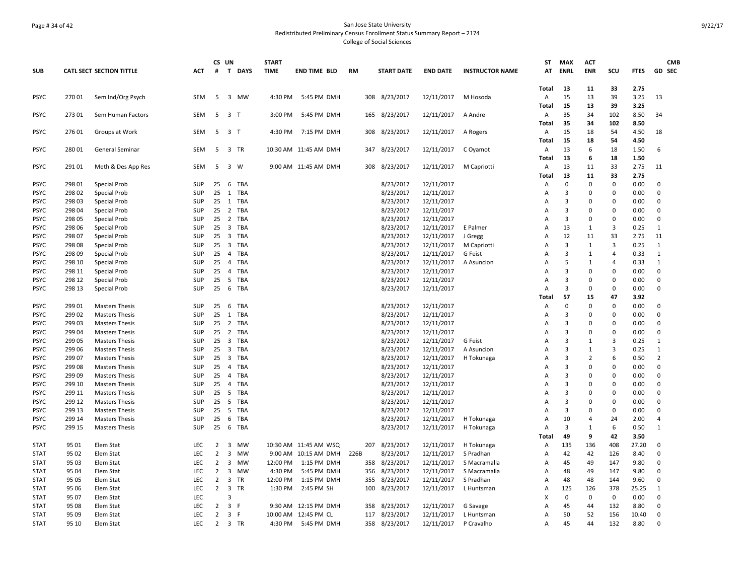San Jose State University
Redistributed Preliminary Census Enrollment Status Summary Report – 2174
College of Social Sciences

| SUB | CATL SECT | SECTION TITTLE | ACT | CS # | UN T | DAYS | START TIME | END TIME | BLD | RM | START DATE | END DATE | INSTRUCTOR NAME | ST AT | MAX ENRL | ACT ENR | SCU | FTES | GD | CMB SEC |
|---|---|---|---|---|---|---|---|---|---|---|---|---|---|---|---|---|---|---|---|---|
| | | | | | | | | | | | | | | Total | 13 | 11 | 33 | 2.75 | | |
| PSYC | 270 01 | Sem Ind/Org Psych | SEM | 5 | 3 | MW | 4:30 PM | 5:45 PM | DMH | 308 | 8/23/2017 | 12/11/2017 | M Hosoda | A | 15 | 13 | 39 | 3.25 | 13 | |
| | | | | | | | | | | | | | | Total | 15 | 13 | 39 | 3.25 | | |
| PSYC | 273 01 | Sem Human Factors | SEM | 5 | 3 | T | 3:00 PM | 5:45 PM | DMH | 165 | 8/23/2017 | 12/11/2017 | A Andre | A | 35 | 34 | 102 | 8.50 | 34 | |
| | | | | | | | | | | | | | | Total | 35 | 34 | 102 | 8.50 | | |
| PSYC | 276 01 | Groups at Work | SEM | 5 | 3 | T | 4:30 PM | 7:15 PM | DMH | 308 | 8/23/2017 | 12/11/2017 | A Rogers | A | 15 | 18 | 54 | 4.50 | 18 | |
| | | | | | | | | | | | | | | Total | 15 | 18 | 54 | 4.50 | | |
| PSYC | 280 01 | General Seminar | SEM | 5 | 3 | TR | 10:30 AM | 11:45 AM | DMH | 347 | 8/23/2017 | 12/11/2017 | C Oyamot | A | 13 | 6 | 18 | 1.50 | 6 | |
| | | | | | | | | | | | | | | Total | 13 | 6 | 18 | 1.50 | | |
| PSYC | 291 01 | Meth & Des App Res | SEM | 5 | 3 | W | 9:00 AM | 11:45 AM | DMH | 308 | 8/23/2017 | 12/11/2017 | M Capriotti | A | 13 | 11 | 33 | 2.75 | 11 | |
| | | | | | | | | | | | | | | Total | 13 | 11 | 33 | 2.75 | | |
| PSYC | 298 01 | Special Prob | SUP | 25 | 6 | TBA | | | | | 8/23/2017 | 12/11/2017 | | A | 0 | 0 | 0 | 0.00 | 0 | |
| PSYC | 298 02 | Special Prob | SUP | 25 | 1 | TBA | | | | | 8/23/2017 | 12/11/2017 | | A | 3 | 0 | 0 | 0.00 | 0 | |
| PSYC | 298 03 | Special Prob | SUP | 25 | 1 | TBA | | | | | 8/23/2017 | 12/11/2017 | | A | 3 | 0 | 0 | 0.00 | 0 | |
| PSYC | 298 04 | Special Prob | SUP | 25 | 2 | TBA | | | | | 8/23/2017 | 12/11/2017 | | A | 3 | 0 | 0 | 0.00 | 0 | |
| PSYC | 298 05 | Special Prob | SUP | 25 | 2 | TBA | | | | | 8/23/2017 | 12/11/2017 | | A | 3 | 0 | 0 | 0.00 | 0 | |
| PSYC | 298 06 | Special Prob | SUP | 25 | 3 | TBA | | | | | 8/23/2017 | 12/11/2017 | E Palmer | A | 13 | 1 | 3 | 0.25 | 1 | |
| PSYC | 298 07 | Special Prob | SUP | 25 | 3 | TBA | | | | | 8/23/2017 | 12/11/2017 | J Gregg | A | 12 | 11 | 33 | 2.75 | 11 | |
| PSYC | 298 08 | Special Prob | SUP | 25 | 3 | TBA | | | | | 8/23/2017 | 12/11/2017 | M Capriotti | A | 3 | 1 | 3 | 0.25 | 1 | |
| PSYC | 298 09 | Special Prob | SUP | 25 | 4 | TBA | | | | | 8/23/2017 | 12/11/2017 | G Feist | A | 3 | 1 | 4 | 0.33 | 1 | |
| PSYC | 298 10 | Special Prob | SUP | 25 | 4 | TBA | | | | | 8/23/2017 | 12/11/2017 | A Asuncion | A | 5 | 1 | 4 | 0.33 | 1 | |
| PSYC | 298 11 | Special Prob | SUP | 25 | 4 | TBA | | | | | 8/23/2017 | 12/11/2017 | | A | 3 | 0 | 0 | 0.00 | 0 | |
| PSYC | 298 12 | Special Prob | SUP | 25 | 5 | TBA | | | | | 8/23/2017 | 12/11/2017 | | A | 3 | 0 | 0 | 0.00 | 0 | |
| PSYC | 298 13 | Special Prob | SUP | 25 | 6 | TBA | | | | | 8/23/2017 | 12/11/2017 | | A | 3 | 0 | 0 | 0.00 | 0 | |
| | | | | | | | | | | | | | | Total | 57 | 15 | 47 | 3.92 | | |
| PSYC | 299 01 | Masters Thesis | SUP | 25 | 6 | TBA | | | | | 8/23/2017 | 12/11/2017 | | A | 0 | 0 | 0 | 0.00 | 0 | |
| PSYC | 299 02 | Masters Thesis | SUP | 25 | 1 | TBA | | | | | 8/23/2017 | 12/11/2017 | | A | 3 | 0 | 0 | 0.00 | 0 | |
| PSYC | 299 03 | Masters Thesis | SUP | 25 | 2 | TBA | | | | | 8/23/2017 | 12/11/2017 | | A | 3 | 0 | 0 | 0.00 | 0 | |
| PSYC | 299 04 | Masters Thesis | SUP | 25 | 2 | TBA | | | | | 8/23/2017 | 12/11/2017 | | A | 3 | 0 | 0 | 0.00 | 0 | |
| PSYC | 299 05 | Masters Thesis | SUP | 25 | 3 | TBA | | | | | 8/23/2017 | 12/11/2017 | G Feist | A | 3 | 1 | 3 | 0.25 | 1 | |
| PSYC | 299 06 | Masters Thesis | SUP | 25 | 3 | TBA | | | | | 8/23/2017 | 12/11/2017 | A Asuncion | A | 3 | 1 | 3 | 0.25 | 1 | |
| PSYC | 299 07 | Masters Thesis | SUP | 25 | 3 | TBA | | | | | 8/23/2017 | 12/11/2017 | H Tokunaga | A | 3 | 2 | 6 | 0.50 | 2 | |
| PSYC | 299 08 | Masters Thesis | SUP | 25 | 4 | TBA | | | | | 8/23/2017 | 12/11/2017 | | A | 3 | 0 | 0 | 0.00 | 0 | |
| PSYC | 299 09 | Masters Thesis | SUP | 25 | 4 | TBA | | | | | 8/23/2017 | 12/11/2017 | | A | 3 | 0 | 0 | 0.00 | 0 | |
| PSYC | 299 10 | Masters Thesis | SUP | 25 | 4 | TBA | | | | | 8/23/2017 | 12/11/2017 | | A | 3 | 0 | 0 | 0.00 | 0 | |
| PSYC | 299 11 | Masters Thesis | SUP | 25 | 5 | TBA | | | | | 8/23/2017 | 12/11/2017 | | A | 3 | 0 | 0 | 0.00 | 0 | |
| PSYC | 299 12 | Masters Thesis | SUP | 25 | 5 | TBA | | | | | 8/23/2017 | 12/11/2017 | | A | 3 | 0 | 0 | 0.00 | 0 | |
| PSYC | 299 13 | Masters Thesis | SUP | 25 | 5 | TBA | | | | | 8/23/2017 | 12/11/2017 | | A | 3 | 0 | 0 | 0.00 | 0 | |
| PSYC | 299 14 | Masters Thesis | SUP | 25 | 6 | TBA | | | | | 8/23/2017 | 12/11/2017 | H Tokunaga | A | 10 | 4 | 24 | 2.00 | 4 | |
| PSYC | 299 15 | Masters Thesis | SUP | 25 | 6 | TBA | | | | | 8/23/2017 | 12/11/2017 | H Tokunaga | A | 3 | 1 | 6 | 0.50 | 1 | |
| | | | | | | | | | | | | | | Total | 49 | 9 | 42 | 3.50 | | |
| STAT | 95 01 | Elem Stat | LEC | 2 | 3 | MW | 10:30 AM | 11:45 AM | WSQ | 207 | 8/23/2017 | 12/11/2017 | H Tokunaga | A | 135 | 136 | 408 | 27.20 | 0 | |
| STAT | 95 02 | Elem Stat | LEC | 2 | 3 | MW | 9:00 AM | 10:15 AM | DMH | 226B | 8/23/2017 | 12/11/2017 | S Pradhan | A | 42 | 42 | 126 | 8.40 | 0 | |
| STAT | 95 03 | Elem Stat | LEC | 2 | 3 | MW | 12:00 PM | 1:15 PM | DMH | 358 | 8/23/2017 | 12/11/2017 | S Macramalla | A | 45 | 49 | 147 | 9.80 | 0 | |
| STAT | 95 04 | Elem Stat | LEC | 2 | 3 | MW | 4:30 PM | 5:45 PM | DMH | 356 | 8/23/2017 | 12/11/2017 | S Macramalla | A | 48 | 49 | 147 | 9.80 | 0 | |
| STAT | 95 05 | Elem Stat | LEC | 2 | 3 | TR | 12:00 PM | 1:15 PM | DMH | 355 | 8/23/2017 | 12/11/2017 | S Pradhan | A | 48 | 48 | 144 | 9.60 | 0 | |
| STAT | 95 06 | Elem Stat | LEC | 2 | 3 | TR | 1:30 PM | 2:45 PM | SH | 100 | 8/23/2017 | 12/11/2017 | L Huntsman | A | 125 | 126 | 378 | 25.25 | 1 | |
| STAT | 95 07 | Elem Stat | LEC | | 3 | | | | | | | | | X | 0 | 0 | 0 | 0.00 | 0 | |
| STAT | 95 08 | Elem Stat | LEC | 2 | 3 | F | 9:30 AM | 12:15 PM | DMH | 358 | 8/23/2017 | 12/11/2017 | G Savage | A | 45 | 44 | 132 | 8.80 | 0 | |
| STAT | 95 09 | Elem Stat | LEC | 2 | 3 | F | 10:00 AM | 12:45 PM | CL | 117 | 8/23/2017 | 12/11/2017 | L Huntsman | A | 50 | 52 | 156 | 10.40 | 0 | |
| STAT | 95 10 | Elem Stat | LEC | 2 | 3 | TR | 4:30 PM | 5:45 PM | DMH | 358 | 8/23/2017 | 12/11/2017 | P Cravalho | A | 45 | 44 | 132 | 8.80 | 0 | |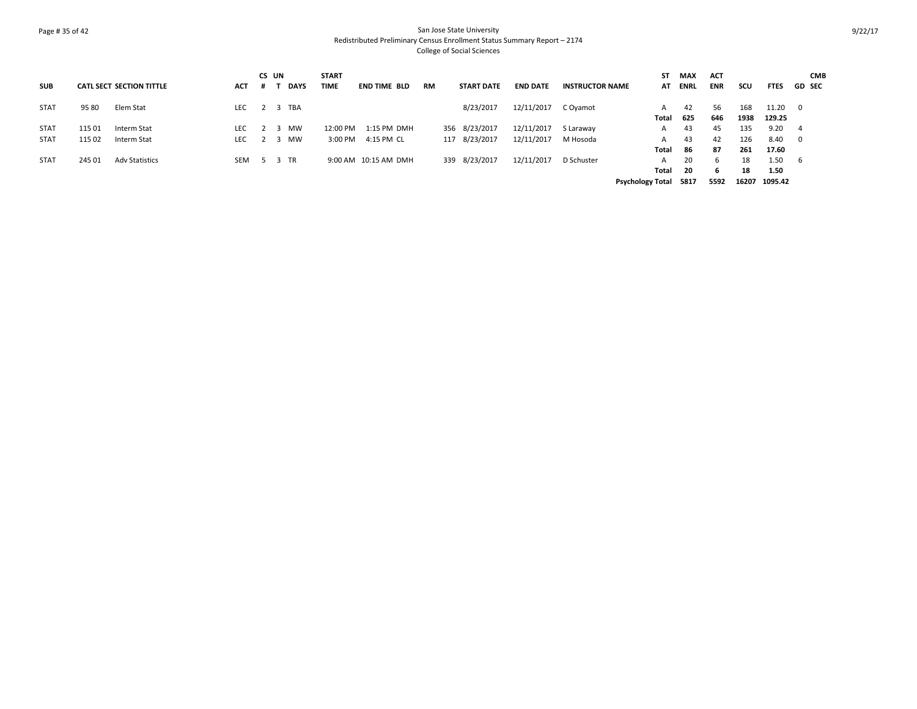San Jose State University
Redistributed Preliminary Census Enrollment Status Summary Report – 2174
College of Social Sciences

| SUB | CATL | SECT | SECTION TITTLE | ACT | CS # | UN T | DAYS | START TIME | END TIME | BLD | RM | START DATE | END DATE | INSTRUCTOR NAME | ST AT | MAX ENRL | ACT ENR | SCU | FTES | GD | CMB SEC |
|---|---|---|---|---|---|---|---|---|---|---|---|---|---|---|---|---|---|---|---|---|---|
| STAT | 95 | 80 | Elem Stat | LEC | 2 | 3 | TBA | | | | | 8/23/2017 | 12/11/2017 | C Oyamot | A | 42 | 56 | 168 | 11.20 | 0 | |
| | | | | | | | | | | | | | | | **Total** | **625** | **646** | **1938** | **129.25** | | |
| STAT | 115 | 01 | Interm Stat | LEC | 2 | 3 | MW | 12:00 PM | 1:15 PM | DMH | 356 | 8/23/2017 | 12/11/2017 | S Laraway | A | 43 | 45 | 135 | 9.20 | 4 | |
| STAT | 115 | 02 | Interm Stat | LEC | 2 | 3 | MW | 3:00 PM | 4:15 PM | CL | 117 | 8/23/2017 | 12/11/2017 | M Hosoda | A | 43 | 42 | 126 | 8.40 | 0 | |
| | | | | | | | | | | | | | | | **Total** | **86** | **87** | **261** | **17.60** | | |
| STAT | 245 | 01 | Adv Statistics | SEM | 5 | 3 | TR | 9:00 AM | 10:15 AM | DMH | 339 | 8/23/2017 | 12/11/2017 | D Schuster | A | 20 | 6 | 18 | 1.50 | 6 | |
| | | | | | | | | | | | | | | | **Total** | **20** | **6** | **18** | **1.50** | | |
| | | | | | | | | | | | | | | | **Psychology Total** | **5817** | **5592** | **16207** | **1095.42** | | |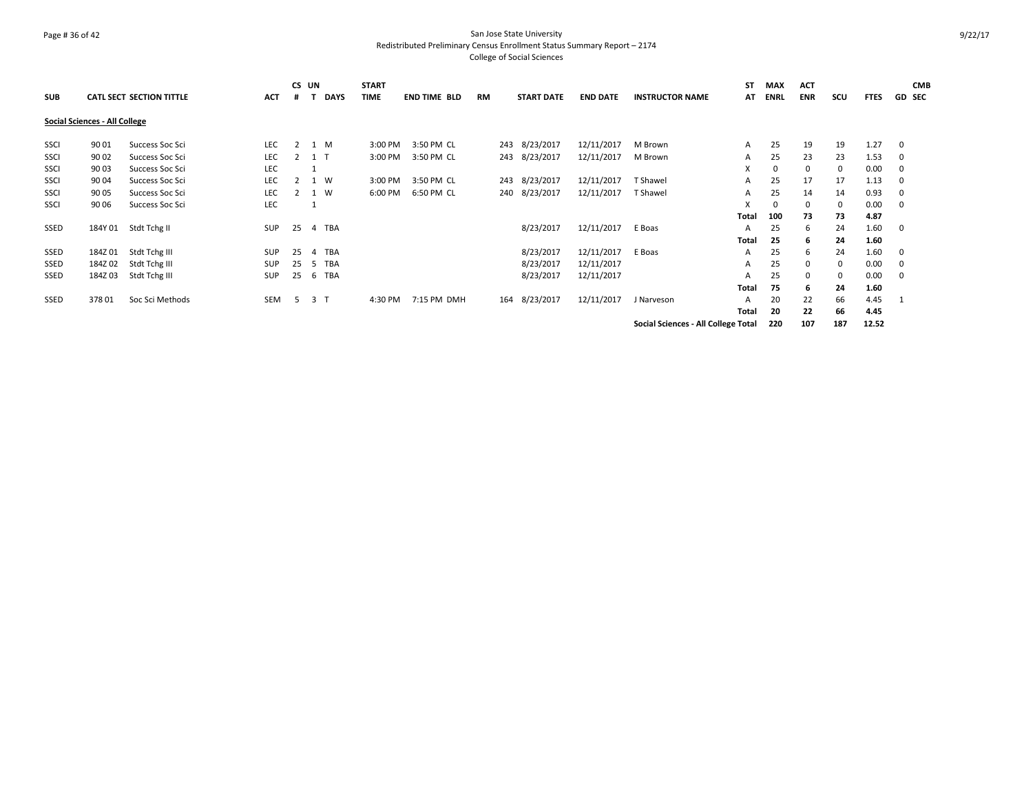San Jose State University
Redistributed Preliminary Census Enrollment Status Summary Report – 2174
College of Social Sciences

| SUB | CATL | SECT | SECTION TITTLE | ACT | CS # | UN T | DAYS | START TIME | END TIME | BLD | RM | START DATE | END DATE | INSTRUCTOR NAME | ST AT | MAX ENRL | ACT ENR | SCU | FTES | GD | CMB SEC |
|---|---|---|---|---|---|---|---|---|---|---|---|---|---|---|---|---|---|---|---|---|---|
| **Social Sciences - All College** | | | | | | | | | | | | | | | | | | | | | |
| SSCI | 90 | 01 | Success Soc Sci | LEC | 2 | 1 | M | 3:00 PM | 3:50 PM | CL | 243 | 8/23/2017 | 12/11/2017 | M Brown | A | 25 | 19 | 19 | 1.27 | 0 | |
| SSCI | 90 | 02 | Success Soc Sci | LEC | 2 | 1 | T | 3:00 PM | 3:50 PM | CL | 243 | 8/23/2017 | 12/11/2017 | M Brown | A | 25 | 23 | 23 | 1.53 | 0 | |
| SSCI | 90 | 03 | Success Soc Sci | LEC | | 1 | | | | | | | | | X | 0 | 0 | 0 | 0.00 | 0 | |
| SSCI | 90 | 04 | Success Soc Sci | LEC | 2 | 1 | W | 3:00 PM | 3:50 PM | CL | 243 | 8/23/2017 | 12/11/2017 | T Shawel | A | 25 | 17 | 17 | 1.13 | 0 | |
| SSCI | 90 | 05 | Success Soc Sci | LEC | 2 | 1 | W | 6:00 PM | 6:50 PM | CL | 240 | 8/23/2017 | 12/11/2017 | T Shawel | A | 25 | 14 | 14 | 0.93 | 0 | |
| SSCI | 90 | 06 | Success Soc Sci | LEC | | 1 | | | | | | | | | X | 0 | 0 | 0 | 0.00 | 0 | |
| | | | | | | | | | | | | | | | **Total** | **100** | **73** | **73** | **4.87** | | |
| SSED | 184Y | 01 | Stdt Tchg II | SUP | 25 | 4 | TBA | | | | | 8/23/2017 | 12/11/2017 | E Boas | A | 25 | 6 | 24 | 1.60 | 0 | |
| | | | | | | | | | | | | | | | **Total** | **25** | **6** | **24** | **1.60** | | |
| SSED | 184Z | 01 | Stdt Tchg III | SUP | 25 | 4 | TBA | | | | | 8/23/2017 | 12/11/2017 | E Boas | A | 25 | 6 | 24 | 1.60 | 0 | |
| SSED | 184Z | 02 | Stdt Tchg III | SUP | 25 | 5 | TBA | | | | | 8/23/2017 | 12/11/2017 | | A | 25 | 0 | 0 | 0.00 | 0 | |
| SSED | 184Z | 03 | Stdt Tchg III | SUP | 25 | 6 | TBA | | | | | 8/23/2017 | 12/11/2017 | | A | 25 | 0 | 0 | 0.00 | 0 | |
| | | | | | | | | | | | | | | | **Total** | **75** | **6** | **24** | **1.60** | | |
| SSED | 378 | 01 | Soc Sci Methods | SEM | 5 | 3 | T | 4:30 PM | 7:15 PM | DMH | 164 | 8/23/2017 | 12/11/2017 | J Narveson | A | 20 | 22 | 66 | 4.45 | 1 | |
| | | | | | | | | | | | | | | | **Total** | **20** | **22** | **66** | **4.45** | | |
| | | | | | | | | | | | | | | **Social Sciences - All College Total** | | **220** | **107** | **187** | **12.52** | | |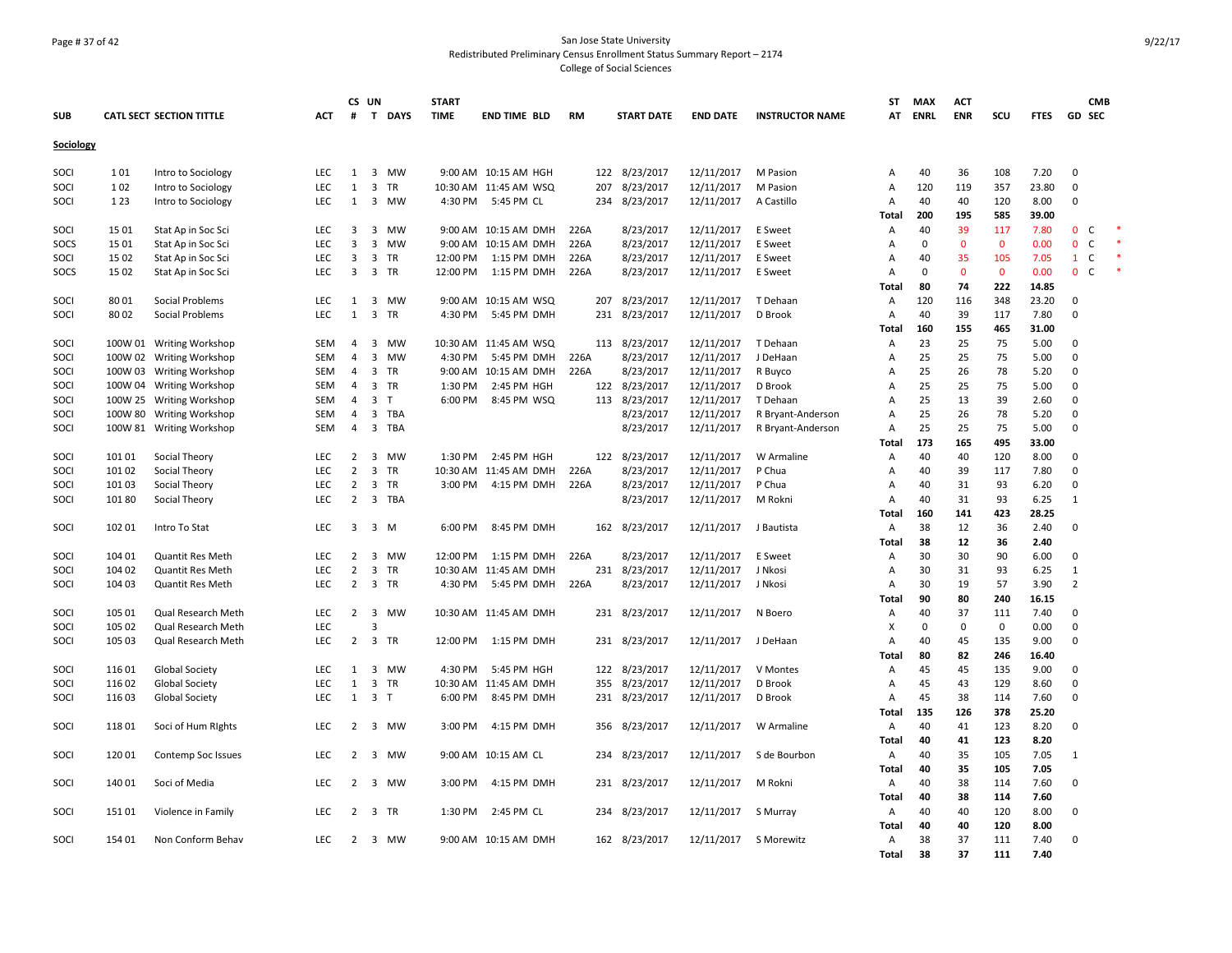San Jose State University
Redistributed Preliminary Census Enrollment Status Summary Report – 2174
College of Social Sciences

| SUB | CATL SECT | SECTION TITTLE | ACT | CS # | UN T | DAYS | START TIME | END TIME | BLD | RM | START DATE | END DATE | INSTRUCTOR NAME | ST AT | MAX ENRL | ACT ENR | SCU | FTES | GD | CMB SEC |
|---|---|---|---|---|---|---|---|---|---|---|---|---|---|---|---|---|---|---|---|---|
| **Sociology** | | | | | | | | | | | | | | | | | | | | |
| SOCI | 1 01 | Intro to Sociology | LEC | 1 | 3 | MW | 9:00 AM | 10:15 AM | HGH | 122 | 8/23/2017 | 12/11/2017 | M Pasion | A | 40 | 36 | 108 | 7.20 | 0 | |
| SOCI | 1 02 | Intro to Sociology | LEC | 1 | 3 | TR | 10:30 AM | 11:45 AM | WSQ | 207 | 8/23/2017 | 12/11/2017 | M Pasion | A | 120 | 119 | 357 | 23.80 | 0 | |
| SOCI | 1 23 | Intro to Sociology | LEC | 1 | 3 | MW | 4:30 PM | 5:45 PM | CL | 234 | 8/23/2017 | 12/11/2017 | A Castillo | A | 40 | 40 | 120 | 8.00 | 0 | |
| | | | | | | | | | | | | | | **Total** | **200** | **195** | **585** | **39.00** | | |
| SOCI | 15 01 | Stat Ap in Soc Sci | LEC | 3 | 3 | MW | 9:00 AM | 10:15 AM | DMH | 226A | 8/23/2017 | 12/11/2017 | E Sweet | A | 40 | 39 | 117 | 7.80 | 0 | C * |
| SOCS | 15 01 | Stat Ap in Soc Sci | LEC | 3 | 3 | MW | 9:00 AM | 10:15 AM | DMH | 226A | 8/23/2017 | 12/11/2017 | E Sweet | A | 0 | 0 | 0 | 0.00 | 0 | C * |
| SOCI | 15 02 | Stat Ap in Soc Sci | LEC | 3 | 3 | TR | 12:00 PM | 1:15 PM | DMH | 226A | 8/23/2017 | 12/11/2017 | E Sweet | A | 40 | 35 | 105 | 7.05 | 1 | C * |
| SOCS | 15 02 | Stat Ap in Soc Sci | LEC | 3 | 3 | TR | 12:00 PM | 1:15 PM | DMH | 226A | 8/23/2017 | 12/11/2017 | E Sweet | A | 0 | 0 | 0 | 0.00 | 0 | C * |
| | | | | | | | | | | | | | | **Total** | **80** | **74** | **222** | **14.85** | | |
| SOCI | 80 01 | Social Problems | LEC | 1 | 3 | MW | 9:00 AM | 10:15 AM | WSQ | 207 | 8/23/2017 | 12/11/2017 | T Dehaan | A | 120 | 116 | 348 | 23.20 | 0 | |
| SOCI | 80 02 | Social Problems | LEC | 1 | 3 | TR | 4:30 PM | 5:45 PM | DMH | 231 | 8/23/2017 | 12/11/2017 | D Brook | A | 40 | 39 | 117 | 7.80 | 0 | |
| | | | | | | | | | | | | | | **Total** | **160** | **155** | **465** | **31.00** | | |
| SOCI | 100W 01 | Writing Workshop | SEM | 4 | 3 | MW | 10:30 AM | 11:45 AM | WSQ | 113 | 8/23/2017 | 12/11/2017 | T Dehaan | A | 23 | 25 | 75 | 5.00 | 0 | |
| SOCI | 100W 02 | Writing Workshop | SEM | 4 | 3 | MW | 4:30 PM | 5:45 PM | DMH | 226A | 8/23/2017 | 12/11/2017 | J DeHaan | A | 25 | 25 | 75 | 5.00 | 0 | |
| SOCI | 100W 03 | Writing Workshop | SEM | 4 | 3 | TR | 9:00 AM | 10:15 AM | DMH | 226A | 8/23/2017 | 12/11/2017 | R Buyco | A | 25 | 26 | 78 | 5.20 | 0 | |
| SOCI | 100W 04 | Writing Workshop | SEM | 4 | 3 | TR | 1:30 PM | 2:45 PM | HGH | 122 | 8/23/2017 | 12/11/2017 | D Brook | A | 25 | 25 | 75 | 5.00 | 0 | |
| SOCI | 100W 25 | Writing Workshop | SEM | 4 | 3 | T | 6:00 PM | 8:45 PM | WSQ | 113 | 8/23/2017 | 12/11/2017 | T Dehaan | A | 25 | 13 | 39 | 2.60 | 0 | |
| SOCI | 100W 80 | Writing Workshop | SEM | 4 | 3 | TBA | | | | | 8/23/2017 | 12/11/2017 | R Bryant-Anderson | A | 25 | 26 | 78 | 5.20 | 0 | |
| SOCI | 100W 81 | Writing Workshop | SEM | 4 | 3 | TBA | | | | | 8/23/2017 | 12/11/2017 | R Bryant-Anderson | A | 25 | 25 | 75 | 5.00 | 0 | |
| | | | | | | | | | | | | | | **Total** | **173** | **165** | **495** | **33.00** | | |
| SOCI | 101 01 | Social Theory | LEC | 2 | 3 | MW | 1:30 PM | 2:45 PM | HGH | 122 | 8/23/2017 | 12/11/2017 | W Armaline | A | 40 | 40 | 120 | 8.00 | 0 | |
| SOCI | 101 02 | Social Theory | LEC | 2 | 3 | TR | 10:30 AM | 11:45 AM | DMH | 226A | 8/23/2017 | 12/11/2017 | P Chua | A | 40 | 39 | 117 | 7.80 | 0 | |
| SOCI | 101 03 | Social Theory | LEC | 2 | 3 | TR | 3:00 PM | 4:15 PM | DMH | 226A | 8/23/2017 | 12/11/2017 | P Chua | A | 40 | 31 | 93 | 6.20 | 0 | |
| SOCI | 101 80 | Social Theory | LEC | 2 | 3 | TBA | | | | | 8/23/2017 | 12/11/2017 | M Rokni | A | 40 | 31 | 93 | 6.25 | 1 | |
| | | | | | | | | | | | | | | **Total** | **160** | **141** | **423** | **28.25** | | |
| SOCI | 102 01 | Intro To Stat | LEC | 3 | 3 | M | 6:00 PM | 8:45 PM | DMH | 162 | 8/23/2017 | 12/11/2017 | J Bautista | A | 38 | 12 | 36 | 2.40 | 0 | |
| | | | | | | | | | | | | | | **Total** | **38** | **12** | **36** | **2.40** | | |
| SOCI | 104 01 | Quantit Res Meth | LEC | 2 | 3 | MW | 12:00 PM | 1:15 PM | DMH | 226A | 8/23/2017 | 12/11/2017 | E Sweet | A | 30 | 30 | 90 | 6.00 | 0 | |
| SOCI | 104 02 | Quantit Res Meth | LEC | 2 | 3 | TR | 10:30 AM | 11:45 AM | DMH | 231 | 8/23/2017 | 12/11/2017 | J Nkosi | A | 30 | 31 | 93 | 6.25 | 1 | |
| SOCI | 104 03 | Quantit Res Meth | LEC | 2 | 3 | TR | 4:30 PM | 5:45 PM | DMH | 226A | 8/23/2017 | 12/11/2017 | J Nkosi | A | 30 | 19 | 57 | 3.90 | 2 | |
| | | | | | | | | | | | | | | **Total** | **90** | **80** | **240** | **16.15** | | |
| SOCI | 105 01 | Qual Research Meth | LEC | 2 | 3 | MW | 10:30 AM | 11:45 AM | DMH | 231 | 8/23/2017 | 12/11/2017 | N Boero | A | 40 | 37 | 111 | 7.40 | 0 | |
| SOCI | 105 02 | Qual Research Meth | LEC | | 3 | | | | | | | | | X | 0 | 0 | 0 | 0.00 | 0 | |
| SOCI | 105 03 | Qual Research Meth | LEC | 2 | 3 | TR | 12:00 PM | 1:15 PM | DMH | 231 | 8/23/2017 | 12/11/2017 | J DeHaan | A | 40 | 45 | 135 | 9.00 | 0 | |
| | | | | | | | | | | | | | | **Total** | **80** | **82** | **246** | **16.40** | | |
| SOCI | 116 01 | Global Society | LEC | 1 | 3 | MW | 4:30 PM | 5:45 PM | HGH | 122 | 8/23/2017 | 12/11/2017 | V Montes | A | 45 | 45 | 135 | 9.00 | 0 | |
| SOCI | 116 02 | Global Society | LEC | 1 | 3 | TR | 10:30 AM | 11:45 AM | DMH | 355 | 8/23/2017 | 12/11/2017 | D Brook | A | 45 | 43 | 129 | 8.60 | 0 | |
| SOCI | 116 03 | Global Society | LEC | 1 | 3 | T | 6:00 PM | 8:45 PM | DMH | 231 | 8/23/2017 | 12/11/2017 | D Brook | A | 45 | 38 | 114 | 7.60 | 0 | |
| | | | | | | | | | | | | | | **Total** | **135** | **126** | **378** | **25.20** | | |
| SOCI | 118 01 | Soci of Hum RIghts | LEC | 2 | 3 | MW | 3:00 PM | 4:15 PM | DMH | 356 | 8/23/2017 | 12/11/2017 | W Armaline | A | 40 | 41 | 123 | 8.20 | 0 | |
| | | | | | | | | | | | | | | **Total** | **40** | **41** | **123** | **8.20** | | |
| SOCI | 120 01 | Contemp Soc Issues | LEC | 2 | 3 | MW | 9:00 AM | 10:15 AM | CL | 234 | 8/23/2017 | 12/11/2017 | S de Bourbon | A | 40 | 35 | 105 | 7.05 | 1 | |
| | | | | | | | | | | | | | | **Total** | **40** | **35** | **105** | **7.05** | | |
| SOCI | 140 01 | Soci of Media | LEC | 2 | 3 | MW | 3:00 PM | 4:15 PM | DMH | 231 | 8/23/2017 | 12/11/2017 | M Rokni | A | 40 | 38 | 114 | 7.60 | 0 | |
| | | | | | | | | | | | | | | **Total** | **40** | **38** | **114** | **7.60** | | |
| SOCI | 151 01 | Violence in Family | LEC | 2 | 3 | TR | 1:30 PM | 2:45 PM | CL | 234 | 8/23/2017 | 12/11/2017 | S Murray | A | 40 | 40 | 120 | 8.00 | 0 | |
| | | | | | | | | | | | | | | **Total** | **40** | **40** | **120** | **8.00** | | |
| SOCI | 154 01 | Non Conform Behav | LEC | 2 | 3 | MW | 9:00 AM | 10:15 AM | DMH | 162 | 8/23/2017 | 12/11/2017 | S Morewitz | A | 38 | 37 | 111 | 7.40 | 0 | |
| | | | | | | | | | | | | | | **Total** | **38** | **37** | **111** | **7.40** | | |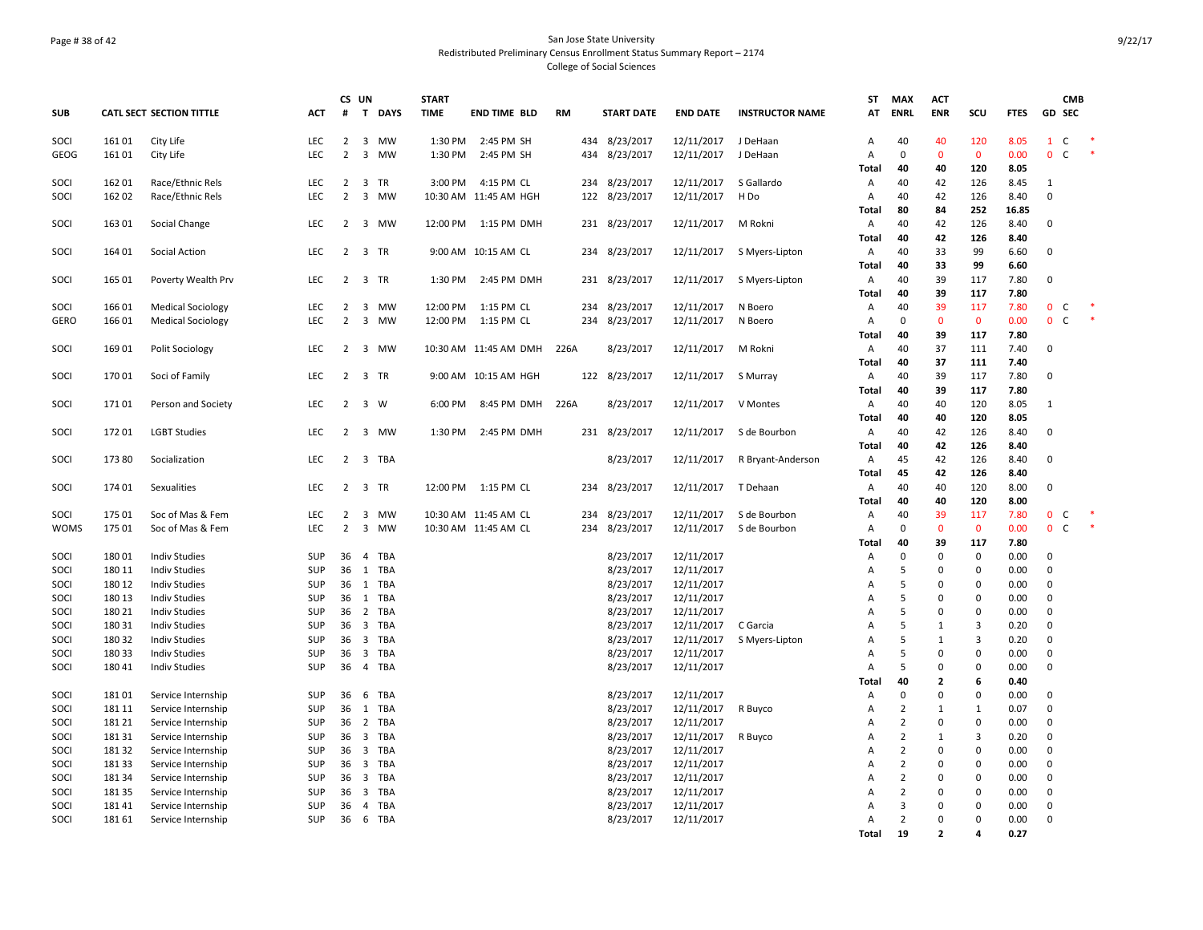San Jose State University
Redistributed Preliminary Census Enrollment Status Summary Report – 2174
College of Social Sciences

| SUB | CATL SECT | SECTION TITTLE | ACT | CS # | UN T | DAYS | START TIME | END TIME | BLD | RM | START DATE | END DATE | INSTRUCTOR NAME | ST AT | MAX ENRL | ACT ENR | SCU | FTES | GD | CMB SEC | |
|---|---|---|---|---|---|---|---|---|---|---|---|---|---|---|---|---|---|---|---|---|---|
| SOCI | 161 01 | City Life | LEC | 2 | 3 | MW | 1:30 PM | 2:45 PM | SH | 434 | 8/23/2017 | 12/11/2017 | J DeHaan | A | 40 | 40 | 120 | 8.05 | 1 | C | * |
| GEOG | 161 01 | City Life | LEC | 2 | 3 | MW | 1:30 PM | 2:45 PM | SH | 434 | 8/23/2017 | 12/11/2017 | J DeHaan | A | 0 | 0 | 0 | 0.00 | 0 | C | * |
| | | | | | | | | | | | | | | Total | 40 | 40 | 120 | 8.05 | | | |
| SOCI | 162 01 | Race/Ethnic Rels | LEC | 2 | 3 | TR | 3:00 PM | 4:15 PM | CL | 234 | 8/23/2017 | 12/11/2017 | S Gallardo | A | 40 | 42 | 126 | 8.45 | 1 | | |
| SOCI | 162 02 | Race/Ethnic Rels | LEC | 2 | 3 | MW | 10:30 AM | 11:45 AM | HGH | 122 | 8/23/2017 | 12/11/2017 | H Do | A | 40 | 42 | 126 | 8.40 | 0 | | |
| | | | | | | | | | | | | | | Total | 80 | 84 | 252 | 16.85 | | | |
| SOCI | 163 01 | Social Change | LEC | 2 | 3 | MW | 12:00 PM | 1:15 PM | DMH | 231 | 8/23/2017 | 12/11/2017 | M Rokni | A | 40 | 42 | 126 | 8.40 | 0 | | |
| | | | | | | | | | | | | | | Total | 40 | 42 | 126 | 8.40 | | | |
| SOCI | 164 01 | Social Action | LEC | 2 | 3 | TR | 9:00 AM | 10:15 AM | CL | 234 | 8/23/2017 | 12/11/2017 | S Myers-Lipton | A | 40 | 33 | 99 | 6.60 | 0 | | |
| | | | | | | | | | | | | | | Total | 40 | 33 | 99 | 6.60 | | | |
| SOCI | 165 01 | Poverty Wealth Prv | LEC | 2 | 3 | TR | 1:30 PM | 2:45 PM | DMH | 231 | 8/23/2017 | 12/11/2017 | S Myers-Lipton | A | 40 | 39 | 117 | 7.80 | 0 | | |
| | | | | | | | | | | | | | | Total | 40 | 39 | 117 | 7.80 | | | |
| SOCI | 166 01 | Medical Sociology | LEC | 2 | 3 | MW | 12:00 PM | 1:15 PM | CL | 234 | 8/23/2017 | 12/11/2017 | N Boero | A | 40 | 39 | 117 | 7.80 | 0 | C | * |
| GERO | 166 01 | Medical Sociology | LEC | 2 | 3 | MW | 12:00 PM | 1:15 PM | CL | 234 | 8/23/2017 | 12/11/2017 | N Boero | A | 0 | 0 | 0 | 0.00 | 0 | C | * |
| | | | | | | | | | | | | | | Total | 40 | 39 | 117 | 7.80 | | | |
| SOCI | 169 01 | Polit Sociology | LEC | 2 | 3 | MW | 10:30 AM | 11:45 AM | DMH | 226A | 8/23/2017 | 12/11/2017 | M Rokni | A | 40 | 37 | 111 | 7.40 | 0 | | |
| | | | | | | | | | | | | | | Total | 40 | 37 | 111 | 7.40 | | | |
| SOCI | 170 01 | Soci of Family | LEC | 2 | 3 | TR | 9:00 AM | 10:15 AM | HGH | 122 | 8/23/2017 | 12/11/2017 | S Murray | A | 40 | 39 | 117 | 7.80 | 0 | | |
| | | | | | | | | | | | | | | Total | 40 | 39 | 117 | 7.80 | | | |
| SOCI | 171 01 | Person and Society | LEC | 2 | 3 | W | 6:00 PM | 8:45 PM | DMH | 226A | 8/23/2017 | 12/11/2017 | V Montes | A | 40 | 40 | 120 | 8.05 | 1 | | |
| | | | | | | | | | | | | | | Total | 40 | 40 | 120 | 8.05 | | | |
| SOCI | 172 01 | LGBT Studies | LEC | 2 | 3 | MW | 1:30 PM | 2:45 PM | DMH | 231 | 8/23/2017 | 12/11/2017 | S de Bourbon | A | 40 | 42 | 126 | 8.40 | 0 | | |
| | | | | | | | | | | | | | | Total | 40 | 42 | 126 | 8.40 | | | |
| SOCI | 173 80 | Socialization | LEC | 2 | 3 | TBA | | | | | 8/23/2017 | 12/11/2017 | R Bryant-Anderson | A | 45 | 42 | 126 | 8.40 | 0 | | |
| | | | | | | | | | | | | | | Total | 45 | 42 | 126 | 8.40 | | | |
| SOCI | 174 01 | Sexualities | LEC | 2 | 3 | TR | 12:00 PM | 1:15 PM | CL | 234 | 8/23/2017 | 12/11/2017 | T Dehaan | A | 40 | 40 | 120 | 8.00 | 0 | | |
| | | | | | | | | | | | | | | Total | 40 | 40 | 120 | 8.00 | | | |
| SOCI | 175 01 | Soc of Mas & Fem | LEC | 2 | 3 | MW | 10:30 AM | 11:45 AM | CL | 234 | 8/23/2017 | 12/11/2017 | S de Bourbon | A | 40 | 39 | 117 | 7.80 | 0 | C | * |
| WOMS | 175 01 | Soc of Mas & Fem | LEC | 2 | 3 | MW | 10:30 AM | 11:45 AM | CL | 234 | 8/23/2017 | 12/11/2017 | S de Bourbon | A | 0 | 0 | 0 | 0.00 | 0 | C | * |
| | | | | | | | | | | | | | | Total | 40 | 39 | 117 | 7.80 | | | |
| SOCI | 180 01 | Indiv Studies | SUP | 36 | 4 | TBA | | | | | 8/23/2017 | 12/11/2017 | | A | 0 | 0 | 0 | 0.00 | 0 | | |
| SOCI | 180 11 | Indiv Studies | SUP | 36 | 1 | TBA | | | | | 8/23/2017 | 12/11/2017 | | A | 5 | 0 | 0 | 0.00 | 0 | | |
| SOCI | 180 12 | Indiv Studies | SUP | 36 | 1 | TBA | | | | | 8/23/2017 | 12/11/2017 | | A | 5 | 0 | 0 | 0.00 | 0 | | |
| SOCI | 180 13 | Indiv Studies | SUP | 36 | 1 | TBA | | | | | 8/23/2017 | 12/11/2017 | | A | 5 | 0 | 0 | 0.00 | 0 | | |
| SOCI | 180 21 | Indiv Studies | SUP | 36 | 2 | TBA | | | | | 8/23/2017 | 12/11/2017 | | A | 5 | 0 | 0 | 0.00 | 0 | | |
| SOCI | 180 31 | Indiv Studies | SUP | 36 | 3 | TBA | | | | | 8/23/2017 | 12/11/2017 | C Garcia | A | 5 | 1 | 3 | 0.20 | 0 | | |
| SOCI | 180 32 | Indiv Studies | SUP | 36 | 3 | TBA | | | | | 8/23/2017 | 12/11/2017 | S Myers-Lipton | A | 5 | 1 | 3 | 0.20 | 0 | | |
| SOCI | 180 33 | Indiv Studies | SUP | 36 | 3 | TBA | | | | | 8/23/2017 | 12/11/2017 | | A | 5 | 0 | 0 | 0.00 | 0 | | |
| SOCI | 180 41 | Indiv Studies | SUP | 36 | 4 | TBA | | | | | 8/23/2017 | 12/11/2017 | | A | 5 | 0 | 0 | 0.00 | 0 | | |
| | | | | | | | | | | | | | | Total | 40 | 2 | 6 | 0.40 | | | |
| SOCI | 181 01 | Service Internship | SUP | 36 | 6 | TBA | | | | | 8/23/2017 | 12/11/2017 | | A | 0 | 0 | 0 | 0.00 | 0 | | |
| SOCI | 181 11 | Service Internship | SUP | 36 | 1 | TBA | | | | | 8/23/2017 | 12/11/2017 | R Buyco | A | 2 | 1 | 1 | 0.07 | 0 | | |
| SOCI | 181 21 | Service Internship | SUP | 36 | 2 | TBA | | | | | 8/23/2017 | 12/11/2017 | | A | 2 | 0 | 0 | 0.00 | 0 | | |
| SOCI | 181 31 | Service Internship | SUP | 36 | 3 | TBA | | | | | 8/23/2017 | 12/11/2017 | R Buyco | A | 2 | 1 | 3 | 0.20 | 0 | | |
| SOCI | 181 32 | Service Internship | SUP | 36 | 3 | TBA | | | | | 8/23/2017 | 12/11/2017 | | A | 2 | 0 | 0 | 0.00 | 0 | | |
| SOCI | 181 33 | Service Internship | SUP | 36 | 3 | TBA | | | | | 8/23/2017 | 12/11/2017 | | A | 2 | 0 | 0 | 0.00 | 0 | | |
| SOCI | 181 34 | Service Internship | SUP | 36 | 3 | TBA | | | | | 8/23/2017 | 12/11/2017 | | A | 2 | 0 | 0 | 0.00 | 0 | | |
| SOCI | 181 35 | Service Internship | SUP | 36 | 3 | TBA | | | | | 8/23/2017 | 12/11/2017 | | A | 2 | 0 | 0 | 0.00 | 0 | | |
| SOCI | 181 41 | Service Internship | SUP | 36 | 4 | TBA | | | | | 8/23/2017 | 12/11/2017 | | A | 3 | 0 | 0 | 0.00 | 0 | | |
| SOCI | 181 61 | Service Internship | SUP | 36 | 6 | TBA | | | | | 8/23/2017 | 12/11/2017 | | A | 2 | 0 | 0 | 0.00 | 0 | | |
| | | | | | | | | | | | | | | Total | 19 | 2 | 4 | 0.27 | | | |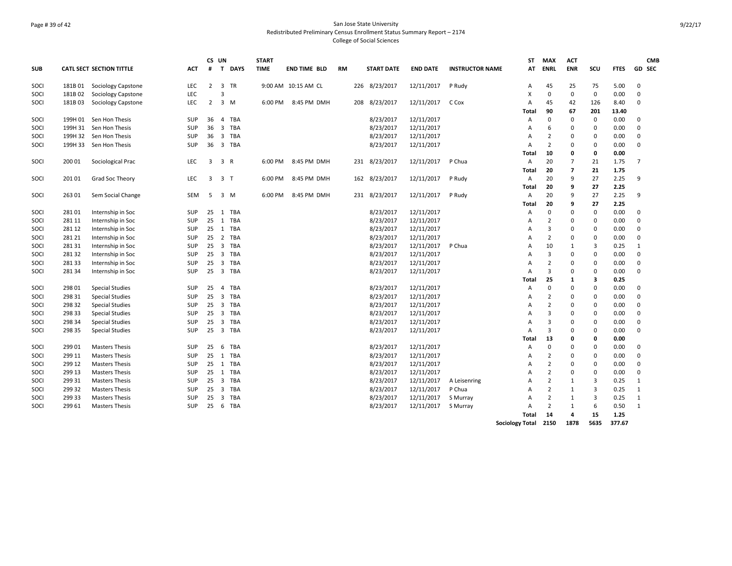San Jose State University
Redistributed Preliminary Census Enrollment Status Summary Report – 2174
College of Social Sciences

| SUB | CATL SECT | SECTION TITTLE | ACT | CS # | UN T | DAYS | START TIME | END TIME | BLD | RM | START DATE | END DATE | INSTRUCTOR NAME | ST AT | MAX ENRL | ACT ENR | SCU | FTES | GD | CMB SEC |
|---|---|---|---|---|---|---|---|---|---|---|---|---|---|---|---|---|---|---|---|---|
| SOCI | 181B 01 | Sociology Capstone | LEC | 2 | 3 | TR | 9:00 AM | 10:15 AM | CL | 226 | 8/23/2017 | 12/11/2017 | P Rudy | A | 45 | 25 | 75 | 5.00 | 0 | |
| SOCI | 181B 02 | Sociology Capstone | LEC | | 3 | | | | | | | | | X | 0 | 0 | 0 | 0.00 | 0 | |
| SOCI | 181B 03 | Sociology Capstone | LEC | 2 | 3 | M | 6:00 PM | 8:45 PM | DMH | 208 | 8/23/2017 | 12/11/2017 | C Cox | A | 45 | 42 | 126 | 8.40 | 0 | |
| | | | | | | | | | | | | | | **Total** | **90** | **67** | **201** | **13.40** | | |
| SOCI | 199H 01 | Sen Hon Thesis | SUP | 36 | 4 | TBA | | | | | 8/23/2017 | 12/11/2017 | | A | 0 | 0 | 0 | 0.00 | 0 | |
| SOCI | 199H 31 | Sen Hon Thesis | SUP | 36 | 3 | TBA | | | | | 8/23/2017 | 12/11/2017 | | A | 6 | 0 | 0 | 0.00 | 0 | |
| SOCI | 199H 32 | Sen Hon Thesis | SUP | 36 | 3 | TBA | | | | | 8/23/2017 | 12/11/2017 | | A | 2 | 0 | 0 | 0.00 | 0 | |
| SOCI | 199H 33 | Sen Hon Thesis | SUP | 36 | 3 | TBA | | | | | 8/23/2017 | 12/11/2017 | | A | 2 | 0 | 0 | 0.00 | 0 | |
| | | | | | | | | | | | | | | **Total** | **10** | **0** | **0** | **0.00** | | |
| SOCI | 200 01 | Sociological Prac | LEC | 3 | 3 | R | 6:00 PM | 8:45 PM | DMH | 231 | 8/23/2017 | 12/11/2017 | P Chua | A | 20 | 7 | 21 | 1.75 | 7 | |
| | | | | | | | | | | | | | | **Total** | **20** | **7** | **21** | **1.75** | | |
| SOCI | 201 01 | Grad Soc Theory | LEC | 3 | 3 | T | 6:00 PM | 8:45 PM | DMH | 162 | 8/23/2017 | 12/11/2017 | P Rudy | A | 20 | 9 | 27 | 2.25 | 9 | |
| | | | | | | | | | | | | | | **Total** | **20** | **9** | **27** | **2.25** | | |
| SOCI | 263 01 | Sem Social Change | SEM | 5 | 3 | M | 6:00 PM | 8:45 PM | DMH | 231 | 8/23/2017 | 12/11/2017 | P Rudy | A | 20 | 9 | 27 | 2.25 | 9 | |
| | | | | | | | | | | | | | | **Total** | **20** | **9** | **27** | **2.25** | | |
| SOCI | 281 01 | Internship in Soc | SUP | 25 | 1 | TBA | | | | | 8/23/2017 | 12/11/2017 | | A | 0 | 0 | 0 | 0.00 | 0 | |
| SOCI | 281 11 | Internship in Soc | SUP | 25 | 1 | TBA | | | | | 8/23/2017 | 12/11/2017 | | A | 2 | 0 | 0 | 0.00 | 0 | |
| SOCI | 281 12 | Internship in Soc | SUP | 25 | 1 | TBA | | | | | 8/23/2017 | 12/11/2017 | | A | 3 | 0 | 0 | 0.00 | 0 | |
| SOCI | 281 21 | Internship in Soc | SUP | 25 | 2 | TBA | | | | | 8/23/2017 | 12/11/2017 | | A | 2 | 0 | 0 | 0.00 | 0 | |
| SOCI | 281 31 | Internship in Soc | SUP | 25 | 3 | TBA | | | | | 8/23/2017 | 12/11/2017 | P Chua | A | 10 | 1 | 3 | 0.25 | 1 | |
| SOCI | 281 32 | Internship in Soc | SUP | 25 | 3 | TBA | | | | | 8/23/2017 | 12/11/2017 | | A | 3 | 0 | 0 | 0.00 | 0 | |
| SOCI | 281 33 | Internship in Soc | SUP | 25 | 3 | TBA | | | | | 8/23/2017 | 12/11/2017 | | A | 2 | 0 | 0 | 0.00 | 0 | |
| SOCI | 281 34 | Internship in Soc | SUP | 25 | 3 | TBA | | | | | 8/23/2017 | 12/11/2017 | | A | 3 | 0 | 0 | 0.00 | 0 | |
| | | | | | | | | | | | | | | **Total** | **25** | **1** | **3** | **0.25** | | |
| SOCI | 298 01 | Special Studies | SUP | 25 | 4 | TBA | | | | | 8/23/2017 | 12/11/2017 | | A | 0 | 0 | 0 | 0.00 | 0 | |
| SOCI | 298 31 | Special Studies | SUP | 25 | 3 | TBA | | | | | 8/23/2017 | 12/11/2017 | | A | 2 | 0 | 0 | 0.00 | 0 | |
| SOCI | 298 32 | Special Studies | SUP | 25 | 3 | TBA | | | | | 8/23/2017 | 12/11/2017 | | A | 2 | 0 | 0 | 0.00 | 0 | |
| SOCI | 298 33 | Special Studies | SUP | 25 | 3 | TBA | | | | | 8/23/2017 | 12/11/2017 | | A | 3 | 0 | 0 | 0.00 | 0 | |
| SOCI | 298 34 | Special Studies | SUP | 25 | 3 | TBA | | | | | 8/23/2017 | 12/11/2017 | | A | 3 | 0 | 0 | 0.00 | 0 | |
| SOCI | 298 35 | Special Studies | SUP | 25 | 3 | TBA | | | | | 8/23/2017 | 12/11/2017 | | A | 3 | 0 | 0 | 0.00 | 0 | |
| | | | | | | | | | | | | | | **Total** | **13** | **0** | **0** | **0.00** | | |
| SOCI | 299 01 | Masters Thesis | SUP | 25 | 6 | TBA | | | | | 8/23/2017 | 12/11/2017 | | A | 0 | 0 | 0 | 0.00 | 0 | |
| SOCI | 299 11 | Masters Thesis | SUP | 25 | 1 | TBA | | | | | 8/23/2017 | 12/11/2017 | | A | 2 | 0 | 0 | 0.00 | 0 | |
| SOCI | 299 12 | Masters Thesis | SUP | 25 | 1 | TBA | | | | | 8/23/2017 | 12/11/2017 | | A | 2 | 0 | 0 | 0.00 | 0 | |
| SOCI | 299 13 | Masters Thesis | SUP | 25 | 1 | TBA | | | | | 8/23/2017 | 12/11/2017 | | A | 2 | 0 | 0 | 0.00 | 0 | |
| SOCI | 299 31 | Masters Thesis | SUP | 25 | 3 | TBA | | | | | 8/23/2017 | 12/11/2017 | A Leisenring | A | 2 | 1 | 3 | 0.25 | 1 | |
| SOCI | 299 32 | Masters Thesis | SUP | 25 | 3 | TBA | | | | | 8/23/2017 | 12/11/2017 | P Chua | A | 2 | 1 | 3 | 0.25 | 1 | |
| SOCI | 299 33 | Masters Thesis | SUP | 25 | 3 | TBA | | | | | 8/23/2017 | 12/11/2017 | S Murray | A | 2 | 1 | 3 | 0.25 | 1 | |
| SOCI | 299 61 | Masters Thesis | SUP | 25 | 6 | TBA | | | | | 8/23/2017 | 12/11/2017 | S Murray | A | 2 | 1 | 6 | 0.50 | 1 | |
| | | | | | | | | | | | | | | **Total** | **14** | **4** | **15** | **1.25** | | |
| | | | | | | | | | | | | | | **Sociology Total** | **2150** | **1878** | **5635** | **377.67** | | |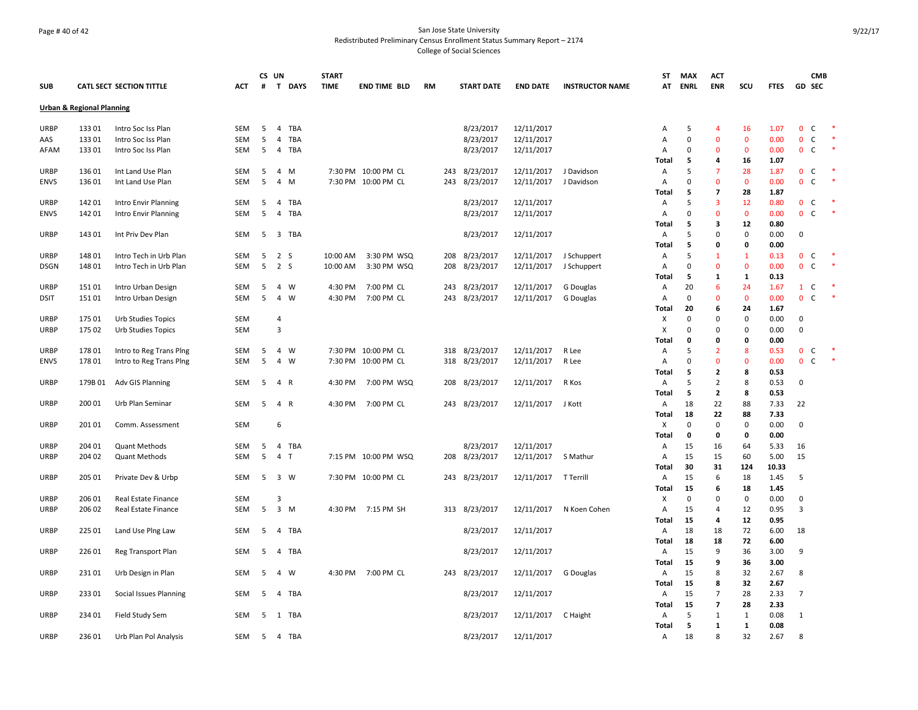San Jose State University
Redistributed Preliminary Census Enrollment Status Summary Report – 2174
College of Social Sciences

| SUB | CATL SECT | SECTION TITTLE | ACT | CS # | UN T | DAYS | START TIME | END TIME | BLD | RM | START DATE | END DATE | INSTRUCTOR NAME | ST AT | MAX ENRL | ACT ENR | SCU | FTES | GD | CMB SEC | |
|---|---|---|---|---|---|---|---|---|---|---|---|---|---|---|---|---|---|---|---|---|---|
| **Urban & Regional Planning** | | | | | | | | | | | | | | | | | | | | | |
| URBP | 133 01 | Intro Soc Iss Plan | SEM | 5 | 4 | TBA | | | | | 8/23/2017 | 12/11/2017 | | A | 5 | 4 | 16 | 1.07 | 0 | C | * |
| AAS | 133 01 | Intro Soc Iss Plan | SEM | 5 | 4 | TBA | | | | | 8/23/2017 | 12/11/2017 | | A | 0 | 0 | 0 | 0.00 | 0 | C | * |
| AFAM | 133 01 | Intro Soc Iss Plan | SEM | 5 | 4 | TBA | | | | | 8/23/2017 | 12/11/2017 | | A | 0 | 0 | 0 | 0.00 | 0 | C | * |
| | | | | | | | | | | | | | | **Total** | **5** | **4** | **16** | **1.07** | | | |
| URBP | 136 01 | Int Land Use Plan | SEM | 5 | 4 | M | 7:30 PM | 10:00 PM | CL | 243 | 8/23/2017 | 12/11/2017 | J Davidson | A | 5 | 7 | 28 | 1.87 | 0 | C | * |
| ENVS | 136 01 | Int Land Use Plan | SEM | 5 | 4 | M | 7:30 PM | 10:00 PM | CL | 243 | 8/23/2017 | 12/11/2017 | J Davidson | A | 0 | 0 | 0 | 0.00 | 0 | C | * |
| | | | | | | | | | | | | | | **Total** | **5** | **7** | **28** | **1.87** | | | |
| URBP | 142 01 | Intro Envir Planning | SEM | 5 | 4 | TBA | | | | | 8/23/2017 | 12/11/2017 | | A | 5 | 3 | 12 | 0.80 | 0 | C | * |
| ENVS | 142 01 | Intro Envir Planning | SEM | 5 | 4 | TBA | | | | | 8/23/2017 | 12/11/2017 | | A | 0 | 0 | 0 | 0.00 | 0 | C | * |
| | | | | | | | | | | | | | | **Total** | **5** | **3** | **12** | **0.80** | | | |
| URBP | 143 01 | Int Priv Dev Plan | SEM | 5 | 3 | TBA | | | | | 8/23/2017 | 12/11/2017 | | A | 5 | 0 | 0 | 0.00 | 0 | | |
| | | | | | | | | | | | | | | **Total** | **5** | **0** | **0** | **0.00** | | | |
| URBP | 148 01 | Intro Tech in Urb Plan | SEM | 5 | 2 | S | 10:00 AM | 3:30 PM | WSQ | 208 | 8/23/2017 | 12/11/2017 | J Schuppert | A | 5 | 1 | 1 | 0.13 | 0 | C | * |
| DSGN | 148 01 | Intro Tech in Urb Plan | SEM | 5 | 2 | S | 10:00 AM | 3:30 PM | WSQ | 208 | 8/23/2017 | 12/11/2017 | J Schuppert | A | 0 | 0 | 0 | 0.00 | 0 | C | * |
| | | | | | | | | | | | | | | **Total** | **5** | **1** | **1** | **0.13** | | | |
| URBP | 151 01 | Intro Urban Design | SEM | 5 | 4 | W | 4:30 PM | 7:00 PM | CL | 243 | 8/23/2017 | 12/11/2017 | G Douglas | A | 20 | 6 | 24 | 1.67 | 1 | C | * |
| DSIT | 151 01 | Intro Urban Design | SEM | 5 | 4 | W | 4:30 PM | 7:00 PM | CL | 243 | 8/23/2017 | 12/11/2017 | G Douglas | A | 0 | 0 | 0 | 0.00 | 0 | C | * |
| | | | | | | | | | | | | | | **Total** | **20** | **6** | **24** | **1.67** | | | |
| URBP | 175 01 | Urb Studies Topics | SEM | | 4 | | | | | | | | | X | 0 | 0 | 0 | 0.00 | 0 | | |
| URBP | 175 02 | Urb Studies Topics | SEM | | 3 | | | | | | | | | X | 0 | 0 | 0 | 0.00 | 0 | | |
| | | | | | | | | | | | | | | **Total** | **0** | **0** | **0** | **0.00** | | | |
| URBP | 178 01 | Intro to Reg Trans Plng | SEM | 5 | 4 | W | 7:30 PM | 10:00 PM | CL | 318 | 8/23/2017 | 12/11/2017 | R Lee | A | 5 | 2 | 8 | 0.53 | 0 | C | * |
| ENVS | 178 01 | Intro to Reg Trans Plng | SEM | 5 | 4 | W | 7:30 PM | 10:00 PM | CL | 318 | 8/23/2017 | 12/11/2017 | R Lee | A | 0 | 0 | 0 | 0.00 | 0 | C | * |
| | | | | | | | | | | | | | | **Total** | **5** | **2** | **8** | **0.53** | | | |
| URBP | 179B 01 | Adv GIS Planning | SEM | 5 | 4 | R | 4:30 PM | 7:00 PM | WSQ | 208 | 8/23/2017 | 12/11/2017 | R Kos | A | 5 | 2 | 8 | 0.53 | 0 | | |
| | | | | | | | | | | | | | | **Total** | **5** | **2** | **8** | **0.53** | | | |
| URBP | 200 01 | Urb Plan Seminar | SEM | 5 | 4 | R | 4:30 PM | 7:00 PM | CL | 243 | 8/23/2017 | 12/11/2017 | J Kott | A | 18 | 22 | 88 | 7.33 | 22 | | |
| | | | | | | | | | | | | | | **Total** | **18** | **22** | **88** | **7.33** | | | |
| URBP | 201 01 | Comm. Assessment | SEM | | 6 | | | | | | | | | X | 0 | 0 | 0 | 0.00 | 0 | | |
| | | | | | | | | | | | | | | **Total** | **0** | **0** | **0** | **0.00** | | | |
| URBP | 204 01 | Quant Methods | SEM | 5 | 4 | TBA | | | | | 8/23/2017 | 12/11/2017 | | A | 15 | 16 | 64 | 5.33 | 16 | | |
| URBP | 204 02 | Quant Methods | SEM | 5 | 4 | T | 7:15 PM | 10:00 PM | WSQ | 208 | 8/23/2017 | 12/11/2017 | S Mathur | A | 15 | 15 | 60 | 5.00 | 15 | | |
| | | | | | | | | | | | | | | **Total** | **30** | **31** | **124** | **10.33** | | | |
| URBP | 205 01 | Private Dev & Urbp | SEM | 5 | 3 | W | 7:30 PM | 10:00 PM | CL | 243 | 8/23/2017 | 12/11/2017 | T Terrill | A | 15 | 6 | 18 | 1.45 | 5 | | |
| | | | | | | | | | | | | | | **Total** | **15** | **6** | **18** | **1.45** | | | |
| URBP | 206 01 | Real Estate Finance | SEM | | 3 | | | | | | | | | X | 0 | 0 | 0 | 0.00 | 0 | | |
| URBP | 206 02 | Real Estate Finance | SEM | 5 | 3 | M | 4:30 PM | 7:15 PM | SH | 313 | 8/23/2017 | 12/11/2017 | N Koen Cohen | A | 15 | 4 | 12 | 0.95 | 3 | | |
| | | | | | | | | | | | | | | **Total** | **15** | **4** | **12** | **0.95** | | | |
| URBP | 225 01 | Land Use Plng Law | SEM | 5 | 4 | TBA | | | | | 8/23/2017 | 12/11/2017 | | A | 18 | 18 | 72 | 6.00 | 18 | | |
| | | | | | | | | | | | | | | **Total** | **18** | **18** | **72** | **6.00** | | | |
| URBP | 226 01 | Reg Transport Plan | SEM | 5 | 4 | TBA | | | | | 8/23/2017 | 12/11/2017 | | A | 15 | 9 | 36 | 3.00 | 9 | | |
| | | | | | | | | | | | | | | **Total** | **15** | **9** | **36** | **3.00** | | | |
| URBP | 231 01 | Urb Design in Plan | SEM | 5 | 4 | W | 4:30 PM | 7:00 PM | CL | 243 | 8/23/2017 | 12/11/2017 | G Douglas | A | 15 | 8 | 32 | 2.67 | 8 | | |
| | | | | | | | | | | | | | | **Total** | **15** | **8** | **32** | **2.67** | | | |
| URBP | 233 01 | Social Issues Planning | SEM | 5 | 4 | TBA | | | | | 8/23/2017 | 12/11/2017 | | A | 15 | 7 | 28 | 2.33 | 7 | | |
| | | | | | | | | | | | | | | **Total** | **15** | **7** | **28** | **2.33** | | | |
| URBP | 234 01 | Field Study Sem | SEM | 5 | 1 | TBA | | | | | 8/23/2017 | 12/11/2017 | C Haight | A | 5 | 1 | 1 | 0.08 | 1 | | |
| | | | | | | | | | | | | | | **Total** | **5** | **1** | **1** | **0.08** | | | |
| URBP | 236 01 | Urb Plan Pol Analysis | SEM | 5 | 4 | TBA | | | | | 8/23/2017 | 12/11/2017 | | A | 18 | 8 | 32 | 2.67 | 8 | | |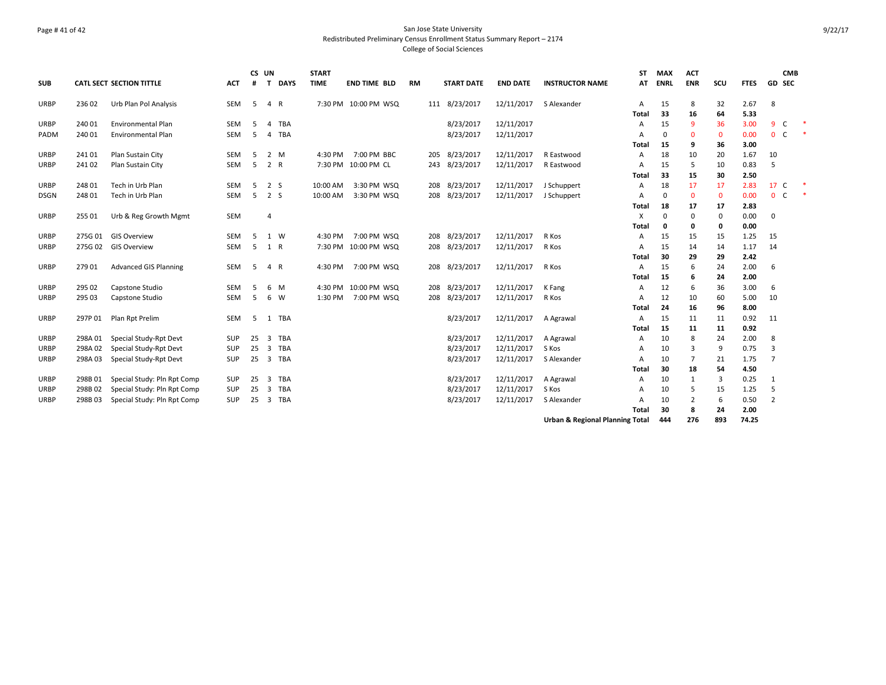San Jose State University
Redistributed Preliminary Census Enrollment Status Summary Report – 2174
College of Social Sciences

| SUB | CATL SECT | SECTION TITTLE | ACT | CS # | UN T | DAYS | START TIME | END TIME | BLD | RM | START DATE | END DATE | INSTRUCTOR NAME | ST AT | MAX ENRL | ACT ENR | SCU | FTES | GD | CMB SEC | |
|---|---|---|---|---|---|---|---|---|---|---|---|---|---|---|---|---|---|---|---|---|---|
| URBP | 236 02 | Urb Plan Pol Analysis | SEM | 5 | 4 | R | 7:30 PM | 10:00 PM | WSQ | 111 | 8/23/2017 | 12/11/2017 | S Alexander | A | 15 | 8 | 32 | 2.67 | 8 | | |
| | | | | | | | | | | | | | | Total | 33 | 16 | 64 | 5.33 | | | |
| URBP | 240 01 | Environmental Plan | SEM | 5 | 4 | TBA | | | | | 8/23/2017 | 12/11/2017 | | A | 15 | 9 | 36 | 3.00 | 9 | C | * |
| PADM | 240 01 | Environmental Plan | SEM | 5 | 4 | TBA | | | | | 8/23/2017 | 12/11/2017 | | A | 0 | 0 | 0 | 0.00 | 0 | C | * |
| | | | | | | | | | | | | | | Total | 15 | 9 | 36 | 3.00 | | | |
| URBP | 241 01 | Plan Sustain City | SEM | 5 | 2 | M | 4:30 PM | 7:00 PM | BBC | 205 | 8/23/2017 | 12/11/2017 | R Eastwood | A | 18 | 10 | 20 | 1.67 | 10 | | |
| URBP | 241 02 | Plan Sustain City | SEM | 5 | 2 | R | 7:30 PM | 10:00 PM | CL | 243 | 8/23/2017 | 12/11/2017 | R Eastwood | A | 15 | 5 | 10 | 0.83 | 5 | | |
| | | | | | | | | | | | | | | Total | 33 | 15 | 30 | 2.50 | | | |
| URBP | 248 01 | Tech in Urb Plan | SEM | 5 | 2 | S | 10:00 AM | 3:30 PM | WSQ | 208 | 8/23/2017 | 12/11/2017 | J Schuppert | A | 18 | 17 | 17 | 2.83 | 17 | C | * |
| DSGN | 248 01 | Tech in Urb Plan | SEM | 5 | 2 | S | 10:00 AM | 3:30 PM | WSQ | 208 | 8/23/2017 | 12/11/2017 | J Schuppert | A | 0 | 0 | 0 | 0.00 | 0 | C | * |
| | | | | | | | | | | | | | | Total | 18 | 17 | 17 | 2.83 | | | |
| URBP | 255 01 | Urb & Reg Growth Mgmt | SEM | | 4 | | | | | | | | | X | 0 | 0 | 0 | 0.00 | 0 | | |
| | | | | | | | | | | | | | | Total | 0 | 0 | 0 | 0.00 | | | |
| URBP | 275G 01 | GIS Overview | SEM | 5 | 1 | W | 4:30 PM | 7:00 PM | WSQ | 208 | 8/23/2017 | 12/11/2017 | R Kos | A | 15 | 15 | 15 | 1.25 | 15 | | |
| URBP | 275G 02 | GIS Overview | SEM | 5 | 1 | R | 7:30 PM | 10:00 PM | WSQ | 208 | 8/23/2017 | 12/11/2017 | R Kos | A | 15 | 14 | 14 | 1.17 | 14 | | |
| | | | | | | | | | | | | | | Total | 30 | 29 | 29 | 2.42 | | | |
| URBP | 279 01 | Advanced GIS Planning | SEM | 5 | 4 | R | 4:30 PM | 7:00 PM | WSQ | 208 | 8/23/2017 | 12/11/2017 | R Kos | A | 15 | 6 | 24 | 2.00 | 6 | | |
| | | | | | | | | | | | | | | Total | 15 | 6 | 24 | 2.00 | | | |
| URBP | 295 02 | Capstone Studio | SEM | 5 | 6 | M | 4:30 PM | 10:00 PM | WSQ | 208 | 8/23/2017 | 12/11/2017 | K Fang | A | 12 | 6 | 36 | 3.00 | 6 | | |
| URBP | 295 03 | Capstone Studio | SEM | 5 | 6 | W | 1:30 PM | 7:00 PM | WSQ | 208 | 8/23/2017 | 12/11/2017 | R Kos | A | 12 | 10 | 60 | 5.00 | 10 | | |
| | | | | | | | | | | | | | | Total | 24 | 16 | 96 | 8.00 | | | |
| URBP | 297P 01 | Plan Rpt Prelim | SEM | 5 | 1 | TBA | | | | | 8/23/2017 | 12/11/2017 | A Agrawal | A | 15 | 11 | 11 | 0.92 | 11 | | |
| | | | | | | | | | | | | | | Total | 15 | 11 | 11 | 0.92 | | | |
| URBP | 298A 01 | Special Study-Rpt Devt | SUP | 25 | 3 | TBA | | | | | 8/23/2017 | 12/11/2017 | A Agrawal | A | 10 | 8 | 24 | 2.00 | 8 | | |
| URBP | 298A 02 | Special Study-Rpt Devt | SUP | 25 | 3 | TBA | | | | | 8/23/2017 | 12/11/2017 | S Kos | A | 10 | 3 | 9 | 0.75 | 3 | | |
| URBP | 298A 03 | Special Study-Rpt Devt | SUP | 25 | 3 | TBA | | | | | 8/23/2017 | 12/11/2017 | S Alexander | A | 10 | 7 | 21 | 1.75 | 7 | | |
| | | | | | | | | | | | | | | Total | 30 | 18 | 54 | 4.50 | | | |
| URBP | 298B 01 | Special Study: Pln Rpt Comp | SUP | 25 | 3 | TBA | | | | | 8/23/2017 | 12/11/2017 | A Agrawal | A | 10 | 1 | 3 | 0.25 | 1 | | |
| URBP | 298B 02 | Special Study: Pln Rpt Comp | SUP | 25 | 3 | TBA | | | | | 8/23/2017 | 12/11/2017 | S Kos | A | 10 | 5 | 15 | 1.25 | 5 | | |
| URBP | 298B 03 | Special Study: Pln Rpt Comp | SUP | 25 | 3 | TBA | | | | | 8/23/2017 | 12/11/2017 | S Alexander | A | 10 | 2 | 6 | 0.50 | 2 | | |
| | | | | | | | | | | | | | | Total | 30 | 8 | 24 | 2.00 | | | |
| | | | | | | | | | | | | | **Urban & Regional Planning Total** | | **444** | **276** | **893** | **74.25** | | | |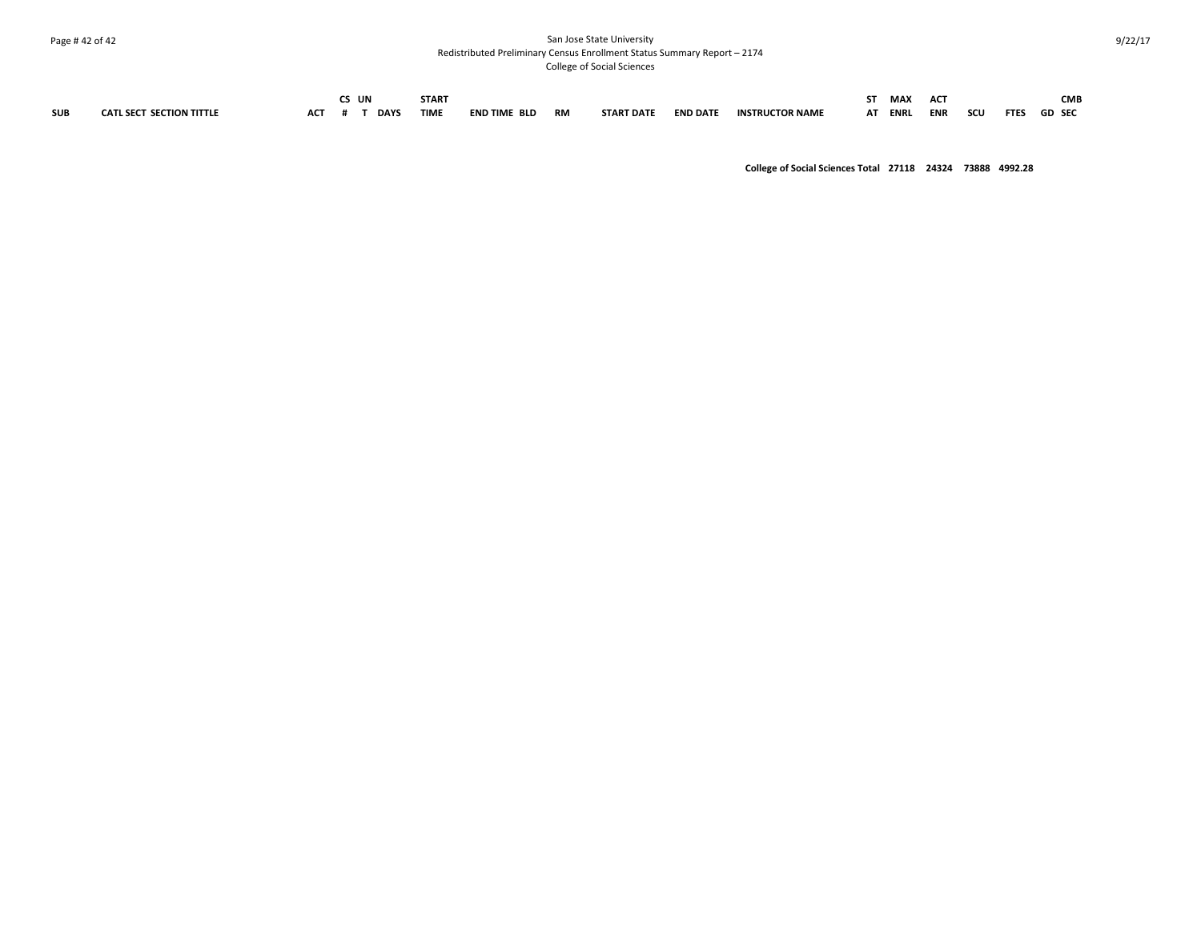| SUB | CATL | SECT | SECTION TITTLE | ACT | CS # | UNT | DAYS | START TIME | END TIME | BLD | RM | START DATE | END DATE | INSTRUCTOR NAME | STAT | MAX ENRL | ACT ENR | SCU | FTES | GD | CMB SEC |
|---|---|---|---|---|---|---|---|---|---|---|---|---|---|---|---|---|---|---|---|---|---|
| | | | | | | | | | | | | | | **College of Social Sciences Total** | | **27118** | **24324** | **73888** | **4992.28** | | |